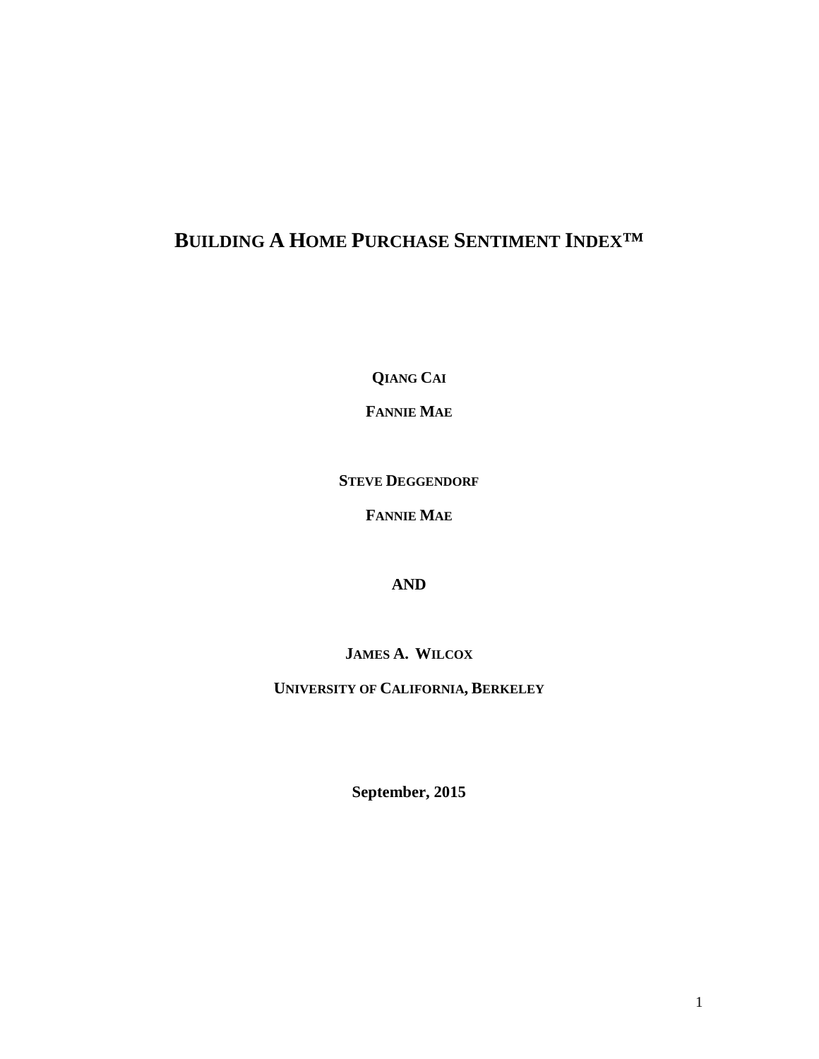# Building A Home Purchase Sentiment Index™

**Qiang Cai**

**Fannie Mae**

**Steve Deggendorf**

**Fannie Mae**

**AND**

**James A. Wilcox**

**University of California, Berkeley**

**September, 2015**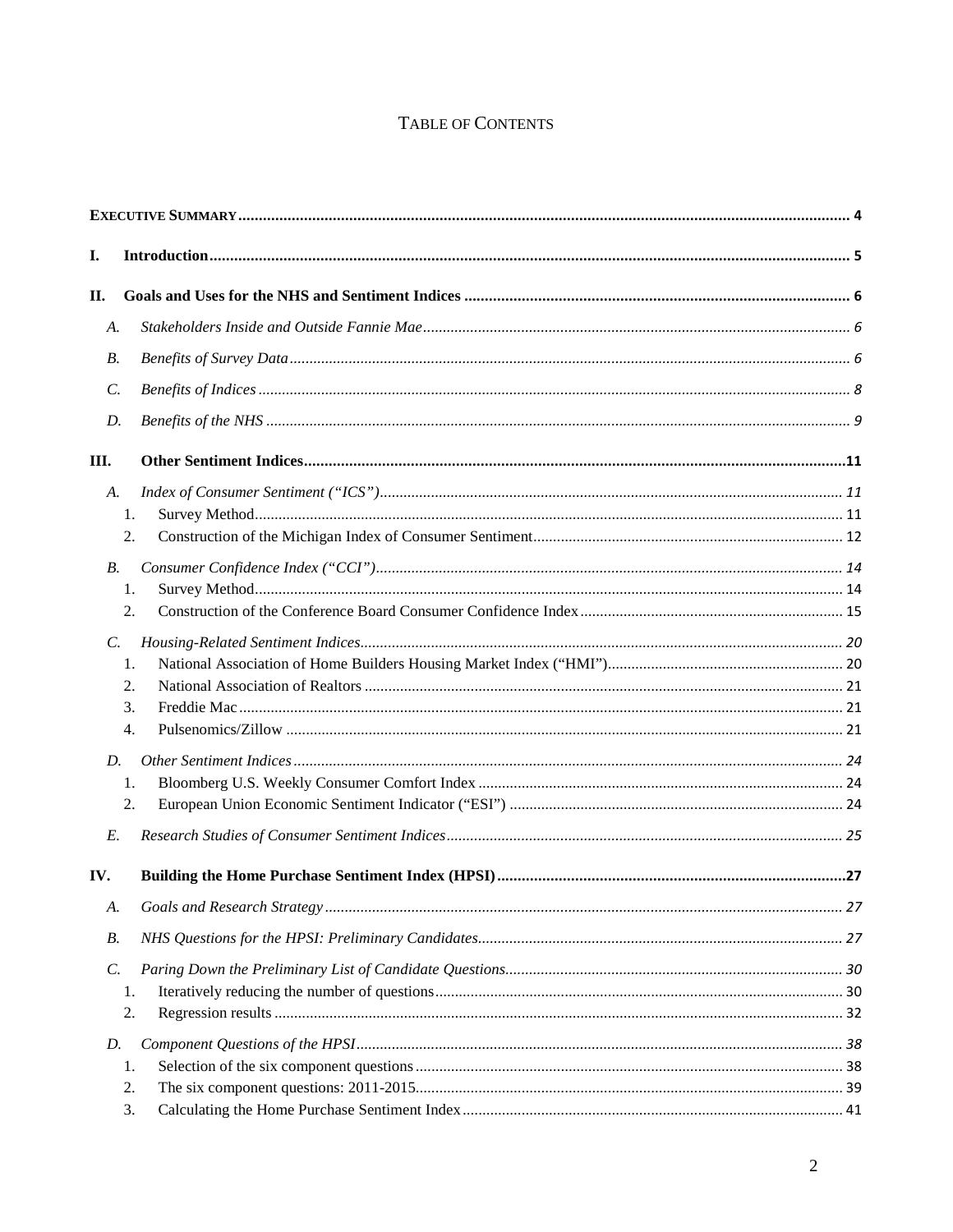# TABLE OF CONTENTS

**EXECUTIVE SUMMARY** ..... 4

**I. Introduction** ..... 5

**II. Goals and Uses for the NHS and Sentiment Indices** ..... 6

- *A. Stakeholders Inside and Outside Fannie Mae* ..... 6
- *B. Benefits of Survey Data* ..... 6
- *C. Benefits of Indices* ..... 8
- *D. Benefits of the NHS* ..... 9

**III. Other Sentiment Indices** ..... 11

- *A. Index of Consumer Sentiment ("ICS")* ..... 11
  1. Survey Method ..... 11
  2. Construction of the Michigan Index of Consumer Sentiment ..... 12
- *B. Consumer Confidence Index ("CCI")* ..... 14
  1. Survey Method ..... 14
  2. Construction of the Conference Board Consumer Confidence Index ..... 15
- *C. Housing-Related Sentiment Indices* ..... 20
  1. National Association of Home Builders Housing Market Index ("HMI") ..... 20
  2. National Association of Realtors ..... 21
  3. Freddie Mac ..... 21
  4. Pulsenomics/Zillow ..... 21
- *D. Other Sentiment Indices* ..... 24
  1. Bloomberg U.S. Weekly Consumer Comfort Index ..... 24
  2. European Union Economic Sentiment Indicator ("ESI") ..... 24
- *E. Research Studies of Consumer Sentiment Indices* ..... 25

**IV. Building the Home Purchase Sentiment Index (HPSI)** ..... 27

- *A. Goals and Research Strategy* ..... 27
- *B. NHS Questions for the HPSI: Preliminary Candidates* ..... 27
- *C. Paring Down the Preliminary List of Candidate Questions* ..... 30
  1. Iteratively reducing the number of questions ..... 30
  2. Regression results ..... 32
- *D. Component Questions of the HPSI* ..... 38
  1. Selection of the six component questions ..... 38
  2. The six component questions: 2011-2015 ..... 39
  3. Calculating the Home Purchase Sentiment Index ..... 41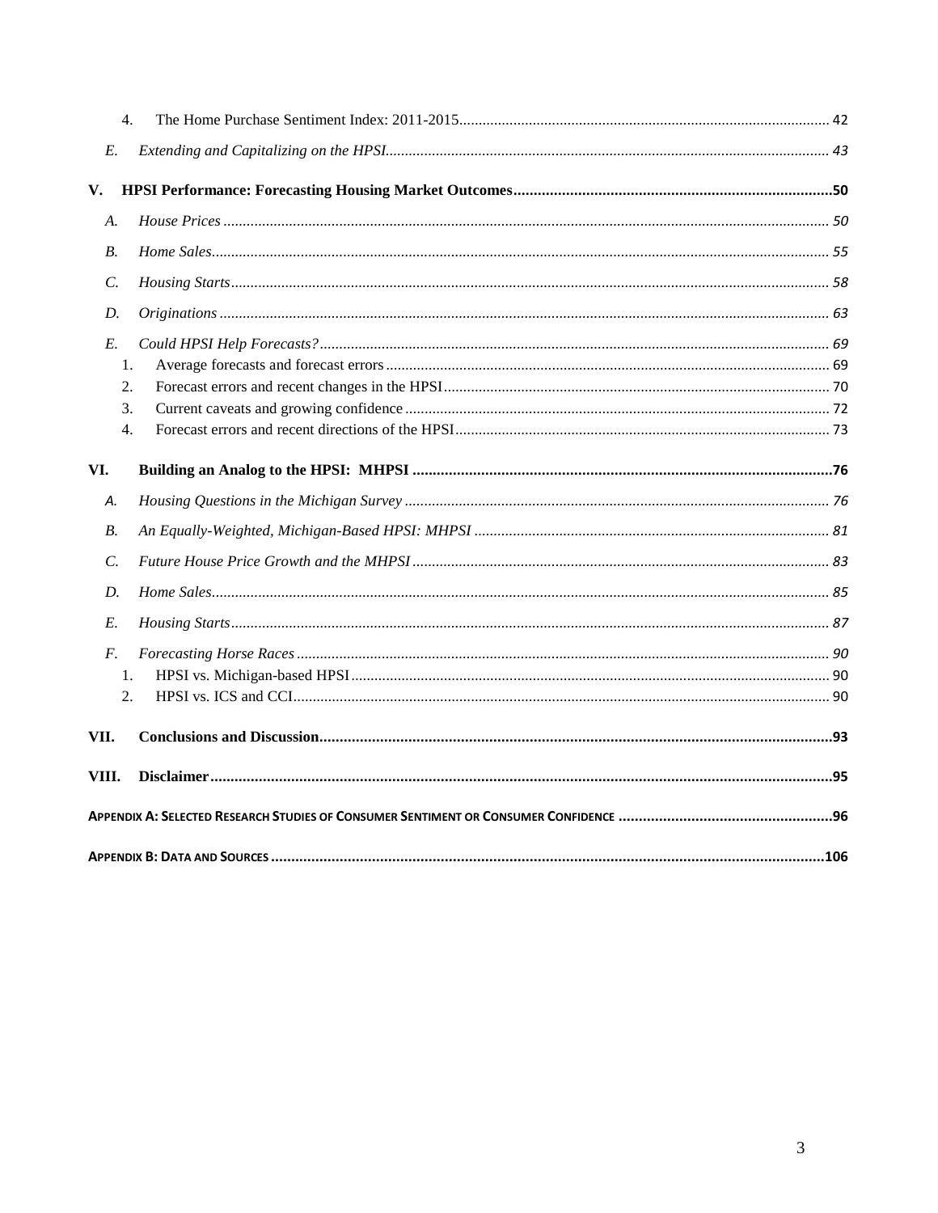4. The Home Purchase Sentiment Index: 2011-2015 ... 42

*E. Extending and Capitalizing on the HPSI* ... 43

**V. HPSI Performance: Forecasting Housing Market Outcomes ... 50**

*A. House Prices* ... 50

*B. Home Sales* ... 55

*C. Housing Starts* ... 58

*D. Originations* ... 63

*E. Could HPSI Help Forecasts?* ... 69

1. Average forecasts and forecast errors ... 69
2. Forecast errors and recent changes in the HPSI ... 70
3. Current caveats and growing confidence ... 72
4. Forecast errors and recent directions of the HPSI ... 73

**VI. Building an Analog to the HPSI: MHPSI ... 76**

*A. Housing Questions in the Michigan Survey* ... 76

*B. An Equally-Weighted, Michigan-Based HPSI: MHPSI* ... 81

*C. Future House Price Growth and the MHPSI* ... 83

*D. Home Sales* ... 85

*E. Housing Starts* ... 87

*F. Forecasting Horse Races* ... 90

1. HPSI vs. Michigan-based HPSI ... 90
2. HPSI vs. ICS and CCI ... 90

**VII. Conclusions and Discussion ... 93**

**VIII. Disclaimer ... 95**

**APPENDIX A: SELECTED RESEARCH STUDIES OF CONSUMER SENTIMENT OR CONSUMER CONFIDENCE ... 96**

**APPENDIX B: DATA AND SOURCES ... 106**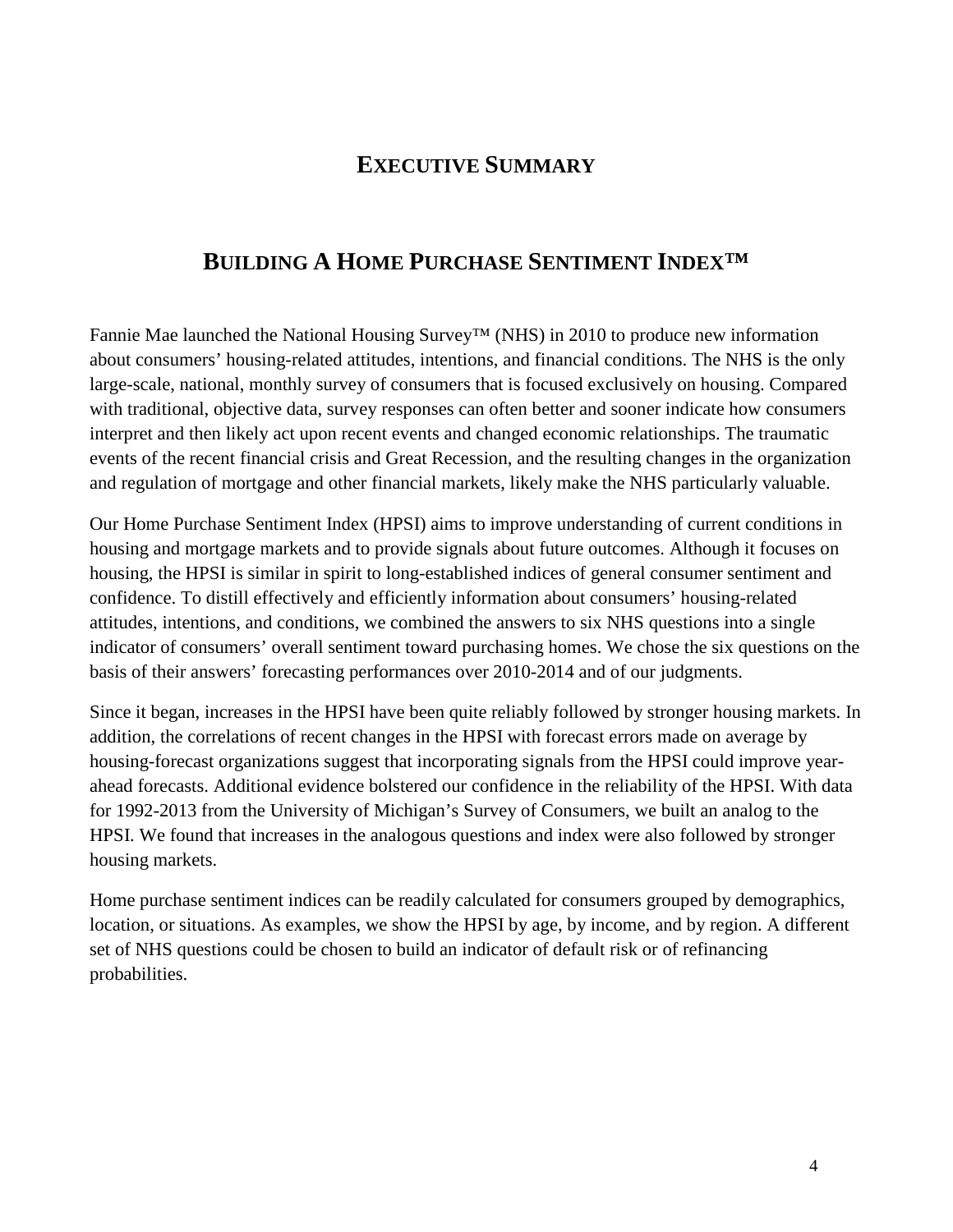# EXECUTIVE SUMMARY

## BUILDING A HOME PURCHASE SENTIMENT INDEX™

Fannie Mae launched the National Housing Survey™ (NHS) in 2010 to produce new information about consumers' housing-related attitudes, intentions, and financial conditions. The NHS is the only large-scale, national, monthly survey of consumers that is focused exclusively on housing. Compared with traditional, objective data, survey responses can often better and sooner indicate how consumers interpret and then likely act upon recent events and changed economic relationships. The traumatic events of the recent financial crisis and Great Recession, and the resulting changes in the organization and regulation of mortgage and other financial markets, likely make the NHS particularly valuable.

Our Home Purchase Sentiment Index (HPSI) aims to improve understanding of current conditions in housing and mortgage markets and to provide signals about future outcomes. Although it focuses on housing, the HPSI is similar in spirit to long-established indices of general consumer sentiment and confidence. To distill effectively and efficiently information about consumers' housing-related attitudes, intentions, and conditions, we combined the answers to six NHS questions into a single indicator of consumers' overall sentiment toward purchasing homes. We chose the six questions on the basis of their answers' forecasting performances over 2010-2014 and of our judgments.

Since it began, increases in the HPSI have been quite reliably followed by stronger housing markets. In addition, the correlations of recent changes in the HPSI with forecast errors made on average by housing-forecast organizations suggest that incorporating signals from the HPSI could improve year-ahead forecasts. Additional evidence bolstered our confidence in the reliability of the HPSI. With data for 1992-2013 from the University of Michigan's Survey of Consumers, we built an analog to the HPSI. We found that increases in the analogous questions and index were also followed by stronger housing markets.

Home purchase sentiment indices can be readily calculated for consumers grouped by demographics, location, or situations. As examples, we show the HPSI by age, by income, and by region. A different set of NHS questions could be chosen to build an indicator of default risk or of refinancing probabilities.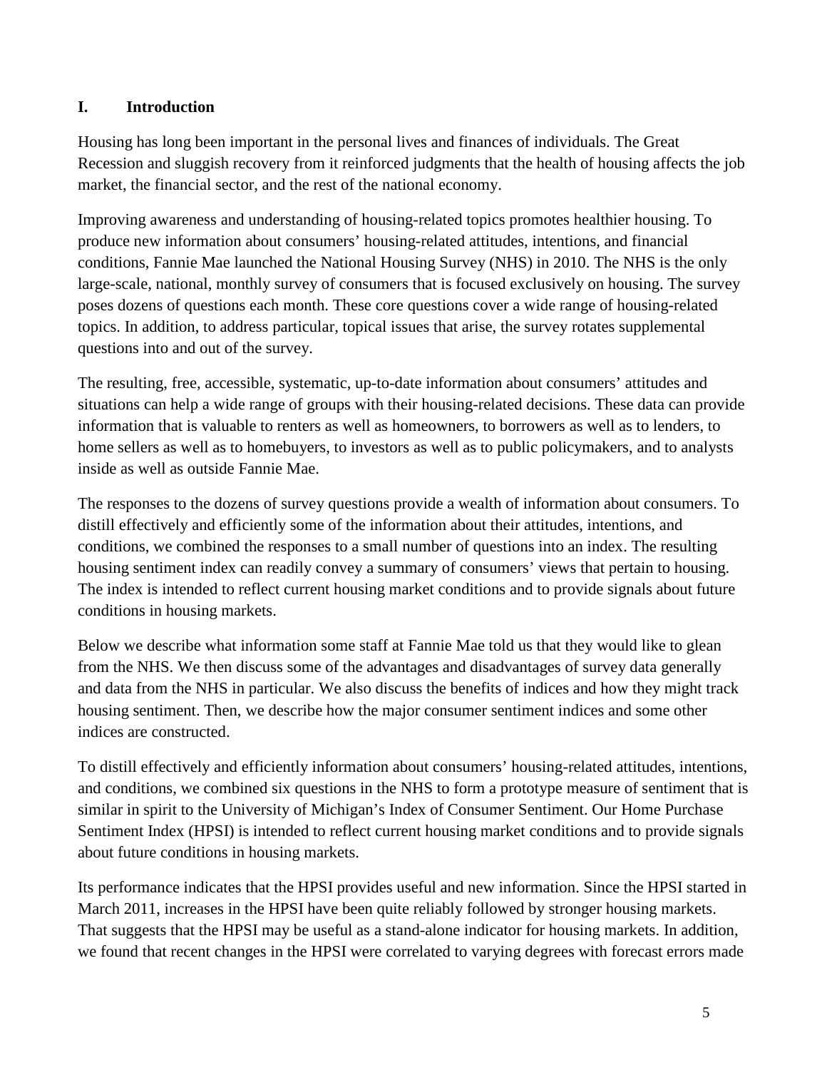## I. Introduction

Housing has long been important in the personal lives and finances of individuals. The Great Recession and sluggish recovery from it reinforced judgments that the health of housing affects the job market, the financial sector, and the rest of the national economy.

Improving awareness and understanding of housing-related topics promotes healthier housing. To produce new information about consumers' housing-related attitudes, intentions, and financial conditions, Fannie Mae launched the National Housing Survey (NHS) in 2010. The NHS is the only large-scale, national, monthly survey of consumers that is focused exclusively on housing. The survey poses dozens of questions each month. These core questions cover a wide range of housing-related topics. In addition, to address particular, topical issues that arise, the survey rotates supplemental questions into and out of the survey.

The resulting, free, accessible, systematic, up-to-date information about consumers' attitudes and situations can help a wide range of groups with their housing-related decisions. These data can provide information that is valuable to renters as well as homeowners, to borrowers as well as to lenders, to home sellers as well as to homebuyers, to investors as well as to public policymakers, and to analysts inside as well as outside Fannie Mae.

The responses to the dozens of survey questions provide a wealth of information about consumers. To distill effectively and efficiently some of the information about their attitudes, intentions, and conditions, we combined the responses to a small number of questions into an index. The resulting housing sentiment index can readily convey a summary of consumers' views that pertain to housing. The index is intended to reflect current housing market conditions and to provide signals about future conditions in housing markets.

Below we describe what information some staff at Fannie Mae told us that they would like to glean from the NHS. We then discuss some of the advantages and disadvantages of survey data generally and data from the NHS in particular. We also discuss the benefits of indices and how they might track housing sentiment. Then, we describe how the major consumer sentiment indices and some other indices are constructed.

To distill effectively and efficiently information about consumers' housing-related attitudes, intentions, and conditions, we combined six questions in the NHS to form a prototype measure of sentiment that is similar in spirit to the University of Michigan's Index of Consumer Sentiment. Our Home Purchase Sentiment Index (HPSI) is intended to reflect current housing market conditions and to provide signals about future conditions in housing markets.

Its performance indicates that the HPSI provides useful and new information. Since the HPSI started in March 2011, increases in the HPSI have been quite reliably followed by stronger housing markets. That suggests that the HPSI may be useful as a stand-alone indicator for housing markets. In addition, we found that recent changes in the HPSI were correlated to varying degrees with forecast errors made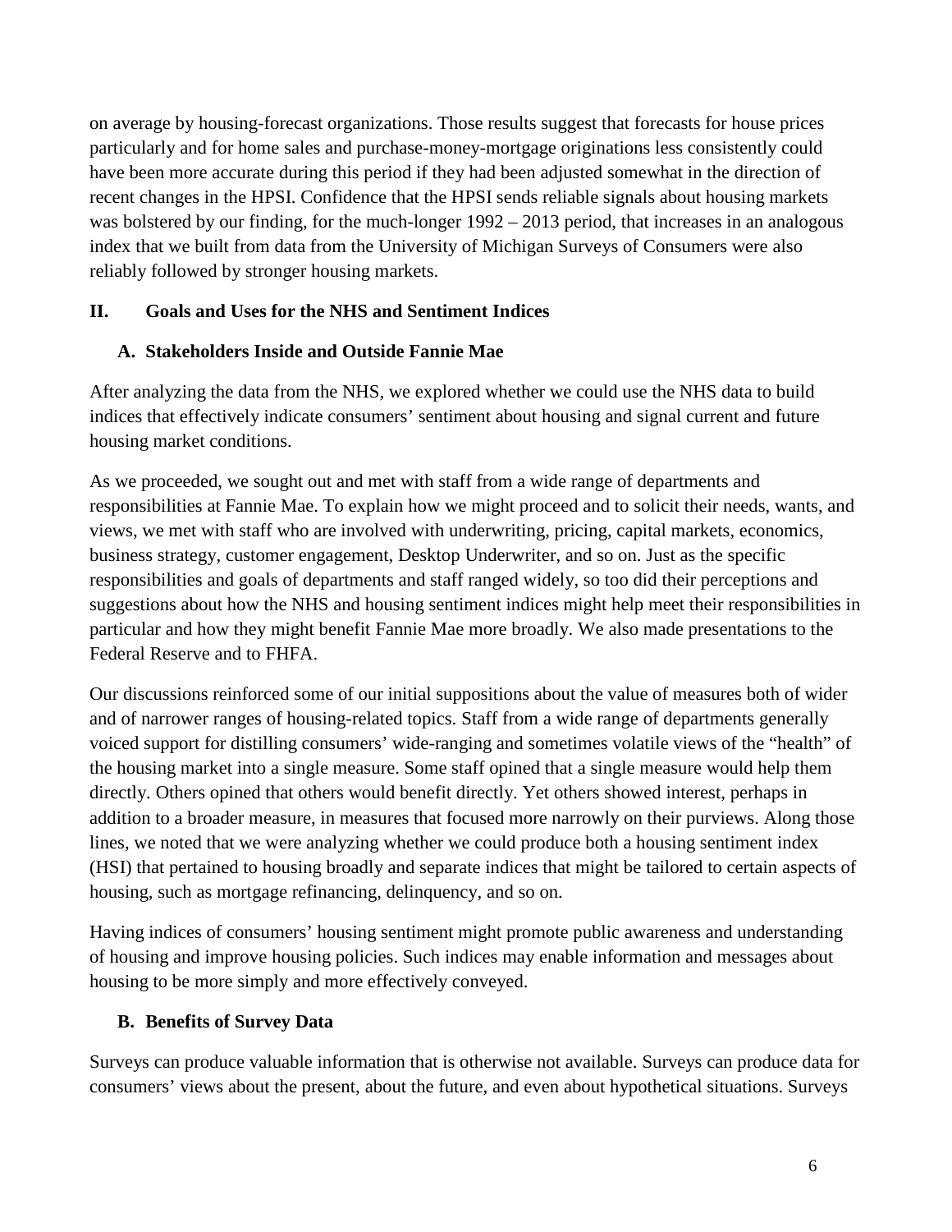on average by housing-forecast organizations. Those results suggest that forecasts for house prices particularly and for home sales and purchase-money-mortgage originations less consistently could have been more accurate during this period if they had been adjusted somewhat in the direction of recent changes in the HPSI. Confidence that the HPSI sends reliable signals about housing markets was bolstered by our finding, for the much-longer 1992 – 2013 period, that increases in an analogous index that we built from data from the University of Michigan Surveys of Consumers were also reliably followed by stronger housing markets.

## II. Goals and Uses for the NHS and Sentiment Indices

### A. Stakeholders Inside and Outside Fannie Mae

After analyzing the data from the NHS, we explored whether we could use the NHS data to build indices that effectively indicate consumers' sentiment about housing and signal current and future housing market conditions.

As we proceeded, we sought out and met with staff from a wide range of departments and responsibilities at Fannie Mae. To explain how we might proceed and to solicit their needs, wants, and views, we met with staff who are involved with underwriting, pricing, capital markets, economics, business strategy, customer engagement, Desktop Underwriter, and so on. Just as the specific responsibilities and goals of departments and staff ranged widely, so too did their perceptions and suggestions about how the NHS and housing sentiment indices might help meet their responsibilities in particular and how they might benefit Fannie Mae more broadly. We also made presentations to the Federal Reserve and to FHFA.

Our discussions reinforced some of our initial suppositions about the value of measures both of wider and of narrower ranges of housing-related topics. Staff from a wide range of departments generally voiced support for distilling consumers' wide-ranging and sometimes volatile views of the "health" of the housing market into a single measure. Some staff opined that a single measure would help them directly. Others opined that others would benefit directly. Yet others showed interest, perhaps in addition to a broader measure, in measures that focused more narrowly on their purviews. Along those lines, we noted that we were analyzing whether we could produce both a housing sentiment index (HSI) that pertained to housing broadly and separate indices that might be tailored to certain aspects of housing, such as mortgage refinancing, delinquency, and so on.

Having indices of consumers' housing sentiment might promote public awareness and understanding of housing and improve housing policies. Such indices may enable information and messages about housing to be more simply and more effectively conveyed.

### B. Benefits of Survey Data

Surveys can produce valuable information that is otherwise not available. Surveys can produce data for consumers' views about the present, about the future, and even about hypothetical situations. Surveys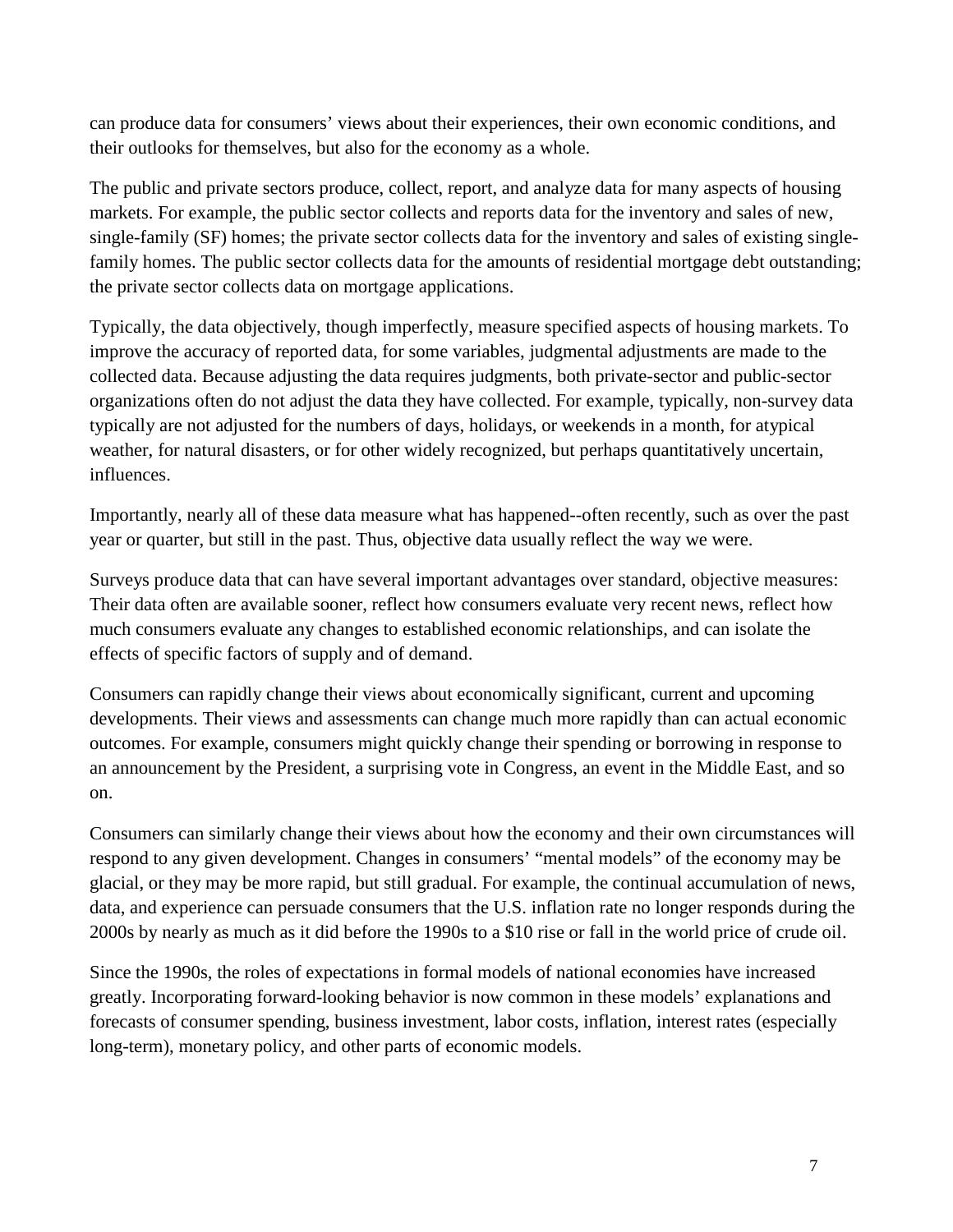can produce data for consumers' views about their experiences, their own economic conditions, and their outlooks for themselves, but also for the economy as a whole.

The public and private sectors produce, collect, report, and analyze data for many aspects of housing markets. For example, the public sector collects and reports data for the inventory and sales of new, single-family (SF) homes; the private sector collects data for the inventory and sales of existing single-family homes. The public sector collects data for the amounts of residential mortgage debt outstanding; the private sector collects data on mortgage applications.

Typically, the data objectively, though imperfectly, measure specified aspects of housing markets. To improve the accuracy of reported data, for some variables, judgmental adjustments are made to the collected data. Because adjusting the data requires judgments, both private-sector and public-sector organizations often do not adjust the data they have collected. For example, typically, non-survey data typically are not adjusted for the numbers of days, holidays, or weekends in a month, for atypical weather, for natural disasters, or for other widely recognized, but perhaps quantitatively uncertain, influences.

Importantly, nearly all of these data measure what has happened--often recently, such as over the past year or quarter, but still in the past. Thus, objective data usually reflect the way we were.

Surveys produce data that can have several important advantages over standard, objective measures: Their data often are available sooner, reflect how consumers evaluate very recent news, reflect how much consumers evaluate any changes to established economic relationships, and can isolate the effects of specific factors of supply and of demand.

Consumers can rapidly change their views about economically significant, current and upcoming developments. Their views and assessments can change much more rapidly than can actual economic outcomes. For example, consumers might quickly change their spending or borrowing in response to an announcement by the President, a surprising vote in Congress, an event in the Middle East, and so on.

Consumers can similarly change their views about how the economy and their own circumstances will respond to any given development. Changes in consumers' "mental models" of the economy may be glacial, or they may be more rapid, but still gradual. For example, the continual accumulation of news, data, and experience can persuade consumers that the U.S. inflation rate no longer responds during the 2000s by nearly as much as it did before the 1990s to a $10 rise or fall in the world price of crude oil.

Since the 1990s, the roles of expectations in formal models of national economies have increased greatly. Incorporating forward-looking behavior is now common in these models' explanations and forecasts of consumer spending, business investment, labor costs, inflation, interest rates (especially long-term), monetary policy, and other parts of economic models.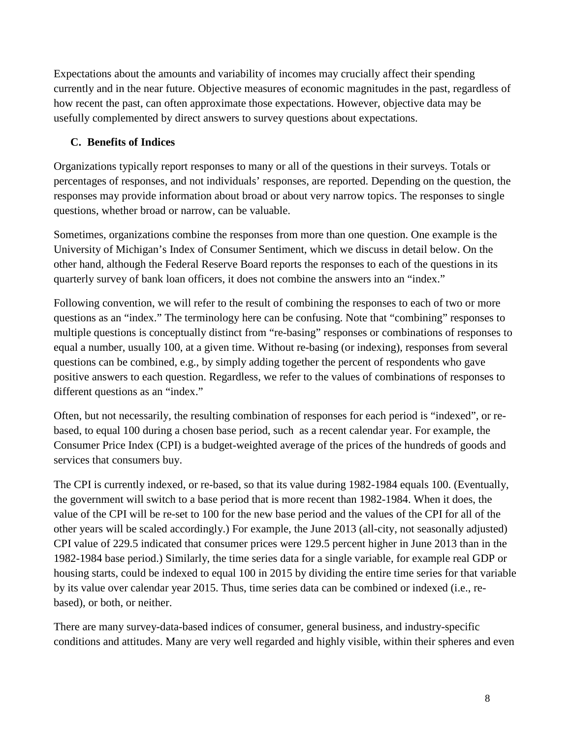Expectations about the amounts and variability of incomes may crucially affect their spending currently and in the near future. Objective measures of economic magnitudes in the past, regardless of how recent the past, can often approximate those expectations. However, objective data may be usefully complemented by direct answers to survey questions about expectations.

### C. Benefits of Indices

Organizations typically report responses to many or all of the questions in their surveys. Totals or percentages of responses, and not individuals' responses, are reported. Depending on the question, the responses may provide information about broad or about very narrow topics. The responses to single questions, whether broad or narrow, can be valuable.

Sometimes, organizations combine the responses from more than one question. One example is the University of Michigan's Index of Consumer Sentiment, which we discuss in detail below. On the other hand, although the Federal Reserve Board reports the responses to each of the questions in its quarterly survey of bank loan officers, it does not combine the answers into an "index."

Following convention, we will refer to the result of combining the responses to each of two or more questions as an "index." The terminology here can be confusing. Note that "combining" responses to multiple questions is conceptually distinct from "re-basing" responses or combinations of responses to equal a number, usually 100, at a given time. Without re-basing (or indexing), responses from several questions can be combined, e.g., by simply adding together the percent of respondents who gave positive answers to each question. Regardless, we refer to the values of combinations of responses to different questions as an "index."

Often, but not necessarily, the resulting combination of responses for each period is "indexed", or re-based, to equal 100 during a chosen base period, such as a recent calendar year. For example, the Consumer Price Index (CPI) is a budget-weighted average of the prices of the hundreds of goods and services that consumers buy.

The CPI is currently indexed, or re-based, so that its value during 1982-1984 equals 100. (Eventually, the government will switch to a base period that is more recent than 1982-1984. When it does, the value of the CPI will be re-set to 100 for the new base period and the values of the CPI for all of the other years will be scaled accordingly.) For example, the June 2013 (all-city, not seasonally adjusted) CPI value of 229.5 indicated that consumer prices were 129.5 percent higher in June 2013 than in the 1982-1984 base period.) Similarly, the time series data for a single variable, for example real GDP or housing starts, could be indexed to equal 100 in 2015 by dividing the entire time series for that variable by its value over calendar year 2015. Thus, time series data can be combined or indexed (i.e., re-based), or both, or neither.

There are many survey-data-based indices of consumer, general business, and industry-specific conditions and attitudes. Many are very well regarded and highly visible, within their spheres and even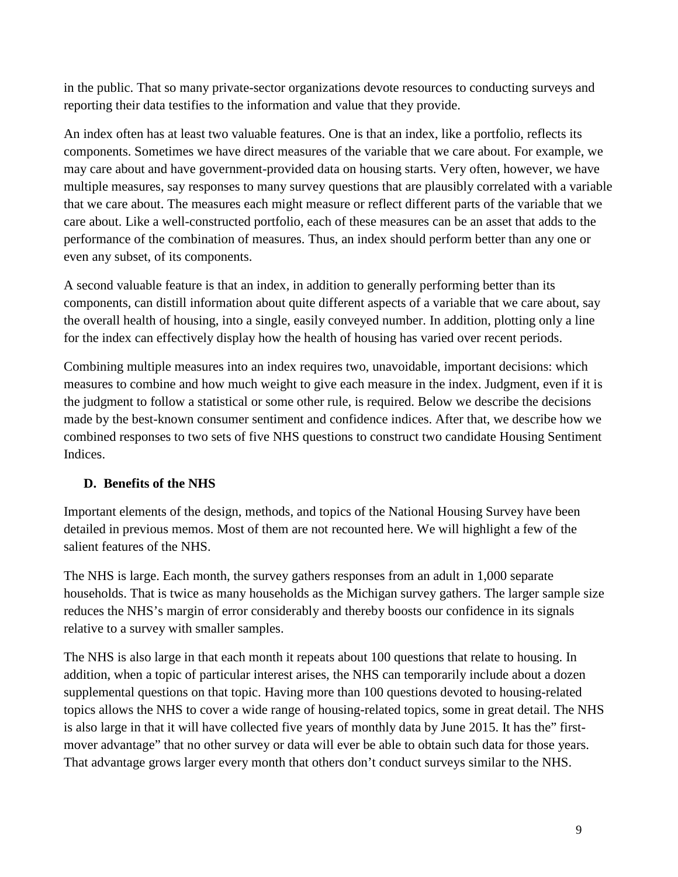in the public. That so many private-sector organizations devote resources to conducting surveys and reporting their data testifies to the information and value that they provide.

An index often has at least two valuable features. One is that an index, like a portfolio, reflects its components. Sometimes we have direct measures of the variable that we care about. For example, we may care about and have government-provided data on housing starts. Very often, however, we have multiple measures, say responses to many survey questions that are plausibly correlated with a variable that we care about. The measures each might measure or reflect different parts of the variable that we care about. Like a well-constructed portfolio, each of these measures can be an asset that adds to the performance of the combination of measures. Thus, an index should perform better than any one or even any subset, of its components.

A second valuable feature is that an index, in addition to generally performing better than its components, can distill information about quite different aspects of a variable that we care about, say the overall health of housing, into a single, easily conveyed number. In addition, plotting only a line for the index can effectively display how the health of housing has varied over recent periods.

Combining multiple measures into an index requires two, unavoidable, important decisions: which measures to combine and how much weight to give each measure in the index. Judgment, even if it is the judgment to follow a statistical or some other rule, is required. Below we describe the decisions made by the best-known consumer sentiment and confidence indices. After that, we describe how we combined responses to two sets of five NHS questions to construct two candidate Housing Sentiment Indices.

### D. Benefits of the NHS

Important elements of the design, methods, and topics of the National Housing Survey have been detailed in previous memos. Most of them are not recounted here. We will highlight a few of the salient features of the NHS.

The NHS is large. Each month, the survey gathers responses from an adult in 1,000 separate households. That is twice as many households as the Michigan survey gathers. The larger sample size reduces the NHS's margin of error considerably and thereby boosts our confidence in its signals relative to a survey with smaller samples.

The NHS is also large in that each month it repeats about 100 questions that relate to housing. In addition, when a topic of particular interest arises, the NHS can temporarily include about a dozen supplemental questions on that topic. Having more than 100 questions devoted to housing-related topics allows the NHS to cover a wide range of housing-related topics, some in great detail. The NHS is also large in that it will have collected five years of monthly data by June 2015. It has the" first-mover advantage" that no other survey or data will ever be able to obtain such data for those years. That advantage grows larger every month that others don't conduct surveys similar to the NHS.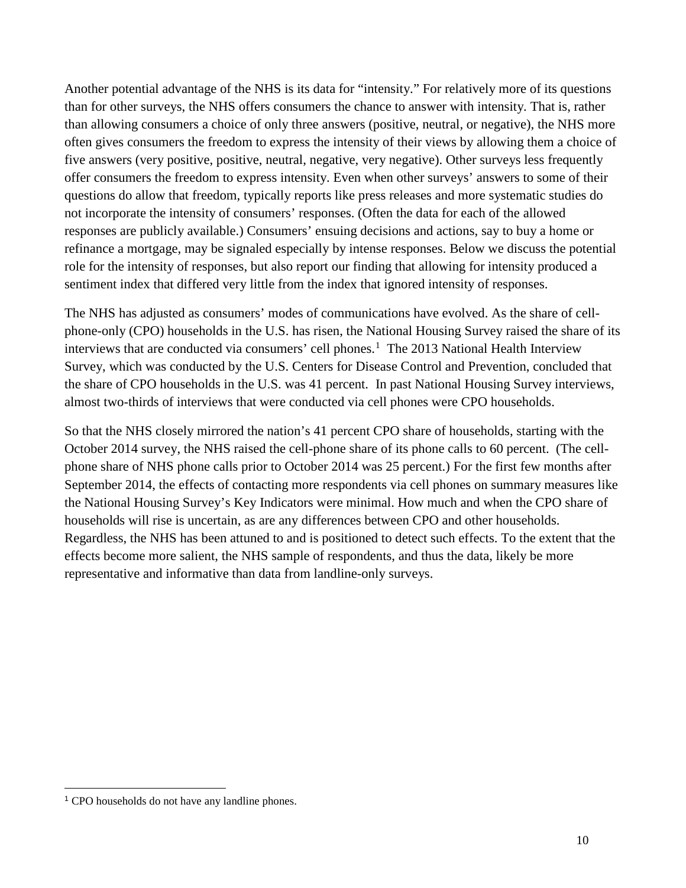Another potential advantage of the NHS is its data for "intensity." For relatively more of its questions than for other surveys, the NHS offers consumers the chance to answer with intensity. That is, rather than allowing consumers a choice of only three answers (positive, neutral, or negative), the NHS more often gives consumers the freedom to express the intensity of their views by allowing them a choice of five answers (very positive, positive, neutral, negative, very negative). Other surveys less frequently offer consumers the freedom to express intensity. Even when other surveys' answers to some of their questions do allow that freedom, typically reports like press releases and more systematic studies do not incorporate the intensity of consumers' responses. (Often the data for each of the allowed responses are publicly available.) Consumers' ensuing decisions and actions, say to buy a home or refinance a mortgage, may be signaled especially by intense responses. Below we discuss the potential role for the intensity of responses, but also report our finding that allowing for intensity produced a sentiment index that differed very little from the index that ignored intensity of responses.

The NHS has adjusted as consumers' modes of communications have evolved. As the share of cell-phone-only (CPO) households in the U.S. has risen, the National Housing Survey raised the share of its interviews that are conducted via consumers' cell phones.[1] The 2013 National Health Interview Survey, which was conducted by the U.S. Centers for Disease Control and Prevention, concluded that the share of CPO households in the U.S. was 41 percent. In past National Housing Survey interviews, almost two-thirds of interviews that were conducted via cell phones were CPO households.

So that the NHS closely mirrored the nation's 41 percent CPO share of households, starting with the October 2014 survey, the NHS raised the cell-phone share of its phone calls to 60 percent. (The cell-phone share of NHS phone calls prior to October 2014 was 25 percent.) For the first few months after September 2014, the effects of contacting more respondents via cell phones on summary measures like the National Housing Survey's Key Indicators were minimal. How much and when the CPO share of households will rise is uncertain, as are any differences between CPO and other households. Regardless, the NHS has been attuned to and is positioned to detect such effects. To the extent that the effects become more salient, the NHS sample of respondents, and thus the data, likely be more representative and informative than data from landline-only surveys.

---

[1] CPO households do not have any landline phones.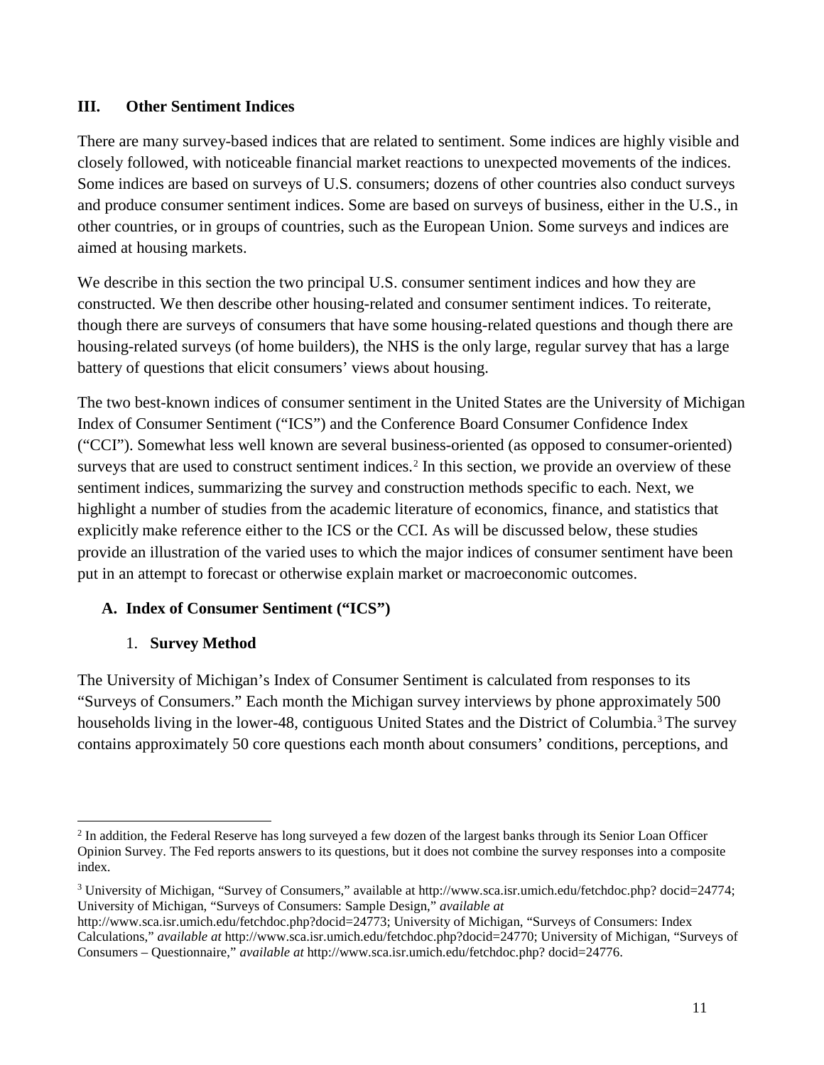## III. Other Sentiment Indices

There are many survey-based indices that are related to sentiment. Some indices are highly visible and closely followed, with noticeable financial market reactions to unexpected movements of the indices. Some indices are based on surveys of U.S. consumers; dozens of other countries also conduct surveys and produce consumer sentiment indices. Some are based on surveys of business, either in the U.S., in other countries, or in groups of countries, such as the European Union. Some surveys and indices are aimed at housing markets.

We describe in this section the two principal U.S. consumer sentiment indices and how they are constructed. We then describe other housing-related and consumer sentiment indices. To reiterate, though there are surveys of consumers that have some housing-related questions and though there are housing-related surveys (of home builders), the NHS is the only large, regular survey that has a large battery of questions that elicit consumers' views about housing.

The two best-known indices of consumer sentiment in the United States are the University of Michigan Index of Consumer Sentiment ("ICS") and the Conference Board Consumer Confidence Index ("CCI"). Somewhat less well known are several business-oriented (as opposed to consumer-oriented) surveys that are used to construct sentiment indices.[2] In this section, we provide an overview of these sentiment indices, summarizing the survey and construction methods specific to each. Next, we highlight a number of studies from the academic literature of economics, finance, and statistics that explicitly make reference either to the ICS or the CCI. As will be discussed below, these studies provide an illustration of the varied uses to which the major indices of consumer sentiment have been put in an attempt to forecast or otherwise explain market or macroeconomic outcomes.

### A. Index of Consumer Sentiment ("ICS")

#### 1. Survey Method

The University of Michigan's Index of Consumer Sentiment is calculated from responses to its "Surveys of Consumers." Each month the Michigan survey interviews by phone approximately 500 households living in the lower-48, contiguous United States and the District of Columbia.[3] The survey contains approximately 50 core questions each month about consumers' conditions, perceptions, and

---

[2] In addition, the Federal Reserve has long surveyed a few dozen of the largest banks through its Senior Loan Officer Opinion Survey. The Fed reports answers to its questions, but it does not combine the survey responses into a composite index.

[3] University of Michigan, "Survey of Consumers," available at http://www.sca.isr.umich.edu/fetchdoc.php? docid=24774; University of Michigan, "Surveys of Consumers: Sample Design," *available at* http://www.sca.isr.umich.edu/fetchdoc.php?docid=24773; University of Michigan, "Surveys of Consumers: Index Calculations," *available at* http://www.sca.isr.umich.edu/fetchdoc.php?docid=24770; University of Michigan, "Surveys of Consumers – Questionnaire," *available at* http://www.sca.isr.umich.edu/fetchdoc.php? docid=24776.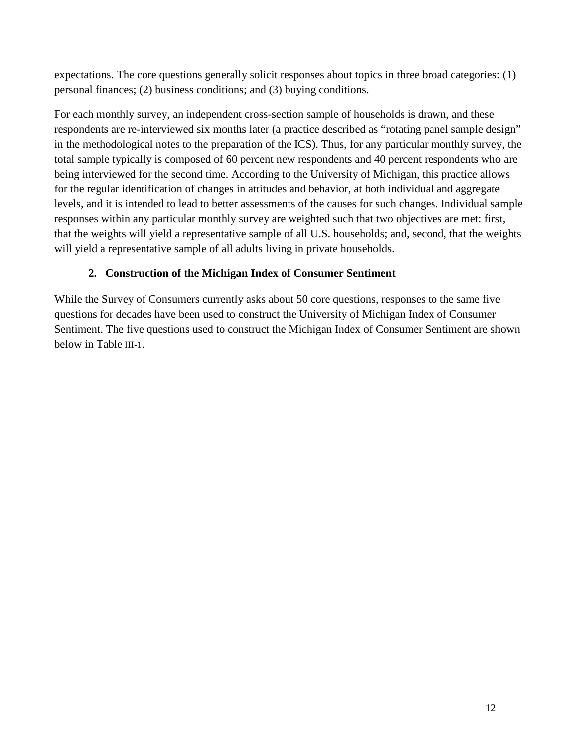expectations. The core questions generally solicit responses about topics in three broad categories: (1) personal finances; (2) business conditions; and (3) buying conditions.

For each monthly survey, an independent cross-section sample of households is drawn, and these respondents are re-interviewed six months later (a practice described as "rotating panel sample design" in the methodological notes to the preparation of the ICS). Thus, for any particular monthly survey, the total sample typically is composed of 60 percent new respondents and 40 percent respondents who are being interviewed for the second time. According to the University of Michigan, this practice allows for the regular identification of changes in attitudes and behavior, at both individual and aggregate levels, and it is intended to lead to better assessments of the causes for such changes. Individual sample responses within any particular monthly survey are weighted such that two objectives are met: first, that the weights will yield a representative sample of all U.S. households; and, second, that the weights will yield a representative sample of all adults living in private households.

### 2. Construction of the Michigan Index of Consumer Sentiment

While the Survey of Consumers currently asks about 50 core questions, responses to the same five questions for decades have been used to construct the University of Michigan Index of Consumer Sentiment. The five questions used to construct the Michigan Index of Consumer Sentiment are shown below in Table III-1.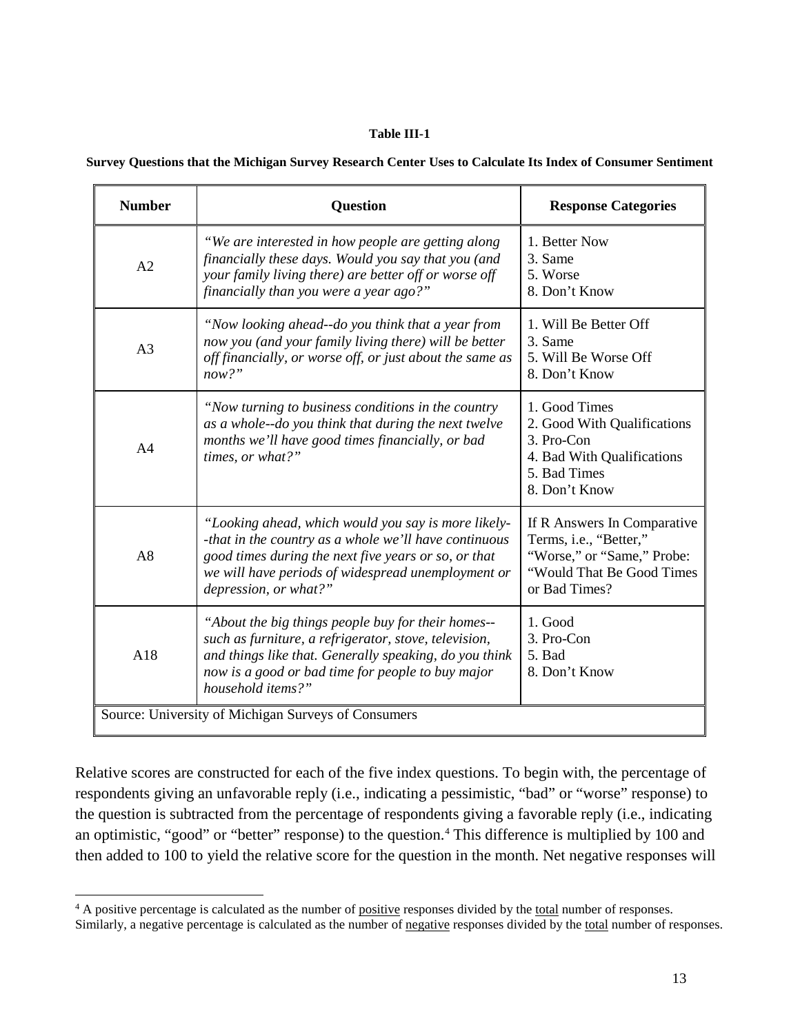**Table III-1**

**Survey Questions that the Michigan Survey Research Center Uses to Calculate Its Index of Consumer Sentiment**

| Number | Question | Response Categories |
|---|---|---|
| A2 | *"We are interested in how people are getting along financially these days. Would you say that you (and your family living there) are better off or worse off financially than you were a year ago?"* | 1. Better Now<br>3. Same<br>5. Worse<br>8. Don't Know |
| A3 | *"Now looking ahead--do you think that a year from now you (and your family living there) will be better off financially, or worse off, or just about the same as now?"* | 1. Will Be Better Off<br>3. Same<br>5. Will Be Worse Off<br>8. Don't Know |
| A4 | *"Now turning to business conditions in the country as a whole--do you think that during the next twelve months we'll have good times financially, or bad times, or what?"* | 1. Good Times<br>2. Good With Qualifications<br>3. Pro-Con<br>4. Bad With Qualifications<br>5. Bad Times<br>8. Don't Know |
| A8 | *"Looking ahead, which would you say is more likely--that in the country as a whole we'll have continuous good times during the next five years or so, or that we will have periods of widespread unemployment or depression, or what?"* | If R Answers In Comparative Terms, i.e., "Better," "Worse," or "Same," Probe: "Would That Be Good Times or Bad Times? |
| A18 | *"About the big things people buy for their homes--such as furniture, a refrigerator, stove, television, and things like that. Generally speaking, do you think now is a good or bad time for people to buy major household items?"* | 1. Good<br>3. Pro-Con<br>5. Bad<br>8. Don't Know |

Source: University of Michigan Surveys of Consumers

Relative scores are constructed for each of the five index questions. To begin with, the percentage of respondents giving an unfavorable reply (i.e., indicating a pessimistic, "bad" or "worse" response) to the question is subtracted from the percentage of respondents giving a favorable reply (i.e., indicating an optimistic, "good" or "better" response) to the question.[4] This difference is multiplied by 100 and then added to 100 to yield the relative score for the question in the month. Net negative responses will

[4] A positive percentage is calculated as the number of positive responses divided by the total number of responses. Similarly, a negative percentage is calculated as the number of negative responses divided by the total number of responses.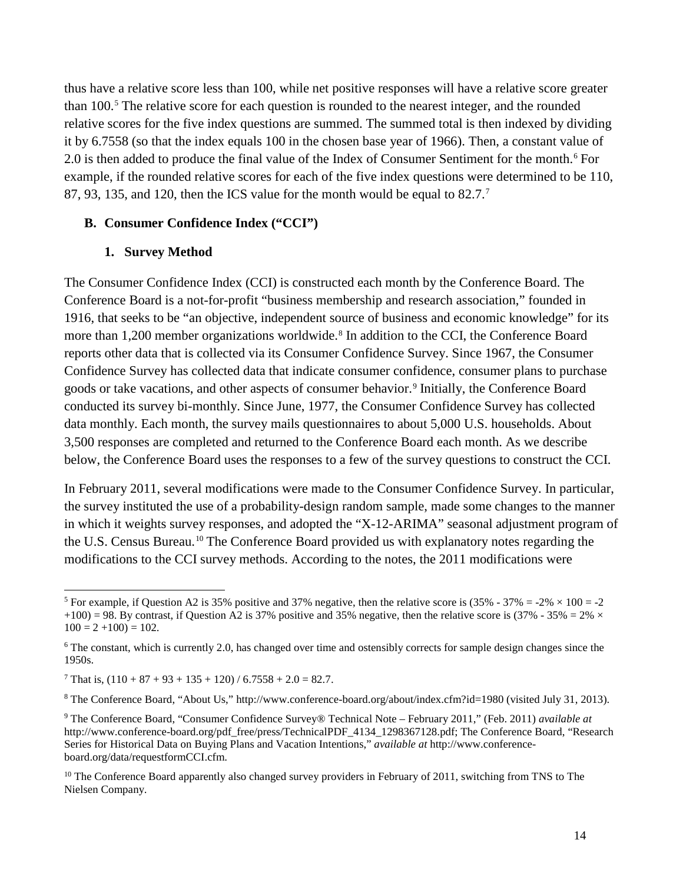thus have a relative score less than 100, while net positive responses will have a relative score greater than 100.[5] The relative score for each question is rounded to the nearest integer, and the rounded relative scores for the five index questions are summed. The summed total is then indexed by dividing it by 6.7558 (so that the index equals 100 in the chosen base year of 1966). Then, a constant value of 2.0 is then added to produce the final value of the Index of Consumer Sentiment for the month.[6] For example, if the rounded relative scores for each of the five index questions were determined to be 110, 87, 93, 135, and 120, then the ICS value for the month would be equal to 82.7.[7]

## B. Consumer Confidence Index ("CCI")

### 1. Survey Method

The Consumer Confidence Index (CCI) is constructed each month by the Conference Board. The Conference Board is a not-for-profit "business membership and research association," founded in 1916, that seeks to be "an objective, independent source of business and economic knowledge" for its more than 1,200 member organizations worldwide.[8] In addition to the CCI, the Conference Board reports other data that is collected via its Consumer Confidence Survey. Since 1967, the Consumer Confidence Survey has collected data that indicate consumer confidence, consumer plans to purchase goods or take vacations, and other aspects of consumer behavior.[9] Initially, the Conference Board conducted its survey bi-monthly. Since June, 1977, the Consumer Confidence Survey has collected data monthly. Each month, the survey mails questionnaires to about 5,000 U.S. households. About 3,500 responses are completed and returned to the Conference Board each month. As we describe below, the Conference Board uses the responses to a few of the survey questions to construct the CCI.

In February 2011, several modifications were made to the Consumer Confidence Survey. In particular, the survey instituted the use of a probability-design random sample, made some changes to the manner in which it weights survey responses, and adopted the "X-12-ARIMA" seasonal adjustment program of the U.S. Census Bureau.[10] The Conference Board provided us with explanatory notes regarding the modifications to the CCI survey methods. According to the notes, the 2011 modifications were

---

[5] For example, if Question A2 is 35% positive and 37% negative, then the relative score is (35% - 37% = -2% × 100 = -2 +100) = 98. By contrast, if Question A2 is 37% positive and 35% negative, then the relative score is (37% - 35% = 2% × 100 = 2 +100) = 102.

[6] The constant, which is currently 2.0, has changed over time and ostensibly corrects for sample design changes since the 1950s.

[7] That is, (110 + 87 + 93 + 135 + 120) / 6.7558 + 2.0 = 82.7.

[8] The Conference Board, "About Us," http://www.conference-board.org/about/index.cfm?id=1980 (visited July 31, 2013).

[9] The Conference Board, "Consumer Confidence Survey® Technical Note – February 2011," (Feb. 2011) *available at* http://www.conference-board.org/pdf_free/press/TechnicalPDF_4134_1298367128.pdf; The Conference Board, "Research Series for Historical Data on Buying Plans and Vacation Intentions," *available at* http://www.conference-board.org/data/requestformCCI.cfm.

[10] The Conference Board apparently also changed survey providers in February of 2011, switching from TNS to The Nielsen Company.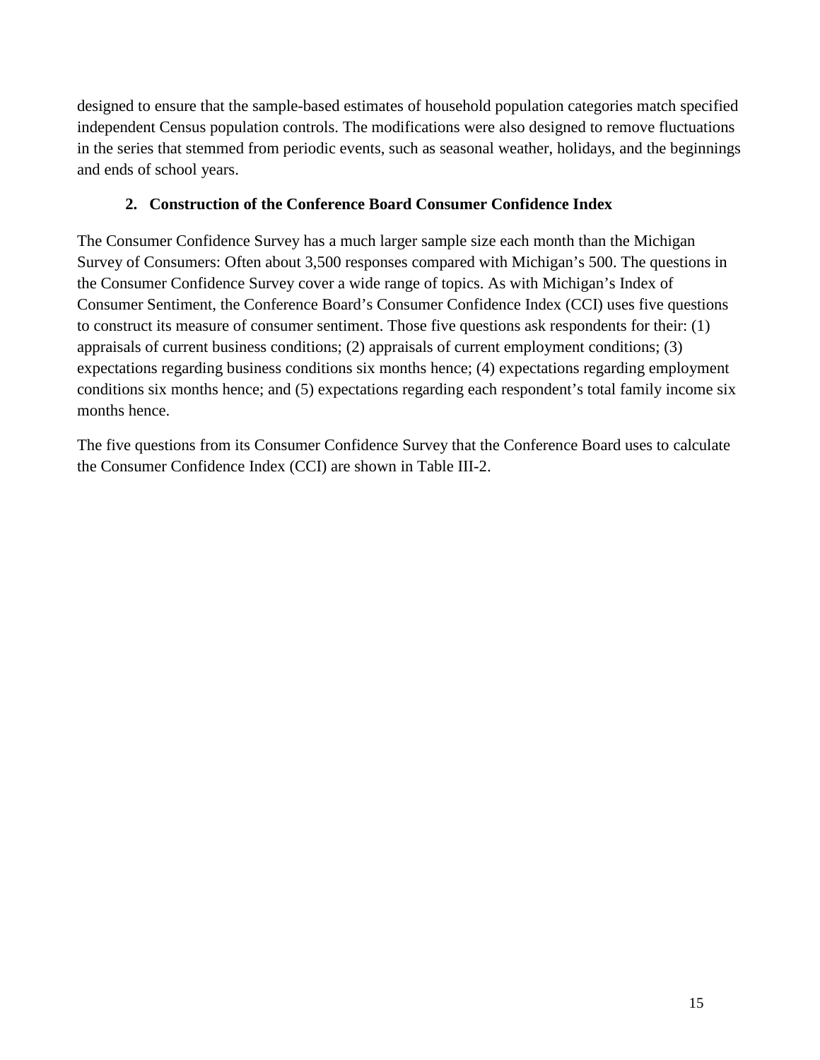designed to ensure that the sample-based estimates of household population categories match specified independent Census population controls. The modifications were also designed to remove fluctuations in the series that stemmed from periodic events, such as seasonal weather, holidays, and the beginnings and ends of school years.

### 2. Construction of the Conference Board Consumer Confidence Index

The Consumer Confidence Survey has a much larger sample size each month than the Michigan Survey of Consumers: Often about 3,500 responses compared with Michigan's 500. The questions in the Consumer Confidence Survey cover a wide range of topics. As with Michigan's Index of Consumer Sentiment, the Conference Board's Consumer Confidence Index (CCI) uses five questions to construct its measure of consumer sentiment. Those five questions ask respondents for their: (1) appraisals of current business conditions; (2) appraisals of current employment conditions; (3) expectations regarding business conditions six months hence; (4) expectations regarding employment conditions six months hence; and (5) expectations regarding each respondent's total family income six months hence.

The five questions from its Consumer Confidence Survey that the Conference Board uses to calculate the Consumer Confidence Index (CCI) are shown in Table III-2.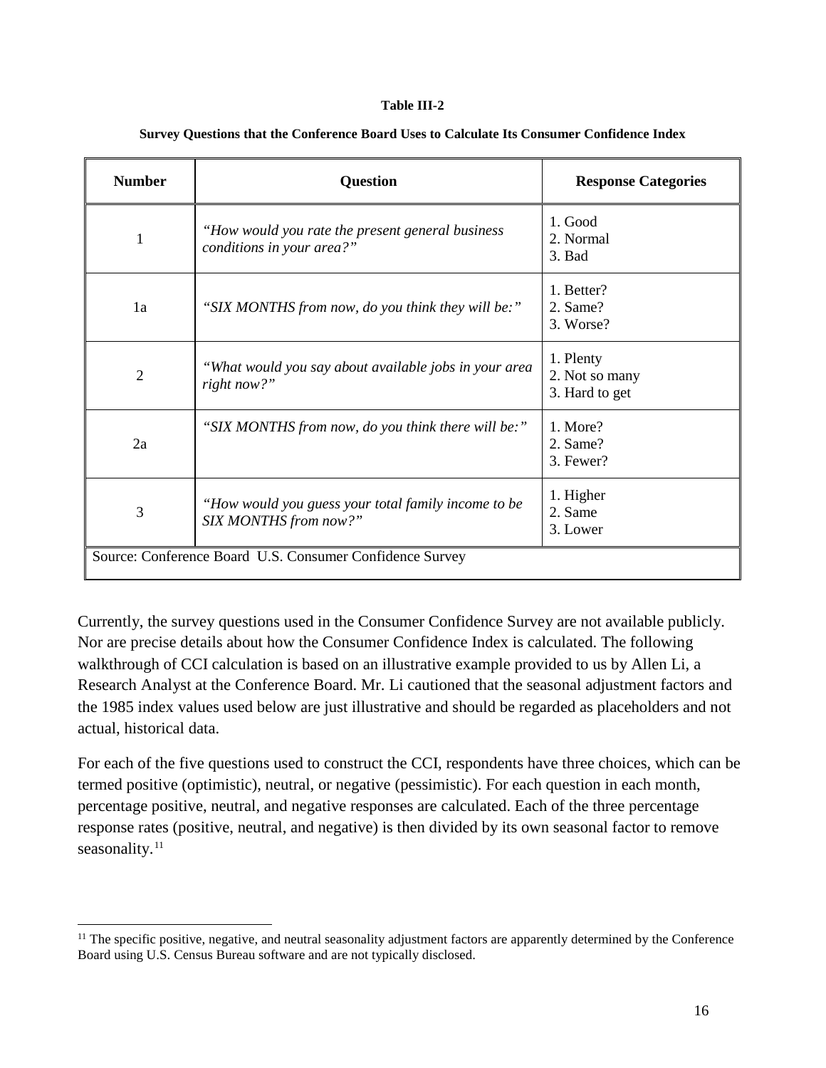**Table III-2**

**Survey Questions that the Conference Board Uses to Calculate Its Consumer Confidence Index**

| Number | Question | Response Categories |
| --- | --- | --- |
| 1 | *"How would you rate the present general business conditions in your area?"* | 1. Good<br>2. Normal<br>3. Bad |
| 1a | *"SIX MONTHS from now, do you think they will be:"* | 1. Better?<br>2. Same?<br>3. Worse? |
| 2 | *"What would you say about available jobs in your area right now?"* | 1. Plenty<br>2. Not so many<br>3. Hard to get |
| 2a | *"SIX MONTHS from now, do you think there will be:"* | 1. More?<br>2. Same?<br>3. Fewer? |
| 3 | *"How would you guess your total family income to be SIX MONTHS from now?"* | 1. Higher<br>2. Same<br>3. Lower |
| Source: Conference Board U.S. Consumer Confidence Survey | | |

Currently, the survey questions used in the Consumer Confidence Survey are not available publicly. Nor are precise details about how the Consumer Confidence Index is calculated. The following walkthrough of CCI calculation is based on an illustrative example provided to us by Allen Li, a Research Analyst at the Conference Board. Mr. Li cautioned that the seasonal adjustment factors and the 1985 index values used below are just illustrative and should be regarded as placeholders and not actual, historical data.

For each of the five questions used to construct the CCI, respondents have three choices, which can be termed positive (optimistic), neutral, or negative (pessimistic). For each question in each month, percentage positive, neutral, and negative responses are calculated. Each of the three percentage response rates (positive, neutral, and negative) is then divided by its own seasonal factor to remove seasonality.[11]

[11] The specific positive, negative, and neutral seasonality adjustment factors are apparently determined by the Conference Board using U.S. Census Bureau software and are not typically disclosed.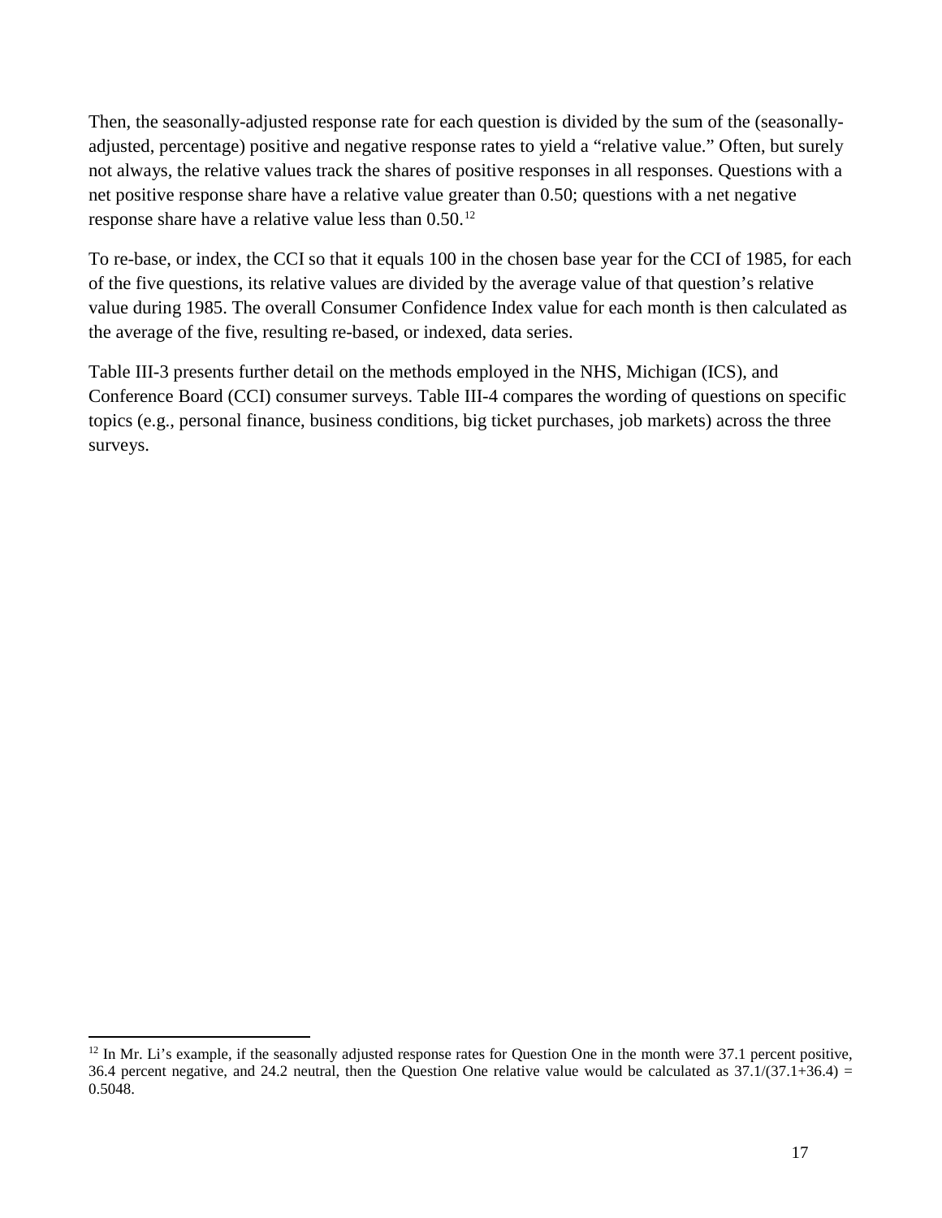Then, the seasonally-adjusted response rate for each question is divided by the sum of the (seasonally-adjusted, percentage) positive and negative response rates to yield a "relative value." Often, but surely not always, the relative values track the shares of positive responses in all responses. Questions with a net positive response share have a relative value greater than 0.50; questions with a net negative response share have a relative value less than 0.50.[12]

To re-base, or index, the CCI so that it equals 100 in the chosen base year for the CCI of 1985, for each of the five questions, its relative values are divided by the average value of that question's relative value during 1985. The overall Consumer Confidence Index value for each month is then calculated as the average of the five, resulting re-based, or indexed, data series.

Table III-3 presents further detail on the methods employed in the NHS, Michigan (ICS), and Conference Board (CCI) consumer surveys. Table III-4 compares the wording of questions on specific topics (e.g., personal finance, business conditions, big ticket purchases, job markets) across the three surveys.

---

[12] In Mr. Li's example, if the seasonally adjusted response rates for Question One in the month were 37.1 percent positive, 36.4 percent negative, and 24.2 neutral, then the Question One relative value would be calculated as $37.1/(37.1+36.4) = 0.5048$.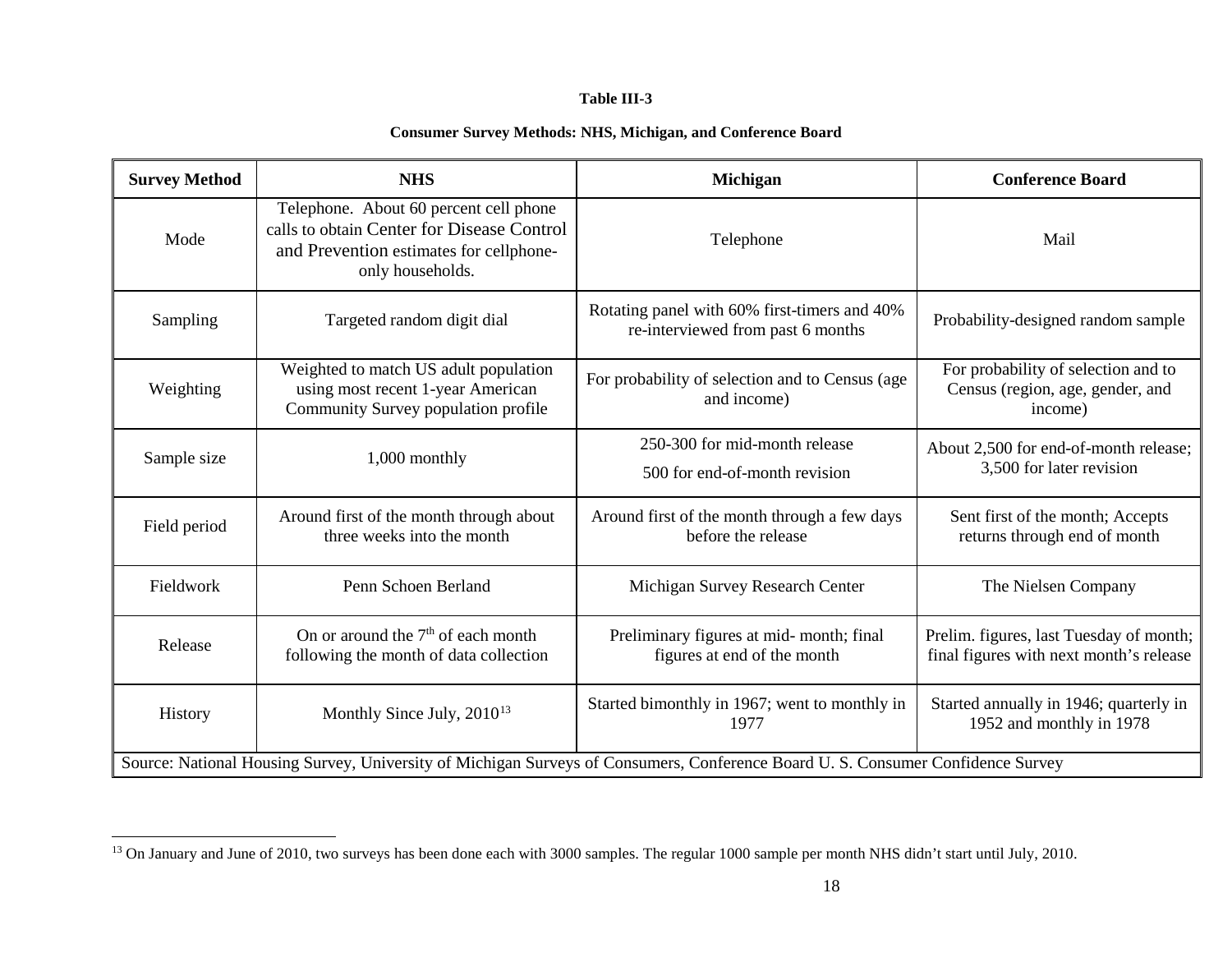**Table III-3**

**Consumer Survey Methods: NHS, Michigan, and Conference Board**

| Survey Method | NHS | Michigan | Conference Board |
|---|---|---|---|
| Mode | Telephone. About 60 percent cell phone calls to obtain Center for Disease Control and Prevention estimates for cellphone-only households. | Telephone | Mail |
| Sampling | Targeted random digit dial | Rotating panel with 60% first-timers and 40% re-interviewed from past 6 months | Probability-designed random sample |
| Weighting | Weighted to match US adult population using most recent 1-year American Community Survey population profile | For probability of selection and to Census (age and income) | For probability of selection and to Census (region, age, gender, and income) |
| Sample size | 1,000 monthly | 250-300 for mid-month release<br>500 for end-of-month revision | About 2,500 for end-of-month release; 3,500 for later revision |
| Field period | Around first of the month through about three weeks into the month | Around first of the month through a few days before the release | Sent first of the month; Accepts returns through end of month |
| Fieldwork | Penn Schoen Berland | Michigan Survey Research Center | The Nielsen Company |
| Release | On or around the 7th of each month following the month of data collection | Preliminary figures at mid- month; final figures at end of the month | Prelim. figures, last Tuesday of month; final figures with next month's release |
| History | Monthly Since July, 2010[13] | Started bimonthly in 1967; went to monthly in 1977 | Started annually in 1946; quarterly in 1952 and monthly in 1978 |

Source: National Housing Survey, University of Michigan Surveys of Consumers, Conference Board U. S. Consumer Confidence Survey

[13] On January and June of 2010, two surveys has been done each with 3000 samples. The regular 1000 sample per month NHS didn't start until July, 2010.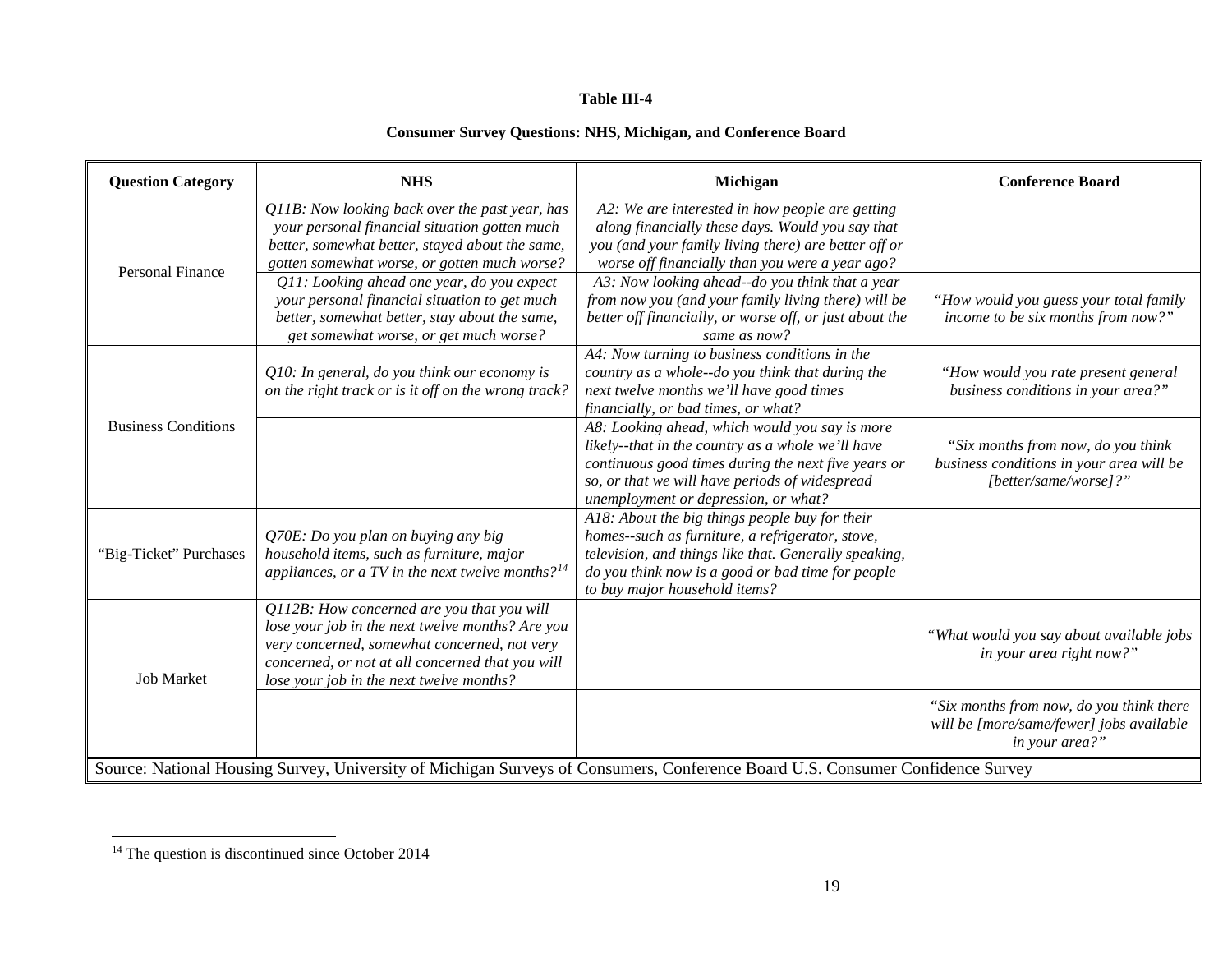**Table III-4**

**Consumer Survey Questions: NHS, Michigan, and Conference Board**

| Question Category | NHS | Michigan | Conference Board |
|---|---|---|---|
| Personal Finance | *Q11B: Now looking back over the past year, has your personal financial situation gotten much better, somewhat better, stayed about the same, gotten somewhat worse, or gotten much worse?* | *A2: We are interested in how people are getting along financially these days. Would you say that you (and your family living there) are better off or worse off financially than you were a year ago?* | |
| | *Q11: Looking ahead one year, do you expect your personal financial situation to get much better, somewhat better, stay about the same, get somewhat worse, or get much worse?* | *A3: Now looking ahead--do you think that a year from now you (and your family living there) will be better off financially, or worse off, or just about the same as now?* | *"How would you guess your total family income to be six months from now?"* |
| Business Conditions | *Q10: In general, do you think our economy is on the right track or is it off on the wrong track?* | *A4: Now turning to business conditions in the country as a whole--do you think that during the next twelve months we'll have good times financially, or bad times, or what?* | *"How would you rate present general business conditions in your area?"* |
| | | *A8: Looking ahead, which would you say is more likely--that in the country as a whole we'll have continuous good times during the next five years or so, or that we will have periods of widespread unemployment or depression, or what?* | *"Six months from now, do you think business conditions in your area will be [better/same/worse]?"* |
| "Big-Ticket" Purchases | *Q70E: Do you plan on buying any big household items, such as furniture, major appliances, or a TV in the next twelve months?*[14] | *A18: About the big things people buy for their homes--such as furniture, a refrigerator, stove, television, and things like that. Generally speaking, do you think now is a good or bad time for people to buy major household items?* | |
| Job Market | *Q112B: How concerned are you that you will lose your job in the next twelve months? Are you very concerned, somewhat concerned, not very concerned, or not at all concerned that you will lose your job in the next twelve months?* | | *"What would you say about available jobs in your area right now?"* |
| | | | *"Six months from now, do you think there will be [more/same/fewer] jobs available in your area?"* |

Source: National Housing Survey, University of Michigan Surveys of Consumers, Conference Board U.S. Consumer Confidence Survey

[14] The question is discontinued since October 2014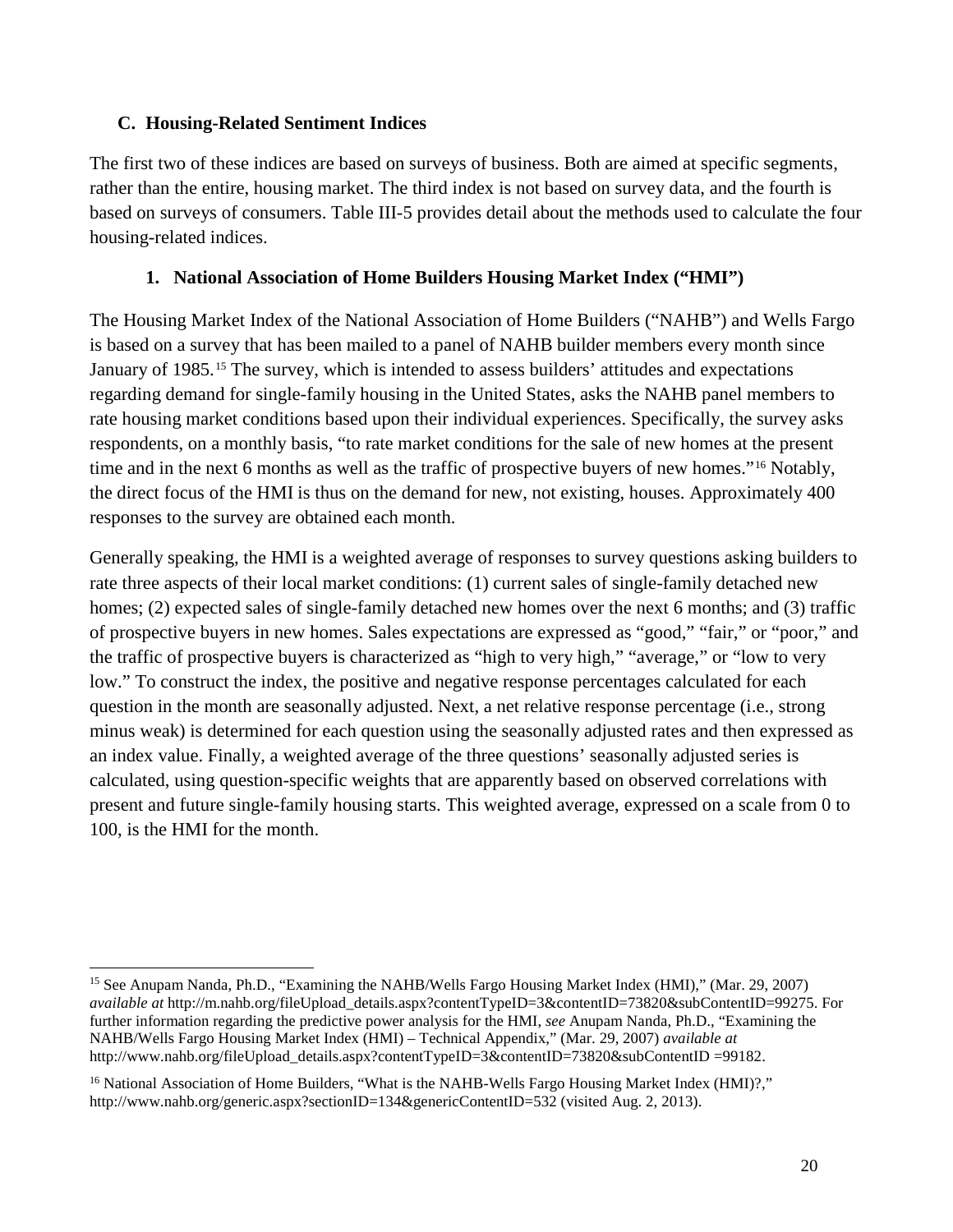### C. Housing-Related Sentiment Indices

The first two of these indices are based on surveys of business. Both are aimed at specific segments, rather than the entire, housing market. The third index is not based on survey data, and the fourth is based on surveys of consumers. Table III-5 provides detail about the methods used to calculate the four housing-related indices.

#### 1. National Association of Home Builders Housing Market Index ("HMI")

The Housing Market Index of the National Association of Home Builders ("NAHB") and Wells Fargo is based on a survey that has been mailed to a panel of NAHB builder members every month since January of 1985.[15] The survey, which is intended to assess builders' attitudes and expectations regarding demand for single-family housing in the United States, asks the NAHB panel members to rate housing market conditions based upon their individual experiences. Specifically, the survey asks respondents, on a monthly basis, "to rate market conditions for the sale of new homes at the present time and in the next 6 months as well as the traffic of prospective buyers of new homes."[16] Notably, the direct focus of the HMI is thus on the demand for new, not existing, houses. Approximately 400 responses to the survey are obtained each month.

Generally speaking, the HMI is a weighted average of responses to survey questions asking builders to rate three aspects of their local market conditions: (1) current sales of single-family detached new homes; (2) expected sales of single-family detached new homes over the next 6 months; and (3) traffic of prospective buyers in new homes. Sales expectations are expressed as "good," "fair," or "poor," and the traffic of prospective buyers is characterized as "high to very high," "average," or "low to very low." To construct the index, the positive and negative response percentages calculated for each question in the month are seasonally adjusted. Next, a net relative response percentage (i.e., strong minus weak) is determined for each question using the seasonally adjusted rates and then expressed as an index value. Finally, a weighted average of the three questions' seasonally adjusted series is calculated, using question-specific weights that are apparently based on observed correlations with present and future single-family housing starts. This weighted average, expressed on a scale from 0 to 100, is the HMI for the month.

---

[15] See Anupam Nanda, Ph.D., "Examining the NAHB/Wells Fargo Housing Market Index (HMI)," (Mar. 29, 2007) *available at* http://m.nahb.org/fileUpload_details.aspx?contentTypeID=3&contentID=73820&subContentID=99275. For further information regarding the predictive power analysis for the HMI, *see* Anupam Nanda, Ph.D., "Examining the NAHB/Wells Fargo Housing Market Index (HMI) – Technical Appendix," (Mar. 29, 2007) *available at* http://www.nahb.org/fileUpload_details.aspx?contentTypeID=3&contentID=73820&subContentID =99182.

[16] National Association of Home Builders, "What is the NAHB-Wells Fargo Housing Market Index (HMI)?," http://www.nahb.org/generic.aspx?sectionID=134&genericContentID=532 (visited Aug. 2, 2013).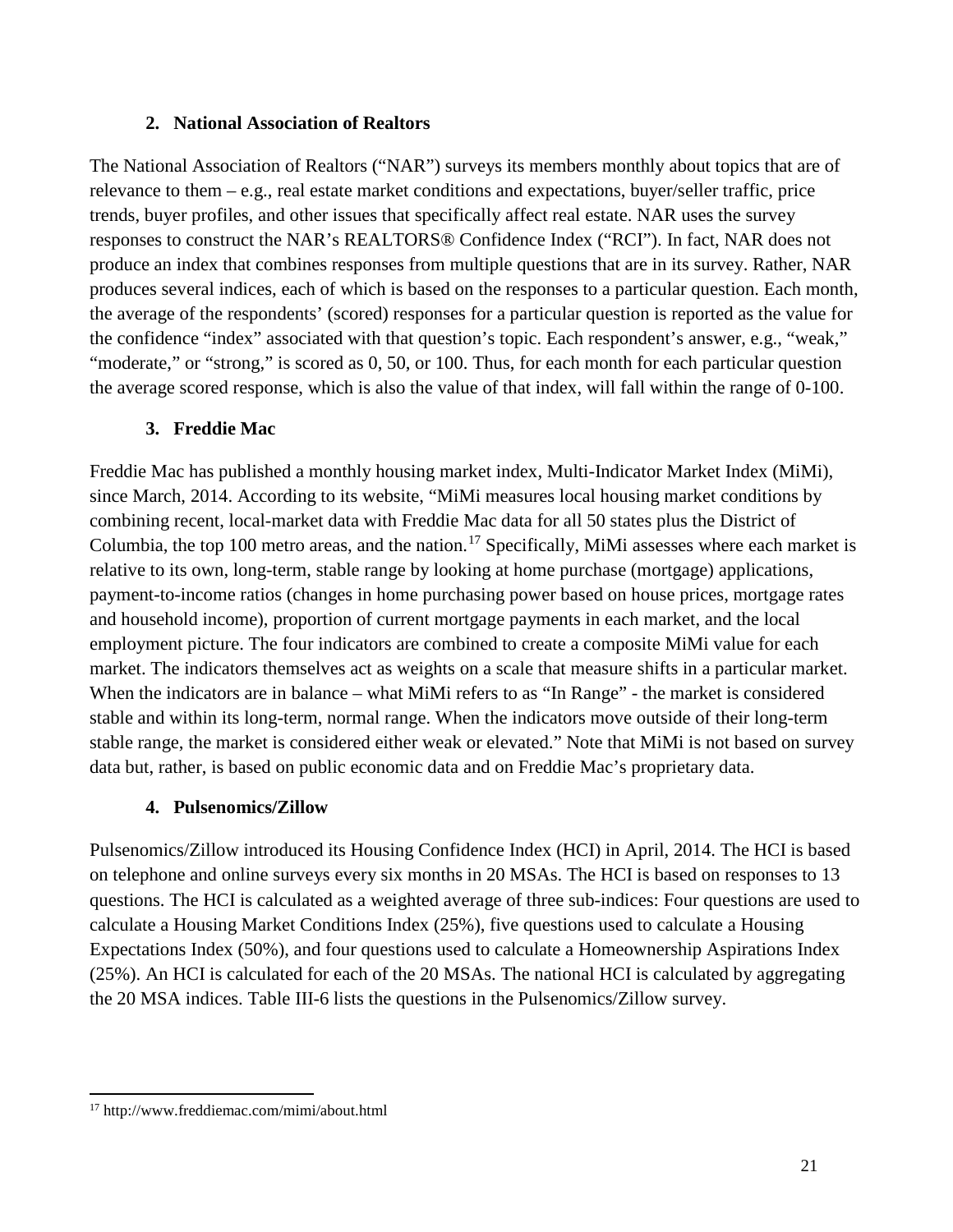### 2. National Association of Realtors

The National Association of Realtors ("NAR") surveys its members monthly about topics that are of relevance to them – e.g., real estate market conditions and expectations, buyer/seller traffic, price trends, buyer profiles, and other issues that specifically affect real estate. NAR uses the survey responses to construct the NAR's REALTORS® Confidence Index ("RCI"). In fact, NAR does not produce an index that combines responses from multiple questions that are in its survey. Rather, NAR produces several indices, each of which is based on the responses to a particular question. Each month, the average of the respondents' (scored) responses for a particular question is reported as the value for the confidence "index" associated with that question's topic. Each respondent's answer, e.g., "weak," "moderate," or "strong," is scored as 0, 50, or 100. Thus, for each month for each particular question the average scored response, which is also the value of that index, will fall within the range of 0-100.

### 3. Freddie Mac

Freddie Mac has published a monthly housing market index, Multi-Indicator Market Index (MiMi), since March, 2014. According to its website, "MiMi measures local housing market conditions by combining recent, local-market data with Freddie Mac data for all 50 states plus the District of Columbia, the top 100 metro areas, and the nation.[17] Specifically, MiMi assesses where each market is relative to its own, long-term, stable range by looking at home purchase (mortgage) applications, payment-to-income ratios (changes in home purchasing power based on house prices, mortgage rates and household income), proportion of current mortgage payments in each market, and the local employment picture. The four indicators are combined to create a composite MiMi value for each market. The indicators themselves act as weights on a scale that measure shifts in a particular market. When the indicators are in balance – what MiMi refers to as "In Range" - the market is considered stable and within its long-term, normal range. When the indicators move outside of their long-term stable range, the market is considered either weak or elevated." Note that MiMi is not based on survey data but, rather, is based on public economic data and on Freddie Mac's proprietary data.

### 4. Pulsenomics/Zillow

Pulsenomics/Zillow introduced its Housing Confidence Index (HCI) in April, 2014. The HCI is based on telephone and online surveys every six months in 20 MSAs. The HCI is based on responses to 13 questions. The HCI is calculated as a weighted average of three sub-indices: Four questions are used to calculate a Housing Market Conditions Index (25%), five questions used to calculate a Housing Expectations Index (50%), and four questions used to calculate a Homeownership Aspirations Index (25%). An HCI is calculated for each of the 20 MSAs. The national HCI is calculated by aggregating the 20 MSA indices. Table III-6 lists the questions in the Pulsenomics/Zillow survey.

[17] http://www.freddiemac.com/mimi/about.html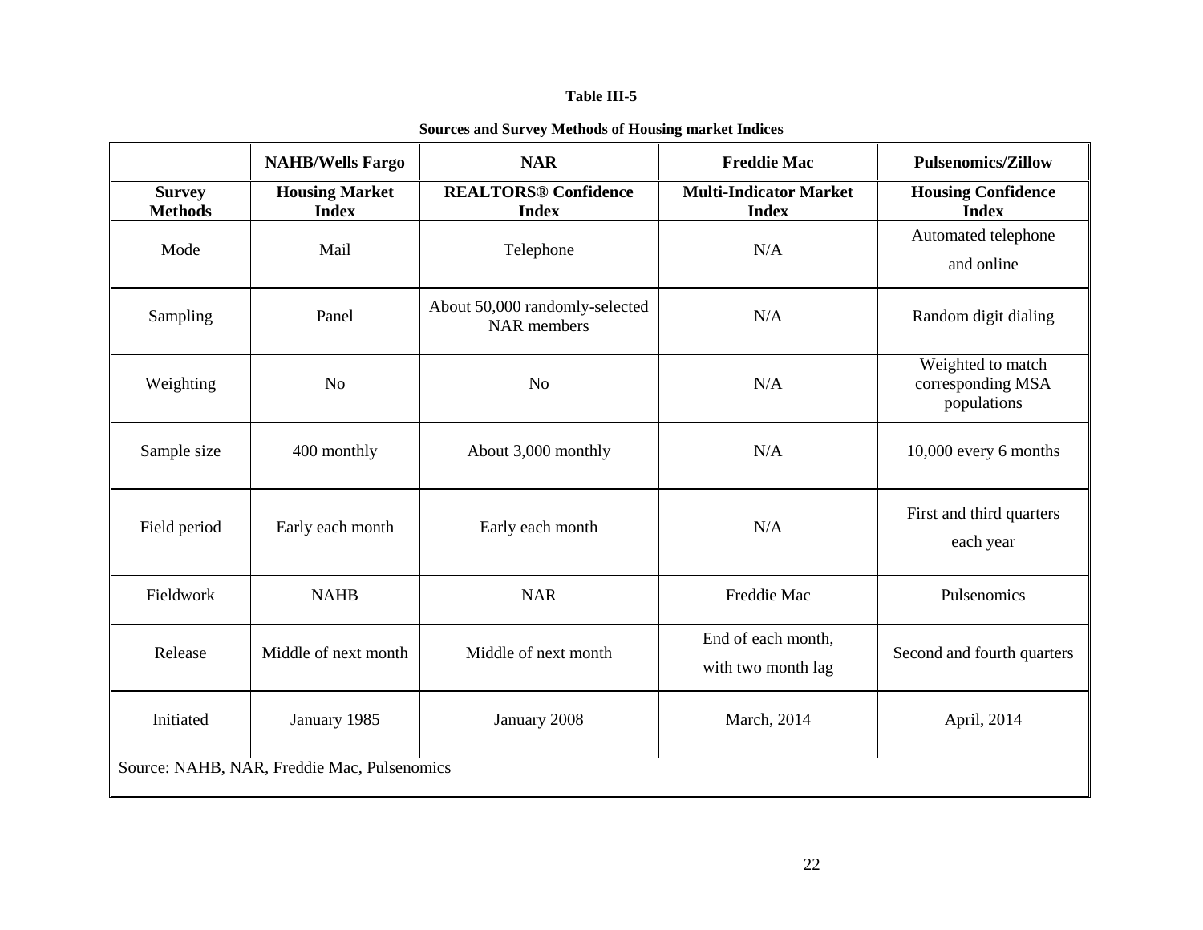**Table III-5**

**Sources and Survey Methods of Housing market Indices**

| | **NAHB/Wells Fargo** | **NAR** | **Freddie Mac** | **Pulsenomics/Zillow** |
|---|---|---|---|---|
| **Survey Methods** | **Housing Market Index** | **REALTORS® Confidence Index** | **Multi-Indicator Market Index** | **Housing Confidence Index** |
| Mode | Mail | Telephone | N/A | Automated telephone and online |
| Sampling | Panel | About 50,000 randomly-selected NAR members | N/A | Random digit dialing |
| Weighting | No | No | N/A | Weighted to match corresponding MSA populations |
| Sample size | 400 monthly | About 3,000 monthly | N/A | 10,000 every 6 months |
| Field period | Early each month | Early each month | N/A | First and third quarters each year |
| Fieldwork | NAHB | NAR | Freddie Mac | Pulsenomics |
| Release | Middle of next month | Middle of next month | End of each month, with two month lag | Second and fourth quarters |
| Initiated | January 1985 | January 2008 | March, 2014 | April, 2014 |

Source: NAHB, NAR, Freddie Mac, Pulsenomics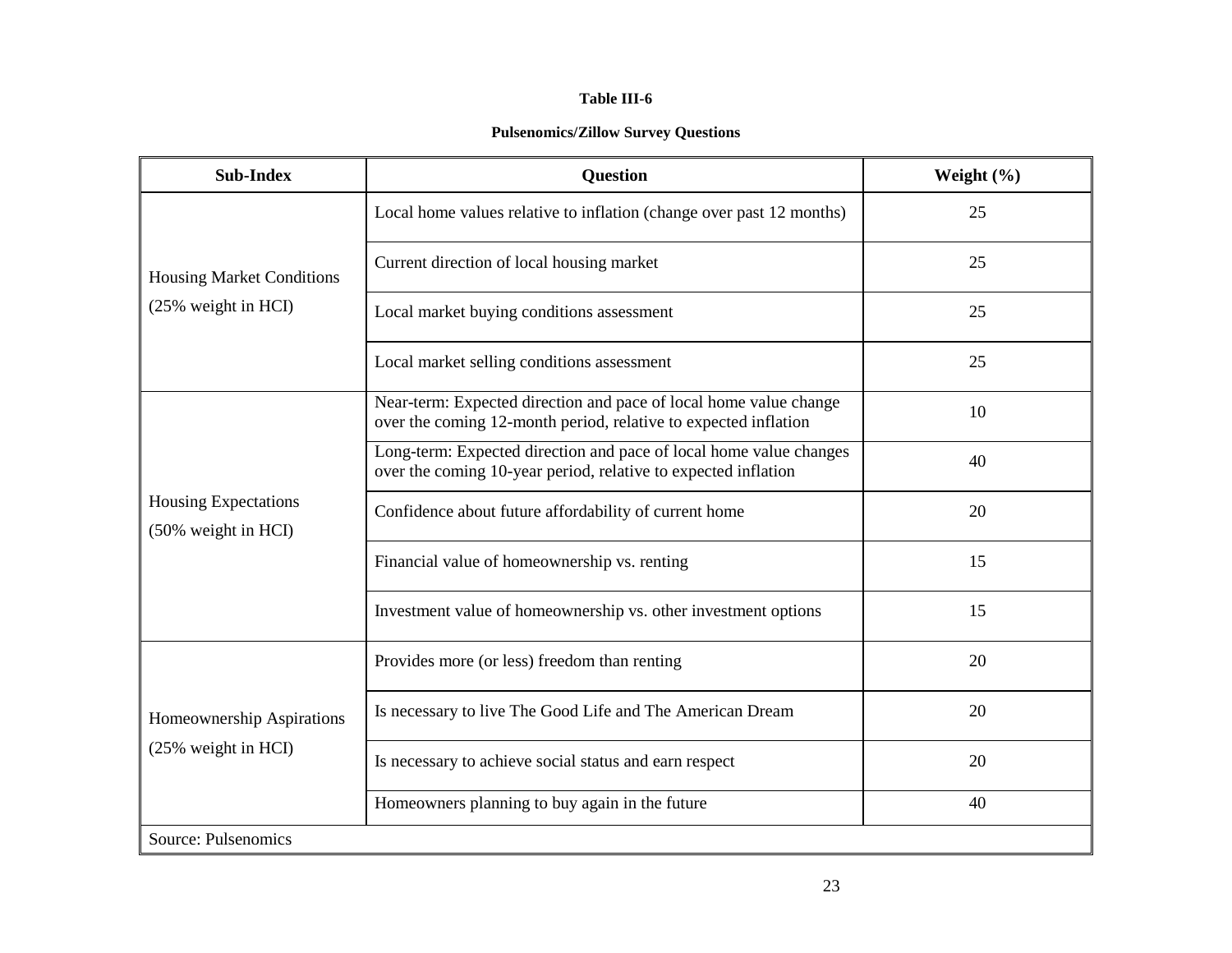**Table III-6**

**Pulsenomics/Zillow Survey Questions**

| Sub-Index | Question | Weight (%) |
|---|---|---|
| Housing Market Conditions (25% weight in HCI) | Local home values relative to inflation (change over past 12 months) | 25 |
| | Current direction of local housing market | 25 |
| | Local market buying conditions assessment | 25 |
| | Local market selling conditions assessment | 25 |
| Housing Expectations (50% weight in HCI) | Near-term: Expected direction and pace of local home value change over the coming 12-month period, relative to expected inflation | 10 |
| | Long-term: Expected direction and pace of local home value changes over the coming 10-year period, relative to expected inflation | 40 |
| | Confidence about future affordability of current home | 20 |
| | Financial value of homeownership vs. renting | 15 |
| | Investment value of homeownership vs. other investment options | 15 |
| Homeownership Aspirations (25% weight in HCI) | Provides more (or less) freedom than renting | 20 |
| | Is necessary to live The Good Life and The American Dream | 20 |
| | Is necessary to achieve social status and earn respect | 20 |
| | Homeowners planning to buy again in the future | 40 |
| Source: Pulsenomics | | |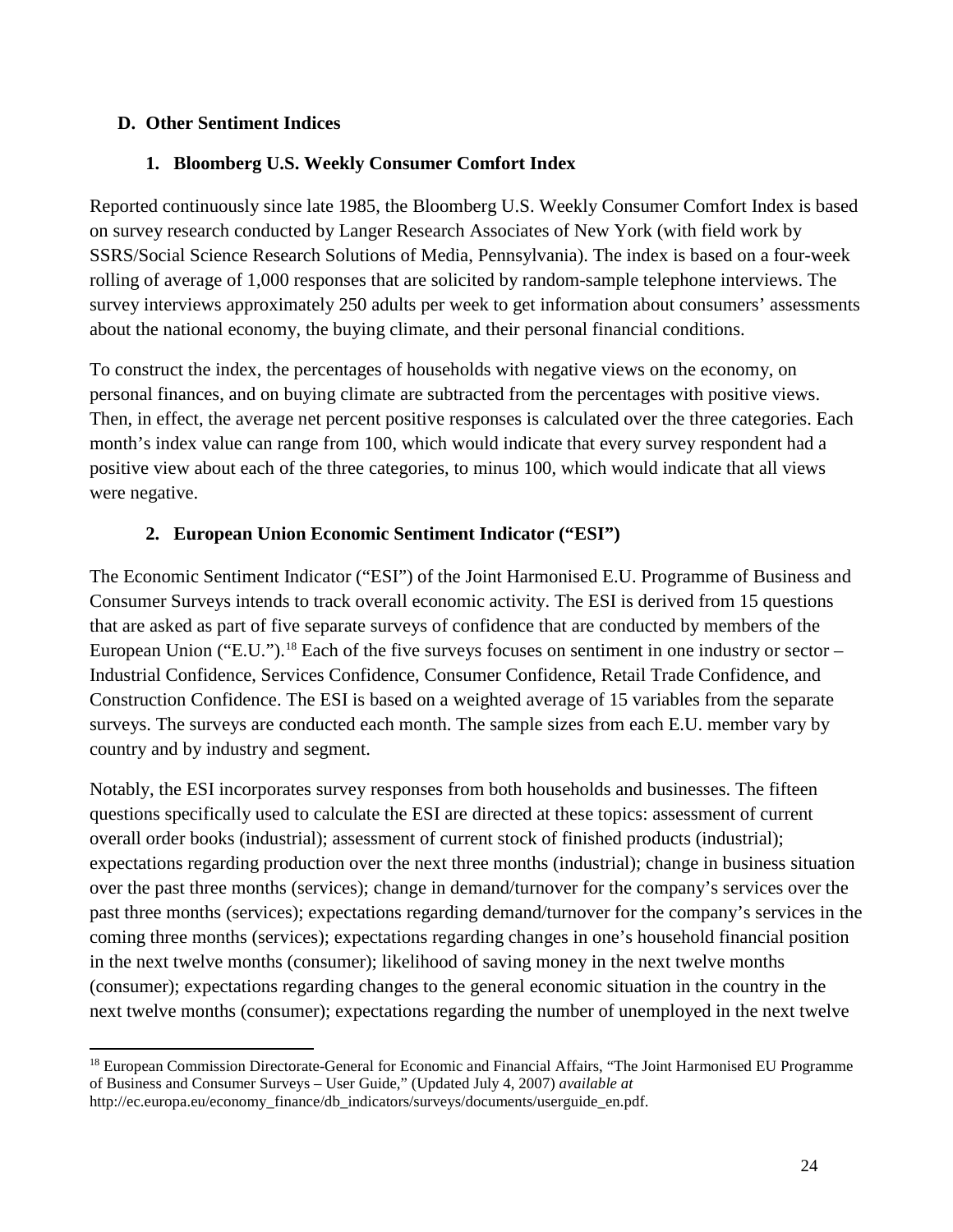## D. Other Sentiment Indices

### 1. Bloomberg U.S. Weekly Consumer Comfort Index

Reported continuously since late 1985, the Bloomberg U.S. Weekly Consumer Comfort Index is based on survey research conducted by Langer Research Associates of New York (with field work by SSRS/Social Science Research Solutions of Media, Pennsylvania). The index is based on a four-week rolling of average of 1,000 responses that are solicited by random-sample telephone interviews. The survey interviews approximately 250 adults per week to get information about consumers' assessments about the national economy, the buying climate, and their personal financial conditions.

To construct the index, the percentages of households with negative views on the economy, on personal finances, and on buying climate are subtracted from the percentages with positive views. Then, in effect, the average net percent positive responses is calculated over the three categories. Each month's index value can range from 100, which would indicate that every survey respondent had a positive view about each of the three categories, to minus 100, which would indicate that all views were negative.

### 2. European Union Economic Sentiment Indicator ("ESI")

The Economic Sentiment Indicator ("ESI") of the Joint Harmonised E.U. Programme of Business and Consumer Surveys intends to track overall economic activity. The ESI is derived from 15 questions that are asked as part of five separate surveys of confidence that are conducted by members of the European Union ("E.U.").[18] Each of the five surveys focuses on sentiment in one industry or sector – Industrial Confidence, Services Confidence, Consumer Confidence, Retail Trade Confidence, and Construction Confidence. The ESI is based on a weighted average of 15 variables from the separate surveys. The surveys are conducted each month. The sample sizes from each E.U. member vary by country and by industry and segment.

Notably, the ESI incorporates survey responses from both households and businesses. The fifteen questions specifically used to calculate the ESI are directed at these topics: assessment of current overall order books (industrial); assessment of current stock of finished products (industrial); expectations regarding production over the next three months (industrial); change in business situation over the past three months (services); change in demand/turnover for the company's services over the past three months (services); expectations regarding demand/turnover for the company's services in the coming three months (services); expectations regarding changes in one's household financial position in the next twelve months (consumer); likelihood of saving money in the next twelve months (consumer); expectations regarding changes to the general economic situation in the country in the next twelve months (consumer); expectations regarding the number of unemployed in the next twelve

[18] European Commission Directorate-General for Economic and Financial Affairs, "The Joint Harmonised EU Programme of Business and Consumer Surveys – User Guide," (Updated July 4, 2007) *available at* http://ec.europa.eu/economy_finance/db_indicators/surveys/documents/userguide_en.pdf.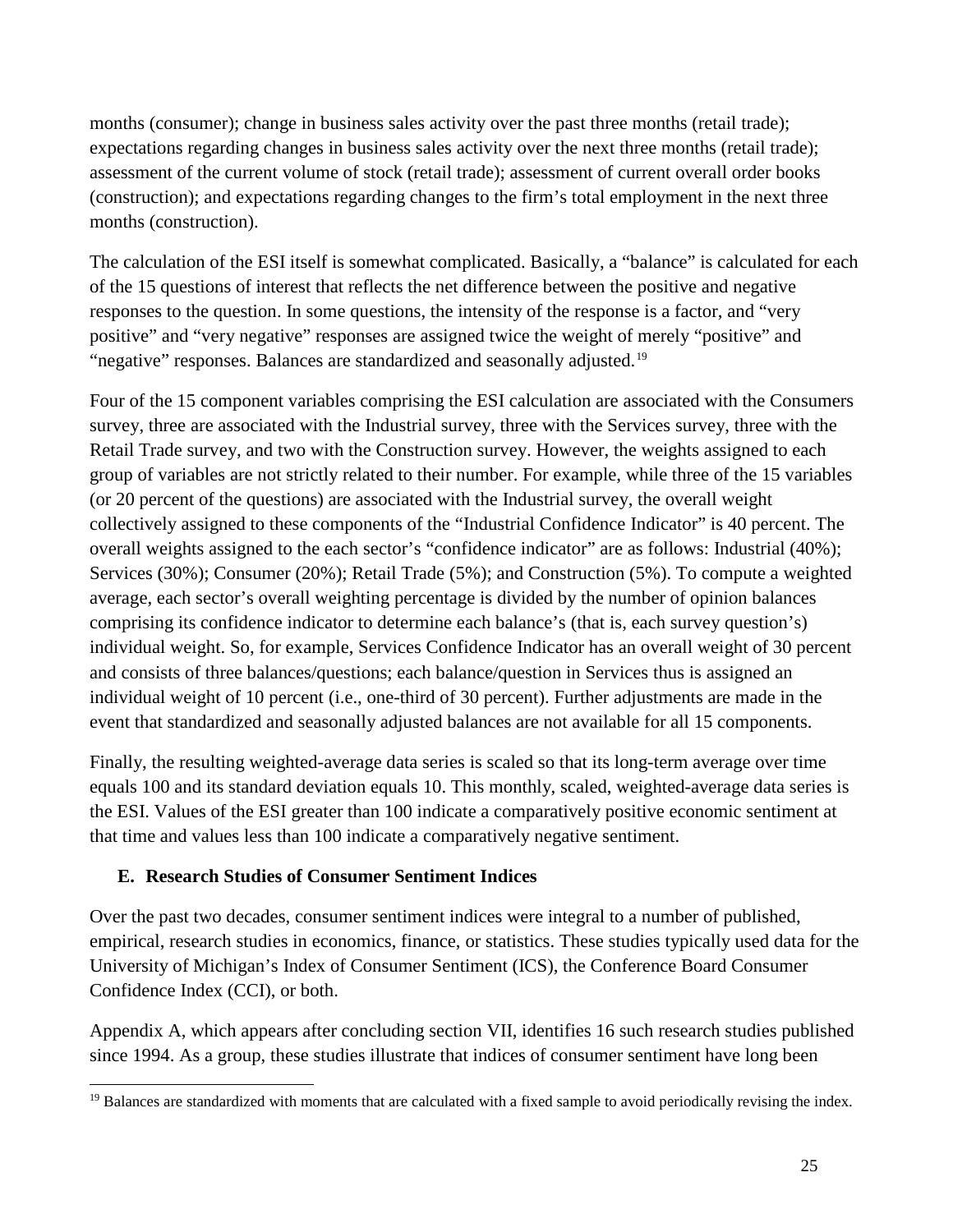months (consumer); change in business sales activity over the past three months (retail trade); expectations regarding changes in business sales activity over the next three months (retail trade); assessment of the current volume of stock (retail trade); assessment of current overall order books (construction); and expectations regarding changes to the firm's total employment in the next three months (construction).

The calculation of the ESI itself is somewhat complicated. Basically, a "balance" is calculated for each of the 15 questions of interest that reflects the net difference between the positive and negative responses to the question. In some questions, the intensity of the response is a factor, and "very positive" and "very negative" responses are assigned twice the weight of merely "positive" and "negative" responses. Balances are standardized and seasonally adjusted.[19]

Four of the 15 component variables comprising the ESI calculation are associated with the Consumers survey, three are associated with the Industrial survey, three with the Services survey, three with the Retail Trade survey, and two with the Construction survey. However, the weights assigned to each group of variables are not strictly related to their number. For example, while three of the 15 variables (or 20 percent of the questions) are associated with the Industrial survey, the overall weight collectively assigned to these components of the "Industrial Confidence Indicator" is 40 percent. The overall weights assigned to the each sector's "confidence indicator" are as follows: Industrial (40%); Services (30%); Consumer (20%); Retail Trade (5%); and Construction (5%). To compute a weighted average, each sector's overall weighting percentage is divided by the number of opinion balances comprising its confidence indicator to determine each balance's (that is, each survey question's) individual weight. So, for example, Services Confidence Indicator has an overall weight of 30 percent and consists of three balances/questions; each balance/question in Services thus is assigned an individual weight of 10 percent (i.e., one-third of 30 percent). Further adjustments are made in the event that standardized and seasonally adjusted balances are not available for all 15 components.

Finally, the resulting weighted-average data series is scaled so that its long-term average over time equals 100 and its standard deviation equals 10. This monthly, scaled, weighted-average data series is the ESI. Values of the ESI greater than 100 indicate a comparatively positive economic sentiment at that time and values less than 100 indicate a comparatively negative sentiment.

### E. Research Studies of Consumer Sentiment Indices

Over the past two decades, consumer sentiment indices were integral to a number of published, empirical, research studies in economics, finance, or statistics. These studies typically used data for the University of Michigan's Index of Consumer Sentiment (ICS), the Conference Board Consumer Confidence Index (CCI), or both.

Appendix A, which appears after concluding section VII, identifies 16 such research studies published since 1994. As a group, these studies illustrate that indices of consumer sentiment have long been

[19] Balances are standardized with moments that are calculated with a fixed sample to avoid periodically revising the index.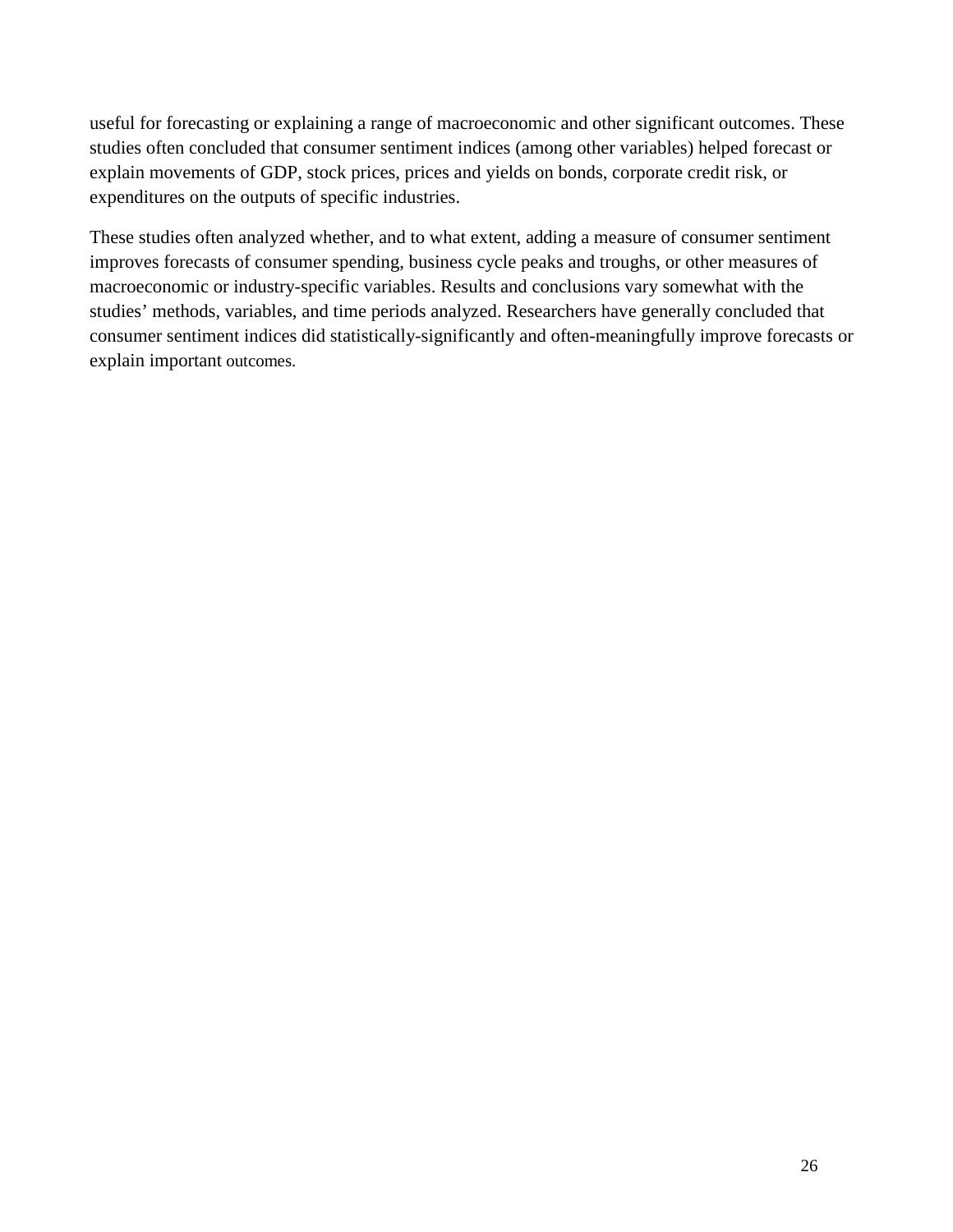useful for forecasting or explaining a range of macroeconomic and other significant outcomes. These studies often concluded that consumer sentiment indices (among other variables) helped forecast or explain movements of GDP, stock prices, prices and yields on bonds, corporate credit risk, or expenditures on the outputs of specific industries.

These studies often analyzed whether, and to what extent, adding a measure of consumer sentiment improves forecasts of consumer spending, business cycle peaks and troughs, or other measures of macroeconomic or industry-specific variables. Results and conclusions vary somewhat with the studies' methods, variables, and time periods analyzed. Researchers have generally concluded that consumer sentiment indices did statistically-significantly and often-meaningfully improve forecasts or explain important outcomes.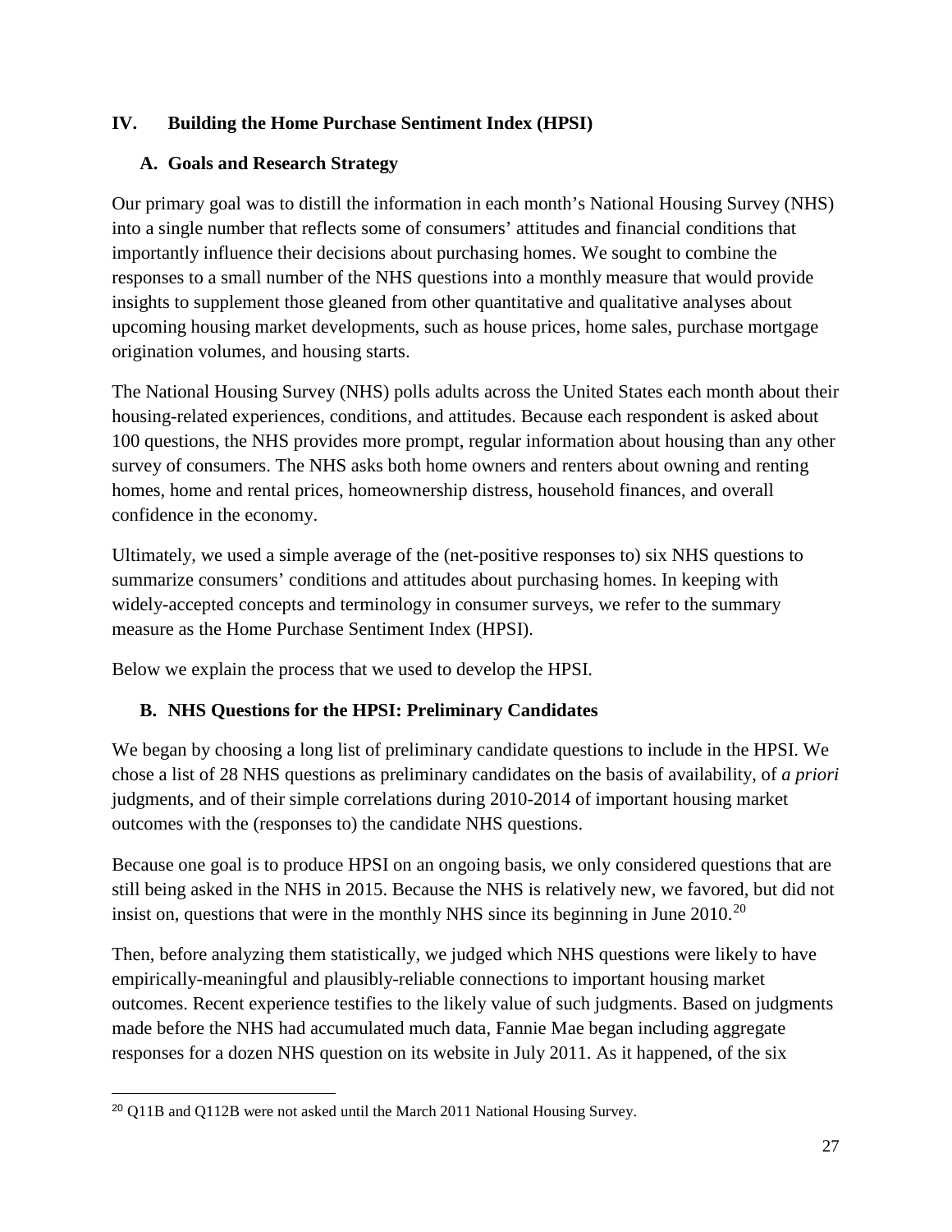## IV. Building the Home Purchase Sentiment Index (HPSI)

### A. Goals and Research Strategy

Our primary goal was to distill the information in each month's National Housing Survey (NHS) into a single number that reflects some of consumers' attitudes and financial conditions that importantly influence their decisions about purchasing homes. We sought to combine the responses to a small number of the NHS questions into a monthly measure that would provide insights to supplement those gleaned from other quantitative and qualitative analyses about upcoming housing market developments, such as house prices, home sales, purchase mortgage origination volumes, and housing starts.

The National Housing Survey (NHS) polls adults across the United States each month about their housing-related experiences, conditions, and attitudes. Because each respondent is asked about 100 questions, the NHS provides more prompt, regular information about housing than any other survey of consumers. The NHS asks both home owners and renters about owning and renting homes, home and rental prices, homeownership distress, household finances, and overall confidence in the economy.

Ultimately, we used a simple average of the (net-positive responses to) six NHS questions to summarize consumers' conditions and attitudes about purchasing homes. In keeping with widely-accepted concepts and terminology in consumer surveys, we refer to the summary measure as the Home Purchase Sentiment Index (HPSI).

Below we explain the process that we used to develop the HPSI.

### B. NHS Questions for the HPSI: Preliminary Candidates

We began by choosing a long list of preliminary candidate questions to include in the HPSI. We chose a list of 28 NHS questions as preliminary candidates on the basis of availability, of *a priori* judgments, and of their simple correlations during 2010-2014 of important housing market outcomes with the (responses to) the candidate NHS questions.

Because one goal is to produce HPSI on an ongoing basis, we only considered questions that are still being asked in the NHS in 2015. Because the NHS is relatively new, we favored, but did not insist on, questions that were in the monthly NHS since its beginning in June 2010.[20]

Then, before analyzing them statistically, we judged which NHS questions were likely to have empirically-meaningful and plausibly-reliable connections to important housing market outcomes. Recent experience testifies to the likely value of such judgments. Based on judgments made before the NHS had accumulated much data, Fannie Mae began including aggregate responses for a dozen NHS question on its website in July 2011. As it happened, of the six

[20] Q11B and Q112B were not asked until the March 2011 National Housing Survey.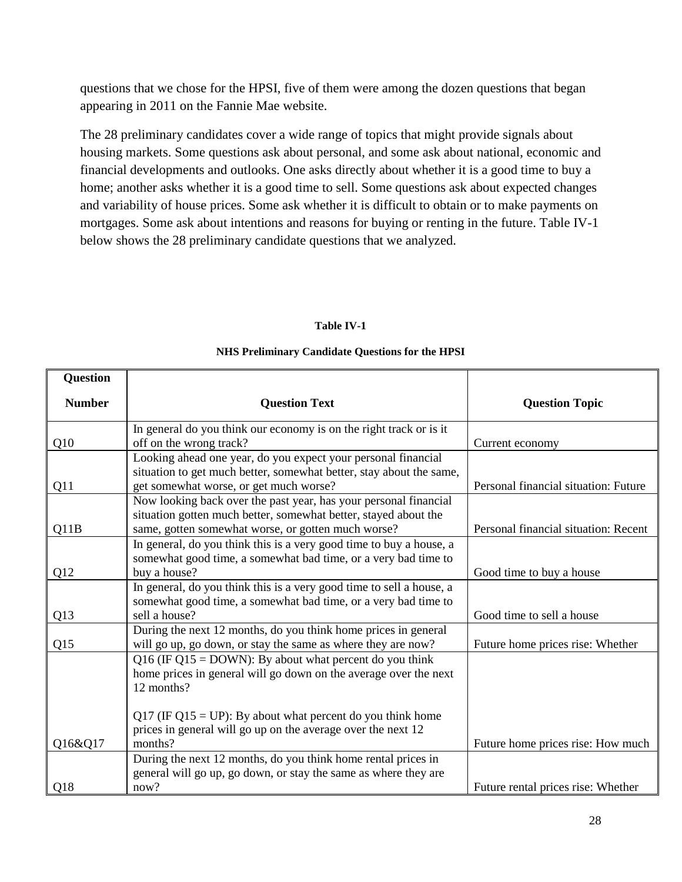questions that we chose for the HPSI, five of them were among the dozen questions that began appearing in 2011 on the Fannie Mae website.

The 28 preliminary candidates cover a wide range of topics that might provide signals about housing markets. Some questions ask about personal, and some ask about national, economic and financial developments and outlooks. One asks directly about whether it is a good time to buy a home; another asks whether it is a good time to sell. Some questions ask about expected changes and variability of house prices. Some ask whether it is difficult to obtain or to make payments on mortgages. Some ask about intentions and reasons for buying or renting in the future. Table IV-1 below shows the 28 preliminary candidate questions that we analyzed.

**Table IV-1**

**NHS Preliminary Candidate Questions for the HPSI**

| Question Number | Question Text | Question Topic |
|---|---|---|
| Q10 | In general do you think our economy is on the right track or is it off on the wrong track? | Current economy |
| Q11 | Looking ahead one year, do you expect your personal financial situation to get much better, somewhat better, stay about the same, get somewhat worse, or get much worse? | Personal financial situation: Future |
| Q11B | Now looking back over the past year, has your personal financial situation gotten much better, somewhat better, stayed about the same, gotten somewhat worse, or gotten much worse? | Personal financial situation: Recent |
| Q12 | In general, do you think this is a very good time to buy a house, a somewhat good time, a somewhat bad time, or a very bad time to buy a house? | Good time to buy a house |
| Q13 | In general, do you think this is a very good time to sell a house, a somewhat good time, a somewhat bad time, or a very bad time to sell a house? | Good time to sell a house |
| Q15 | During the next 12 months, do you think home prices in general will go up, go down, or stay the same as where they are now? | Future home prices rise: Whether |
| Q16&Q17 | Q16 (IF Q15 = DOWN): By about what percent do you think home prices in general will go down on the average over the next 12 months?<br><br>Q17 (IF Q15 = UP): By about what percent do you think home prices in general will go up on the average over the next 12 months? | Future home prices rise: How much |
| Q18 | During the next 12 months, do you think home rental prices in general will go up, go down, or stay the same as where they are now? | Future rental prices rise: Whether |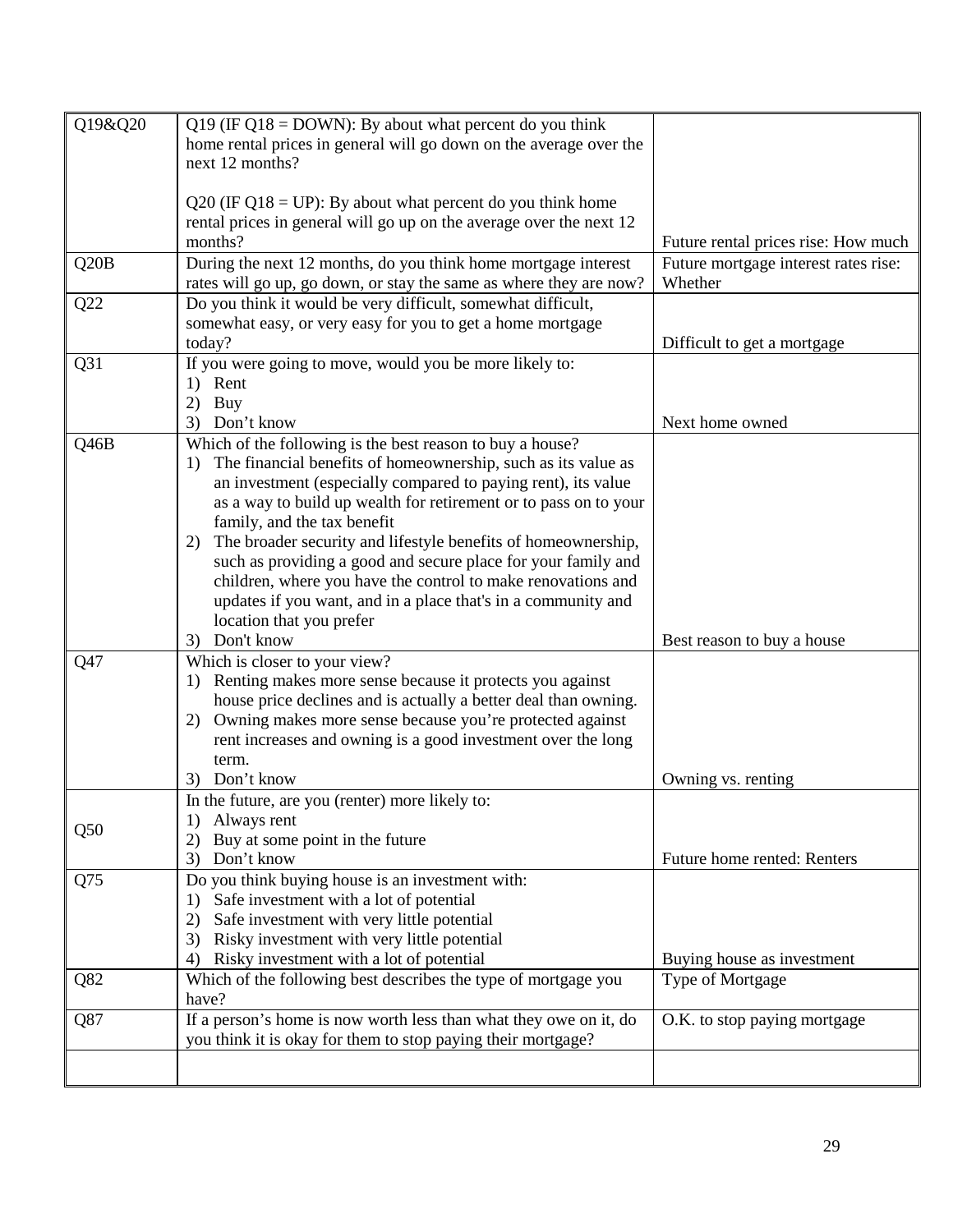| | | |
|---|---|---|
| Q19&Q20 | Q19 (IF Q18 = DOWN): By about what percent do you think home rental prices in general will go down on the average over the next 12 months?<br><br>Q20 (IF Q18 = UP): By about what percent do you think home rental prices in general will go up on the average over the next 12 months? | Future rental prices rise: How much |
| Q20B | During the next 12 months, do you think home mortgage interest rates will go up, go down, or stay the same as where they are now? | Future mortgage interest rates rise: Whether |
| Q22 | Do you think it would be very difficult, somewhat difficult, somewhat easy, or very easy for you to get a home mortgage today? | Difficult to get a mortgage |
| Q31 | If you were going to move, would you be more likely to:<br>1) Rent<br>2) Buy<br>3) Don't know | Next home owned |
| Q46B | Which of the following is the best reason to buy a house?<br>1) The financial benefits of homeownership, such as its value as an investment (especially compared to paying rent), its value as a way to build up wealth for retirement or to pass on to your family, and the tax benefit<br>2) The broader security and lifestyle benefits of homeownership, such as providing a good and secure place for your family and children, where you have the control to make renovations and updates if you want, and in a place that's in a community and location that you prefer<br>3) Don't know | Best reason to buy a house |
| Q47 | Which is closer to your view?<br>1) Renting makes more sense because it protects you against house price declines and is actually a better deal than owning.<br>2) Owning makes more sense because you're protected against rent increases and owning is a good investment over the long term.<br>3) Don't know | Owning vs. renting |
| Q50 | In the future, are you (renter) more likely to:<br>1) Always rent<br>2) Buy at some point in the future<br>3) Don't know | Future home rented: Renters |
| Q75 | Do you think buying house is an investment with:<br>1) Safe investment with a lot of potential<br>2) Safe investment with very little potential<br>3) Risky investment with very little potential<br>4) Risky investment with a lot of potential | Buying house as investment |
| Q82 | Which of the following best describes the type of mortgage you have? | Type of Mortgage |
| Q87 | If a person's home is now worth less than what they owe on it, do you think it is okay for them to stop paying their mortgage? | O.K. to stop paying mortgage |
| | | |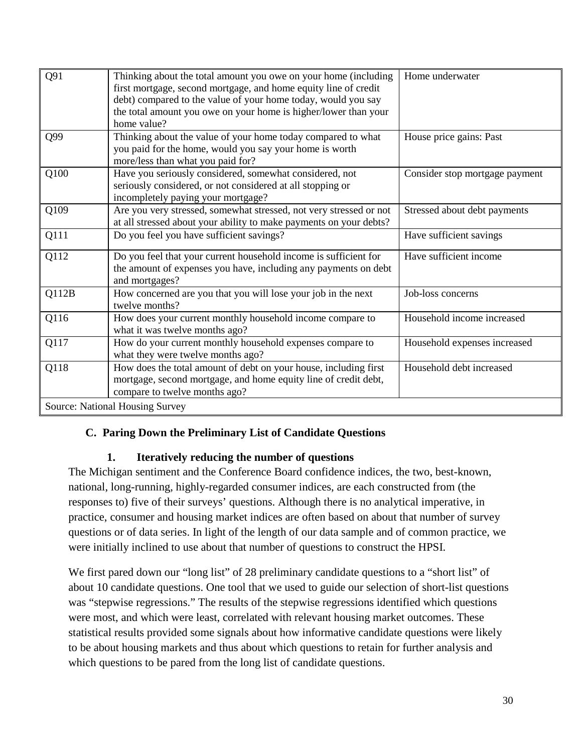| | | |
|---|---|---|
| Q91 | Thinking about the total amount you owe on your home (including first mortgage, second mortgage, and home equity line of credit debt) compared to the value of your home today, would you say the total amount you owe on your home is higher/lower than your home value? | Home underwater |
| Q99 | Thinking about the value of your home today compared to what you paid for the home, would you say your home is worth more/less than what you paid for? | House price gains: Past |
| Q100 | Have you seriously considered, somewhat considered, not seriously considered, or not considered at all stopping or incompletely paying your mortgage? | Consider stop mortgage payment |
| Q109 | Are you very stressed, somewhat stressed, not very stressed or not at all stressed about your ability to make payments on your debts? | Stressed about debt payments |
| Q111 | Do you feel you have sufficient savings? | Have sufficient savings |
| Q112 | Do you feel that your current household income is sufficient for the amount of expenses you have, including any payments on debt and mortgages? | Have sufficient income |
| Q112B | How concerned are you that you will lose your job in the next twelve months? | Job-loss concerns |
| Q116 | How does your current monthly household income compare to what it was twelve months ago? | Household income increased |
| Q117 | How do your current monthly household expenses compare to what they were twelve months ago? | Household expenses increased |
| Q118 | How does the total amount of debt on your house, including first mortgage, second mortgage, and home equity line of credit debt, compare to twelve months ago? | Household debt increased |
| Source: National Housing Survey | | |

### C. Paring Down the Preliminary List of Candidate Questions

#### 1. Iteratively reducing the number of questions

The Michigan sentiment and the Conference Board confidence indices, the two, best-known, national, long-running, highly-regarded consumer indices, are each constructed from (the responses to) five of their surveys' questions. Although there is no analytical imperative, in practice, consumer and housing market indices are often based on about that number of survey questions or of data series. In light of the length of our data sample and of common practice, we were initially inclined to use about that number of questions to construct the HPSI.

We first pared down our "long list" of 28 preliminary candidate questions to a "short list" of about 10 candidate questions. One tool that we used to guide our selection of short-list questions was "stepwise regressions." The results of the stepwise regressions identified which questions were most, and which were least, correlated with relevant housing market outcomes. These statistical results provided some signals about how informative candidate questions were likely to be about housing markets and thus about which questions to retain for further analysis and which questions to be pared from the long list of candidate questions.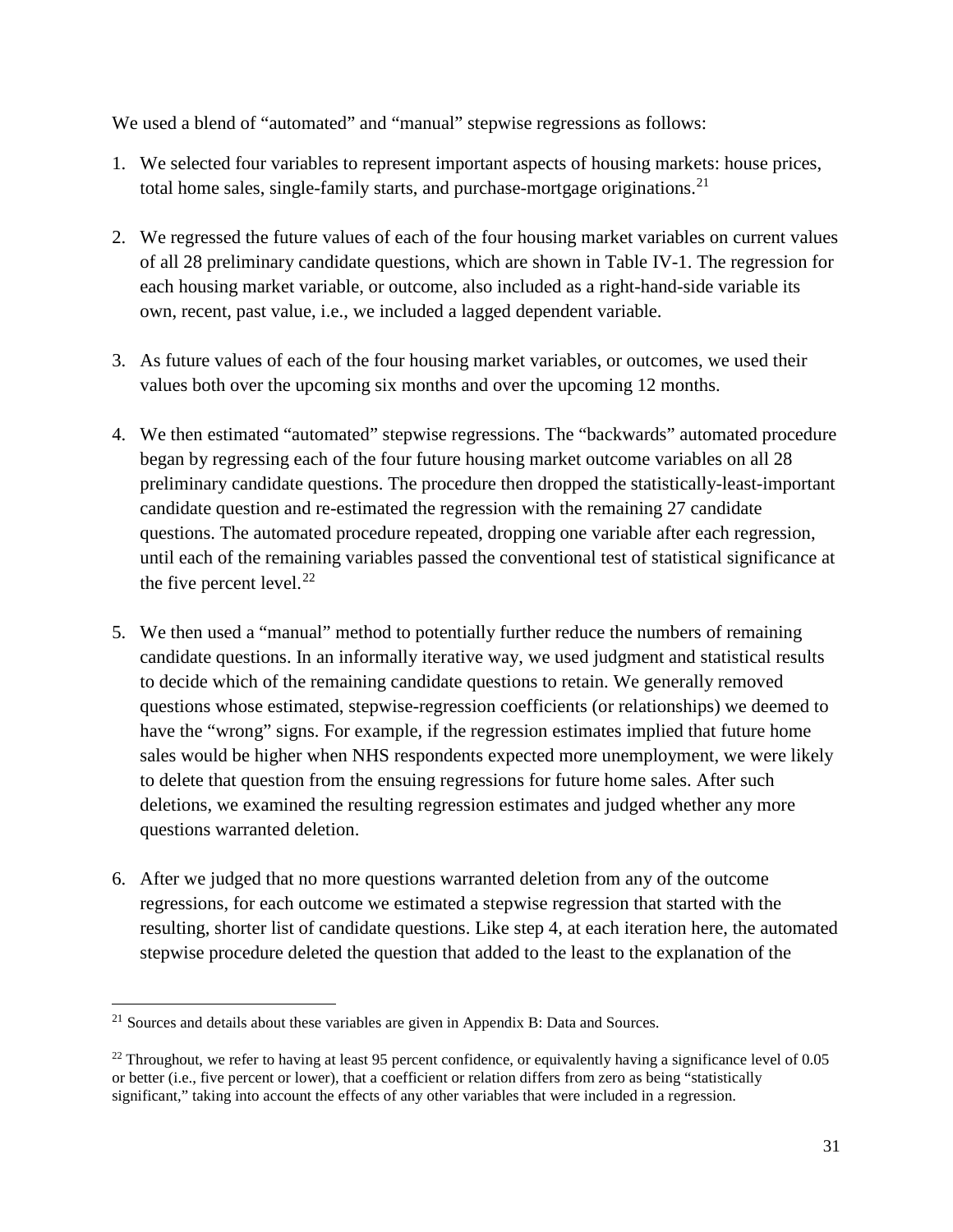We used a blend of "automated" and "manual" stepwise regressions as follows:

1. We selected four variables to represent important aspects of housing markets: house prices, total home sales, single-family starts, and purchase-mortgage originations.[21]

2. We regressed the future values of each of the four housing market variables on current values of all 28 preliminary candidate questions, which are shown in Table IV-1. The regression for each housing market variable, or outcome, also included as a right-hand-side variable its own, recent, past value, i.e., we included a lagged dependent variable.

3. As future values of each of the four housing market variables, or outcomes, we used their values both over the upcoming six months and over the upcoming 12 months.

4. We then estimated "automated" stepwise regressions. The "backwards" automated procedure began by regressing each of the four future housing market outcome variables on all 28 preliminary candidate questions. The procedure then dropped the statistically-least-important candidate question and re-estimated the regression with the remaining 27 candidate questions. The automated procedure repeated, dropping one variable after each regression, until each of the remaining variables passed the conventional test of statistical significance at the five percent level.[22]

5. We then used a "manual" method to potentially further reduce the numbers of remaining candidate questions. In an informally iterative way, we used judgment and statistical results to decide which of the remaining candidate questions to retain. We generally removed questions whose estimated, stepwise-regression coefficients (or relationships) we deemed to have the "wrong" signs. For example, if the regression estimates implied that future home sales would be higher when NHS respondents expected more unemployment, we were likely to delete that question from the ensuing regressions for future home sales. After such deletions, we examined the resulting regression estimates and judged whether any more questions warranted deletion.

6. After we judged that no more questions warranted deletion from any of the outcome regressions, for each outcome we estimated a stepwise regression that started with the resulting, shorter list of candidate questions. Like step 4, at each iteration here, the automated stepwise procedure deleted the question that added to the least to the explanation of the

---

[21] Sources and details about these variables are given in Appendix B: Data and Sources.

[22] Throughout, we refer to having at least 95 percent confidence, or equivalently having a significance level of 0.05 or better (i.e., five percent or lower), that a coefficient or relation differs from zero as being "statistically significant," taking into account the effects of any other variables that were included in a regression.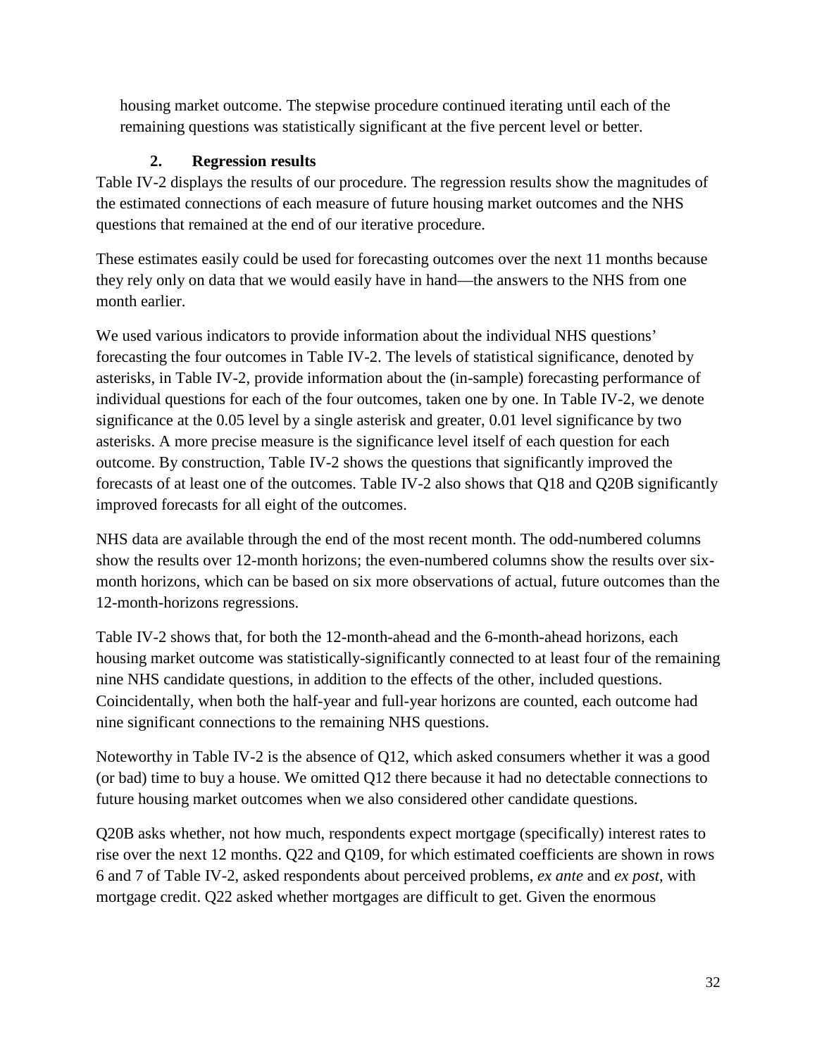housing market outcome. The stepwise procedure continued iterating until each of the remaining questions was statistically significant at the five percent level or better.

### 2. Regression results

Table IV-2 displays the results of our procedure. The regression results show the magnitudes of the estimated connections of each measure of future housing market outcomes and the NHS questions that remained at the end of our iterative procedure.

These estimates easily could be used for forecasting outcomes over the next 11 months because they rely only on data that we would easily have in hand—the answers to the NHS from one month earlier.

We used various indicators to provide information about the individual NHS questions' forecasting the four outcomes in Table IV-2. The levels of statistical significance, denoted by asterisks, in Table IV-2, provide information about the (in-sample) forecasting performance of individual questions for each of the four outcomes, taken one by one. In Table IV-2, we denote significance at the 0.05 level by a single asterisk and greater, 0.01 level significance by two asterisks. A more precise measure is the significance level itself of each question for each outcome. By construction, Table IV-2 shows the questions that significantly improved the forecasts of at least one of the outcomes. Table IV-2 also shows that Q18 and Q20B significantly improved forecasts for all eight of the outcomes.

NHS data are available through the end of the most recent month. The odd-numbered columns show the results over 12-month horizons; the even-numbered columns show the results over six-month horizons, which can be based on six more observations of actual, future outcomes than the 12-month-horizons regressions.

Table IV-2 shows that, for both the 12-month-ahead and the 6-month-ahead horizons, each housing market outcome was statistically-significantly connected to at least four of the remaining nine NHS candidate questions, in addition to the effects of the other, included questions. Coincidentally, when both the half-year and full-year horizons are counted, each outcome had nine significant connections to the remaining NHS questions.

Noteworthy in Table IV-2 is the absence of Q12, which asked consumers whether it was a good (or bad) time to buy a house. We omitted Q12 there because it had no detectable connections to future housing market outcomes when we also considered other candidate questions.

Q20B asks whether, not how much, respondents expect mortgage (specifically) interest rates to rise over the next 12 months. Q22 and Q109, for which estimated coefficients are shown in rows 6 and 7 of Table IV-2, asked respondents about perceived problems, *ex ante* and *ex post*, with mortgage credit. Q22 asked whether mortgages are difficult to get. Given the enormous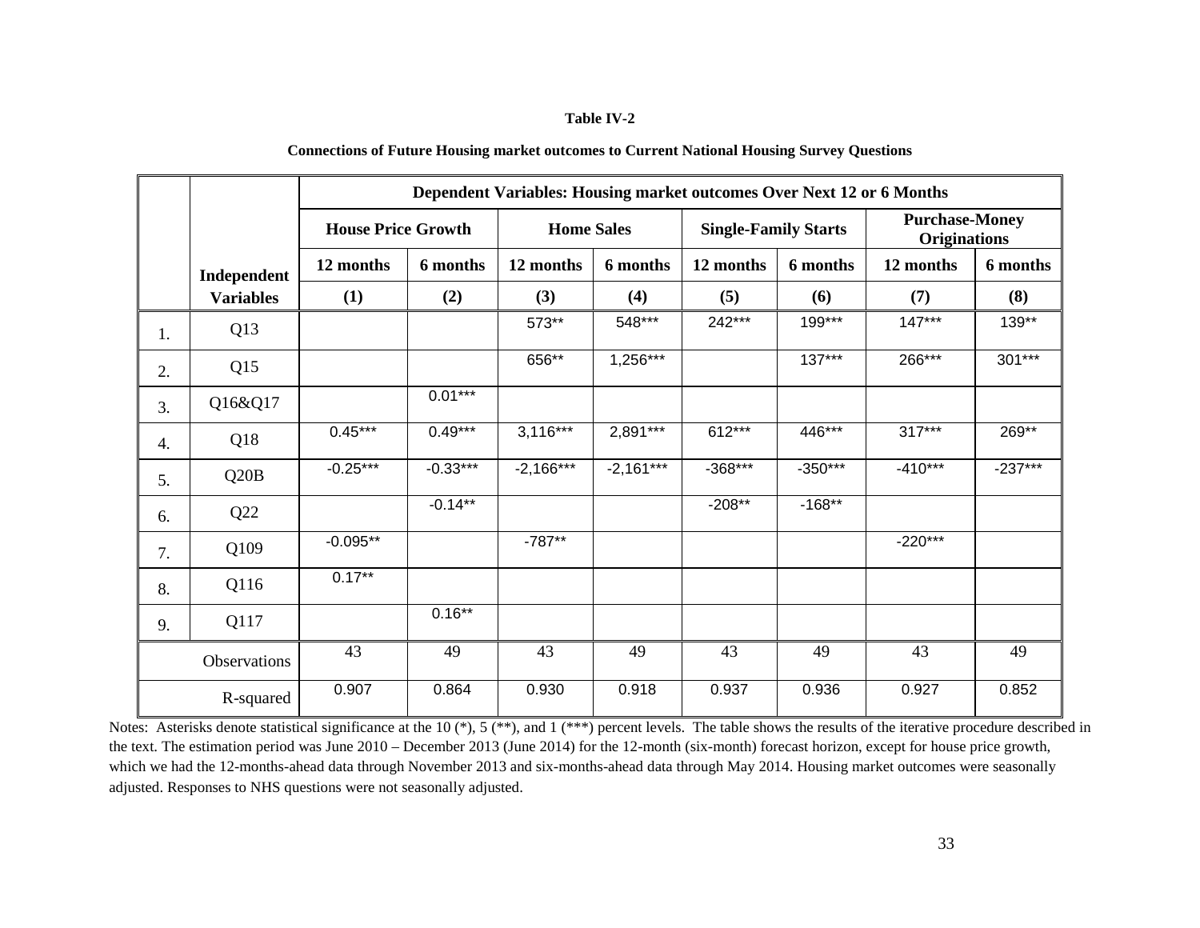**Table IV-2**

**Connections of Future Housing market outcomes to Current National Housing Survey Questions**

| | | Dependent Variables: Housing market outcomes Over Next 12 or 6 Months | | | | | | | |
|---|---|---|---|---|---|---|---|---|---|
| | | **House Price Growth** | | **Home Sales** | | **Single-Family Starts** | | **Purchase-Money Originations** | |
| | **Independent Variables** | **12 months** | **6 months** | **12 months** | **6 months** | **12 months** | **6 months** | **12 months** | **6 months** |
| | | **(1)** | **(2)** | **(3)** | **(4)** | **(5)** | **(6)** | **(7)** | **(8)** |
| 1. | Q13 | | | 573** | 548*** | 242*** | 199*** | 147*** | 139** |
| 2. | Q15 | | | 656** | 1,256*** | | 137*** | 266*** | 301*** |
| 3. | Q16&Q17 | | 0.01*** | | | | | | |
| 4. | Q18 | 0.45*** | 0.49*** | 3,116*** | 2,891*** | 612*** | 446*** | 317*** | 269** |
| 5. | Q20B | -0.25*** | -0.33*** | -2,166*** | -2,161*** | -368*** | -350*** | -410*** | -237*** |
| 6. | Q22 | | -0.14** | | | -208** | -168** | | |
| 7. | Q109 | -0.095** | | -787** | | | | -220*** | |
| 8. | Q116 | 0.17** | | | | | | | |
| 9. | Q117 | | 0.16** | | | | | | |
| | Observations | 43 | 49 | 43 | 49 | 43 | 49 | 43 | 49 |
| | R-squared | 0.907 | 0.864 | 0.930 | 0.918 | 0.937 | 0.936 | 0.927 | 0.852 |

Notes: Asterisks denote statistical significance at the 10 (*), 5 (**), and 1 (***) percent levels. The table shows the results of the iterative procedure described in the text. The estimation period was June 2010 – December 2013 (June 2014) for the 12-month (six-month) forecast horizon, except for house price growth, which we had the 12-months-ahead data through November 2013 and six-months-ahead data through May 2014. Housing market outcomes were seasonally adjusted. Responses to NHS questions were not seasonally adjusted.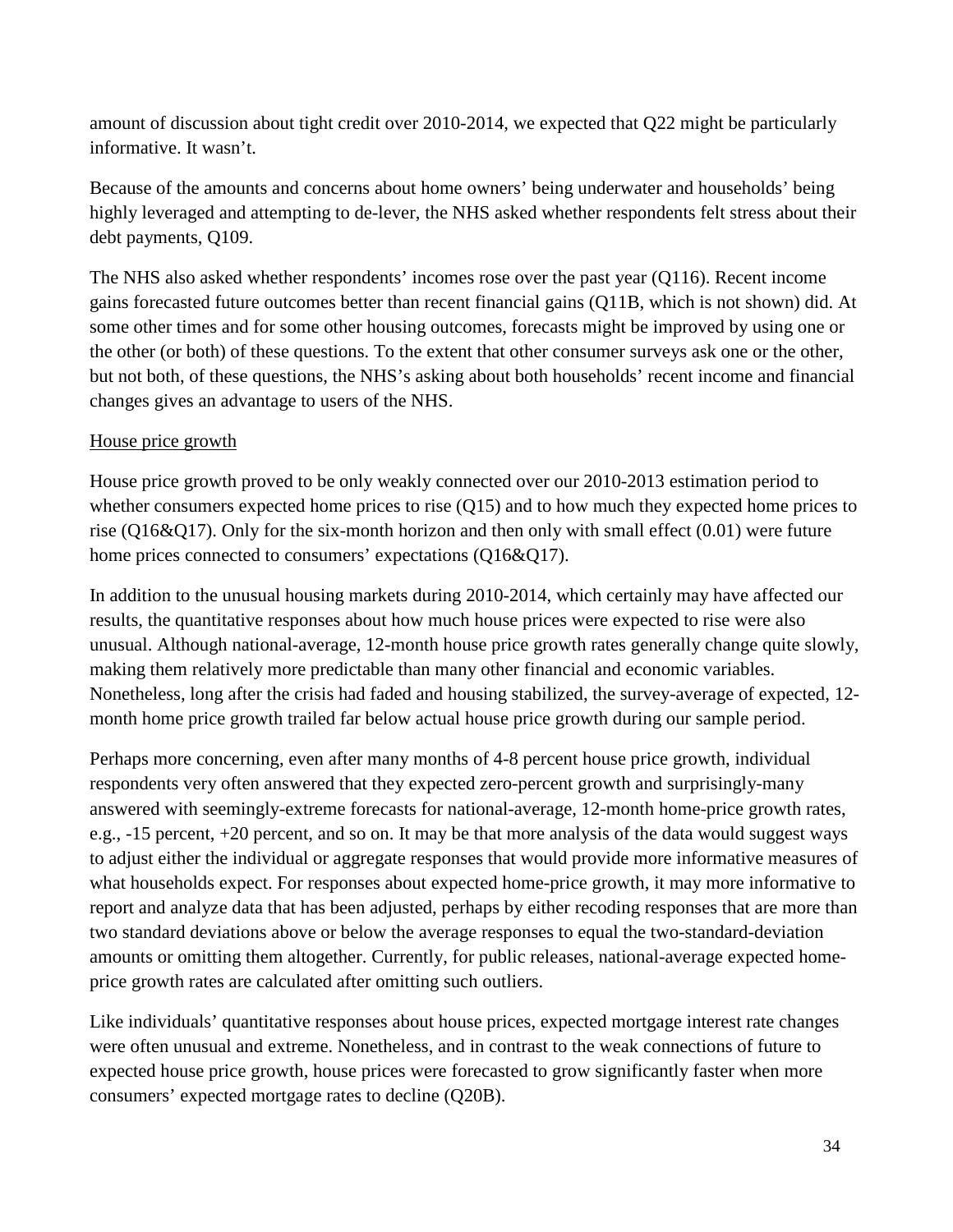amount of discussion about tight credit over 2010-2014, we expected that Q22 might be particularly informative. It wasn't.

Because of the amounts and concerns about home owners' being underwater and households' being highly leveraged and attempting to de-lever, the NHS asked whether respondents felt stress about their debt payments, Q109.

The NHS also asked whether respondents' incomes rose over the past year (Q116). Recent income gains forecasted future outcomes better than recent financial gains (Q11B, which is not shown) did. At some other times and for some other housing outcomes, forecasts might be improved by using one or the other (or both) of these questions. To the extent that other consumer surveys ask one or the other, but not both, of these questions, the NHS's asking about both households' recent income and financial changes gives an advantage to users of the NHS.

<u>House price growth</u>

House price growth proved to be only weakly connected over our 2010-2013 estimation period to whether consumers expected home prices to rise (Q15) and to how much they expected home prices to rise (Q16&Q17). Only for the six-month horizon and then only with small effect (0.01) were future home prices connected to consumers' expectations (Q16&Q17).

In addition to the unusual housing markets during 2010-2014, which certainly may have affected our results, the quantitative responses about how much house prices were expected to rise were also unusual. Although national-average, 12-month house price growth rates generally change quite slowly, making them relatively more predictable than many other financial and economic variables. Nonetheless, long after the crisis had faded and housing stabilized, the survey-average of expected, 12-month home price growth trailed far below actual house price growth during our sample period.

Perhaps more concerning, even after many months of 4-8 percent house price growth, individual respondents very often answered that they expected zero-percent growth and surprisingly-many answered with seemingly-extreme forecasts for national-average, 12-month home-price growth rates, e.g., -15 percent, +20 percent, and so on. It may be that more analysis of the data would suggest ways to adjust either the individual or aggregate responses that would provide more informative measures of what households expect. For responses about expected home-price growth, it may more informative to report and analyze data that has been adjusted, perhaps by either recoding responses that are more than two standard deviations above or below the average responses to equal the two-standard-deviation amounts or omitting them altogether. Currently, for public releases, national-average expected home-price growth rates are calculated after omitting such outliers.

Like individuals' quantitative responses about house prices, expected mortgage interest rate changes were often unusual and extreme. Nonetheless, and in contrast to the weak connections of future to expected house price growth, house prices were forecasted to grow significantly faster when more consumers' expected mortgage rates to decline (Q20B).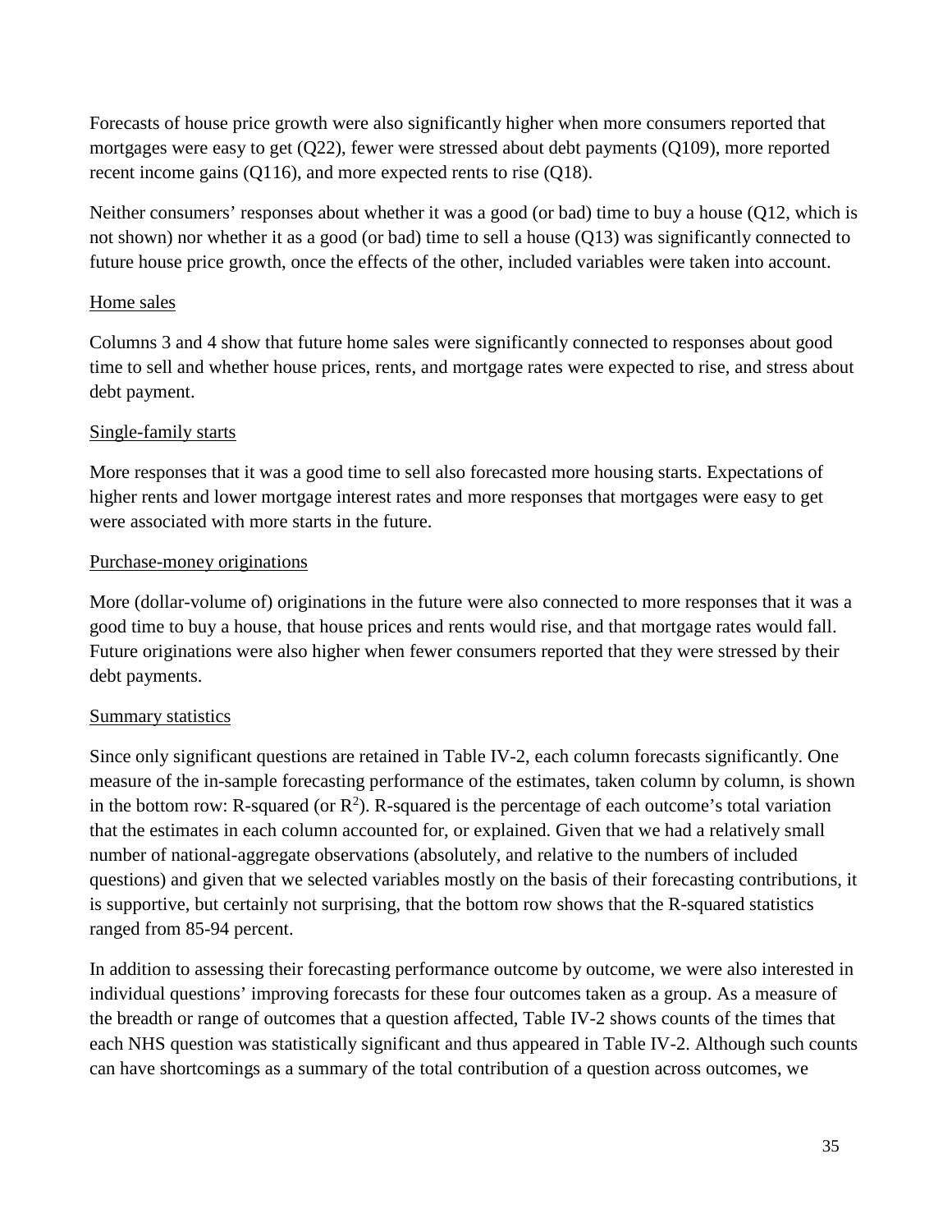Forecasts of house price growth were also significantly higher when more consumers reported that mortgages were easy to get (Q22), fewer were stressed about debt payments (Q109), more reported recent income gains (Q116), and more expected rents to rise (Q18).

Neither consumers' responses about whether it was a good (or bad) time to buy a house (Q12, which is not shown) nor whether it as a good (or bad) time to sell a house (Q13) was significantly connected to future house price growth, once the effects of the other, included variables were taken into account.

<u>Home sales</u>

Columns 3 and 4 show that future home sales were significantly connected to responses about good time to sell and whether house prices, rents, and mortgage rates were expected to rise, and stress about debt payment.

<u>Single-family starts</u>

More responses that it was a good time to sell also forecasted more housing starts. Expectations of higher rents and lower mortgage interest rates and more responses that mortgages were easy to get were associated with more starts in the future.

<u>Purchase-money originations</u>

More (dollar-volume of) originations in the future were also connected to more responses that it was a good time to buy a house, that house prices and rents would rise, and that mortgage rates would fall. Future originations were also higher when fewer consumers reported that they were stressed by their debt payments.

<u>Summary statistics</u>

Since only significant questions are retained in Table IV-2, each column forecasts significantly. One measure of the in-sample forecasting performance of the estimates, taken column by column, is shown in the bottom row: R-squared (or $R^2$). R-squared is the percentage of each outcome's total variation that the estimates in each column accounted for, or explained. Given that we had a relatively small number of national-aggregate observations (absolutely, and relative to the numbers of included questions) and given that we selected variables mostly on the basis of their forecasting contributions, it is supportive, but certainly not surprising, that the bottom row shows that the R-squared statistics ranged from 85-94 percent.

In addition to assessing their forecasting performance outcome by outcome, we were also interested in individual questions' improving forecasts for these four outcomes taken as a group. As a measure of the breadth or range of outcomes that a question affected, Table IV-2 shows counts of the times that each NHS question was statistically significant and thus appeared in Table IV-2. Although such counts can have shortcomings as a summary of the total contribution of a question across outcomes, we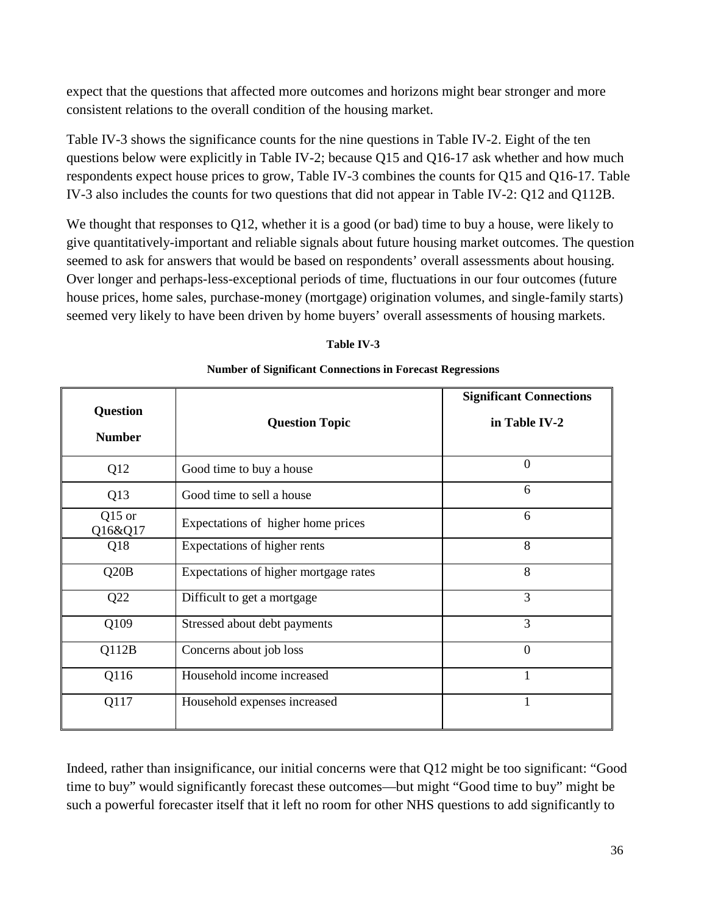expect that the questions that affected more outcomes and horizons might bear stronger and more consistent relations to the overall condition of the housing market.

Table IV-3 shows the significance counts for the nine questions in Table IV-2. Eight of the ten questions below were explicitly in Table IV-2; because Q15 and Q16-17 ask whether and how much respondents expect house prices to grow, Table IV-3 combines the counts for Q15 and Q16-17. Table IV-3 also includes the counts for two questions that did not appear in Table IV-2: Q12 and Q112B.

We thought that responses to Q12, whether it is a good (or bad) time to buy a house, were likely to give quantitatively-important and reliable signals about future housing market outcomes. The question seemed to ask for answers that would be based on respondents' overall assessments about housing. Over longer and perhaps-less-exceptional periods of time, fluctuations in our four outcomes (future house prices, home sales, purchase-money (mortgage) origination volumes, and single-family starts) seemed very likely to have been driven by home buyers' overall assessments of housing markets.

**Table IV-3**

**Number of Significant Connections in Forecast Regressions**

| Question Number | Question Topic | Significant Connections in Table IV-2 |
|---|---|---|
| Q12 | Good time to buy a house | 0 |
| Q13 | Good time to sell a house | 6 |
| Q15 or Q16&Q17 | Expectations of higher home prices | 6 |
| Q18 | Expectations of higher rents | 8 |
| Q20B | Expectations of higher mortgage rates | 8 |
| Q22 | Difficult to get a mortgage | 3 |
| Q109 | Stressed about debt payments | 3 |
| Q112B | Concerns about job loss | 0 |
| Q116 | Household income increased | 1 |
| Q117 | Household expenses increased | 1 |

Indeed, rather than insignificance, our initial concerns were that Q12 might be too significant: "Good time to buy" would significantly forecast these outcomes—but might "Good time to buy" might be such a powerful forecaster itself that it left no room for other NHS questions to add significantly to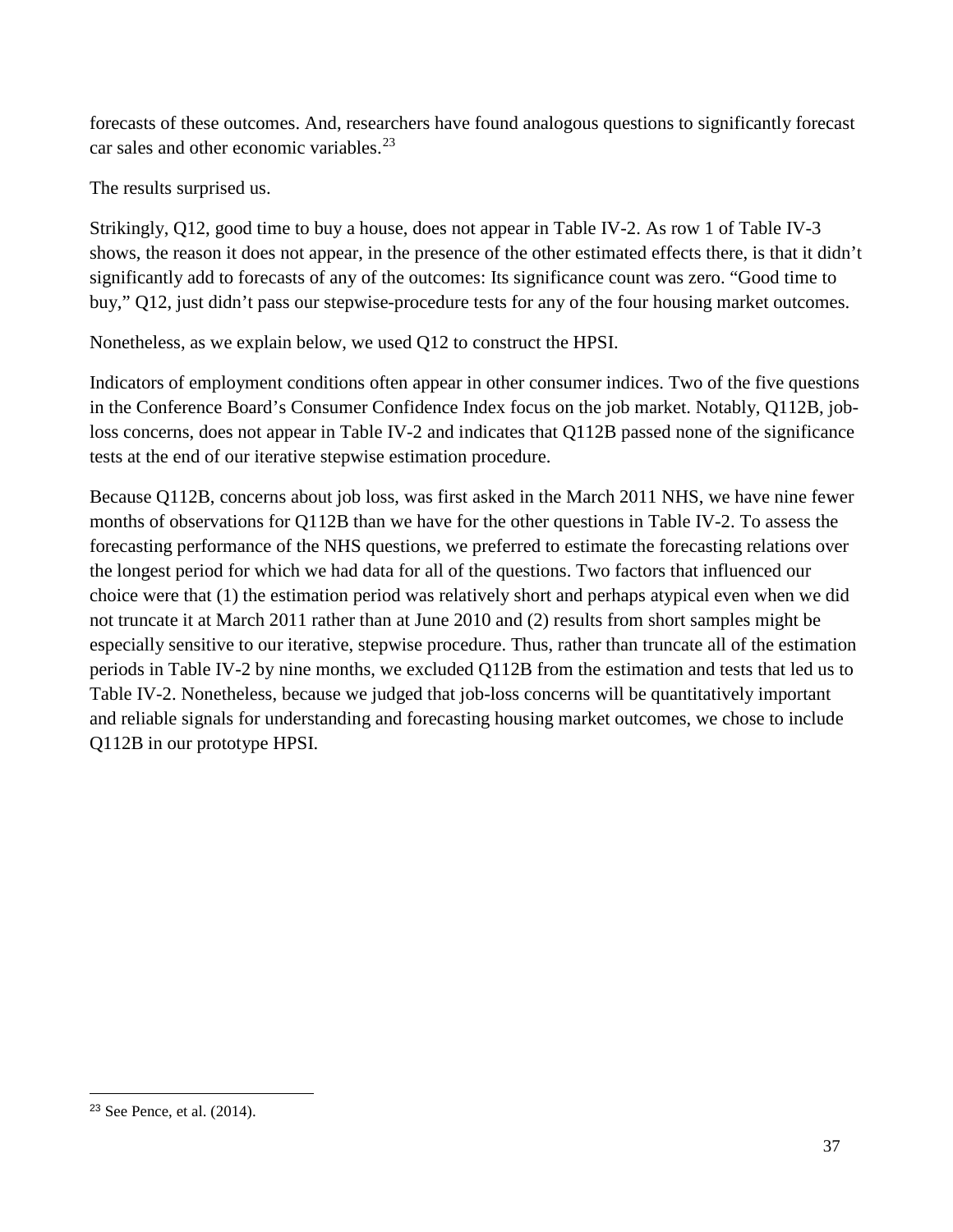forecasts of these outcomes. And, researchers have found analogous questions to significantly forecast car sales and other economic variables.[23]

The results surprised us.

Strikingly, Q12, good time to buy a house, does not appear in Table IV-2. As row 1 of Table IV-3 shows, the reason it does not appear, in the presence of the other estimated effects there, is that it didn't significantly add to forecasts of any of the outcomes: Its significance count was zero. "Good time to buy," Q12, just didn't pass our stepwise-procedure tests for any of the four housing market outcomes.

Nonetheless, as we explain below, we used Q12 to construct the HPSI.

Indicators of employment conditions often appear in other consumer indices. Two of the five questions in the Conference Board's Consumer Confidence Index focus on the job market. Notably, Q112B, job-loss concerns, does not appear in Table IV-2 and indicates that Q112B passed none of the significance tests at the end of our iterative stepwise estimation procedure.

Because Q112B, concerns about job loss, was first asked in the March 2011 NHS, we have nine fewer months of observations for Q112B than we have for the other questions in Table IV-2. To assess the forecasting performance of the NHS questions, we preferred to estimate the forecasting relations over the longest period for which we had data for all of the questions. Two factors that influenced our choice were that (1) the estimation period was relatively short and perhaps atypical even when we did not truncate it at March 2011 rather than at June 2010 and (2) results from short samples might be especially sensitive to our iterative, stepwise procedure. Thus, rather than truncate all of the estimation periods in Table IV-2 by nine months, we excluded Q112B from the estimation and tests that led us to Table IV-2. Nonetheless, because we judged that job-loss concerns will be quantitatively important and reliable signals for understanding and forecasting housing market outcomes, we chose to include Q112B in our prototype HPSI.

---

[23] See Pence, et al. (2014).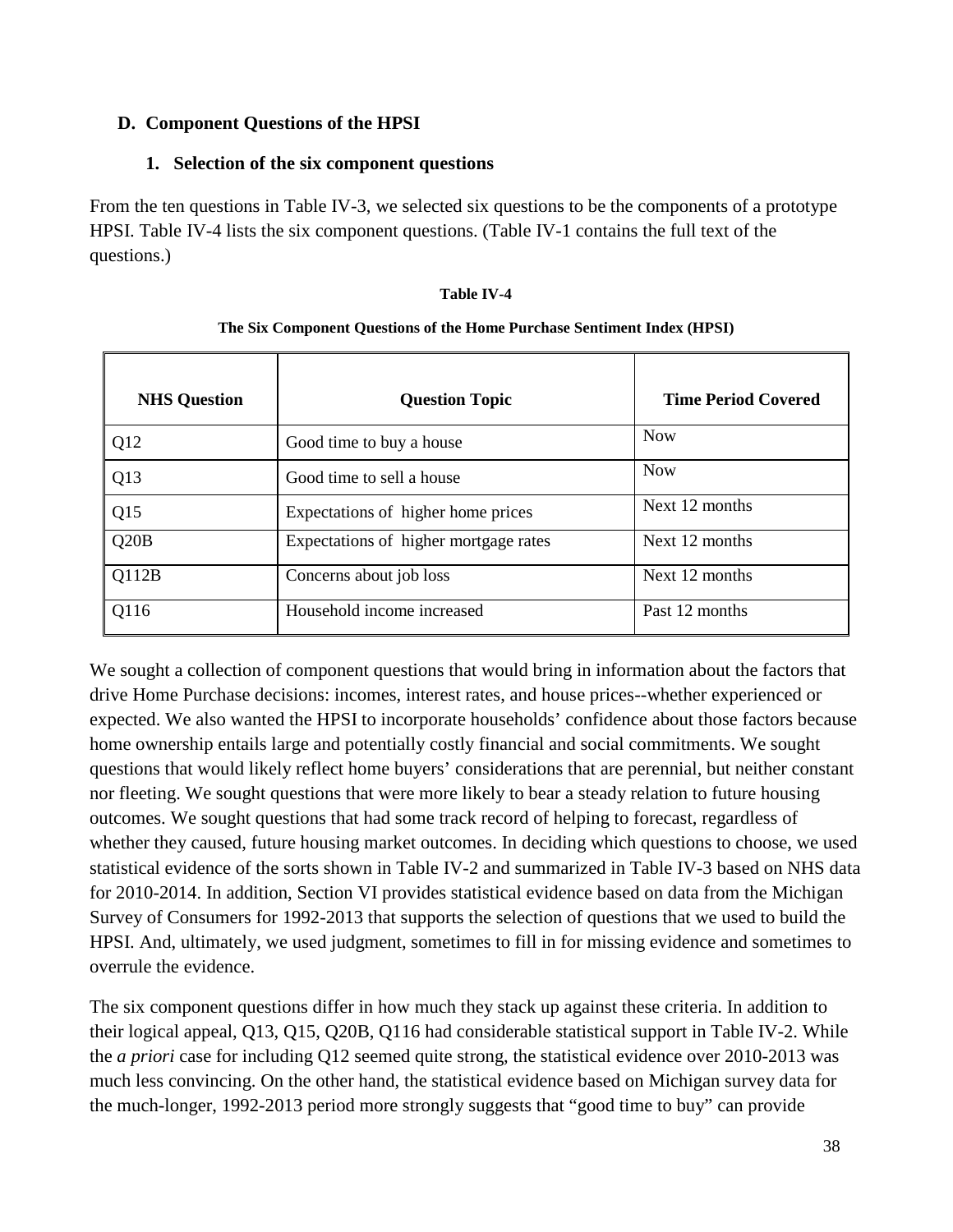## D. Component Questions of the HPSI

### 1. Selection of the six component questions

From the ten questions in Table IV-3, we selected six questions to be the components of a prototype HPSI. Table IV-4 lists the six component questions. (Table IV-1 contains the full text of the questions.)

**Table IV-4**

**The Six Component Questions of the Home Purchase Sentiment Index (HPSI)**

| NHS Question | Question Topic | Time Period Covered |
|---|---|---|
| Q12 | Good time to buy a house | Now |
| Q13 | Good time to sell a house | Now |
| Q15 | Expectations of higher home prices | Next 12 months |
| Q20B | Expectations of higher mortgage rates | Next 12 months |
| Q112B | Concerns about job loss | Next 12 months |
| Q116 | Household income increased | Past 12 months |

We sought a collection of component questions that would bring in information about the factors that drive Home Purchase decisions: incomes, interest rates, and house prices--whether experienced or expected. We also wanted the HPSI to incorporate households' confidence about those factors because home ownership entails large and potentially costly financial and social commitments. We sought questions that would likely reflect home buyers' considerations that are perennial, but neither constant nor fleeting. We sought questions that were more likely to bear a steady relation to future housing outcomes. We sought questions that had some track record of helping to forecast, regardless of whether they caused, future housing market outcomes. In deciding which questions to choose, we used statistical evidence of the sorts shown in Table IV-2 and summarized in Table IV-3 based on NHS data for 2010-2014. In addition, Section VI provides statistical evidence based on data from the Michigan Survey of Consumers for 1992-2013 that supports the selection of questions that we used to build the HPSI. And, ultimately, we used judgment, sometimes to fill in for missing evidence and sometimes to overrule the evidence.

The six component questions differ in how much they stack up against these criteria. In addition to their logical appeal, Q13, Q15, Q20B, Q116 had considerable statistical support in Table IV-2. While the *a priori* case for including Q12 seemed quite strong, the statistical evidence over 2010-2013 was much less convincing. On the other hand, the statistical evidence based on Michigan survey data for the much-longer, 1992-2013 period more strongly suggests that "good time to buy" can provide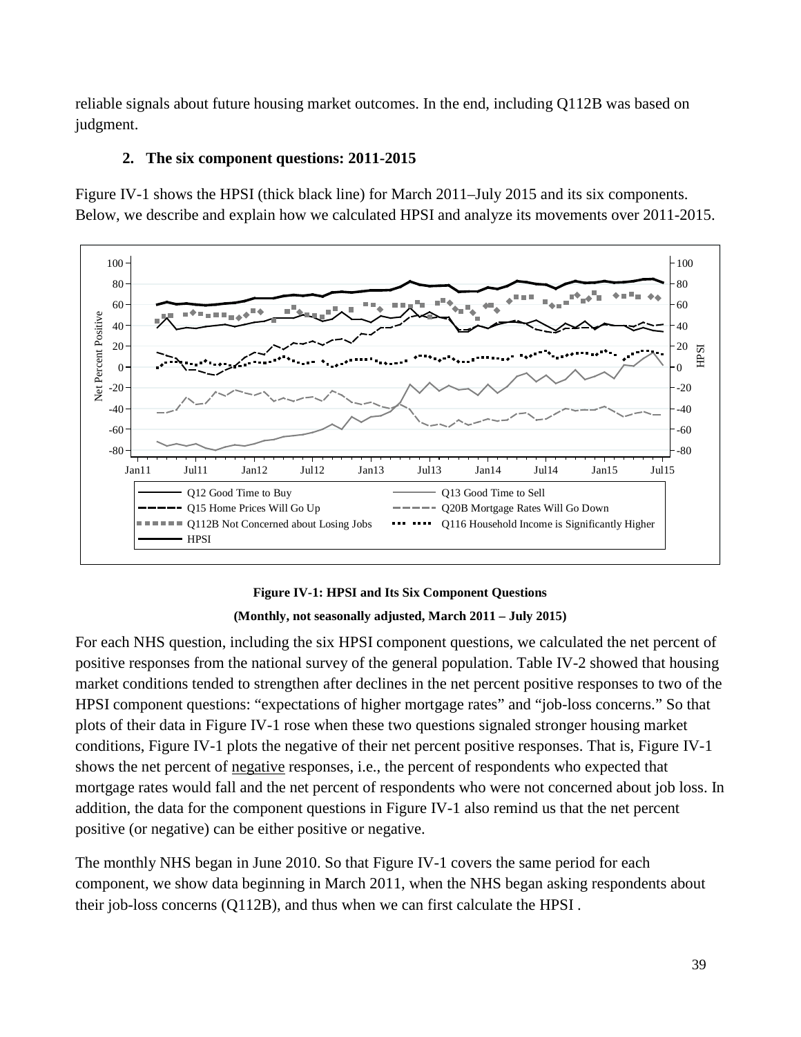reliable signals about future housing market outcomes. In the end, including Q112B was based on judgment.

### 2. The six component questions: 2011-2015

Figure IV-1 shows the HPSI (thick black line) for March 2011–July 2015 and its six components. Below, we describe and explain how we calculated HPSI and analyze its movements over 2011-2015.

**Figure IV-1: HPSI and Its Six Component Questions**

**(Monthly, not seasonally adjusted, March 2011 – July 2015)**

For each NHS question, including the six HPSI component questions, we calculated the net percent of positive responses from the national survey of the general population. Table IV-2 showed that housing market conditions tended to strengthen after declines in the net percent positive responses to two of the HPSI component questions: "expectations of higher mortgage rates" and "job-loss concerns." So that plots of their data in Figure IV-1 rose when these two questions signaled stronger housing market conditions, Figure IV-1 plots the negative of their net percent positive responses. That is, Figure IV-1 shows the net percent of negative responses, i.e., the percent of respondents who expected that mortgage rates would fall and the net percent of respondents who were not concerned about job loss. In addition, the data for the component questions in Figure IV-1 also remind us that the net percent positive (or negative) can be either positive or negative.

The monthly NHS began in June 2010. So that Figure IV-1 covers the same period for each component, we show data beginning in March 2011, when the NHS began asking respondents about their job-loss concerns (Q112B), and thus when we can first calculate the HPSI .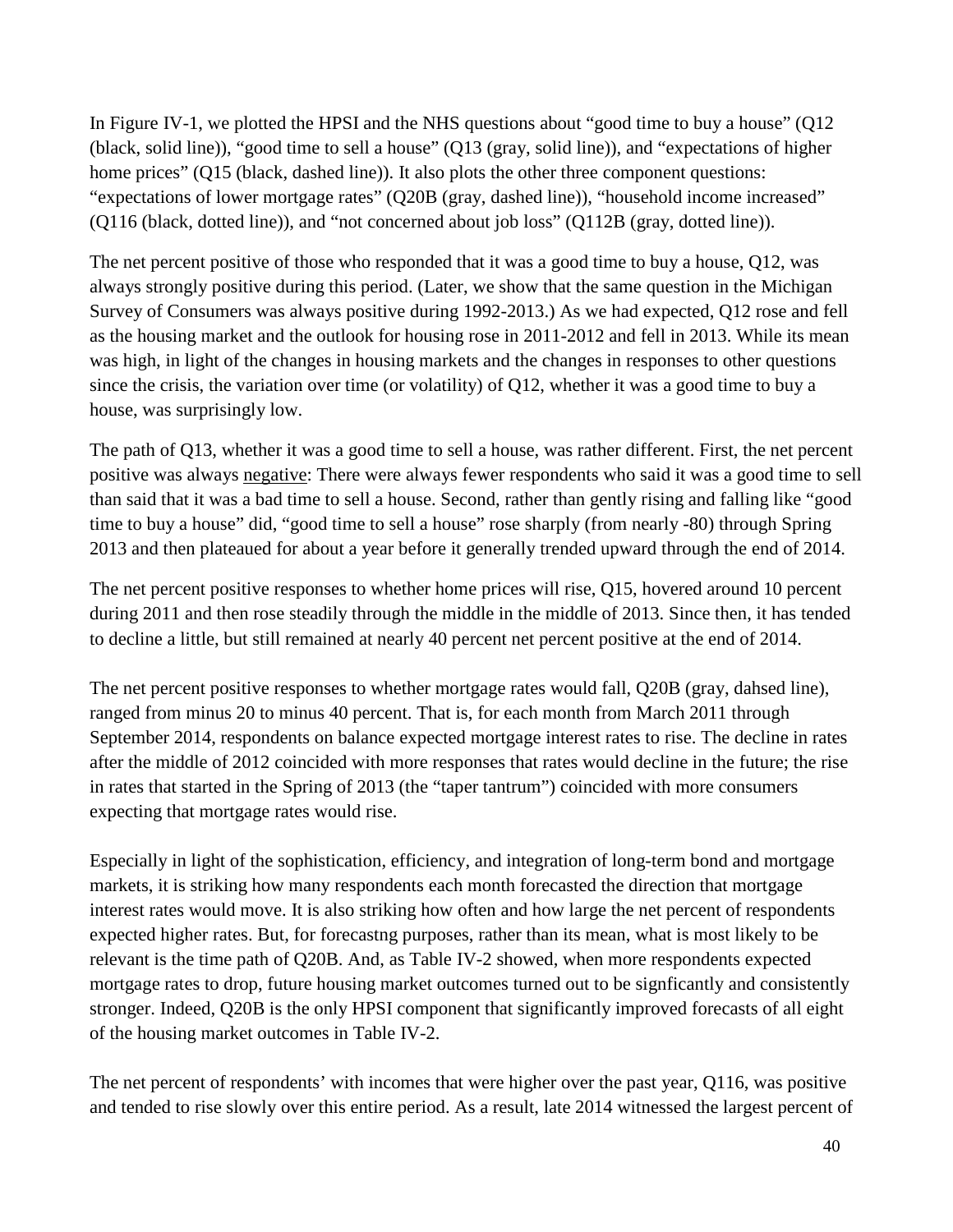In Figure IV-1, we plotted the HPSI and the NHS questions about "good time to buy a house" (Q12 (black, solid line)), "good time to sell a house" (Q13 (gray, solid line)), and "expectations of higher home prices" (Q15 (black, dashed line)). It also plots the other three component questions: "expectations of lower mortgage rates" (Q20B (gray, dashed line)), "household income increased" (Q116 (black, dotted line)), and "not concerned about job loss" (Q112B (gray, dotted line)).

The net percent positive of those who responded that it was a good time to buy a house, Q12, was always strongly positive during this period. (Later, we show that the same question in the Michigan Survey of Consumers was always positive during 1992-2013.) As we had expected, Q12 rose and fell as the housing market and the outlook for housing rose in 2011-2012 and fell in 2013. While its mean was high, in light of the changes in housing markets and the changes in responses to other questions since the crisis, the variation over time (or volatility) of Q12, whether it was a good time to buy a house, was surprisingly low.

The path of Q13, whether it was a good time to sell a house, was rather different. First, the net percent positive was always <u>negative</u>: There were always fewer respondents who said it was a good time to sell than said that it was a bad time to sell a house. Second, rather than gently rising and falling like "good time to buy a house" did, "good time to sell a house" rose sharply (from nearly -80) through Spring 2013 and then plateaued for about a year before it generally trended upward through the end of 2014.

The net percent positive responses to whether home prices will rise, Q15, hovered around 10 percent during 2011 and then rose steadily through the middle in the middle of 2013. Since then, it has tended to decline a little, but still remained at nearly 40 percent net percent positive at the end of 2014.

The net percent positive responses to whether mortgage rates would fall, Q20B (gray, dahsed line), ranged from minus 20 to minus 40 percent. That is, for each month from March 2011 through September 2014, respondents on balance expected mortgage interest rates to rise. The decline in rates after the middle of 2012 coincided with more responses that rates would decline in the future; the rise in rates that started in the Spring of 2013 (the "taper tantrum") coincided with more consumers expecting that mortgage rates would rise.

Especially in light of the sophistication, efficiency, and integration of long-term bond and mortgage markets, it is striking how many respondents each month forecasted the direction that mortgage interest rates would move. It is also striking how often and how large the net percent of respondents expected higher rates. But, for forecastng purposes, rather than its mean, what is most likely to be relevant is the time path of Q20B. And, as Table IV-2 showed, when more respondents expected mortgage rates to drop, future housing market outcomes turned out to be signficantly and consistently stronger. Indeed, Q20B is the only HPSI component that significantly improved forecasts of all eight of the housing market outcomes in Table IV-2.

The net percent of respondents' with incomes that were higher over the past year, Q116, was positive and tended to rise slowly over this entire period. As a result, late 2014 witnessed the largest percent of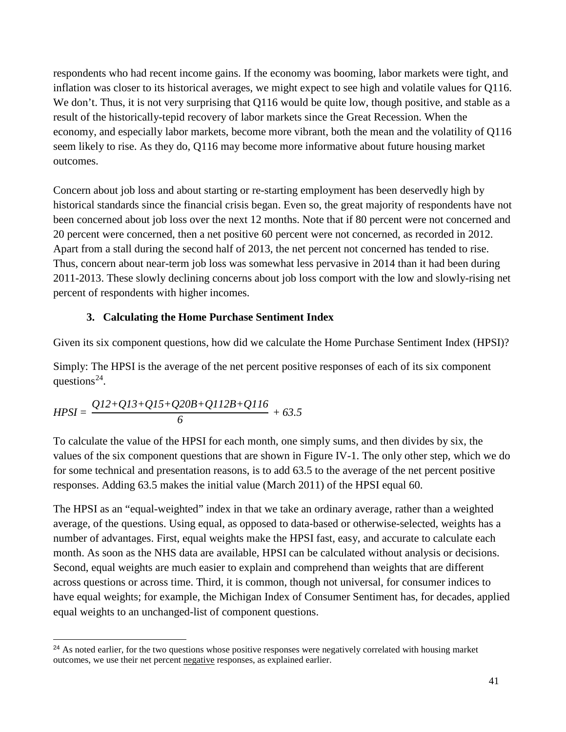respondents who had recent income gains. If the economy was booming, labor markets were tight, and inflation was closer to its historical averages, we might expect to see high and volatile values for Q116. We don't. Thus, it is not very surprising that Q116 would be quite low, though positive, and stable as a result of the historically-tepid recovery of labor markets since the Great Recession. When the economy, and especially labor markets, become more vibrant, both the mean and the volatility of Q116 seem likely to rise. As they do, Q116 may become more informative about future housing market outcomes.

Concern about job loss and about starting or re-starting employment has been deservedly high by historical standards since the financial crisis began. Even so, the great majority of respondents have not been concerned about job loss over the next 12 months. Note that if 80 percent were not concerned and 20 percent were concerned, then a net positive 60 percent were not concerned, as recorded in 2012. Apart from a stall during the second half of 2013, the net percent not concerned has tended to rise. Thus, concern about near-term job loss was somewhat less pervasive in 2014 than it had been during 2011-2013. These slowly declining concerns about job loss comport with the low and slowly-rising net percent of respondents with higher incomes.

### 3. Calculating the Home Purchase Sentiment Index

Given its six component questions, how did we calculate the Home Purchase Sentiment Index (HPSI)?

Simply: The HPSI is the average of the net percent positive responses of each of its six component questions[24].

$$HPSI = \frac{Q12+Q13+Q15+Q20B+Q112B+Q116}{6} + 63.5$$

To calculate the value of the HPSI for each month, one simply sums, and then divides by six, the values of the six component questions that are shown in Figure IV-1. The only other step, which we do for some technical and presentation reasons, is to add 63.5 to the average of the net percent positive responses. Adding 63.5 makes the initial value (March 2011) of the HPSI equal 60.

The HPSI as an "equal-weighted" index in that we take an ordinary average, rather than a weighted average, of the questions. Using equal, as opposed to data-based or otherwise-selected, weights has a number of advantages. First, equal weights make the HPSI fast, easy, and accurate to calculate each month. As soon as the NHS data are available, HPSI can be calculated without analysis or decisions. Second, equal weights are much easier to explain and comprehend than weights that are different across questions or across time. Third, it is common, though not universal, for consumer indices to have equal weights; for example, the Michigan Index of Consumer Sentiment has, for decades, applied equal weights to an unchanged-list of component questions.

[24] As noted earlier, for the two questions whose positive responses were negatively correlated with housing market outcomes, we use their net percent negative responses, as explained earlier.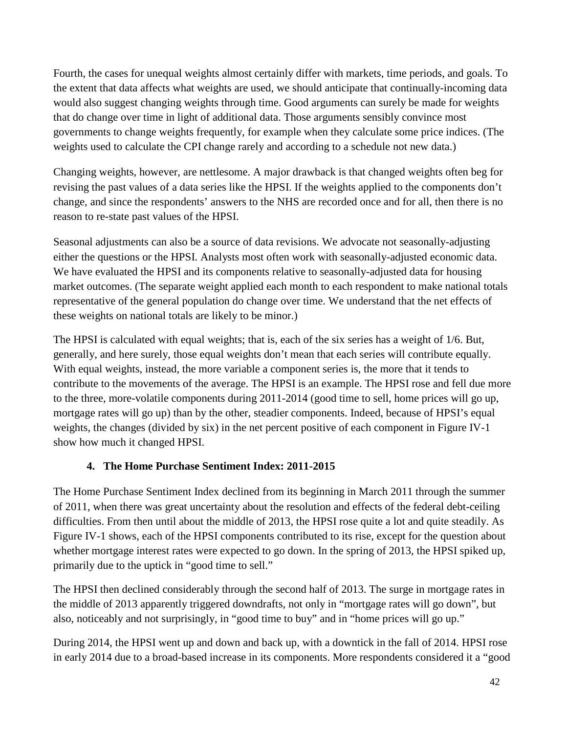Fourth, the cases for unequal weights almost certainly differ with markets, time periods, and goals. To the extent that data affects what weights are used, we should anticipate that continually-incoming data would also suggest changing weights through time. Good arguments can surely be made for weights that do change over time in light of additional data. Those arguments sensibly convince most governments to change weights frequently, for example when they calculate some price indices. (The weights used to calculate the CPI change rarely and according to a schedule not new data.)

Changing weights, however, are nettlesome. A major drawback is that changed weights often beg for revising the past values of a data series like the HPSI. If the weights applied to the components don't change, and since the respondents' answers to the NHS are recorded once and for all, then there is no reason to re-state past values of the HPSI.

Seasonal adjustments can also be a source of data revisions. We advocate not seasonally-adjusting either the questions or the HPSI. Analysts most often work with seasonally-adjusted economic data. We have evaluated the HPSI and its components relative to seasonally-adjusted data for housing market outcomes. (The separate weight applied each month to each respondent to make national totals representative of the general population do change over time. We understand that the net effects of these weights on national totals are likely to be minor.)

The HPSI is calculated with equal weights; that is, each of the six series has a weight of 1/6. But, generally, and here surely, those equal weights don't mean that each series will contribute equally. With equal weights, instead, the more variable a component series is, the more that it tends to contribute to the movements of the average. The HPSI is an example. The HPSI rose and fell due more to the three, more-volatile components during 2011-2014 (good time to sell, home prices will go up, mortgage rates will go up) than by the other, steadier components. Indeed, because of HPSI's equal weights, the changes (divided by six) in the net percent positive of each component in Figure IV-1 show how much it changed HPSI.

### 4. The Home Purchase Sentiment Index: 2011-2015

The Home Purchase Sentiment Index declined from its beginning in March 2011 through the summer of 2011, when there was great uncertainty about the resolution and effects of the federal debt-ceiling difficulties. From then until about the middle of 2013, the HPSI rose quite a lot and quite steadily. As Figure IV-1 shows, each of the HPSI components contributed to its rise, except for the question about whether mortgage interest rates were expected to go down. In the spring of 2013, the HPSI spiked up, primarily due to the uptick in "good time to sell."

The HPSI then declined considerably through the second half of 2013. The surge in mortgage rates in the middle of 2013 apparently triggered downdrafts, not only in "mortgage rates will go down", but also, noticeably and not surprisingly, in "good time to buy" and in "home prices will go up."

During 2014, the HPSI went up and down and back up, with a downtick in the fall of 2014. HPSI rose in early 2014 due to a broad-based increase in its components. More respondents considered it a "good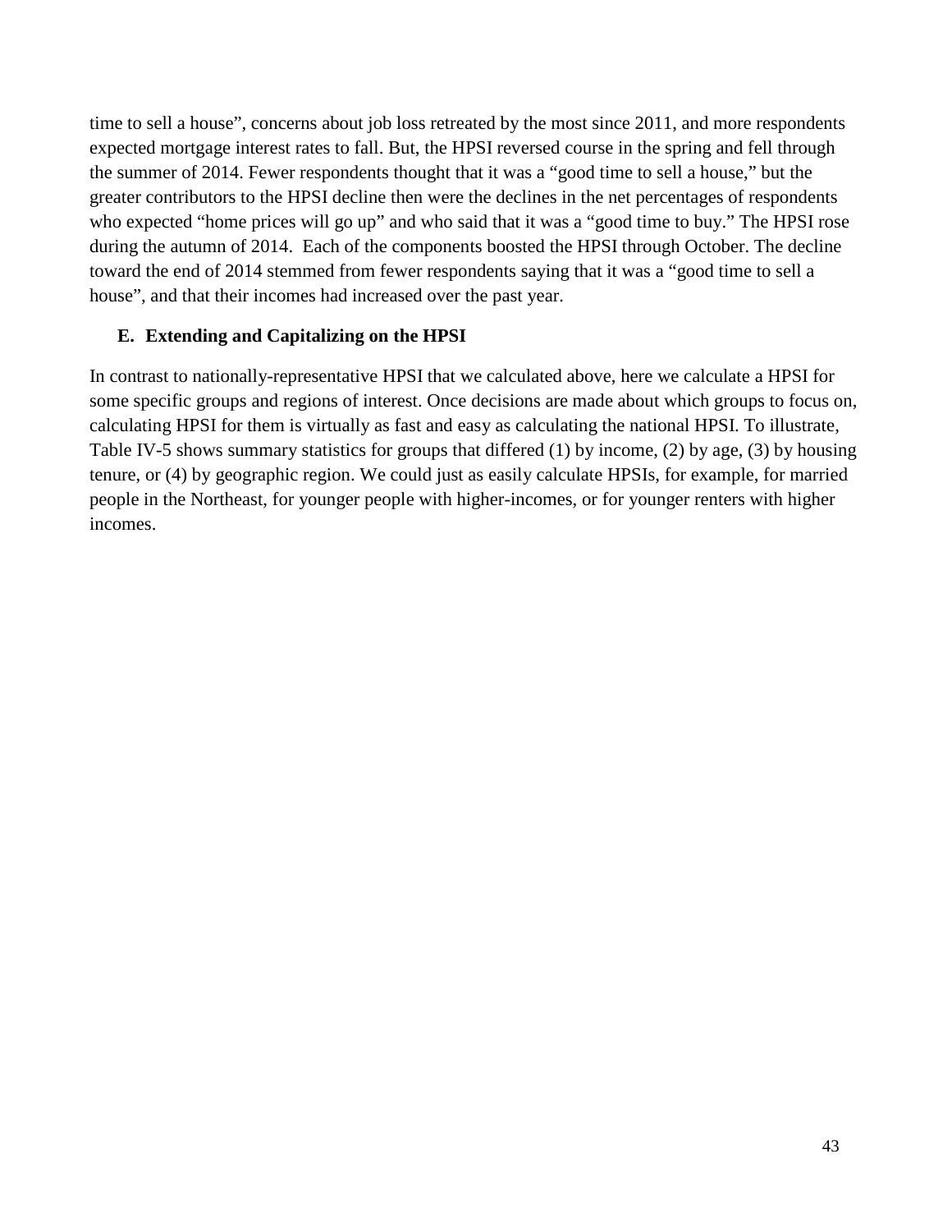time to sell a house", concerns about job loss retreated by the most since 2011, and more respondents expected mortgage interest rates to fall. But, the HPSI reversed course in the spring and fell through the summer of 2014. Fewer respondents thought that it was a "good time to sell a house," but the greater contributors to the HPSI decline then were the declines in the net percentages of respondents who expected "home prices will go up" and who said that it was a "good time to buy." The HPSI rose during the autumn of 2014. Each of the components boosted the HPSI through October. The decline toward the end of 2014 stemmed from fewer respondents saying that it was a "good time to sell a house", and that their incomes had increased over the past year.

### E. Extending and Capitalizing on the HPSI

In contrast to nationally-representative HPSI that we calculated above, here we calculate a HPSI for some specific groups and regions of interest. Once decisions are made about which groups to focus on, calculating HPSI for them is virtually as fast and easy as calculating the national HPSI. To illustrate, Table IV-5 shows summary statistics for groups that differed (1) by income, (2) by age, (3) by housing tenure, or (4) by geographic region. We could just as easily calculate HPSIs, for example, for married people in the Northeast, for younger people with higher-incomes, or for younger renters with higher incomes.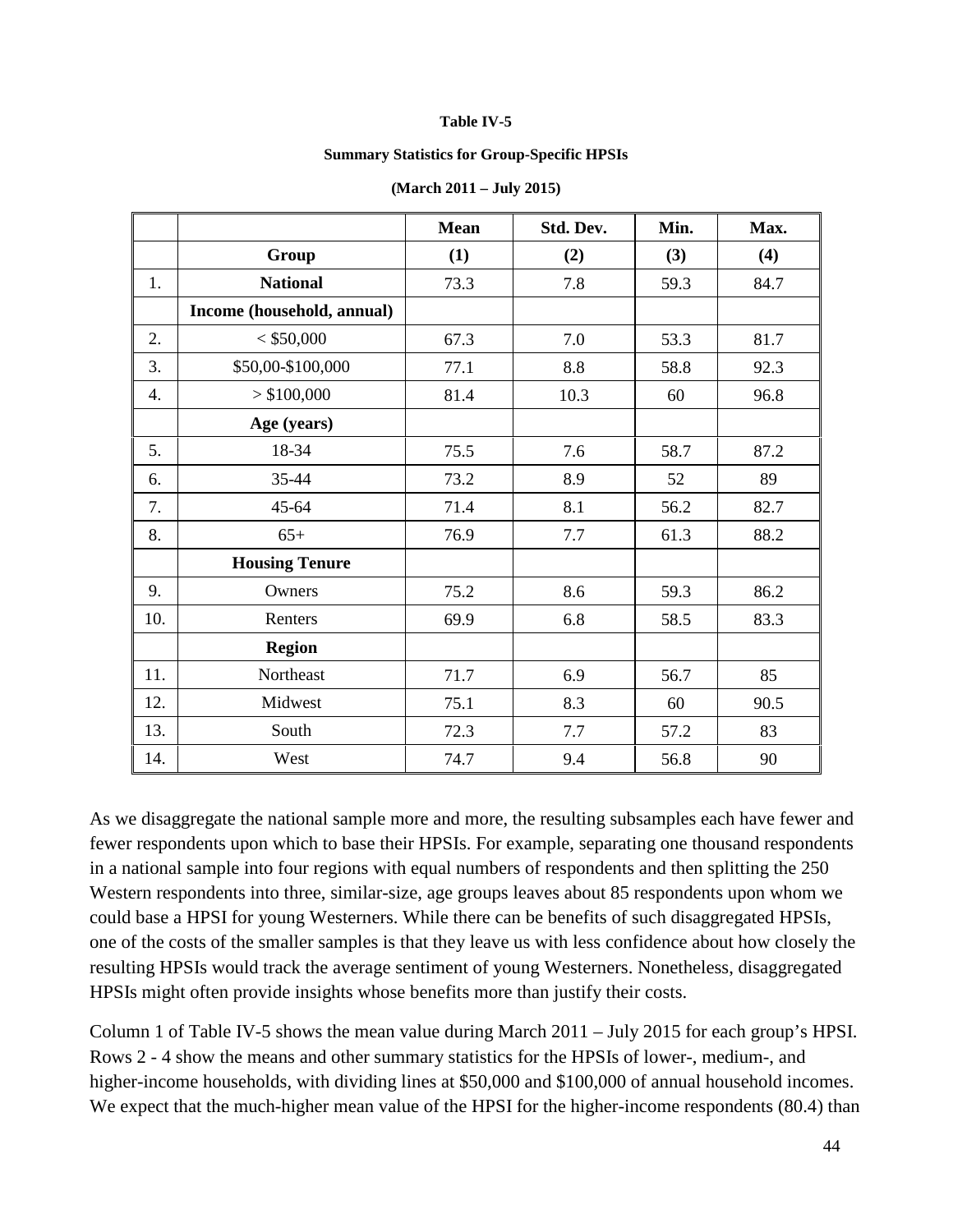**Table IV-5**

**Summary Statistics for Group-Specific HPSIs**

**(March 2011 – July 2015)**

| | | **Mean** | **Std. Dev.** | **Min.** | **Max.** |
|---|---|---|---|---|---|
| | **Group** | **(1)** | **(2)** | **(3)** | **(4)** |
| 1. | **National** | 73.3 | 7.8 | 59.3 | 84.7 |
| | **Income (household, annual)** | | | | |
| 2. | < $50,000 | 67.3 | 7.0 | 53.3 | 81.7 |
| 3. | $50,00-$100,000 | 77.1 | 8.8 | 58.8 | 92.3 |
| 4. | > $100,000 | 81.4 | 10.3 | 60 | 96.8 |
| | **Age (years)** | | | | |
| 5. | 18-34 | 75.5 | 7.6 | 58.7 | 87.2 |
| 6. | 35-44 | 73.2 | 8.9 | 52 | 89 |
| 7. | 45-64 | 71.4 | 8.1 | 56.2 | 82.7 |
| 8. | 65+ | 76.9 | 7.7 | 61.3 | 88.2 |
| | **Housing Tenure** | | | | |
| 9. | Owners | 75.2 | 8.6 | 59.3 | 86.2 |
| 10. | Renters | 69.9 | 6.8 | 58.5 | 83.3 |
| | **Region** | | | | |
| 11. | Northeast | 71.7 | 6.9 | 56.7 | 85 |
| 12. | Midwest | 75.1 | 8.3 | 60 | 90.5 |
| 13. | South | 72.3 | 7.7 | 57.2 | 83 |
| 14. | West | 74.7 | 9.4 | 56.8 | 90 |

As we disaggregate the national sample more and more, the resulting subsamples each have fewer and fewer respondents upon which to base their HPSIs. For example, separating one thousand respondents in a national sample into four regions with equal numbers of respondents and then splitting the 250 Western respondents into three, similar-size, age groups leaves about 85 respondents upon whom we could base a HPSI for young Westerners. While there can be benefits of such disaggregated HPSIs, one of the costs of the smaller samples is that they leave us with less confidence about how closely the resulting HPSIs would track the average sentiment of young Westerners. Nonetheless, disaggregated HPSIs might often provide insights whose benefits more than justify their costs.

Column 1 of Table IV-5 shows the mean value during March 2011 – July 2015 for each group's HPSI. Rows 2 - 4 show the means and other summary statistics for the HPSIs of lower-, medium-, and higher-income households, with dividing lines at $50,000 and $100,000 of annual household incomes. We expect that the much-higher mean value of the HPSI for the higher-income respondents (80.4) than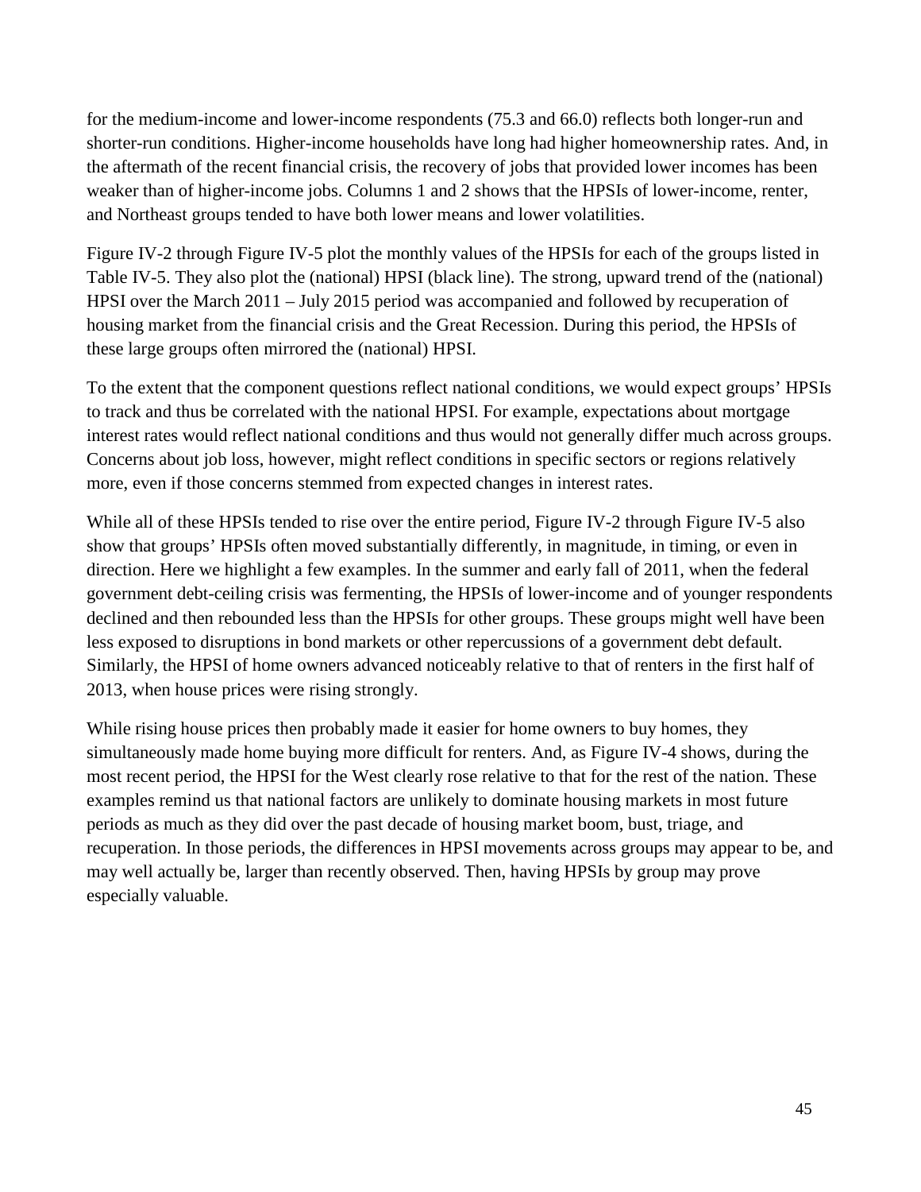for the medium-income and lower-income respondents (75.3 and 66.0) reflects both longer-run and shorter-run conditions. Higher-income households have long had higher homeownership rates. And, in the aftermath of the recent financial crisis, the recovery of jobs that provided lower incomes has been weaker than of higher-income jobs. Columns 1 and 2 shows that the HPSIs of lower-income, renter, and Northeast groups tended to have both lower means and lower volatilities.

Figure IV-2 through Figure IV-5 plot the monthly values of the HPSIs for each of the groups listed in Table IV-5. They also plot the (national) HPSI (black line). The strong, upward trend of the (national) HPSI over the March 2011 – July 2015 period was accompanied and followed by recuperation of housing market from the financial crisis and the Great Recession. During this period, the HPSIs of these large groups often mirrored the (national) HPSI.

To the extent that the component questions reflect national conditions, we would expect groups' HPSIs to track and thus be correlated with the national HPSI. For example, expectations about mortgage interest rates would reflect national conditions and thus would not generally differ much across groups. Concerns about job loss, however, might reflect conditions in specific sectors or regions relatively more, even if those concerns stemmed from expected changes in interest rates.

While all of these HPSIs tended to rise over the entire period, Figure IV-2 through Figure IV-5 also show that groups' HPSIs often moved substantially differently, in magnitude, in timing, or even in direction. Here we highlight a few examples. In the summer and early fall of 2011, when the federal government debt-ceiling crisis was fermenting, the HPSIs of lower-income and of younger respondents declined and then rebounded less than the HPSIs for other groups. These groups might well have been less exposed to disruptions in bond markets or other repercussions of a government debt default. Similarly, the HPSI of home owners advanced noticeably relative to that of renters in the first half of 2013, when house prices were rising strongly.

While rising house prices then probably made it easier for home owners to buy homes, they simultaneously made home buying more difficult for renters. And, as Figure IV-4 shows, during the most recent period, the HPSI for the West clearly rose relative to that for the rest of the nation. These examples remind us that national factors are unlikely to dominate housing markets in most future periods as much as they did over the past decade of housing market boom, bust, triage, and recuperation. In those periods, the differences in HPSI movements across groups may appear to be, and may well actually be, larger than recently observed. Then, having HPSIs by group may prove especially valuable.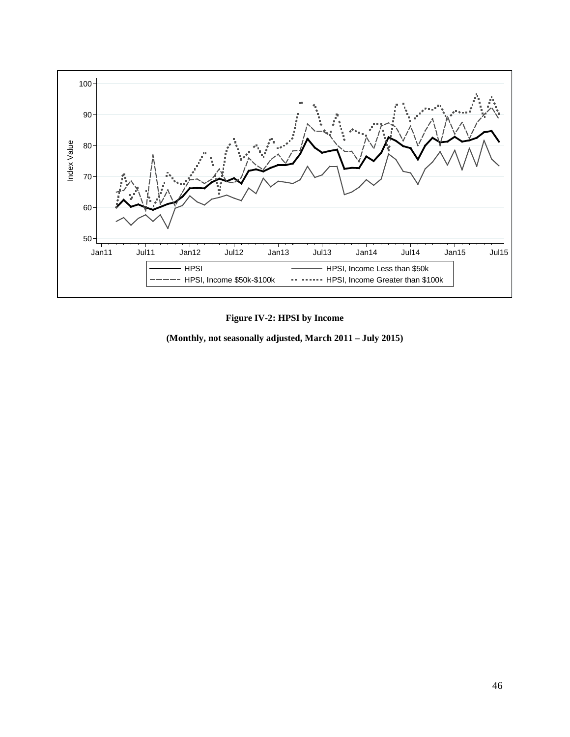**Figure IV-2: HPSI by Income**

**(Monthly, not seasonally adjusted, March 2011 – July 2015)**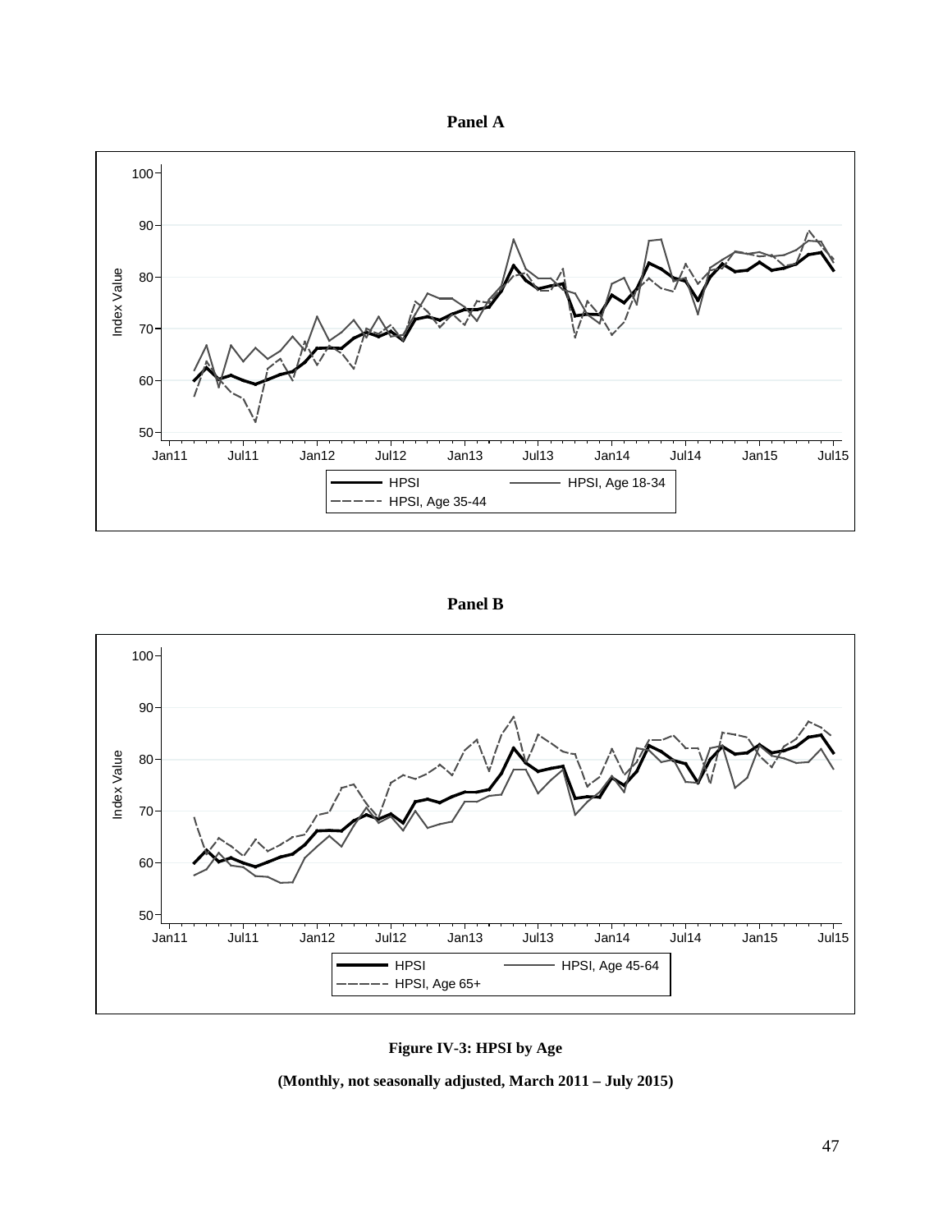**Panel A**

**Panel B**

**Figure IV-3: HPSI by Age**

**(Monthly, not seasonally adjusted, March 2011 – July 2015)**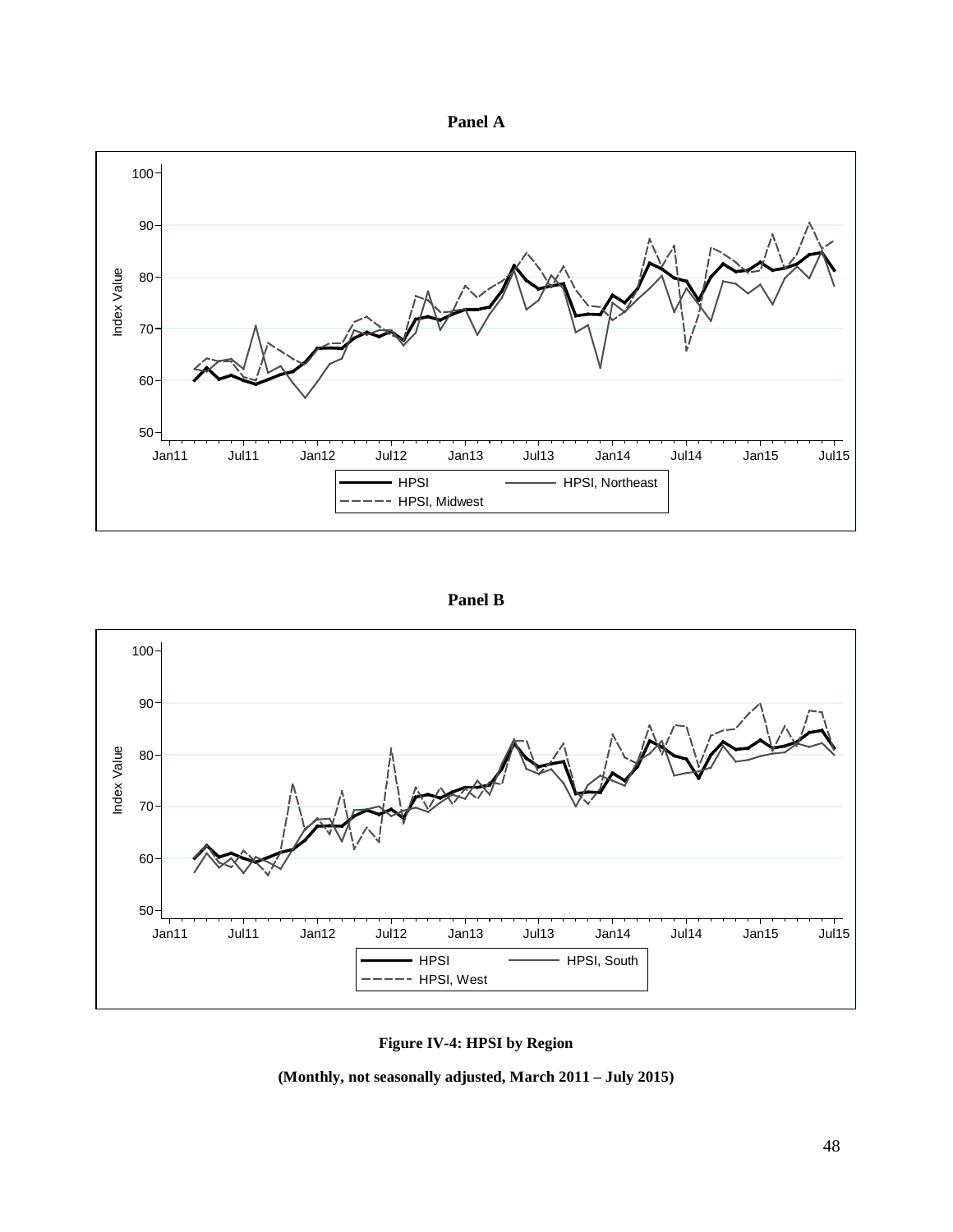**Panel A**

**Panel B**

**Figure IV-4: HPSI by Region**

**(Monthly, not seasonally adjusted, March 2011 – July 2015)**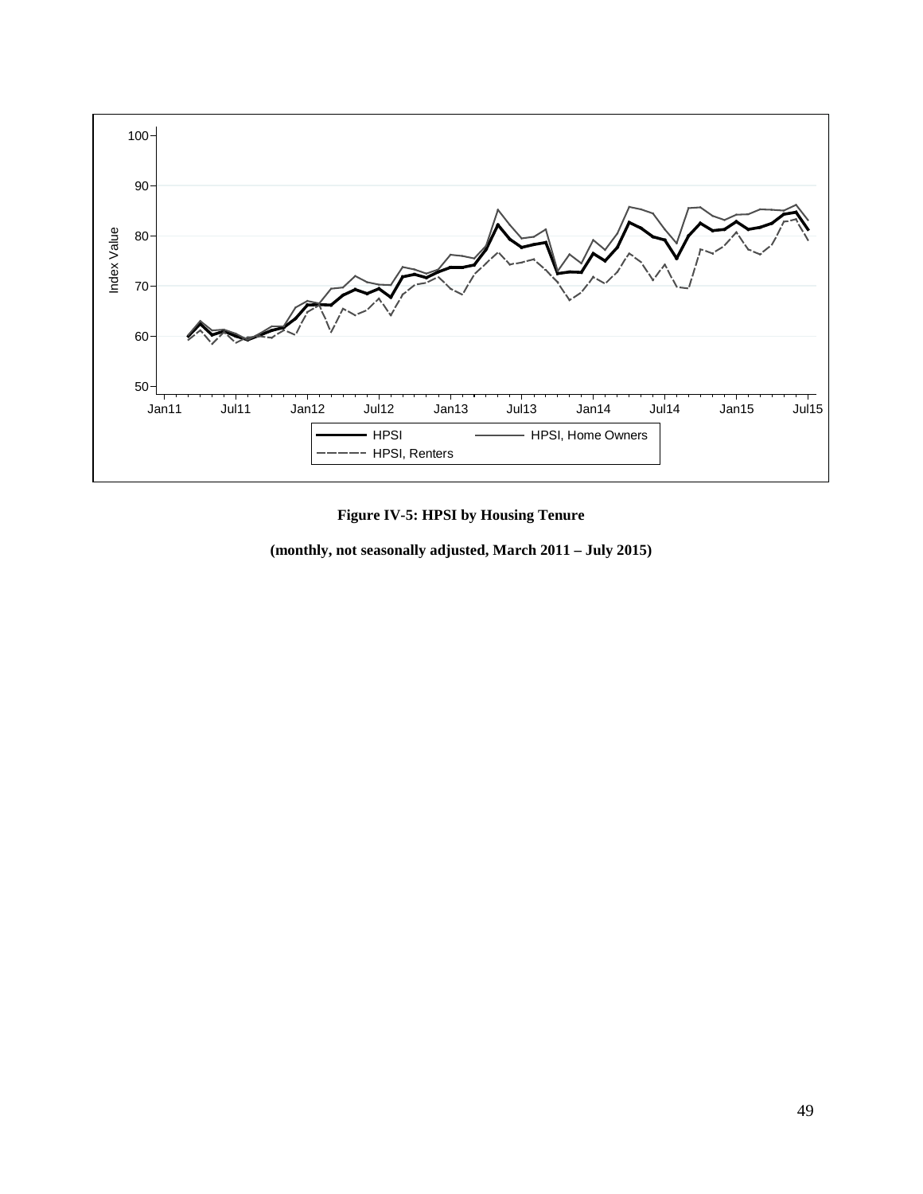**Figure IV-5: HPSI by Housing Tenure**

**(monthly, not seasonally adjusted, March 2011 – July 2015)**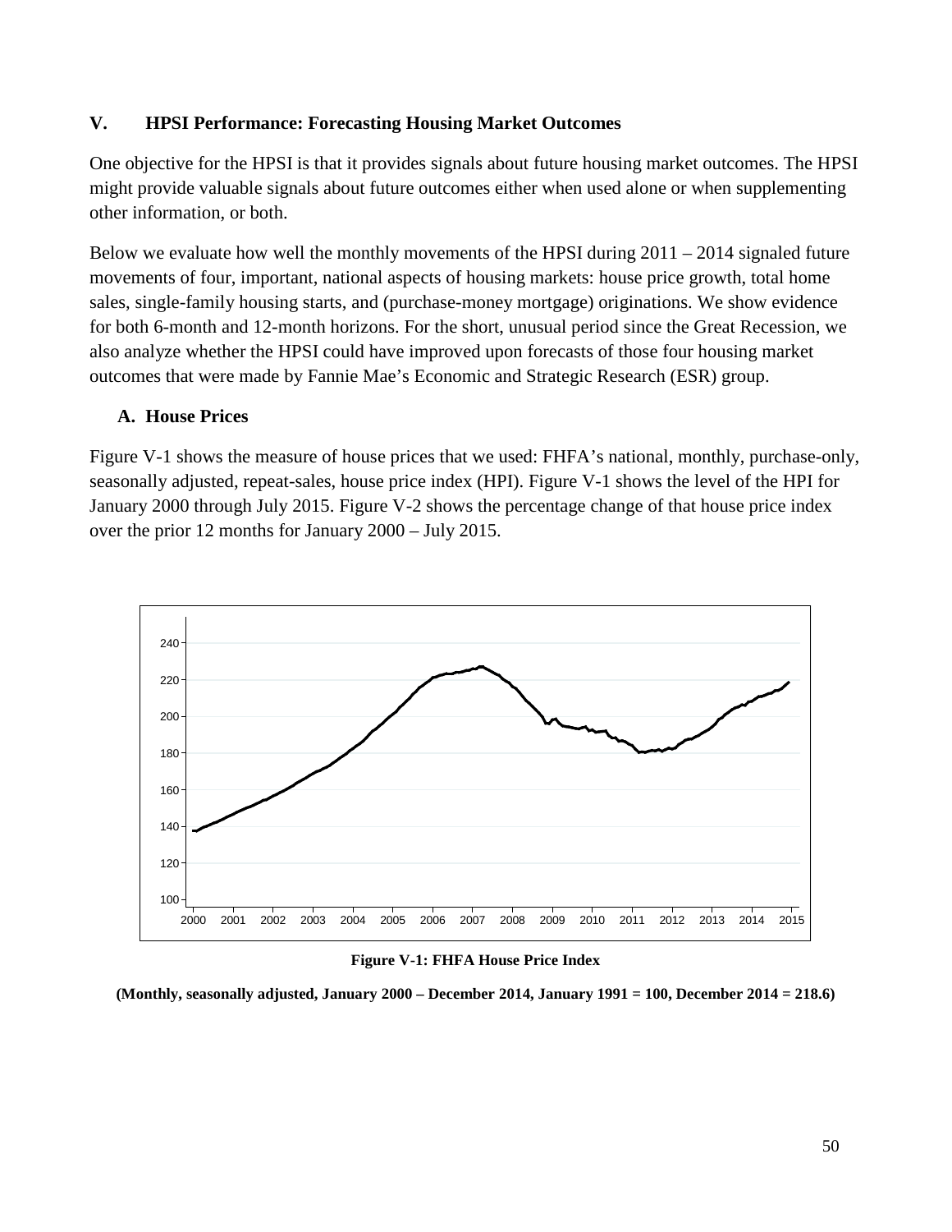## V. HPSI Performance: Forecasting Housing Market Outcomes

One objective for the HPSI is that it provides signals about future housing market outcomes. The HPSI might provide valuable signals about future outcomes either when used alone or when supplementing other information, or both.

Below we evaluate how well the monthly movements of the HPSI during 2011 – 2014 signaled future movements of four, important, national aspects of housing markets: house price growth, total home sales, single-family housing starts, and (purchase-money mortgage) originations. We show evidence for both 6-month and 12-month horizons. For the short, unusual period since the Great Recession, we also analyze whether the HPSI could have improved upon forecasts of those four housing market outcomes that were made by Fannie Mae's Economic and Strategic Research (ESR) group.

### A. House Prices

Figure V-1 shows the measure of house prices that we used: FHFA's national, monthly, purchase-only, seasonally adjusted, repeat-sales, house price index (HPI). Figure V-1 shows the level of the HPI for January 2000 through July 2015. Figure V-2 shows the percentage change of that house price index over the prior 12 months for January 2000 – July 2015.

**Figure V-1: FHFA House Price Index**

**(Monthly, seasonally adjusted, January 2000 – December 2014, January 1991 = 100, December 2014 = 218.6)**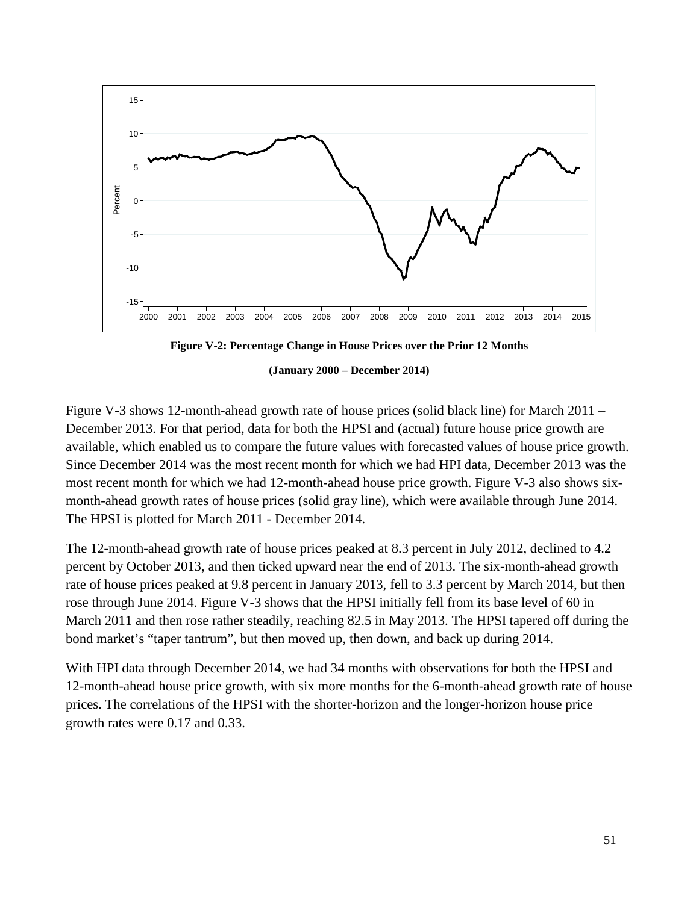**Figure V-2: Percentage Change in House Prices over the Prior 12 Months**

**(January 2000 – December 2014)**

Figure V-3 shows 12-month-ahead growth rate of house prices (solid black line) for March 2011 – December 2013. For that period, data for both the HPSI and (actual) future house price growth are available, which enabled us to compare the future values with forecasted values of house price growth. Since December 2014 was the most recent month for which we had HPI data, December 2013 was the most recent month for which we had 12-month-ahead house price growth. Figure V-3 also shows six-month-ahead growth rates of house prices (solid gray line), which were available through June 2014. The HPSI is plotted for March 2011 - December 2014.

The 12-month-ahead growth rate of house prices peaked at 8.3 percent in July 2012, declined to 4.2 percent by October 2013, and then ticked upward near the end of 2013. The six-month-ahead growth rate of house prices peaked at 9.8 percent in January 2013, fell to 3.3 percent by March 2014, but then rose through June 2014. Figure V-3 shows that the HPSI initially fell from its base level of 60 in March 2011 and then rose rather steadily, reaching 82.5 in May 2013. The HPSI tapered off during the bond market's "taper tantrum", but then moved up, then down, and back up during 2014.

With HPI data through December 2014, we had 34 months with observations for both the HPSI and 12-month-ahead house price growth, with six more months for the 6-month-ahead growth rate of house prices. The correlations of the HPSI with the shorter-horizon and the longer-horizon house price growth rates were 0.17 and 0.33.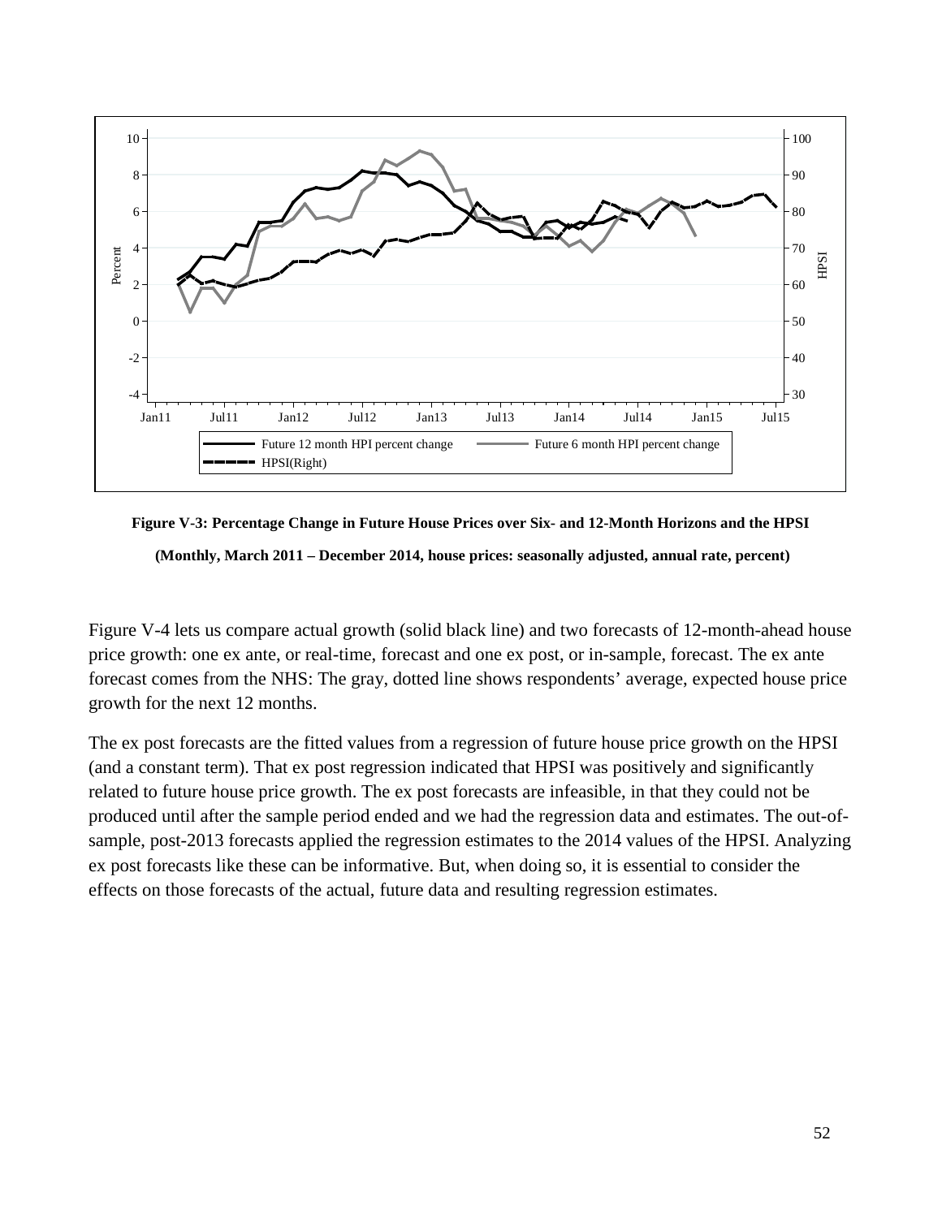**Figure V-3: Percentage Change in Future House Prices over Six- and 12-Month Horizons and the HPSI**

**(Monthly, March 2011 – December 2014, house prices: seasonally adjusted, annual rate, percent)**

Figure V-4 lets us compare actual growth (solid black line) and two forecasts of 12-month-ahead house price growth: one ex ante, or real-time, forecast and one ex post, or in-sample, forecast. The ex ante forecast comes from the NHS: The gray, dotted line shows respondents' average, expected house price growth for the next 12 months.

The ex post forecasts are the fitted values from a regression of future house price growth on the HPSI (and a constant term). That ex post regression indicated that HPSI was positively and significantly related to future house price growth. The ex post forecasts are infeasible, in that they could not be produced until after the sample period ended and we had the regression data and estimates. The out-of-sample, post-2013 forecasts applied the regression estimates to the 2014 values of the HPSI. Analyzing ex post forecasts like these can be informative. But, when doing so, it is essential to consider the effects on those forecasts of the actual, future data and resulting regression estimates.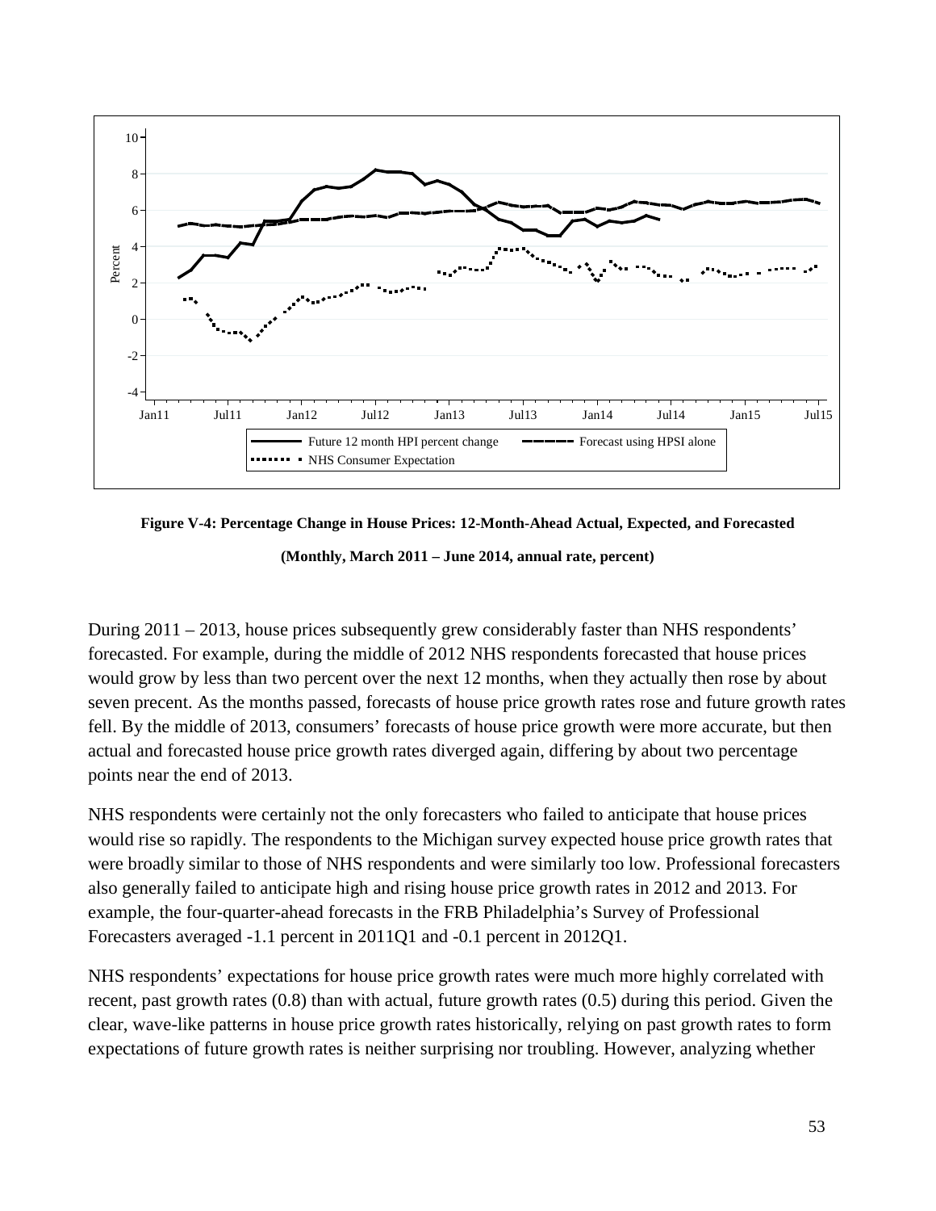**Figure V-4: Percentage Change in House Prices: 12-Month-Ahead Actual, Expected, and Forecasted**

**(Monthly, March 2011 – June 2014, annual rate, percent)**

During 2011 – 2013, house prices subsequently grew considerably faster than NHS respondents' forecasted. For example, during the middle of 2012 NHS respondents forecasted that house prices would grow by less than two percent over the next 12 months, when they actually then rose by about seven precent. As the months passed, forecasts of house price growth rates rose and future growth rates fell. By the middle of 2013, consumers' forecasts of house price growth were more accurate, but then actual and forecasted house price growth rates diverged again, differing by about two percentage points near the end of 2013.

NHS respondents were certainly not the only forecasters who failed to anticipate that house prices would rise so rapidly. The respondents to the Michigan survey expected house price growth rates that were broadly similar to those of NHS respondents and were similarly too low. Professional forecasters also generally failed to anticipate high and rising house price growth rates in 2012 and 2013. For example, the four-quarter-ahead forecasts in the FRB Philadelphia's Survey of Professional Forecasters averaged -1.1 percent in 2011Q1 and -0.1 percent in 2012Q1.

NHS respondents' expectations for house price growth rates were much more highly correlated with recent, past growth rates (0.8) than with actual, future growth rates (0.5) during this period. Given the clear, wave-like patterns in house price growth rates historically, relying on past growth rates to form expectations of future growth rates is neither surprising nor troubling. However, analyzing whether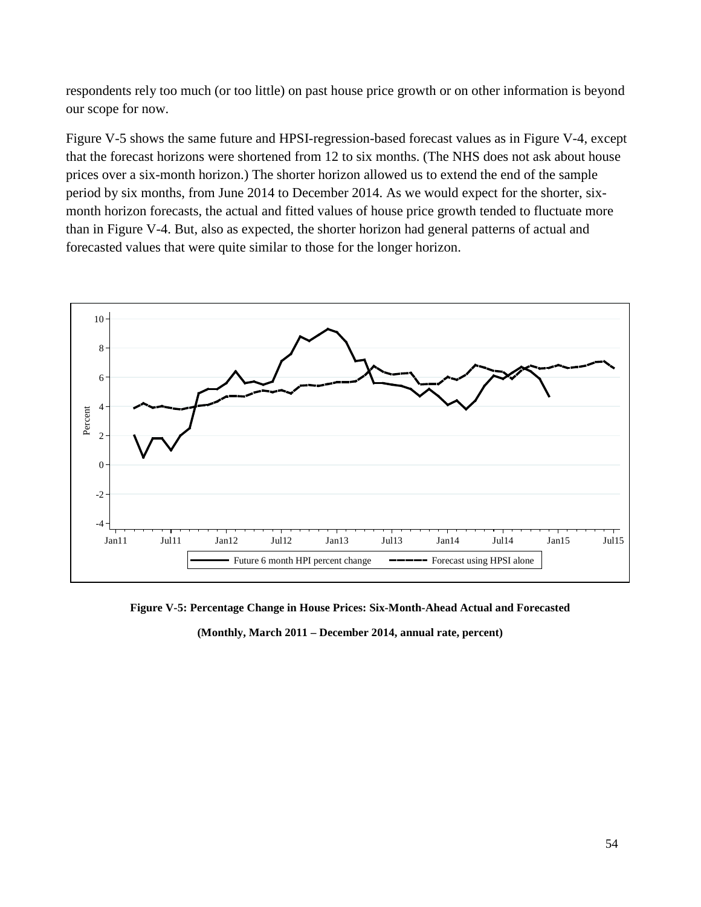respondents rely too much (or too little) on past house price growth or on other information is beyond our scope for now.

Figure V-5 shows the same future and HPSI-regression-based forecast values as in Figure V-4, except that the forecast horizons were shortened from 12 to six months. (The NHS does not ask about house prices over a six-month horizon.) The shorter horizon allowed us to extend the end of the sample period by six months, from June 2014 to December 2014. As we would expect for the shorter, six-month horizon forecasts, the actual and fitted values of house price growth tended to fluctuate more than in Figure V-4. But, also as expected, the shorter horizon had general patterns of actual and forecasted values that were quite similar to those for the longer horizon.

**Figure V-5: Percentage Change in House Prices: Six-Month-Ahead Actual and Forecasted**

**(Monthly, March 2011 – December 2014, annual rate, percent)**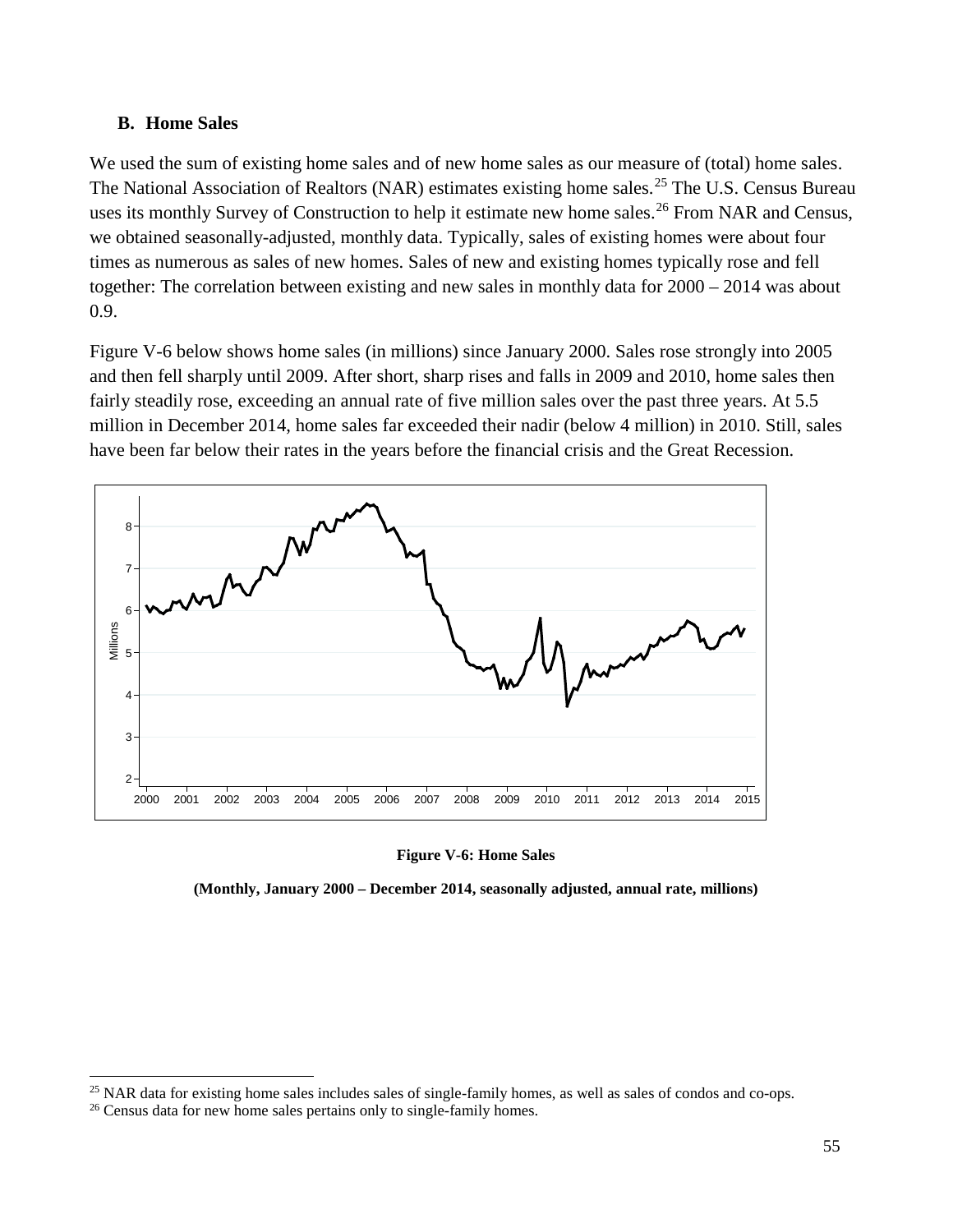### B. Home Sales

We used the sum of existing home sales and of new home sales as our measure of (total) home sales. The National Association of Realtors (NAR) estimates existing home sales.[25] The U.S. Census Bureau uses its monthly Survey of Construction to help it estimate new home sales.[26] From NAR and Census, we obtained seasonally-adjusted, monthly data. Typically, sales of existing homes were about four times as numerous as sales of new homes. Sales of new and existing homes typically rose and fell together: The correlation between existing and new sales in monthly data for 2000 – 2014 was about 0.9.

Figure V-6 below shows home sales (in millions) since January 2000. Sales rose strongly into 2005 and then fell sharply until 2009. After short, sharp rises and falls in 2009 and 2010, home sales then fairly steadily rose, exceeding an annual rate of five million sales over the past three years. At 5.5 million in December 2014, home sales far exceeded their nadir (below 4 million) in 2010. Still, sales have been far below their rates in the years before the financial crisis and the Great Recession.

**Figure V-6: Home Sales**

**(Monthly, January 2000 – December 2014, seasonally adjusted, annual rate, millions)**

[25] NAR data for existing home sales includes sales of single-family homes, as well as sales of condos and co-ops.

[26] Census data for new home sales pertains only to single-family homes.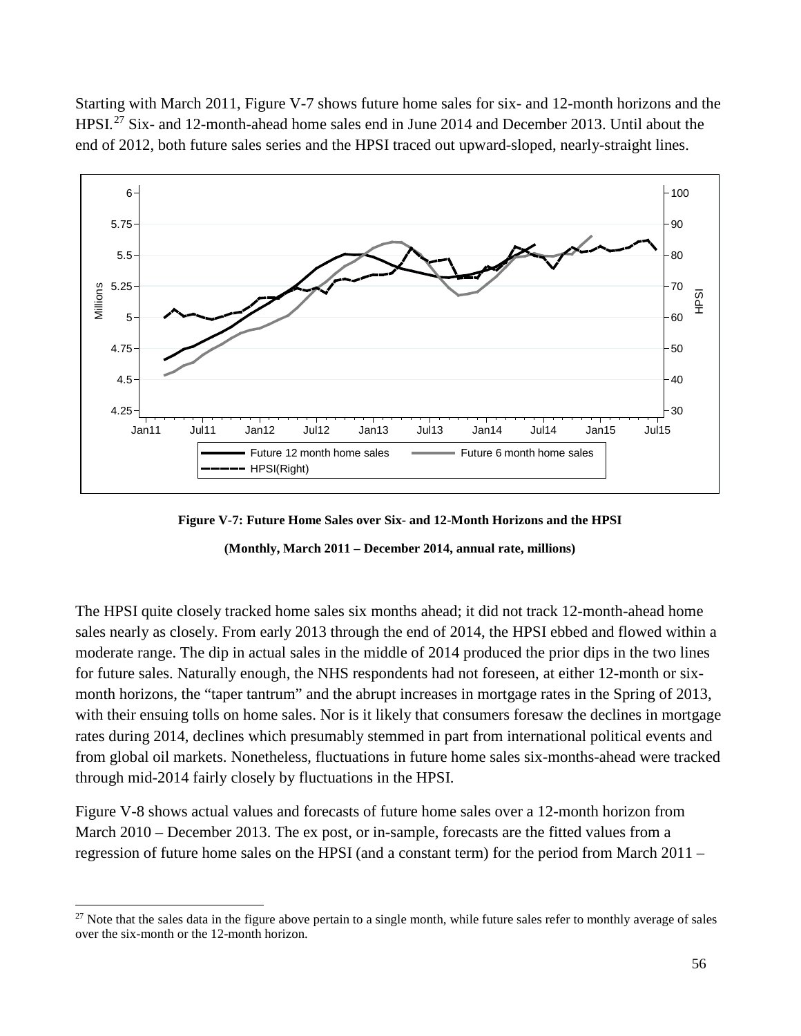Starting with March 2011, Figure V-7 shows future home sales for six- and 12-month horizons and the HPSI.[27] Six- and 12-month-ahead home sales end in June 2014 and December 2013. Until about the end of 2012, both future sales series and the HPSI traced out upward-sloped, nearly-straight lines.

**Figure V-7: Future Home Sales over Six- and 12-Month Horizons and the HPSI**

**(Monthly, March 2011 – December 2014, annual rate, millions)**

The HPSI quite closely tracked home sales six months ahead; it did not track 12-month-ahead home sales nearly as closely. From early 2013 through the end of 2014, the HPSI ebbed and flowed within a moderate range. The dip in actual sales in the middle of 2014 produced the prior dips in the two lines for future sales. Naturally enough, the NHS respondents had not foreseen, at either 12-month or six-month horizons, the "taper tantrum" and the abrupt increases in mortgage rates in the Spring of 2013, with their ensuing tolls on home sales. Nor is it likely that consumers foresaw the declines in mortgage rates during 2014, declines which presumably stemmed in part from international political events and from global oil markets. Nonetheless, fluctuations in future home sales six-months-ahead were tracked through mid-2014 fairly closely by fluctuations in the HPSI.

Figure V-8 shows actual values and forecasts of future home sales over a 12-month horizon from March 2010 – December 2013. The ex post, or in-sample, forecasts are the fitted values from a regression of future home sales on the HPSI (and a constant term) for the period from March 2011 –

[27] Note that the sales data in the figure above pertain to a single month, while future sales refer to monthly average of sales over the six-month or the 12-month horizon.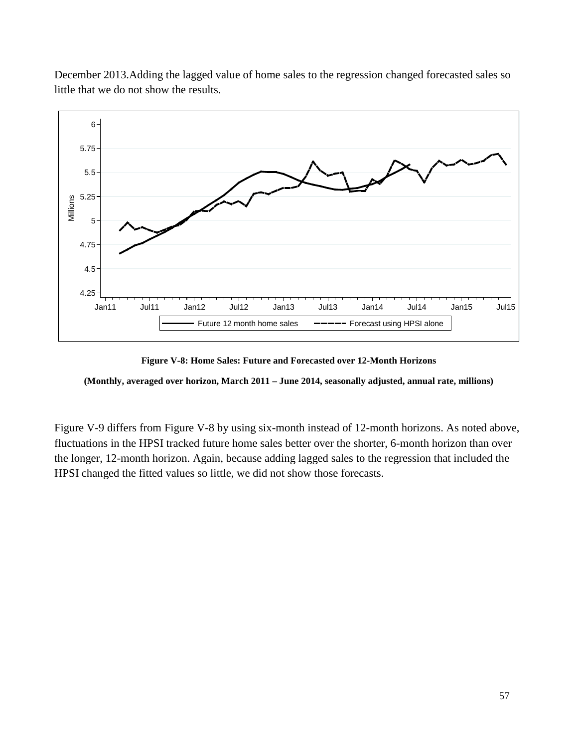December 2013.Adding the lagged value of home sales to the regression changed forecasted sales so little that we do not show the results.

**Figure V-8: Home Sales: Future and Forecasted over 12-Month Horizons**

**(Monthly, averaged over horizon, March 2011 – June 2014, seasonally adjusted, annual rate, millions)**

Figure V-9 differs from Figure V-8 by using six-month instead of 12-month horizons. As noted above, fluctuations in the HPSI tracked future home sales better over the shorter, 6-month horizon than over the longer, 12-month horizon. Again, because adding lagged sales to the regression that included the HPSI changed the fitted values so little, we did not show those forecasts.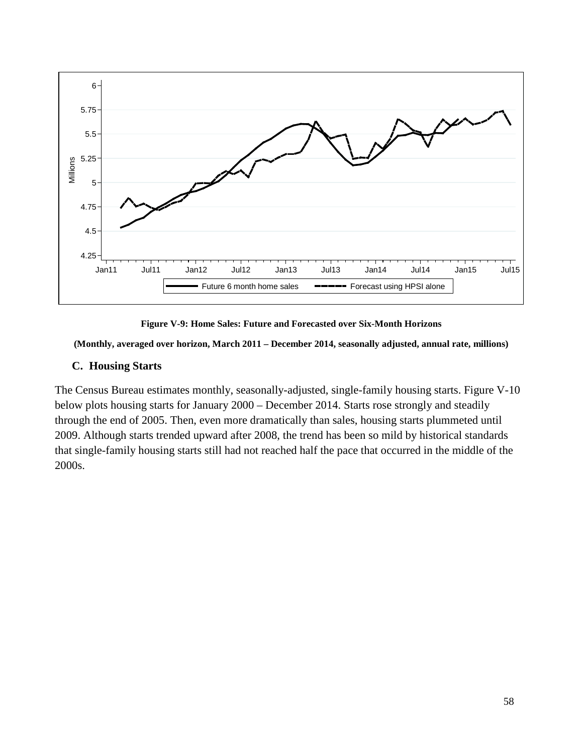**Figure V-9: Home Sales: Future and Forecasted over Six-Month Horizons**

**(Monthly, averaged over horizon, March 2011 – December 2014, seasonally adjusted, annual rate, millions)**

### C. Housing Starts

The Census Bureau estimates monthly, seasonally-adjusted, single-family housing starts. Figure V-10 below plots housing starts for January 2000 – December 2014. Starts rose strongly and steadily through the end of 2005. Then, even more dramatically than sales, housing starts plummeted until 2009. Although starts trended upward after 2008, the trend has been so mild by historical standards that single-family housing starts still had not reached half the pace that occurred in the middle of the 2000s.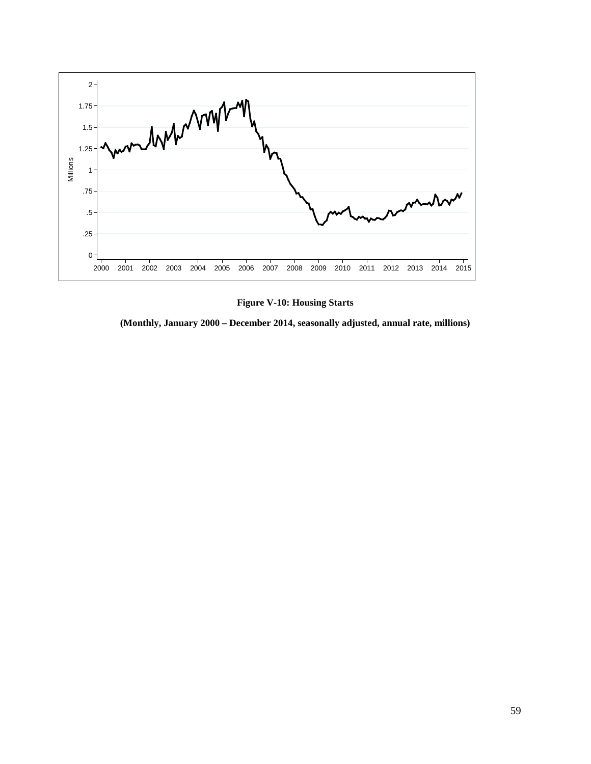**Figure V-10: Housing Starts**

**(Monthly, January 2000 – December 2014, seasonally adjusted, annual rate, millions)**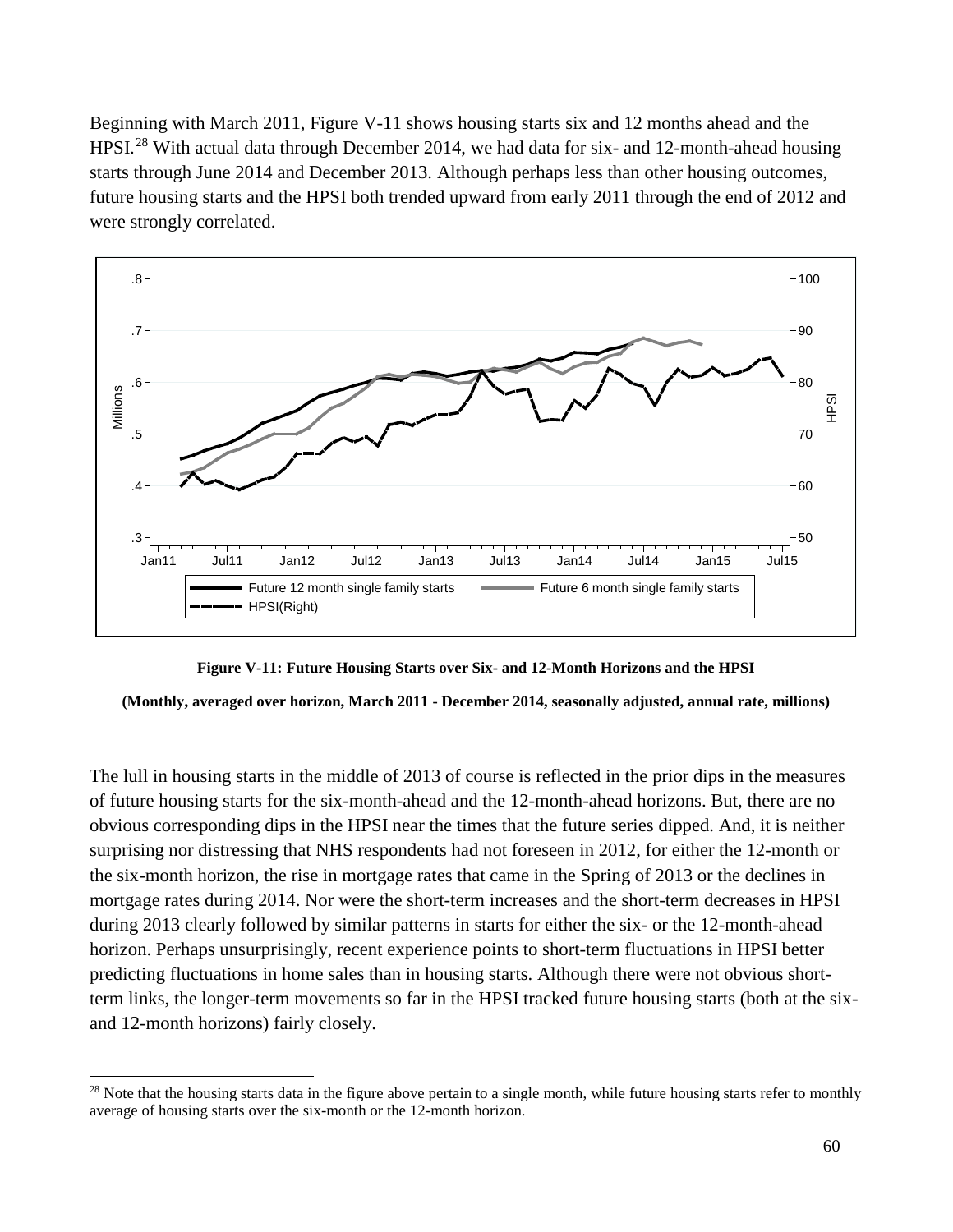Beginning with March 2011, Figure V-11 shows housing starts six and 12 months ahead and the HPSI.[28] With actual data through December 2014, we had data for six- and 12-month-ahead housing starts through June 2014 and December 2013. Although perhaps less than other housing outcomes, future housing starts and the HPSI both trended upward from early 2011 through the end of 2012 and were strongly correlated.

**Figure V-11: Future Housing Starts over Six- and 12-Month Horizons and the HPSI**

**(Monthly, averaged over horizon, March 2011 - December 2014, seasonally adjusted, annual rate, millions)**

The lull in housing starts in the middle of 2013 of course is reflected in the prior dips in the measures of future housing starts for the six-month-ahead and the 12-month-ahead horizons. But, there are no obvious corresponding dips in the HPSI near the times that the future series dipped. And, it is neither surprising nor distressing that NHS respondents had not foreseen in 2012, for either the 12-month or the six-month horizon, the rise in mortgage rates that came in the Spring of 2013 or the declines in mortgage rates during 2014. Nor were the short-term increases and the short-term decreases in HPSI during 2013 clearly followed by similar patterns in starts for either the six- or the 12-month-ahead horizon. Perhaps unsurprisingly, recent experience points to short-term fluctuations in HPSI better predicting fluctuations in home sales than in housing starts. Although there were not obvious short-term links, the longer-term movements so far in the HPSI tracked future housing starts (both at the six- and 12-month horizons) fairly closely.

[28] Note that the housing starts data in the figure above pertain to a single month, while future housing starts refer to monthly average of housing starts over the six-month or the 12-month horizon.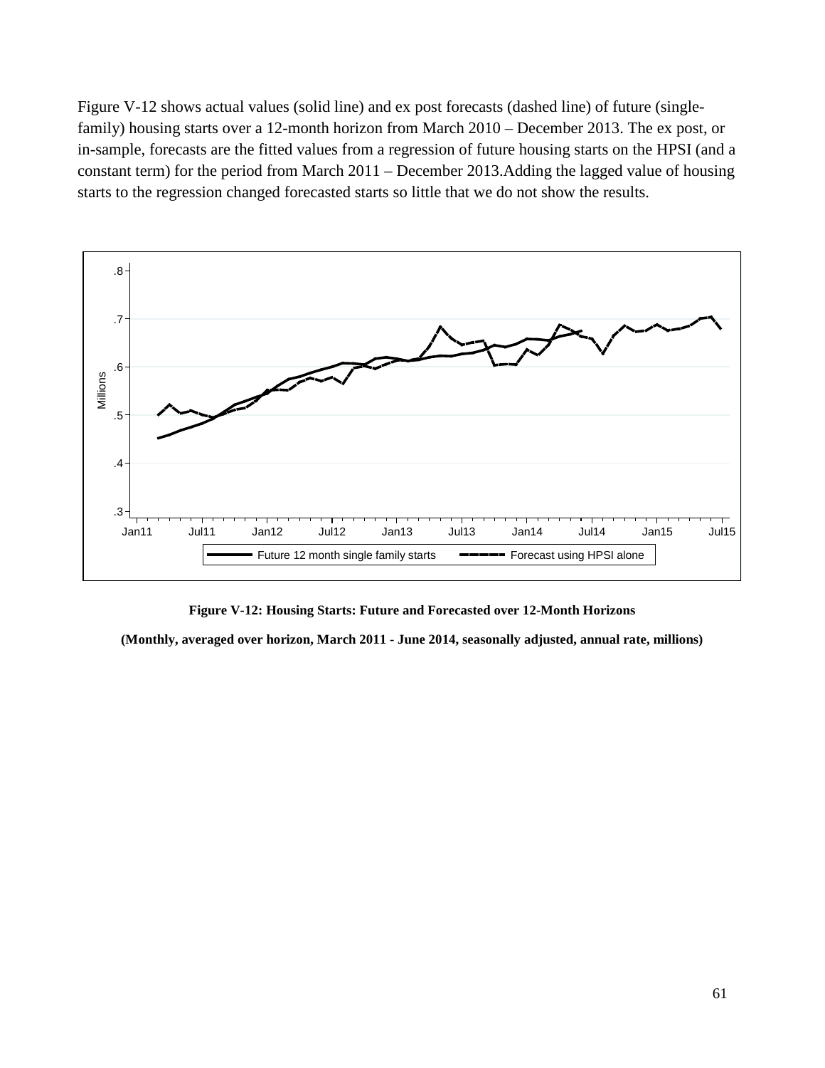Figure V-12 shows actual values (solid line) and ex post forecasts (dashed line) of future (single-family) housing starts over a 12-month horizon from March 2010 – December 2013. The ex post, or in-sample, forecasts are the fitted values from a regression of future housing starts on the HPSI (and a constant term) for the period from March 2011 – December 2013.Adding the lagged value of housing starts to the regression changed forecasted starts so little that we do not show the results.

**Figure V-12: Housing Starts: Future and Forecasted over 12-Month Horizons**

**(Monthly, averaged over horizon, March 2011 - June 2014, seasonally adjusted, annual rate, millions)**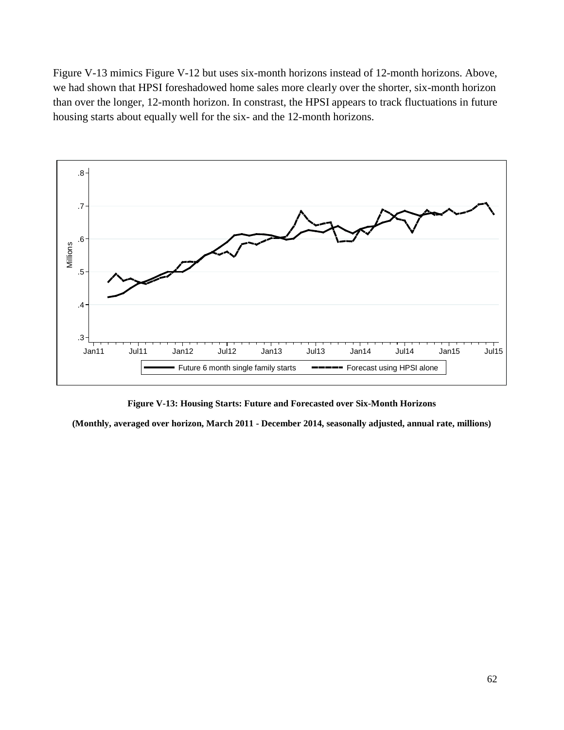Figure V-13 mimics Figure V-12 but uses six-month horizons instead of 12-month horizons. Above, we had shown that HPSI foreshadowed home sales more clearly over the shorter, six-month horizon than over the longer, 12-month horizon. In constrast, the HPSI appears to track fluctuations in future housing starts about equally well for the six- and the 12-month horizons.

**Figure V-13: Housing Starts: Future and Forecasted over Six-Month Horizons**

**(Monthly, averaged over horizon, March 2011 - December 2014, seasonally adjusted, annual rate, millions)**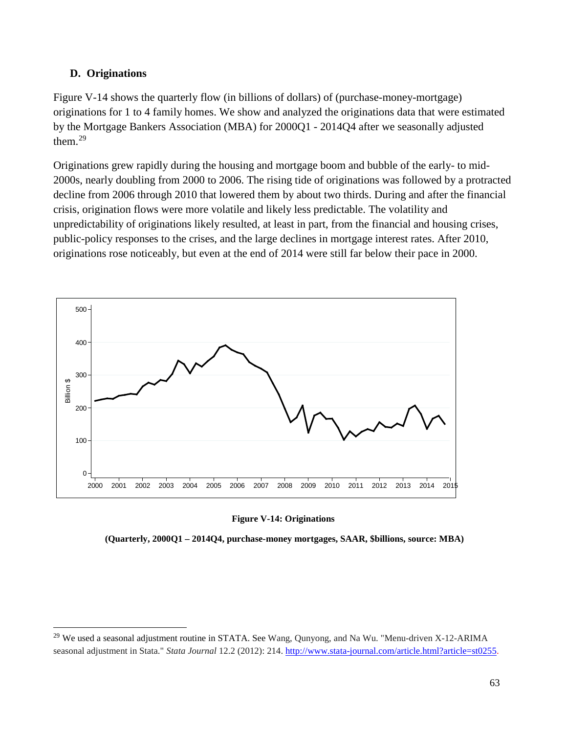### D. Originations

Figure V-14 shows the quarterly flow (in billions of dollars) of (purchase-money-mortgage) originations for 1 to 4 family homes. We show and analyzed the originations data that were estimated by the Mortgage Bankers Association (MBA) for 2000Q1 - 2014Q4 after we seasonally adjusted them.[29]

Originations grew rapidly during the housing and mortgage boom and bubble of the early- to mid-2000s, nearly doubling from 2000 to 2006. The rising tide of originations was followed by a protracted decline from 2006 through 2010 that lowered them by about two thirds. During and after the financial crisis, origination flows were more volatile and likely less predictable. The volatility and unpredictability of originations likely resulted, at least in part, from the financial and housing crises, public-policy responses to the crises, and the large declines in mortgage interest rates. After 2010, originations rose noticeably, but even at the end of 2014 were still far below their pace in 2000.

**Figure V-14: Originations**

**(Quarterly, 2000Q1 – 2014Q4, purchase-money mortgages, SAAR, $billions, source: MBA)**

[29] We used a seasonal adjustment routine in STATA. See Wang, Qunyong, and Na Wu. "Menu-driven X-12-ARIMA seasonal adjustment in Stata." *Stata Journal* 12.2 (2012): 214. http://www.stata-journal.com/article.html?article=st0255.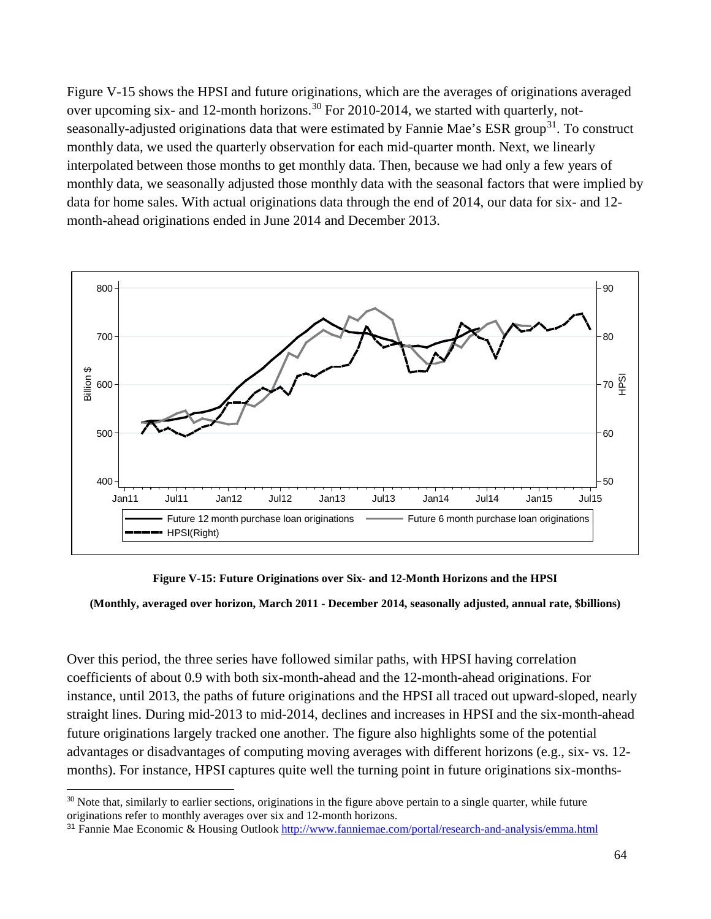Figure V-15 shows the HPSI and future originations, which are the averages of originations averaged over upcoming six- and 12-month horizons.[30] For 2010-2014, we started with quarterly, not-seasonally-adjusted originations data that were estimated by Fannie Mae's ESR group[31]. To construct monthly data, we used the quarterly observation for each mid-quarter month. Next, we linearly interpolated between those months to get monthly data. Then, because we had only a few years of monthly data, we seasonally adjusted those monthly data with the seasonal factors that were implied by data for home sales. With actual originations data through the end of 2014, our data for six- and 12-month-ahead originations ended in June 2014 and December 2013.

**Figure V-15: Future Originations over Six- and 12-Month Horizons and the HPSI**

**(Monthly, averaged over horizon, March 2011 - December 2014, seasonally adjusted, annual rate, $billions)**

Over this period, the three series have followed similar paths, with HPSI having correlation coefficients of about 0.9 with both six-month-ahead and the 12-month-ahead originations. For instance, until 2013, the paths of future originations and the HPSI all traced out upward-sloped, nearly straight lines. During mid-2013 to mid-2014, declines and increases in HPSI and the six-month-ahead future originations largely tracked one another. The figure also highlights some of the potential advantages or disadvantages of computing moving averages with different horizons (e.g., six- vs. 12-months). For instance, HPSI captures quite well the turning point in future originations six-months-

[30] Note that, similarly to earlier sections, originations in the figure above pertain to a single quarter, while future originations refer to monthly averages over six and 12-month horizons.

[31] Fannie Mae Economic & Housing Outlook http://www.fanniemae.com/portal/research-and-analysis/emma.html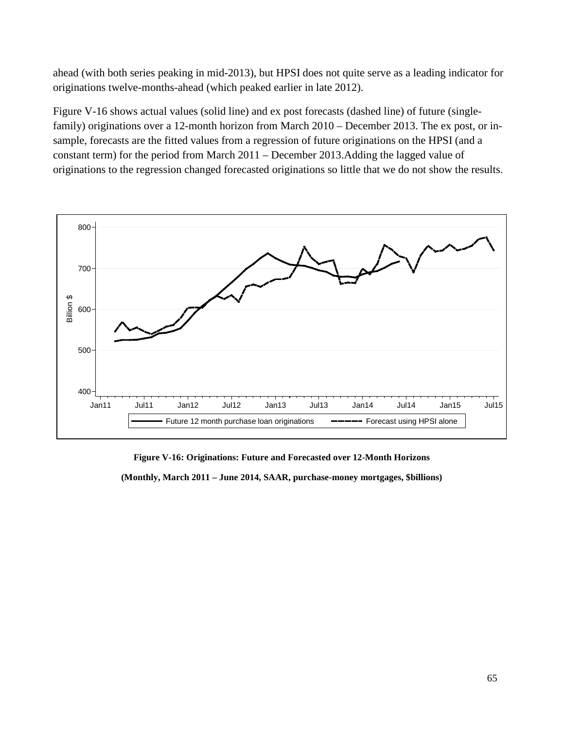ahead (with both series peaking in mid-2013), but HPSI does not quite serve as a leading indicator for originations twelve-months-ahead (which peaked earlier in late 2012).

Figure V-16 shows actual values (solid line) and ex post forecasts (dashed line) of future (single-family) originations over a 12-month horizon from March 2010 – December 2013. The ex post, or in-sample, forecasts are the fitted values from a regression of future originations on the HPSI (and a constant term) for the period from March 2011 – December 2013.Adding the lagged value of originations to the regression changed forecasted originations so little that we do not show the results.

**Figure V-16: Originations: Future and Forecasted over 12-Month Horizons**

**(Monthly, March 2011 – June 2014, SAAR, purchase-money mortgages, $billions)**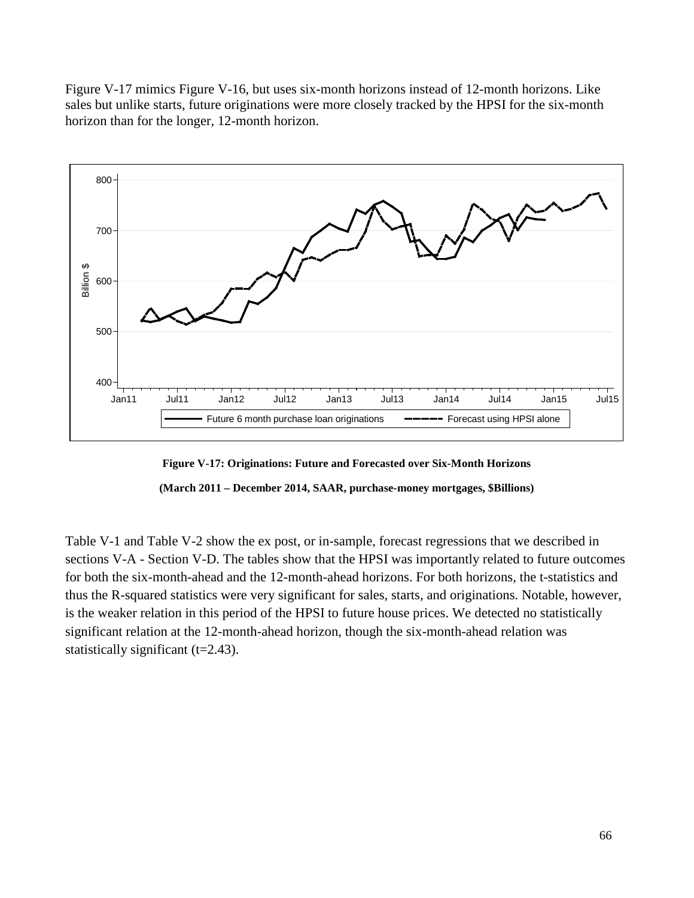Figure V-17 mimics Figure V-16, but uses six-month horizons instead of 12-month horizons. Like sales but unlike starts, future originations were more closely tracked by the HPSI for the six-month horizon than for the longer, 12-month horizon.

**Figure V-17: Originations: Future and Forecasted over Six-Month Horizons**

**(March 2011 – December 2014, SAAR, purchase-money mortgages, $Billions)**

Table V-1 and Table V-2 show the ex post, or in-sample, forecast regressions that we described in sections V-A - Section V-D. The tables show that the HPSI was importantly related to future outcomes for both the six-month-ahead and the 12-month-ahead horizons. For both horizons, the t-statistics and thus the R-squared statistics were very significant for sales, starts, and originations. Notable, however, is the weaker relation in this period of the HPSI to future house prices. We detected no statistically significant relation at the 12-month-ahead horizon, though the six-month-ahead relation was statistically significant (t=2.43).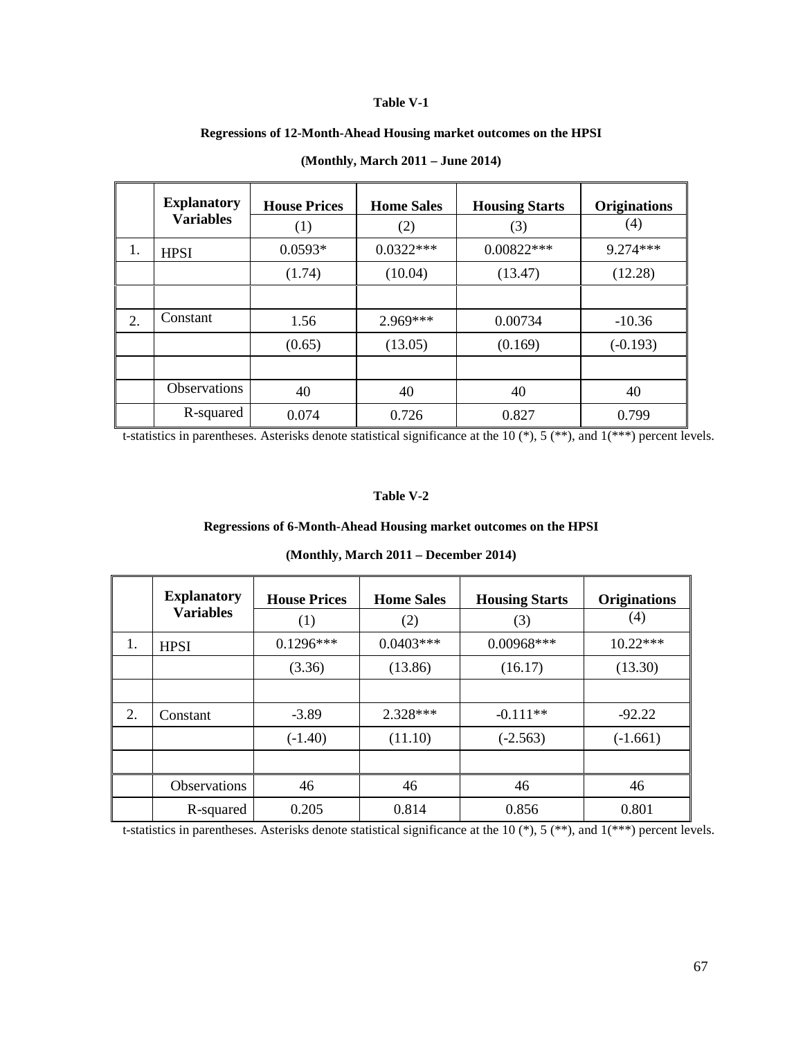**Table V-1**

**Regressions of 12-Month-Ahead Housing market outcomes on the HPSI**

**(Monthly, March 2011 – June 2014)**

| | Explanatory Variables | House Prices | Home Sales | Housing Starts | Originations |
|---|---|---|---|---|---|
| | | (1) | (2) | (3) | (4) |
| 1. | HPSI | 0.0593* | 0.0322*** | 0.00822*** | 9.274*** |
| | | (1.74) | (10.04) | (13.47) | (12.28) |
| | | | | | |
| 2. | Constant | 1.56 | 2.969*** | 0.00734 | -10.36 |
| | | (0.65) | (13.05) | (0.169) | (-0.193) |
| | | | | | |
| | Observations | 40 | 40 | 40 | 40 |
| | R-squared | 0.074 | 0.726 | 0.827 | 0.799 |

t-statistics in parentheses. Asterisks denote statistical significance at the 10 (*), 5 (**), and 1(***) percent levels.

**Table V-2**

**Regressions of 6-Month-Ahead Housing market outcomes on the HPSI**

**(Monthly, March 2011 – December 2014)**

| | Explanatory Variables | House Prices | Home Sales | Housing Starts | Originations |
|---|---|---|---|---|---|
| | | (1) | (2) | (3) | (4) |
| 1. | HPSI | 0.1296*** | 0.0403*** | 0.00968*** | 10.22*** |
| | | (3.36) | (13.86) | (16.17) | (13.30) |
| | | | | | |
| 2. | Constant | -3.89 | 2.328*** | -0.111** | -92.22 |
| | | (-1.40) | (11.10) | (-2.563) | (-1.661) |
| | | | | | |
| | Observations | 46 | 46 | 46 | 46 |
| | R-squared | 0.205 | 0.814 | 0.856 | 0.801 |

t-statistics in parentheses. Asterisks denote statistical significance at the 10 (*), 5 (**), and 1(***) percent levels.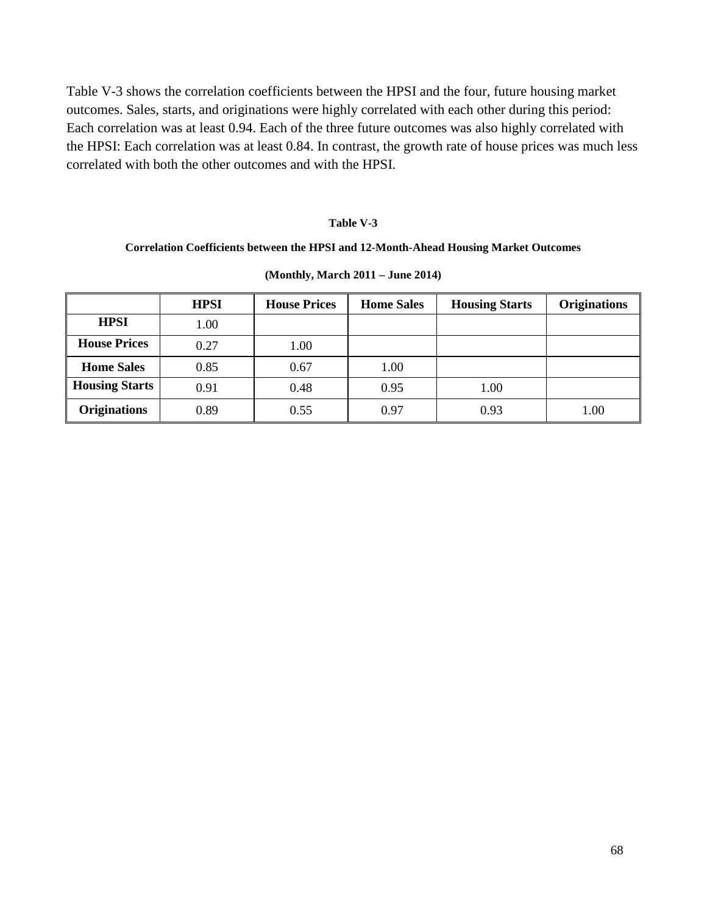Table V-3 shows the correlation coefficients between the HPSI and the four, future housing market outcomes. Sales, starts, and originations were highly correlated with each other during this period: Each correlation was at least 0.94. Each of the three future outcomes was also highly correlated with the HPSI: Each correlation was at least 0.84. In contrast, the growth rate of house prices was much less correlated with both the other outcomes and with the HPSI.

**Table V-3**

**Correlation Coefficients between the HPSI and 12-Month-Ahead Housing Market Outcomes**

**(Monthly, March 2011 – June 2014)**

| | HPSI | House Prices | Home Sales | Housing Starts | Originations |
|---|---|---|---|---|---|
| **HPSI** | 1.00 | | | | |
| **House Prices** | 0.27 | 1.00 | | | |
| **Home Sales** | 0.85 | 0.67 | 1.00 | | |
| **Housing Starts** | 0.91 | 0.48 | 0.95 | 1.00 | |
| **Originations** | 0.89 | 0.55 | 0.97 | 0.93 | 1.00 |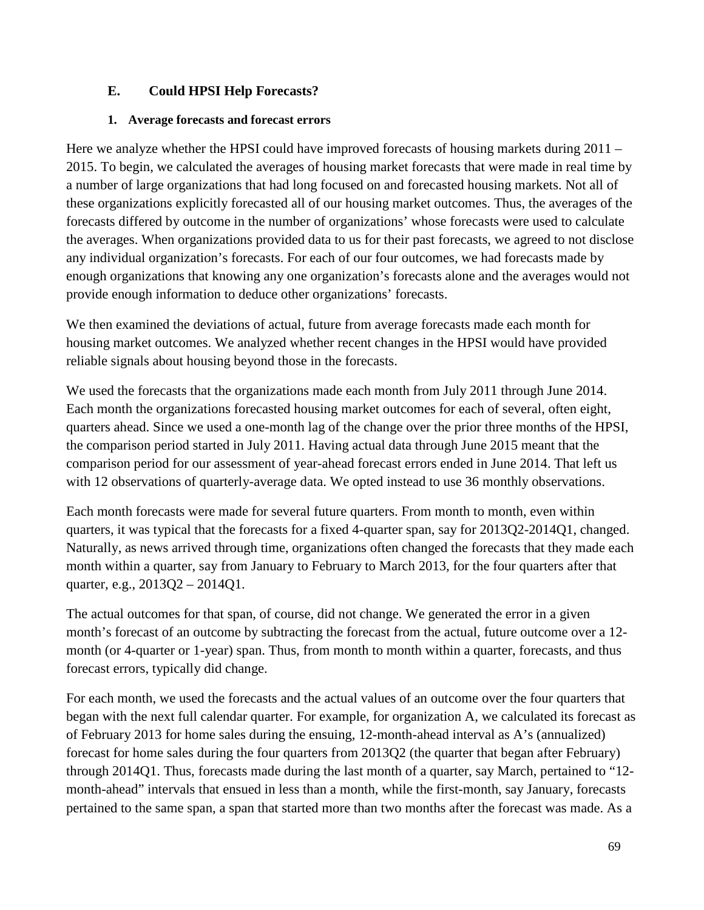## E. Could HPSI Help Forecasts?

### 1. Average forecasts and forecast errors

Here we analyze whether the HPSI could have improved forecasts of housing markets during 2011 – 2015. To begin, we calculated the averages of housing market forecasts that were made in real time by a number of large organizations that had long focused on and forecasted housing markets. Not all of these organizations explicitly forecasted all of our housing market outcomes. Thus, the averages of the forecasts differed by outcome in the number of organizations' whose forecasts were used to calculate the averages. When organizations provided data to us for their past forecasts, we agreed to not disclose any individual organization's forecasts. For each of our four outcomes, we had forecasts made by enough organizations that knowing any one organization's forecasts alone and the averages would not provide enough information to deduce other organizations' forecasts.

We then examined the deviations of actual, future from average forecasts made each month for housing market outcomes. We analyzed whether recent changes in the HPSI would have provided reliable signals about housing beyond those in the forecasts.

We used the forecasts that the organizations made each month from July 2011 through June 2014. Each month the organizations forecasted housing market outcomes for each of several, often eight, quarters ahead. Since we used a one-month lag of the change over the prior three months of the HPSI, the comparison period started in July 2011. Having actual data through June 2015 meant that the comparison period for our assessment of year-ahead forecast errors ended in June 2014. That left us with 12 observations of quarterly-average data. We opted instead to use 36 monthly observations.

Each month forecasts were made for several future quarters. From month to month, even within quarters, it was typical that the forecasts for a fixed 4-quarter span, say for 2013Q2-2014Q1, changed. Naturally, as news arrived through time, organizations often changed the forecasts that they made each month within a quarter, say from January to February to March 2013, for the four quarters after that quarter, e.g., 2013Q2 – 2014Q1.

The actual outcomes for that span, of course, did not change. We generated the error in a given month's forecast of an outcome by subtracting the forecast from the actual, future outcome over a 12-month (or 4-quarter or 1-year) span. Thus, from month to month within a quarter, forecasts, and thus forecast errors, typically did change.

For each month, we used the forecasts and the actual values of an outcome over the four quarters that began with the next full calendar quarter. For example, for organization A, we calculated its forecast as of February 2013 for home sales during the ensuing, 12-month-ahead interval as A's (annualized) forecast for home sales during the four quarters from 2013Q2 (the quarter that began after February) through 2014Q1. Thus, forecasts made during the last month of a quarter, say March, pertained to "12-month-ahead" intervals that ensued in less than a month, while the first-month, say January, forecasts pertained to the same span, a span that started more than two months after the forecast was made. As a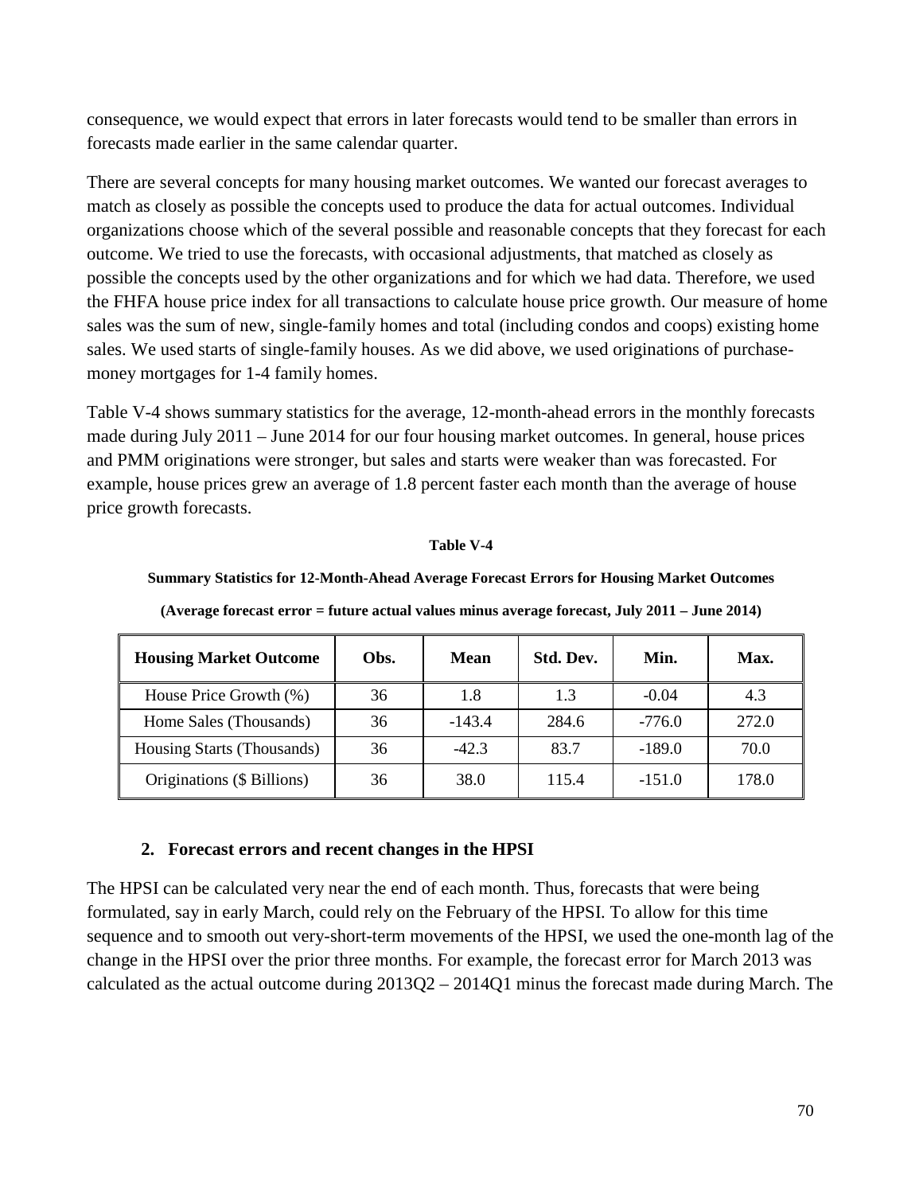consequence, we would expect that errors in later forecasts would tend to be smaller than errors in forecasts made earlier in the same calendar quarter.

There are several concepts for many housing market outcomes. We wanted our forecast averages to match as closely as possible the concepts used to produce the data for actual outcomes. Individual organizations choose which of the several possible and reasonable concepts that they forecast for each outcome. We tried to use the forecasts, with occasional adjustments, that matched as closely as possible the concepts used by the other organizations and for which we had data. Therefore, we used the FHFA house price index for all transactions to calculate house price growth. Our measure of home sales was the sum of new, single-family homes and total (including condos and coops) existing home sales. We used starts of single-family houses. As we did above, we used originations of purchase-money mortgages for 1-4 family homes.

Table V-4 shows summary statistics for the average, 12-month-ahead errors in the monthly forecasts made during July 2011 – June 2014 for our four housing market outcomes. In general, house prices and PMM originations were stronger, but sales and starts were weaker than was forecasted. For example, house prices grew an average of 1.8 percent faster each month than the average of house price growth forecasts.

**Table V-4**

**Summary Statistics for 12-Month-Ahead Average Forecast Errors for Housing Market Outcomes**

**(Average forecast error = future actual values minus average forecast, July 2011 – June 2014)**

| Housing Market Outcome | Obs. | Mean | Std. Dev. | Min. | Max. |
|---|---|---|---|---|---|
| House Price Growth (%) | 36 | 1.8 | 1.3 | -0.04 | 4.3 |
| Home Sales (Thousands) | 36 | -143.4 | 284.6 | -776.0 | 272.0 |
| Housing Starts (Thousands) | 36 | -42.3 | 83.7 | -189.0 | 70.0 |
| Originations ($ Billions) | 36 | 38.0 | 115.4 | -151.0 | 178.0 |

### 2. Forecast errors and recent changes in the HPSI

The HPSI can be calculated very near the end of each month. Thus, forecasts that were being formulated, say in early March, could rely on the February of the HPSI. To allow for this time sequence and to smooth out very-short-term movements of the HPSI, we used the one-month lag of the change in the HPSI over the prior three months. For example, the forecast error for March 2013 was calculated as the actual outcome during 2013Q2 – 2014Q1 minus the forecast made during March. The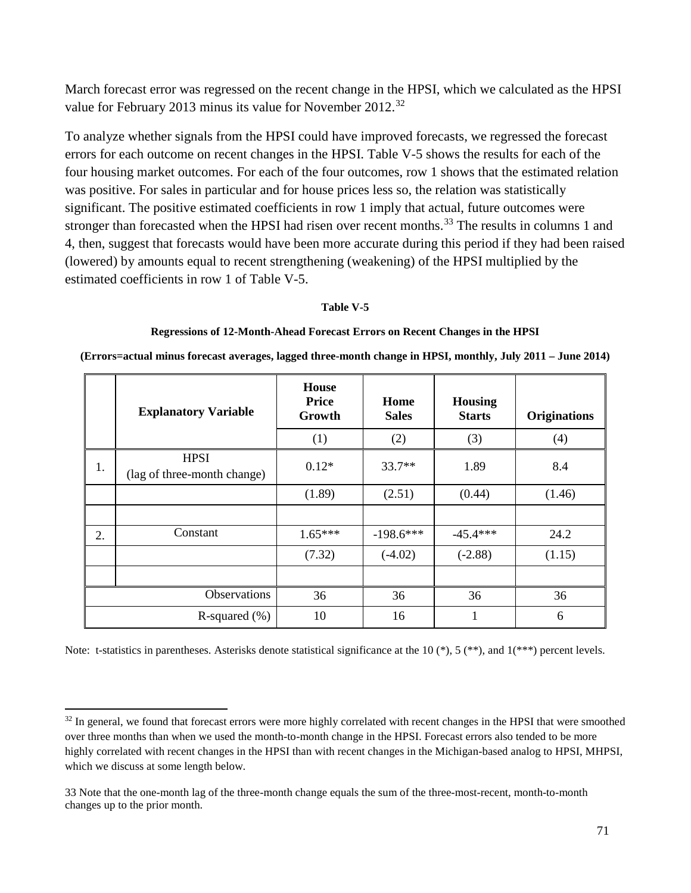March forecast error was regressed on the recent change in the HPSI, which we calculated as the HPSI value for February 2013 minus its value for November 2012.[32]

To analyze whether signals from the HPSI could have improved forecasts, we regressed the forecast errors for each outcome on recent changes in the HPSI. Table V-5 shows the results for each of the four housing market outcomes. For each of the four outcomes, row 1 shows that the estimated relation was positive. For sales in particular and for house prices less so, the relation was statistically significant. The positive estimated coefficients in row 1 imply that actual, future outcomes were stronger than forecasted when the HPSI had risen over recent months.[33] The results in columns 1 and 4, then, suggest that forecasts would have been more accurate during this period if they had been raised (lowered) by amounts equal to recent strengthening (weakening) of the HPSI multiplied by the estimated coefficients in row 1 of Table V-5.

**Table V-5**

**Regressions of 12-Month-Ahead Forecast Errors on Recent Changes in the HPSI**

**(Errors=actual minus forecast averages, lagged three-month change in HPSI, monthly, July 2011 – June 2014)**

| | **Explanatory Variable** | **House Price Growth** | **Home Sales** | **Housing Starts** | **Originations** |
|---|---|---|---|---|---|
| | | (1) | (2) | (3) | (4) |
| 1. | HPSI (lag of three-month change) | 0.12* | 33.7** | 1.89 | 8.4 |
| | | (1.89) | (2.51) | (0.44) | (1.46) |
| | | | | | |
| 2. | Constant | 1.65*** | -198.6*** | -45.4*** | 24.2 |
| | | (7.32) | (-4.02) | (-2.88) | (1.15) |
| | | | | | |
| | Observations | 36 | 36 | 36 | 36 |
| | R-squared (%) | 10 | 16 | 1 | 6 |

Note: t-statistics in parentheses. Asterisks denote statistical significance at the 10 (*), 5 (**), and 1(***) percent levels.

[32] In general, we found that forecast errors were more highly correlated with recent changes in the HPSI that were smoothed over three months than when we used the month-to-month change in the HPSI. Forecast errors also tended to be more highly correlated with recent changes in the HPSI than with recent changes in the Michigan-based analog to HPSI, MHPSI, which we discuss at some length below.

[33] Note that the one-month lag of the three-month change equals the sum of the three-most-recent, month-to-month changes up to the prior month.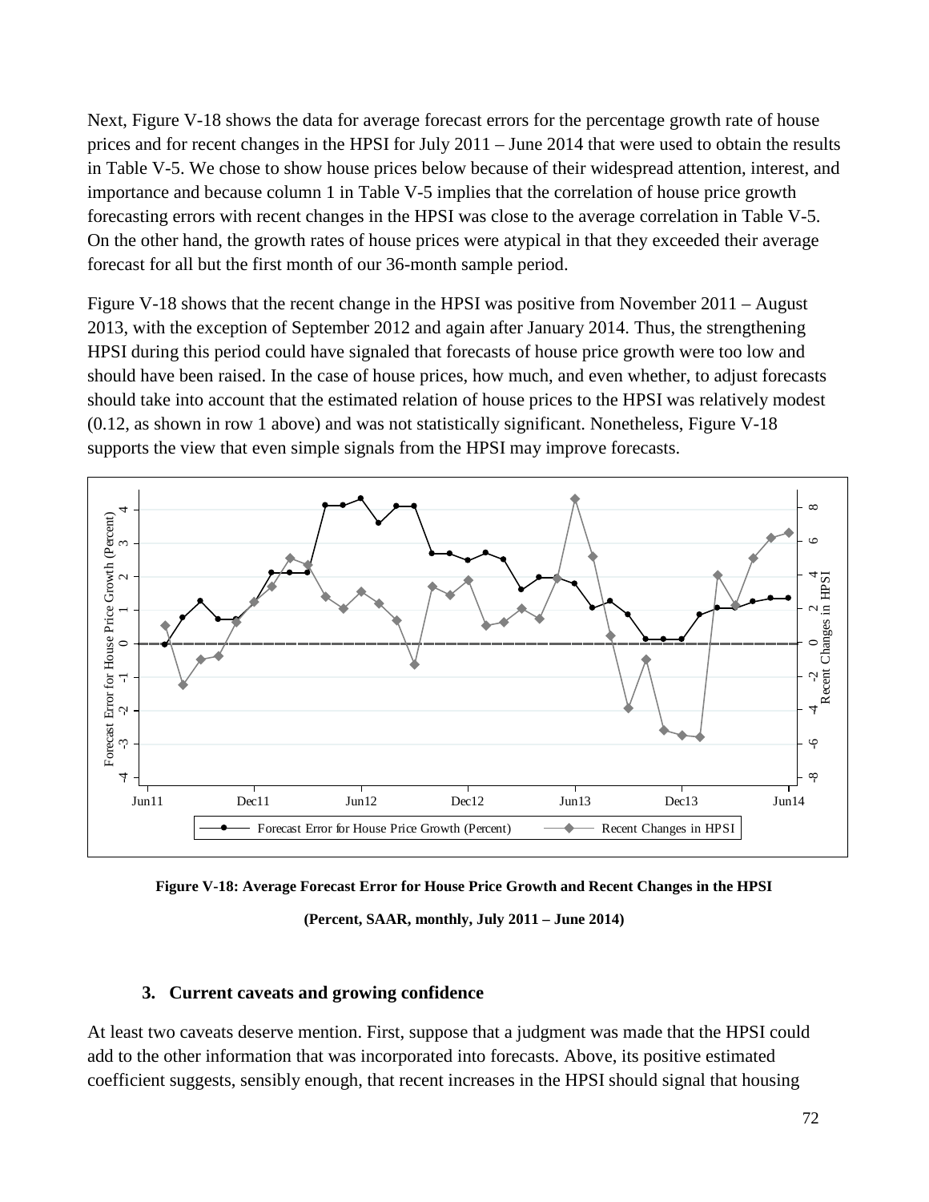Next, Figure V-18 shows the data for average forecast errors for the percentage growth rate of house prices and for recent changes in the HPSI for July 2011 – June 2014 that were used to obtain the results in Table V-5. We chose to show house prices below because of their widespread attention, interest, and importance and because column 1 in Table V-5 implies that the correlation of house price growth forecasting errors with recent changes in the HPSI was close to the average correlation in Table V-5. On the other hand, the growth rates of house prices were atypical in that they exceeded their average forecast for all but the first month of our 36-month sample period.

Figure V-18 shows that the recent change in the HPSI was positive from November 2011 – August 2013, with the exception of September 2012 and again after January 2014. Thus, the strengthening HPSI during this period could have signaled that forecasts of house price growth were too low and should have been raised. In the case of house prices, how much, and even whether, to adjust forecasts should take into account that the estimated relation of house prices to the HPSI was relatively modest (0.12, as shown in row 1 above) and was not statistically significant. Nonetheless, Figure V-18 supports the view that even simple signals from the HPSI may improve forecasts.

**Figure V-18: Average Forecast Error for House Price Growth and Recent Changes in the HPSI**

**(Percent, SAAR, monthly, July 2011 – June 2014)**

### 3. Current caveats and growing confidence

At least two caveats deserve mention. First, suppose that a judgment was made that the HPSI could add to the other information that was incorporated into forecasts. Above, its positive estimated coefficient suggests, sensibly enough, that recent increases in the HPSI should signal that housing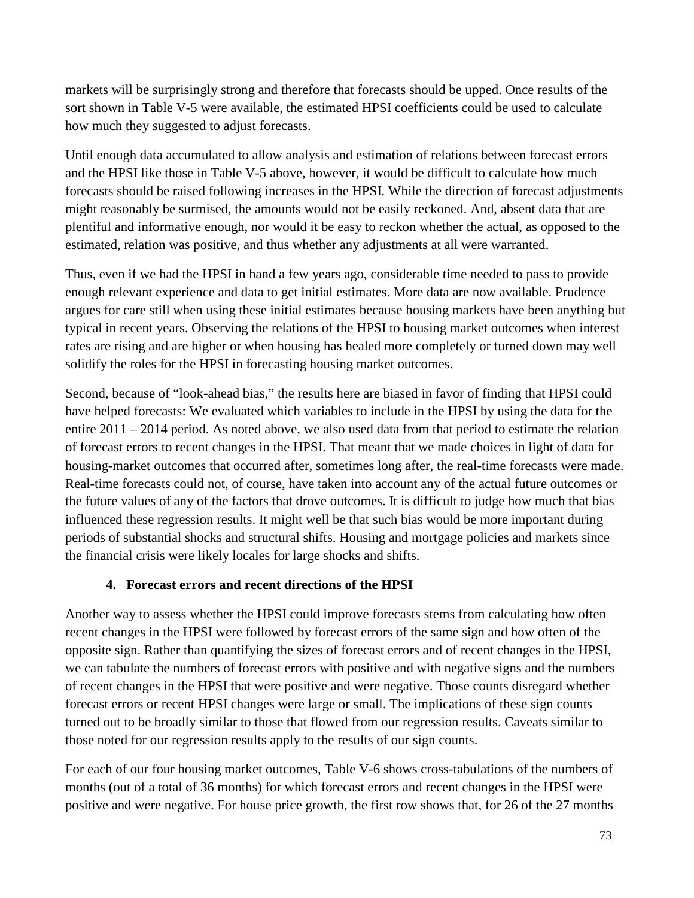markets will be surprisingly strong and therefore that forecasts should be upped. Once results of the sort shown in Table V-5 were available, the estimated HPSI coefficients could be used to calculate how much they suggested to adjust forecasts.

Until enough data accumulated to allow analysis and estimation of relations between forecast errors and the HPSI like those in Table V-5 above, however, it would be difficult to calculate how much forecasts should be raised following increases in the HPSI. While the direction of forecast adjustments might reasonably be surmised, the amounts would not be easily reckoned. And, absent data that are plentiful and informative enough, nor would it be easy to reckon whether the actual, as opposed to the estimated, relation was positive, and thus whether any adjustments at all were warranted.

Thus, even if we had the HPSI in hand a few years ago, considerable time needed to pass to provide enough relevant experience and data to get initial estimates. More data are now available. Prudence argues for care still when using these initial estimates because housing markets have been anything but typical in recent years. Observing the relations of the HPSI to housing market outcomes when interest rates are rising and are higher or when housing has healed more completely or turned down may well solidify the roles for the HPSI in forecasting housing market outcomes.

Second, because of "look-ahead bias," the results here are biased in favor of finding that HPSI could have helped forecasts: We evaluated which variables to include in the HPSI by using the data for the entire 2011 – 2014 period. As noted above, we also used data from that period to estimate the relation of forecast errors to recent changes in the HPSI. That meant that we made choices in light of data for housing-market outcomes that occurred after, sometimes long after, the real-time forecasts were made. Real-time forecasts could not, of course, have taken into account any of the actual future outcomes or the future values of any of the factors that drove outcomes. It is difficult to judge how much that bias influenced these regression results. It might well be that such bias would be more important during periods of substantial shocks and structural shifts. Housing and mortgage policies and markets since the financial crisis were likely locales for large shocks and shifts.

### 4. Forecast errors and recent directions of the HPSI

Another way to assess whether the HPSI could improve forecasts stems from calculating how often recent changes in the HPSI were followed by forecast errors of the same sign and how often of the opposite sign. Rather than quantifying the sizes of forecast errors and of recent changes in the HPSI, we can tabulate the numbers of forecast errors with positive and with negative signs and the numbers of recent changes in the HPSI that were positive and were negative. Those counts disregard whether forecast errors or recent HPSI changes were large or small. The implications of these sign counts turned out to be broadly similar to those that flowed from our regression results. Caveats similar to those noted for our regression results apply to the results of our sign counts.

For each of our four housing market outcomes, Table V-6 shows cross-tabulations of the numbers of months (out of a total of 36 months) for which forecast errors and recent changes in the HPSI were positive and were negative. For house price growth, the first row shows that, for 26 of the 27 months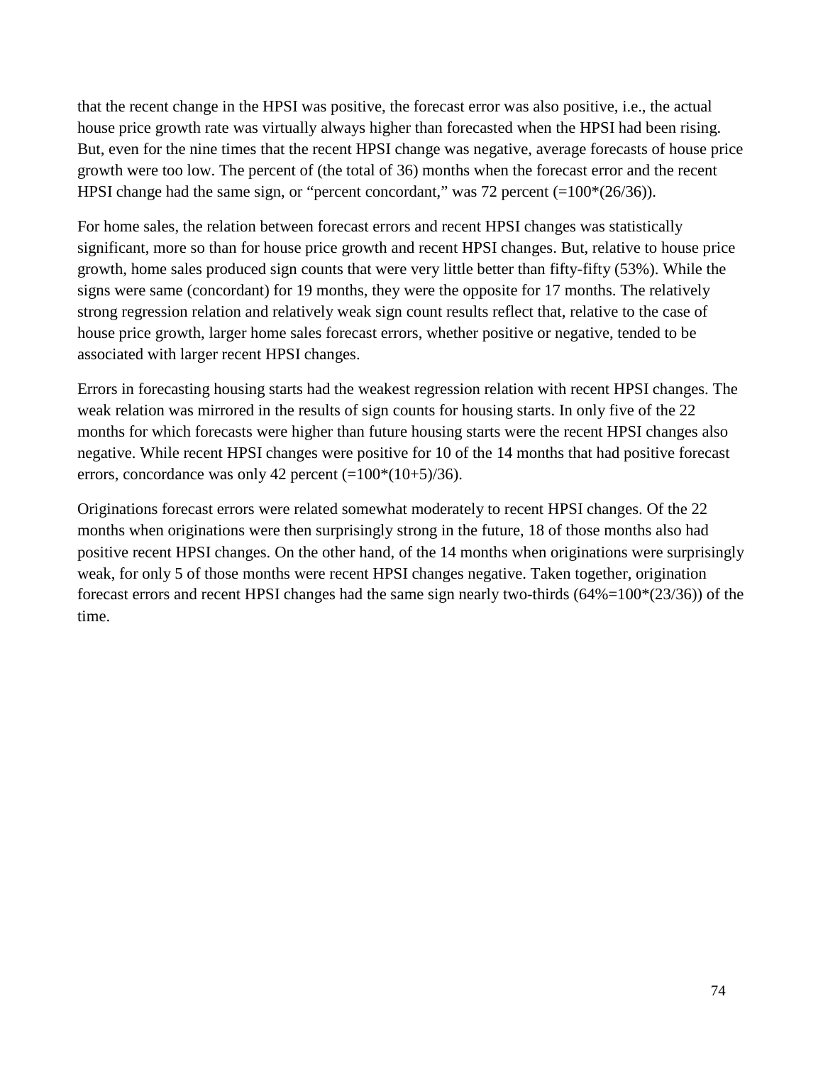that the recent change in the HPSI was positive, the forecast error was also positive, i.e., the actual house price growth rate was virtually always higher than forecasted when the HPSI had been rising. But, even for the nine times that the recent HPSI change was negative, average forecasts of house price growth were too low. The percent of (the total of 36) months when the forecast error and the recent HPSI change had the same sign, or "percent concordant," was 72 percent (=100*(26/36)).

For home sales, the relation between forecast errors and recent HPSI changes was statistically significant, more so than for house price growth and recent HPSI changes. But, relative to house price growth, home sales produced sign counts that were very little better than fifty-fifty (53%). While the signs were same (concordant) for 19 months, they were the opposite for 17 months. The relatively strong regression relation and relatively weak sign count results reflect that, relative to the case of house price growth, larger home sales forecast errors, whether positive or negative, tended to be associated with larger recent HPSI changes.

Errors in forecasting housing starts had the weakest regression relation with recent HPSI changes. The weak relation was mirrored in the results of sign counts for housing starts. In only five of the 22 months for which forecasts were higher than future housing starts were the recent HPSI changes also negative. While recent HPSI changes were positive for 10 of the 14 months that had positive forecast errors, concordance was only 42 percent (=100*(10+5)/36).

Originations forecast errors were related somewhat moderately to recent HPSI changes. Of the 22 months when originations were then surprisingly strong in the future, 18 of those months also had positive recent HPSI changes. On the other hand, of the 14 months when originations were surprisingly weak, for only 5 of those months were recent HPSI changes negative. Taken together, origination forecast errors and recent HPSI changes had the same sign nearly two-thirds (64%=100*(23/36)) of the time.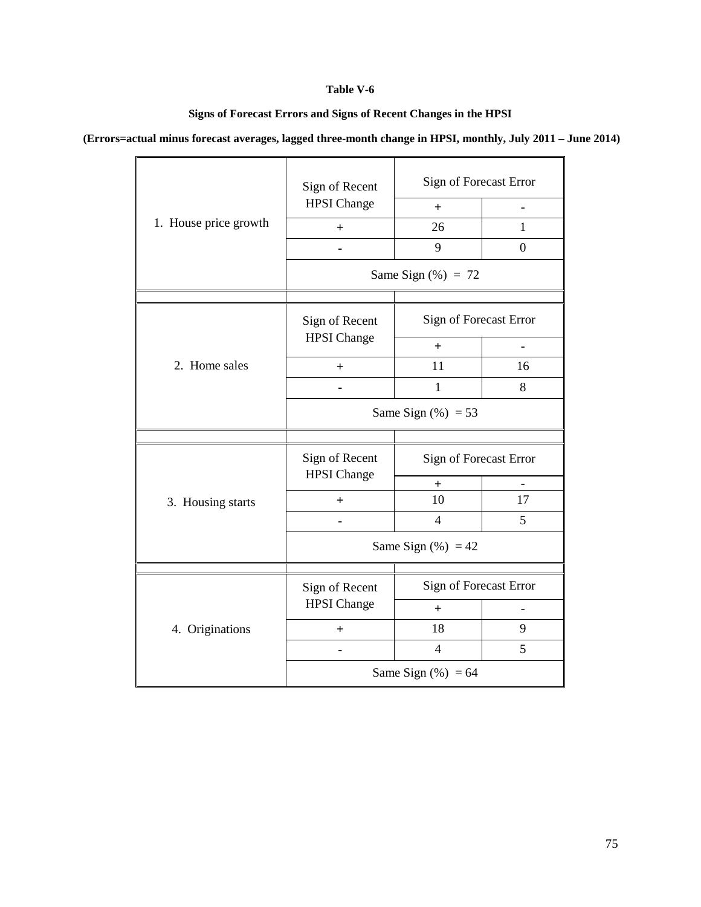**Table V-6**

**Signs of Forecast Errors and Signs of Recent Changes in the HPSI**

**(Errors=actual minus forecast averages, lagged three-month change in HPSI, monthly, July 2011 – June 2014)**

| | Sign of Recent HPSI Change | Sign of Forecast Error | |
|---|---|---|---|
| | | + | - |
| 1. House price growth | + | 26 | 1 |
| | - | 9 | 0 |
| | Same Sign (%) = 72 | | |
| | | | |
| | Sign of Recent HPSI Change | Sign of Forecast Error | |
| | | + | - |
| 2. Home sales | + | 11 | 16 |
| | - | 1 | 8 |
| | Same Sign (%) = 53 | | |
| | | | |
| | Sign of Recent HPSI Change | Sign of Forecast Error | |
| | | + | - |
| 3. Housing starts | + | 10 | 17 |
| | - | 4 | 5 |
| | Same Sign (%) = 42 | | |
| | | | |
| | Sign of Recent HPSI Change | Sign of Forecast Error | |
| | | + | - |
| 4. Originations | + | 18 | 9 |
| | - | 4 | 5 |
| | Same Sign (%) = 64 | | |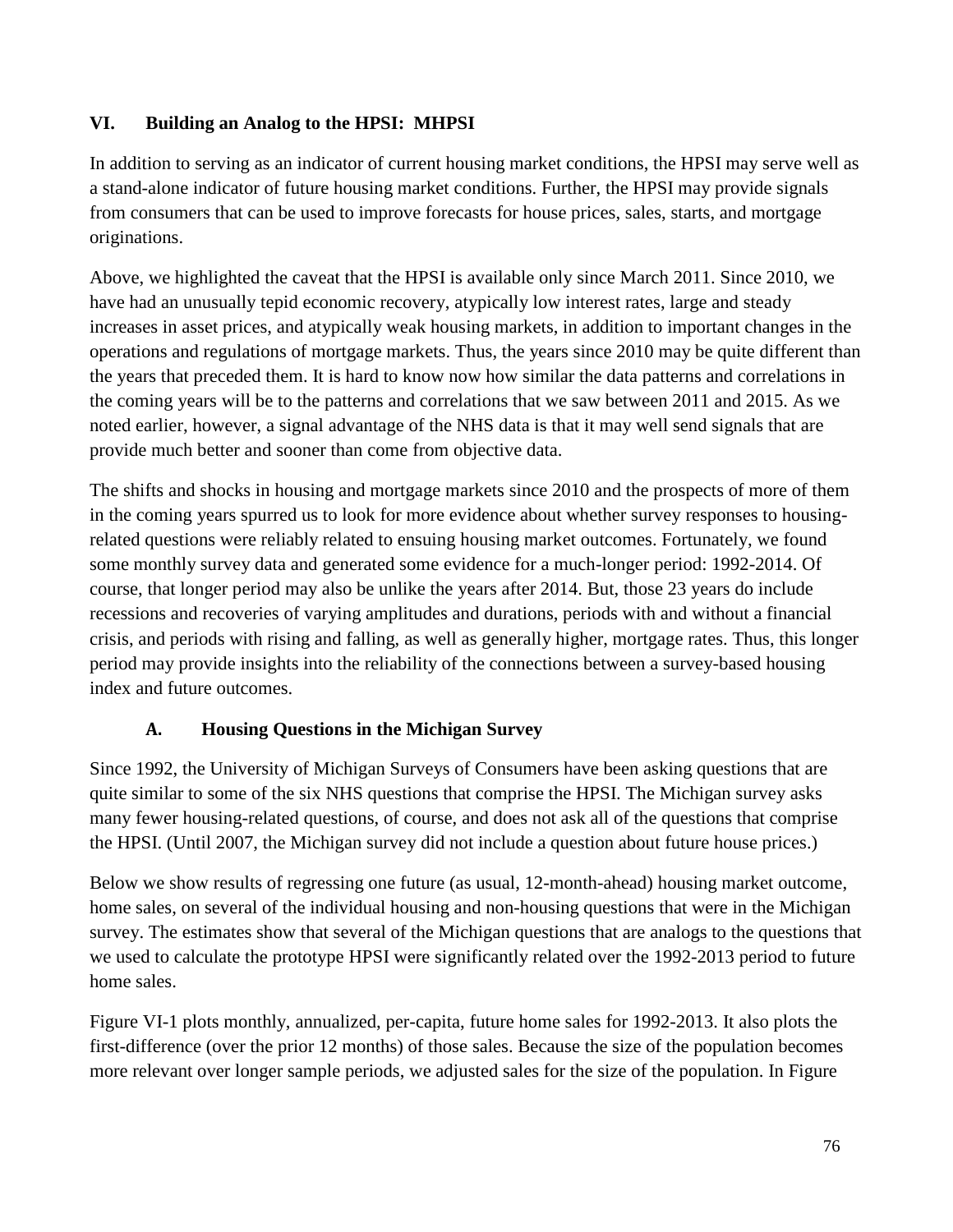## VI. Building an Analog to the HPSI: MHPSI

In addition to serving as an indicator of current housing market conditions, the HPSI may serve well as a stand-alone indicator of future housing market conditions. Further, the HPSI may provide signals from consumers that can be used to improve forecasts for house prices, sales, starts, and mortgage originations.

Above, we highlighted the caveat that the HPSI is available only since March 2011. Since 2010, we have had an unusually tepid economic recovery, atypically low interest rates, large and steady increases in asset prices, and atypically weak housing markets, in addition to important changes in the operations and regulations of mortgage markets. Thus, the years since 2010 may be quite different than the years that preceded them. It is hard to know now how similar the data patterns and correlations in the coming years will be to the patterns and correlations that we saw between 2011 and 2015. As we noted earlier, however, a signal advantage of the NHS data is that it may well send signals that are provide much better and sooner than come from objective data.

The shifts and shocks in housing and mortgage markets since 2010 and the prospects of more of them in the coming years spurred us to look for more evidence about whether survey responses to housing-related questions were reliably related to ensuing housing market outcomes. Fortunately, we found some monthly survey data and generated some evidence for a much-longer period: 1992-2014. Of course, that longer period may also be unlike the years after 2014. But, those 23 years do include recessions and recoveries of varying amplitudes and durations, periods with and without a financial crisis, and periods with rising and falling, as well as generally higher, mortgage rates. Thus, this longer period may provide insights into the reliability of the connections between a survey-based housing index and future outcomes.

### A. Housing Questions in the Michigan Survey

Since 1992, the University of Michigan Surveys of Consumers have been asking questions that are quite similar to some of the six NHS questions that comprise the HPSI. The Michigan survey asks many fewer housing-related questions, of course, and does not ask all of the questions that comprise the HPSI. (Until 2007, the Michigan survey did not include a question about future house prices.)

Below we show results of regressing one future (as usual, 12-month-ahead) housing market outcome, home sales, on several of the individual housing and non-housing questions that were in the Michigan survey. The estimates show that several of the Michigan questions that are analogs to the questions that we used to calculate the prototype HPSI were significantly related over the 1992-2013 period to future home sales.

Figure VI-1 plots monthly, annualized, per-capita, future home sales for 1992-2013. It also plots the first-difference (over the prior 12 months) of those sales. Because the size of the population becomes more relevant over longer sample periods, we adjusted sales for the size of the population. In Figure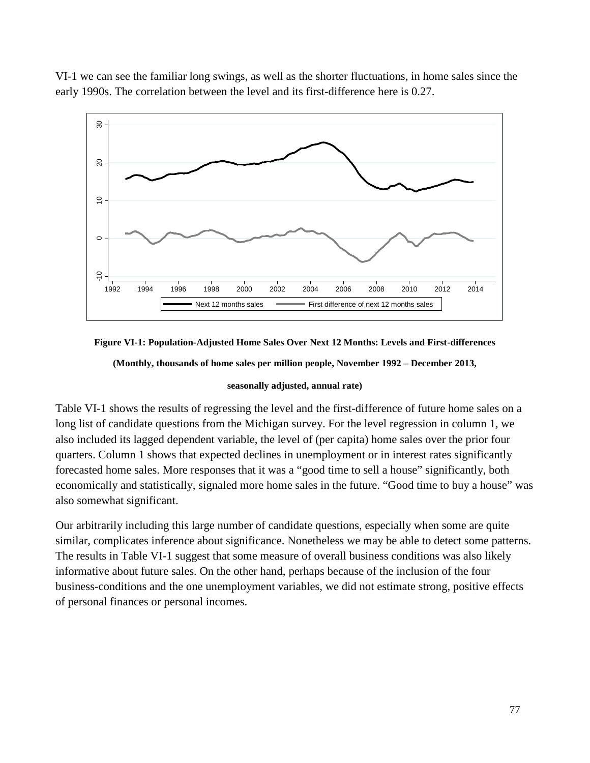VI-1 we can see the familiar long swings, as well as the shorter fluctuations, in home sales since the early 1990s. The correlation between the level and its first-difference here is 0.27.

**Figure VI-1: Population-Adjusted Home Sales Over Next 12 Months: Levels and First-differences**

**(Monthly, thousands of home sales per million people, November 1992 – December 2013, seasonally adjusted, annual rate)**

Table VI-1 shows the results of regressing the level and the first-difference of future home sales on a long list of candidate questions from the Michigan survey. For the level regression in column 1, we also included its lagged dependent variable, the level of (per capita) home sales over the prior four quarters. Column 1 shows that expected declines in unemployment or in interest rates significantly forecasted home sales. More responses that it was a "good time to sell a house" significantly, both economically and statistically, signaled more home sales in the future. "Good time to buy a house" was also somewhat significant.

Our arbitrarily including this large number of candidate questions, especially when some are quite similar, complicates inference about significance. Nonetheless we may be able to detect some patterns. The results in Table VI-1 suggest that some measure of overall business conditions was also likely informative about future sales. On the other hand, perhaps because of the inclusion of the four business-conditions and the one unemployment variables, we did not estimate strong, positive effects of personal finances or personal incomes.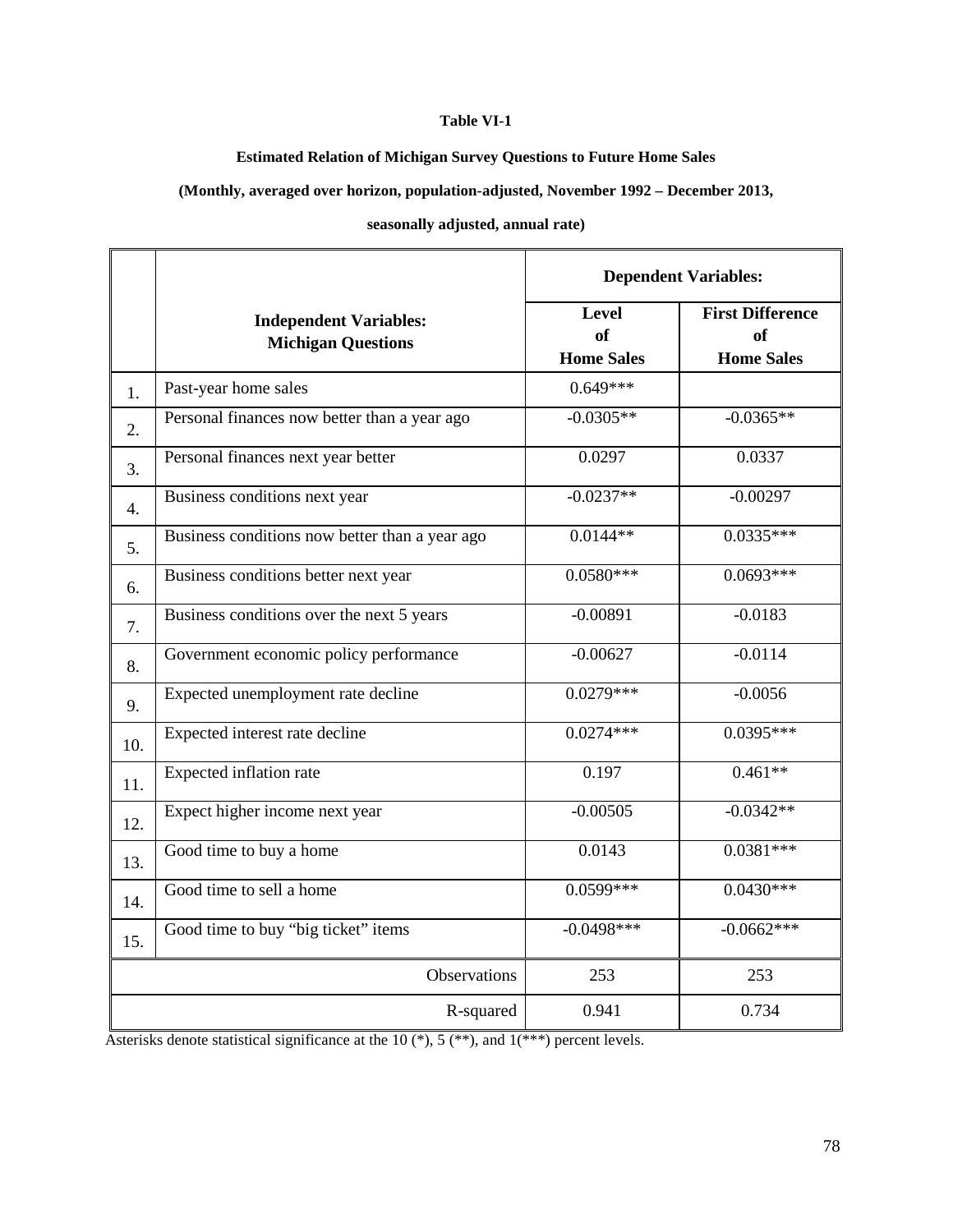**Table VI-1**

**Estimated Relation of Michigan Survey Questions to Future Home Sales**

**(Monthly, averaged over horizon, population-adjusted, November 1992 – December 2013,**

**seasonally adjusted, annual rate)**

| | **Independent Variables: Michigan Questions** | **Dependent Variables:** | |
|---|---|---|---|
| | | **Level of Home Sales** | **First Difference of Home Sales** |
| 1. | Past-year home sales | 0.649*** | |
| 2. | Personal finances now better than a year ago | -0.0305** | -0.0365** |
| 3. | Personal finances next year better | 0.0297 | 0.0337 |
| 4. | Business conditions next year | -0.0237** | -0.00297 |
| 5. | Business conditions now better than a year ago | 0.0144** | 0.0335*** |
| 6. | Business conditions better next year | 0.0580*** | 0.0693*** |
| 7. | Business conditions over the next 5 years | -0.00891 | -0.0183 |
| 8. | Government economic policy performance | -0.00627 | -0.0114 |
| 9. | Expected unemployment rate decline | 0.0279*** | -0.0056 |
| 10. | Expected interest rate decline | 0.0274*** | 0.0395*** |
| 11. | Expected inflation rate | 0.197 | 0.461** |
| 12. | Expect higher income next year | -0.00505 | -0.0342** |
| 13. | Good time to buy a home | 0.0143 | 0.0381*** |
| 14. | Good time to sell a home | 0.0599*** | 0.0430*** |
| 15. | Good time to buy "big ticket" items | -0.0498*** | -0.0662*** |
| | Observations | 253 | 253 |
| | R-squared | 0.941 | 0.734 |

Asterisks denote statistical significance at the 10 (*), 5 (**), and 1(***) percent levels.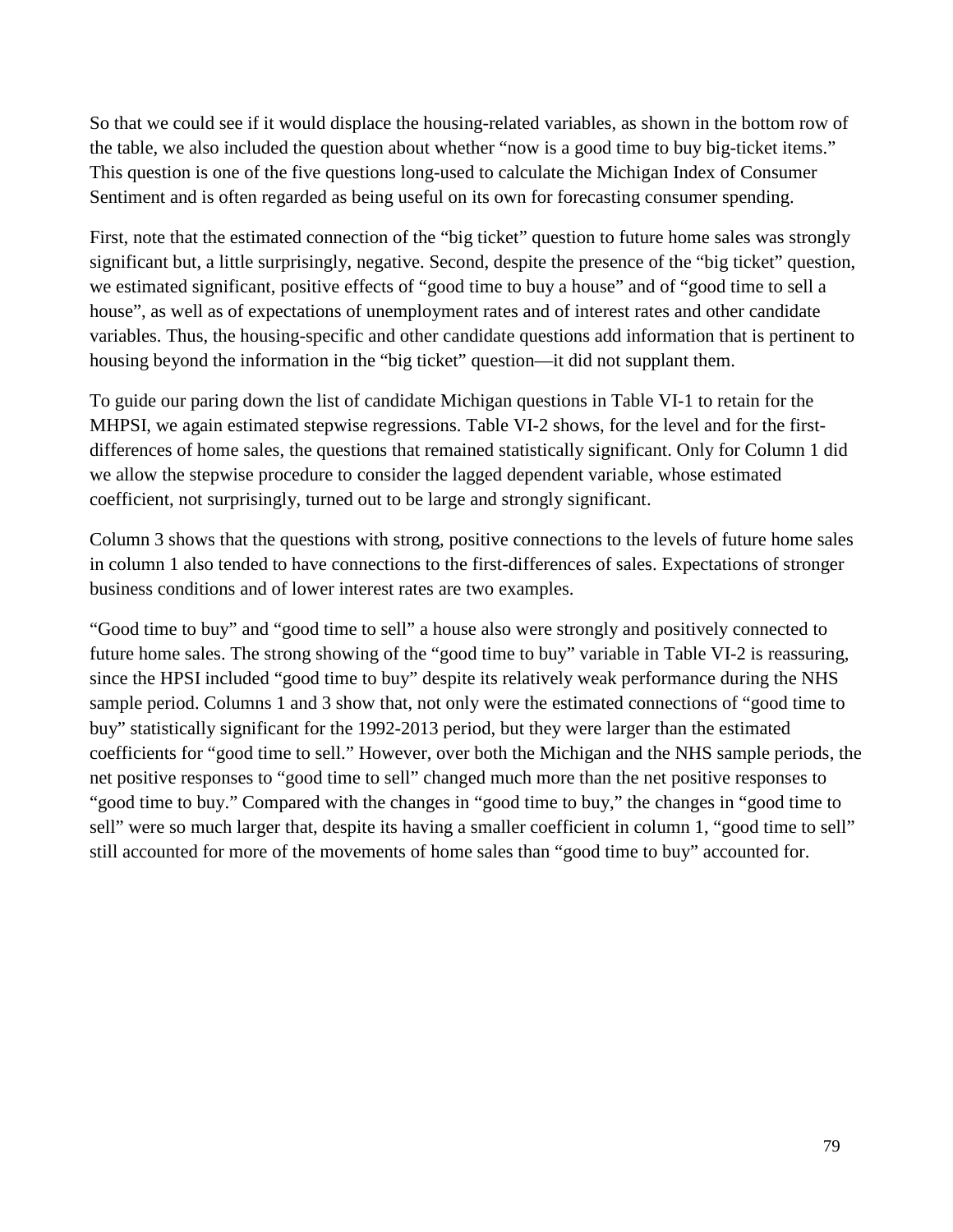So that we could see if it would displace the housing-related variables, as shown in the bottom row of the table, we also included the question about whether "now is a good time to buy big-ticket items." This question is one of the five questions long-used to calculate the Michigan Index of Consumer Sentiment and is often regarded as being useful on its own for forecasting consumer spending.

First, note that the estimated connection of the "big ticket" question to future home sales was strongly significant but, a little surprisingly, negative. Second, despite the presence of the "big ticket" question, we estimated significant, positive effects of "good time to buy a house" and of "good time to sell a house", as well as of expectations of unemployment rates and of interest rates and other candidate variables. Thus, the housing-specific and other candidate questions add information that is pertinent to housing beyond the information in the "big ticket" question—it did not supplant them.

To guide our paring down the list of candidate Michigan questions in Table VI-1 to retain for the MHPSI, we again estimated stepwise regressions. Table VI-2 shows, for the level and for the first-differences of home sales, the questions that remained statistically significant. Only for Column 1 did we allow the stepwise procedure to consider the lagged dependent variable, whose estimated coefficient, not surprisingly, turned out to be large and strongly significant.

Column 3 shows that the questions with strong, positive connections to the levels of future home sales in column 1 also tended to have connections to the first-differences of sales. Expectations of stronger business conditions and of lower interest rates are two examples.

"Good time to buy" and "good time to sell" a house also were strongly and positively connected to future home sales. The strong showing of the "good time to buy" variable in Table VI-2 is reassuring, since the HPSI included "good time to buy" despite its relatively weak performance during the NHS sample period. Columns 1 and 3 show that, not only were the estimated connections of "good time to buy" statistically significant for the 1992-2013 period, but they were larger than the estimated coefficients for "good time to sell." However, over both the Michigan and the NHS sample periods, the net positive responses to "good time to sell" changed much more than the net positive responses to "good time to buy." Compared with the changes in "good time to buy," the changes in "good time to sell" were so much larger that, despite its having a smaller coefficient in column 1, "good time to sell" still accounted for more of the movements of home sales than "good time to buy" accounted for.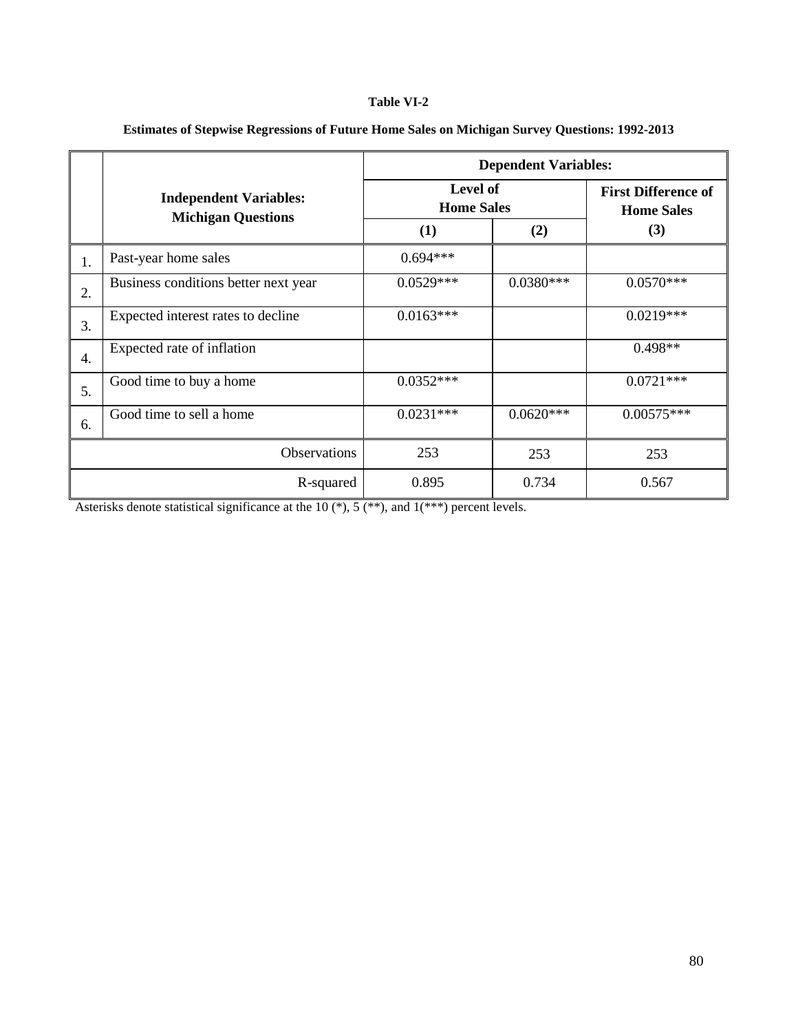**Table VI-2**

**Estimates of Stepwise Regressions of Future Home Sales on Michigan Survey Questions: 1992-2013**

| | **Independent Variables: Michigan Questions** | **Dependent Variables:** | | |
|---|---|---|---|---|
| | | **Level of Home Sales** | | **First Difference of Home Sales** |
| | | **(1)** | **(2)** | **(3)** |
| 1. | Past-year home sales | 0.694*** | | |
| 2. | Business conditions better next year | 0.0529*** | 0.0380*** | 0.0570*** |
| 3. | Expected interest rates to decline | 0.0163*** | | 0.0219*** |
| 4. | Expected rate of inflation | | | 0.498** |
| 5. | Good time to buy a home | 0.0352*** | | 0.0721*** |
| 6. | Good time to sell a home | 0.0231*** | 0.0620*** | 0.00575*** |
| | Observations | 253 | 253 | 253 |
| | R-squared | 0.895 | 0.734 | 0.567 |

Asterisks denote statistical significance at the 10 (*), 5 (**), and 1(***) percent levels.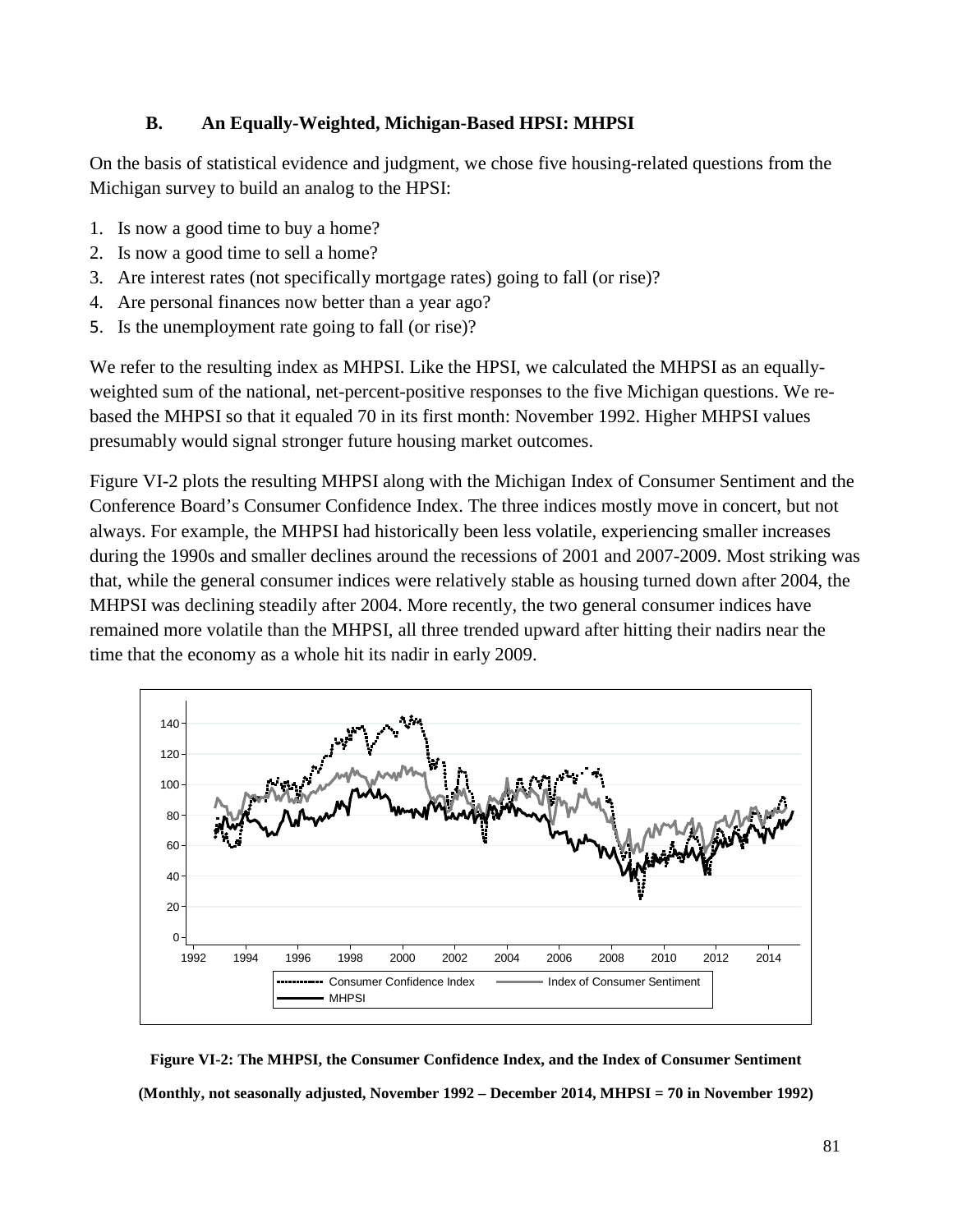### B. An Equally-Weighted, Michigan-Based HPSI: MHPSI

On the basis of statistical evidence and judgment, we chose five housing-related questions from the Michigan survey to build an analog to the HPSI:

1. Is now a good time to buy a home?
2. Is now a good time to sell a home?
3. Are interest rates (not specifically mortgage rates) going to fall (or rise)?
4. Are personal finances now better than a year ago?
5. Is the unemployment rate going to fall (or rise)?

We refer to the resulting index as MHPSI. Like the HPSI, we calculated the MHPSI as an equally-weighted sum of the national, net-percent-positive responses to the five Michigan questions. We re-based the MHPSI so that it equaled 70 in its first month: November 1992. Higher MHPSI values presumably would signal stronger future housing market outcomes.

Figure VI-2 plots the resulting MHPSI along with the Michigan Index of Consumer Sentiment and the Conference Board's Consumer Confidence Index. The three indices mostly move in concert, but not always. For example, the MHPSI had historically been less volatile, experiencing smaller increases during the 1990s and smaller declines around the recessions of 2001 and 2007-2009. Most striking was that, while the general consumer indices were relatively stable as housing turned down after 2004, the MHPSI was declining steadily after 2004. More recently, the two general consumer indices have remained more volatile than the MHPSI, all three trended upward after hitting their nadirs near the time that the economy as a whole hit its nadir in early 2009.

**Figure VI-2: The MHPSI, the Consumer Confidence Index, and the Index of Consumer Sentiment**

**(Monthly, not seasonally adjusted, November 1992 – December 2014, MHPSI = 70 in November 1992)**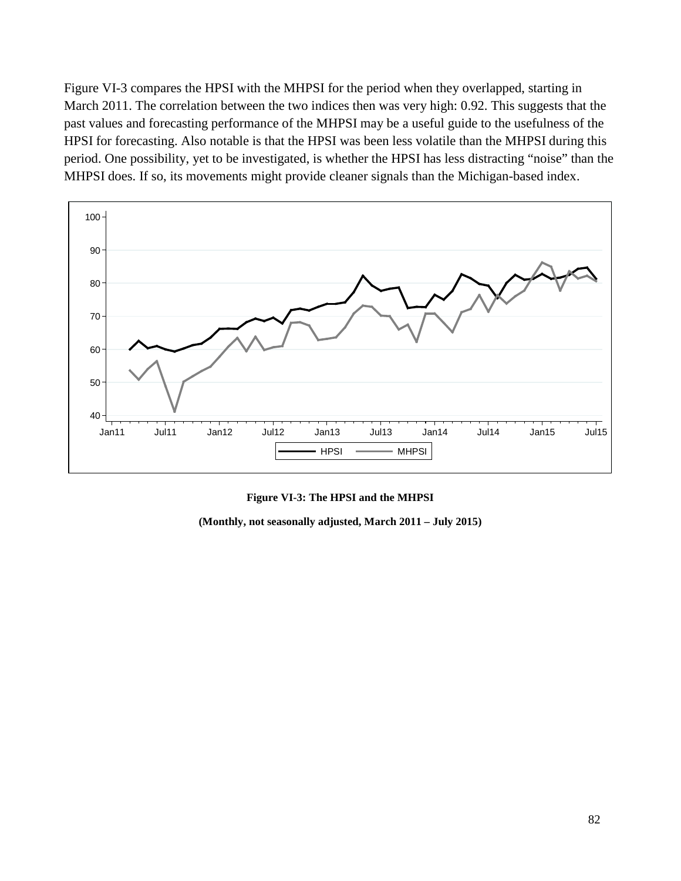Figure VI-3 compares the HPSI with the MHPSI for the period when they overlapped, starting in March 2011. The correlation between the two indices then was very high: 0.92. This suggests that the past values and forecasting performance of the MHPSI may be a useful guide to the usefulness of the HPSI for forecasting. Also notable is that the HPSI was been less volatile than the MHPSI during this period. One possibility, yet to be investigated, is whether the HPSI has less distracting "noise" than the MHPSI does. If so, its movements might provide cleaner signals than the Michigan-based index.

**Figure VI-3: The HPSI and the MHPSI**

**(Monthly, not seasonally adjusted, March 2011 – July 2015)**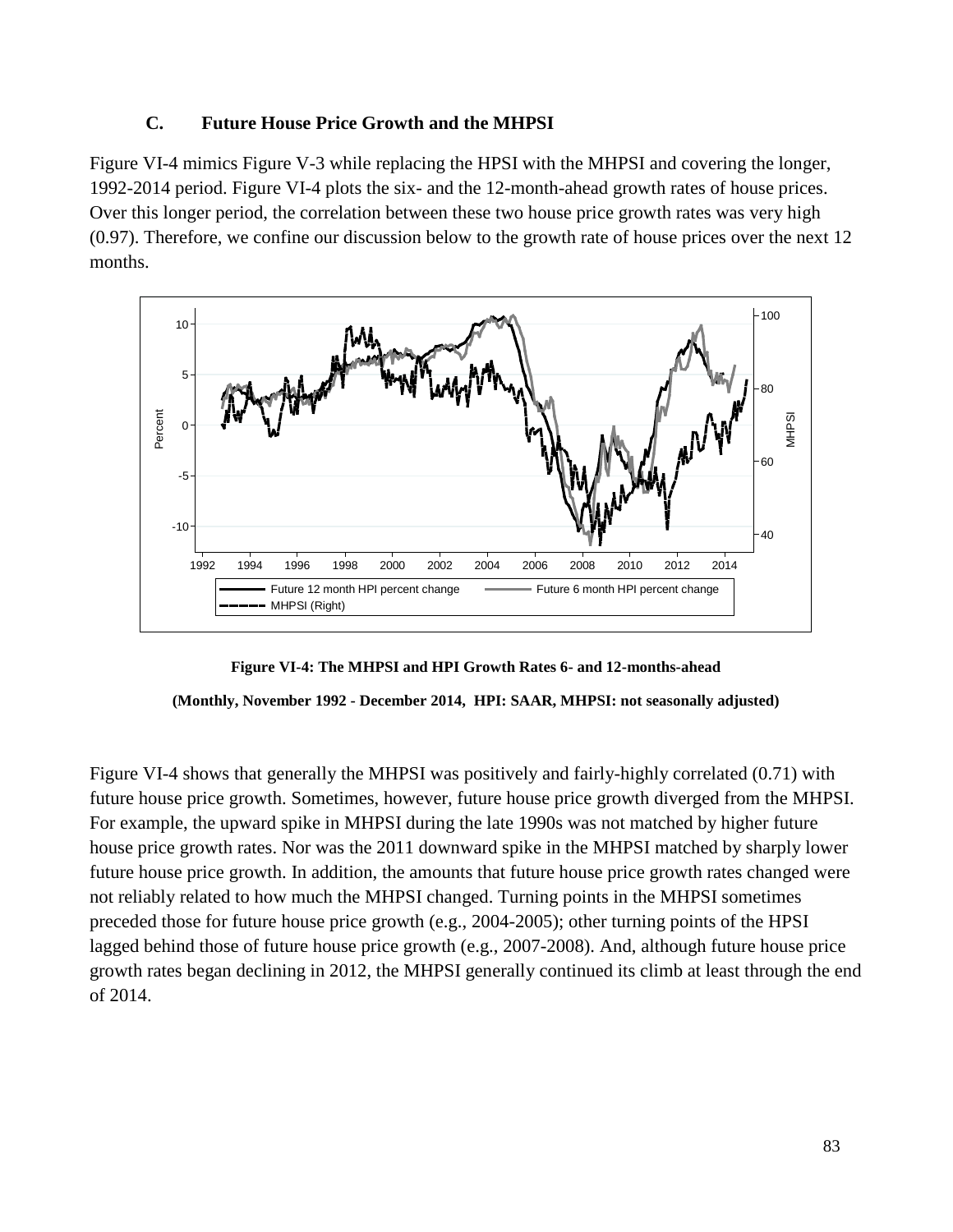### C. Future House Price Growth and the MHPSI

Figure VI-4 mimics Figure V-3 while replacing the HPSI with the MHPSI and covering the longer, 1992-2014 period. Figure VI-4 plots the six- and the 12-month-ahead growth rates of house prices. Over this longer period, the correlation between these two house price growth rates was very high (0.97). Therefore, we confine our discussion below to the growth rate of house prices over the next 12 months.

**Figure VI-4: The MHPSI and HPI Growth Rates 6- and 12-months-ahead**

**(Monthly, November 1992 - December 2014, HPI: SAAR, MHPSI: not seasonally adjusted)**

Figure VI-4 shows that generally the MHPSI was positively and fairly-highly correlated (0.71) with future house price growth. Sometimes, however, future house price growth diverged from the MHPSI. For example, the upward spike in MHPSI during the late 1990s was not matched by higher future house price growth rates. Nor was the 2011 downward spike in the MHPSI matched by sharply lower future house price growth. In addition, the amounts that future house price growth rates changed were not reliably related to how much the MHPSI changed. Turning points in the MHPSI sometimes preceded those for future house price growth (e.g., 2004-2005); other turning points of the HPSI lagged behind those of future house price growth (e.g., 2007-2008). And, although future house price growth rates began declining in 2012, the MHPSI generally continued its climb at least through the end of 2014.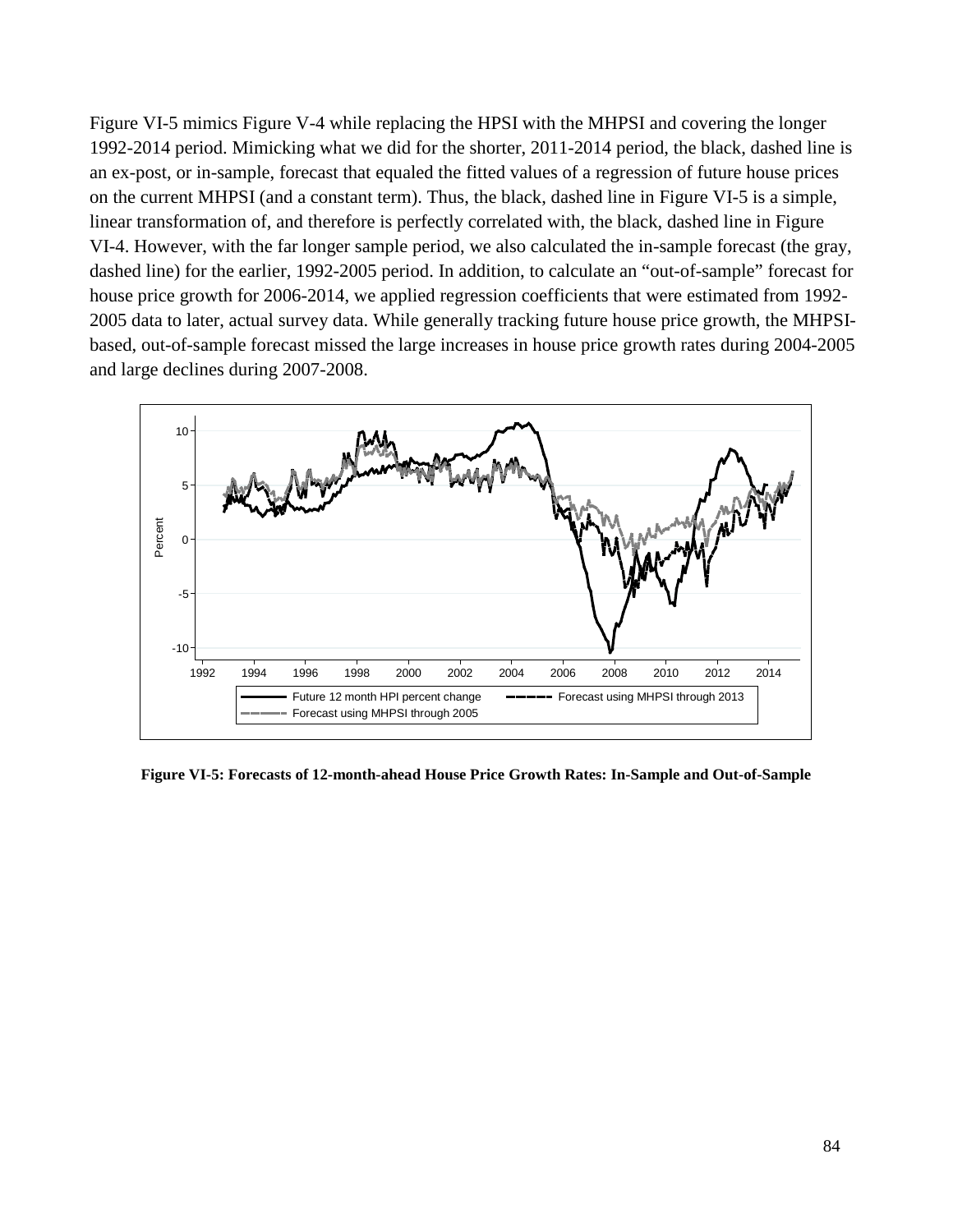Figure VI-5 mimics Figure V-4 while replacing the HPSI with the MHPSI and covering the longer 1992-2014 period. Mimicking what we did for the shorter, 2011-2014 period, the black, dashed line is an ex-post, or in-sample, forecast that equaled the fitted values of a regression of future house prices on the current MHPSI (and a constant term). Thus, the black, dashed line in Figure VI-5 is a simple, linear transformation of, and therefore is perfectly correlated with, the black, dashed line in Figure VI-4. However, with the far longer sample period, we also calculated the in-sample forecast (the gray, dashed line) for the earlier, 1992-2005 period. In addition, to calculate an "out-of-sample" forecast for house price growth for 2006-2014, we applied regression coefficients that were estimated from 1992-2005 data to later, actual survey data. While generally tracking future house price growth, the MHPSI-based, out-of-sample forecast missed the large increases in house price growth rates during 2004-2005 and large declines during 2007-2008.

**Figure VI-5: Forecasts of 12-month-ahead House Price Growth Rates: In-Sample and Out-of-Sample**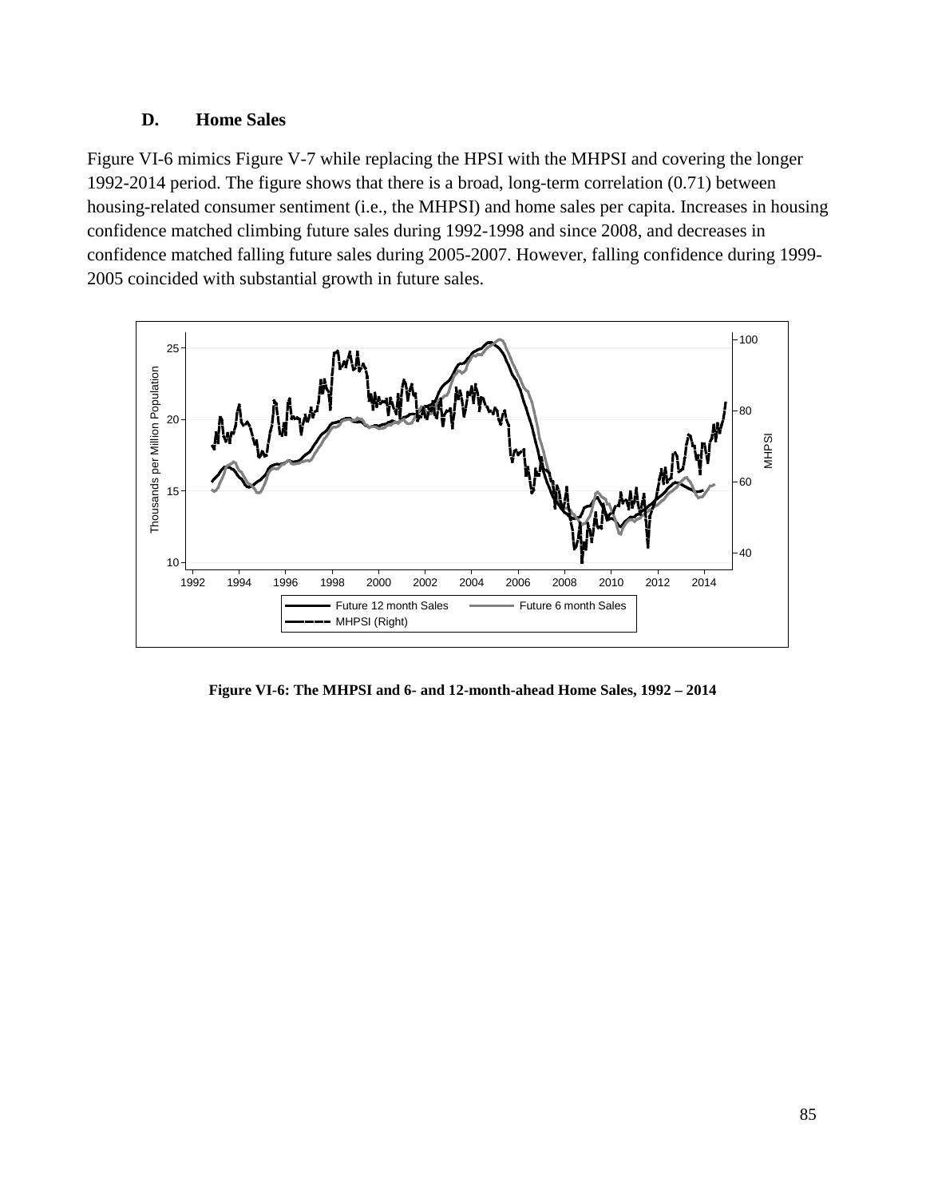### D. Home Sales

Figure VI-6 mimics Figure V-7 while replacing the HPSI with the MHPSI and covering the longer 1992-2014 period. The figure shows that there is a broad, long-term correlation (0.71) between housing-related consumer sentiment (i.e., the MHPSI) and home sales per capita. Increases in housing confidence matched climbing future sales during 1992-1998 and since 2008, and decreases in confidence matched falling future sales during 2005-2007. However, falling confidence during 1999-2005 coincided with substantial growth in future sales.

**Figure VI-6: The MHPSI and 6- and 12-month-ahead Home Sales, 1992 – 2014**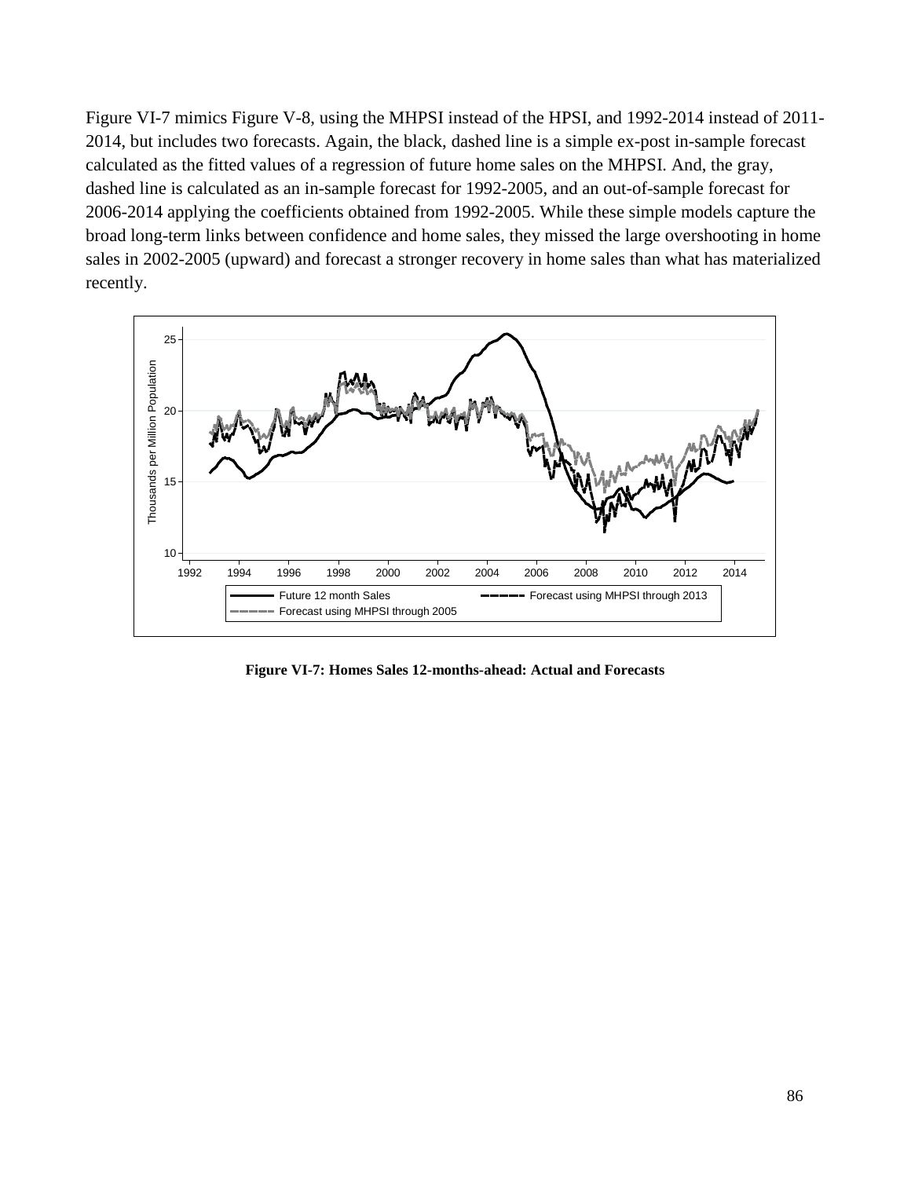Figure VI-7 mimics Figure V-8, using the MHPSI instead of the HPSI, and 1992-2014 instead of 2011-2014, but includes two forecasts. Again, the black, dashed line is a simple ex-post in-sample forecast calculated as the fitted values of a regression of future home sales on the MHPSI. And, the gray, dashed line is calculated as an in-sample forecast for 1992-2005, and an out-of-sample forecast for 2006-2014 applying the coefficients obtained from 1992-2005. While these simple models capture the broad long-term links between confidence and home sales, they missed the large overshooting in home sales in 2002-2005 (upward) and forecast a stronger recovery in home sales than what has materialized recently.

**Figure VI-7: Homes Sales 12-months-ahead: Actual and Forecasts**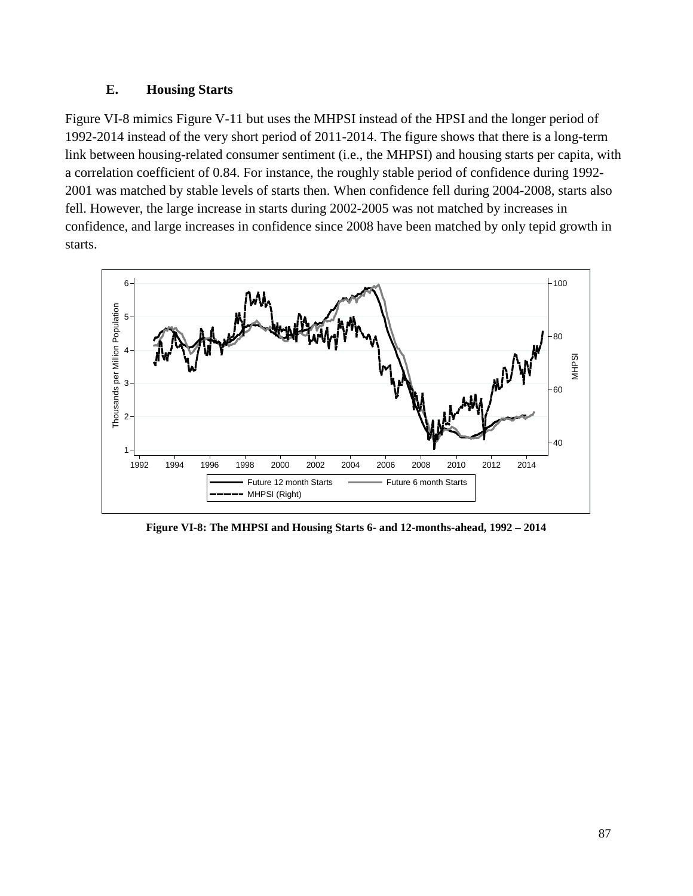### E. Housing Starts

Figure VI-8 mimics Figure V-11 but uses the MHPSI instead of the HPSI and the longer period of 1992-2014 instead of the very short period of 2011-2014. The figure shows that there is a long-term link between housing-related consumer sentiment (i.e., the MHPSI) and housing starts per capita, with a correlation coefficient of 0.84. For instance, the roughly stable period of confidence during 1992-2001 was matched by stable levels of starts then. When confidence fell during 2004-2008, starts also fell. However, the large increase in starts during 2002-2005 was not matched by increases in confidence, and large increases in confidence since 2008 have been matched by only tepid growth in starts.

**Figure VI-8: The MHPSI and Housing Starts 6- and 12-months-ahead, 1992 – 2014**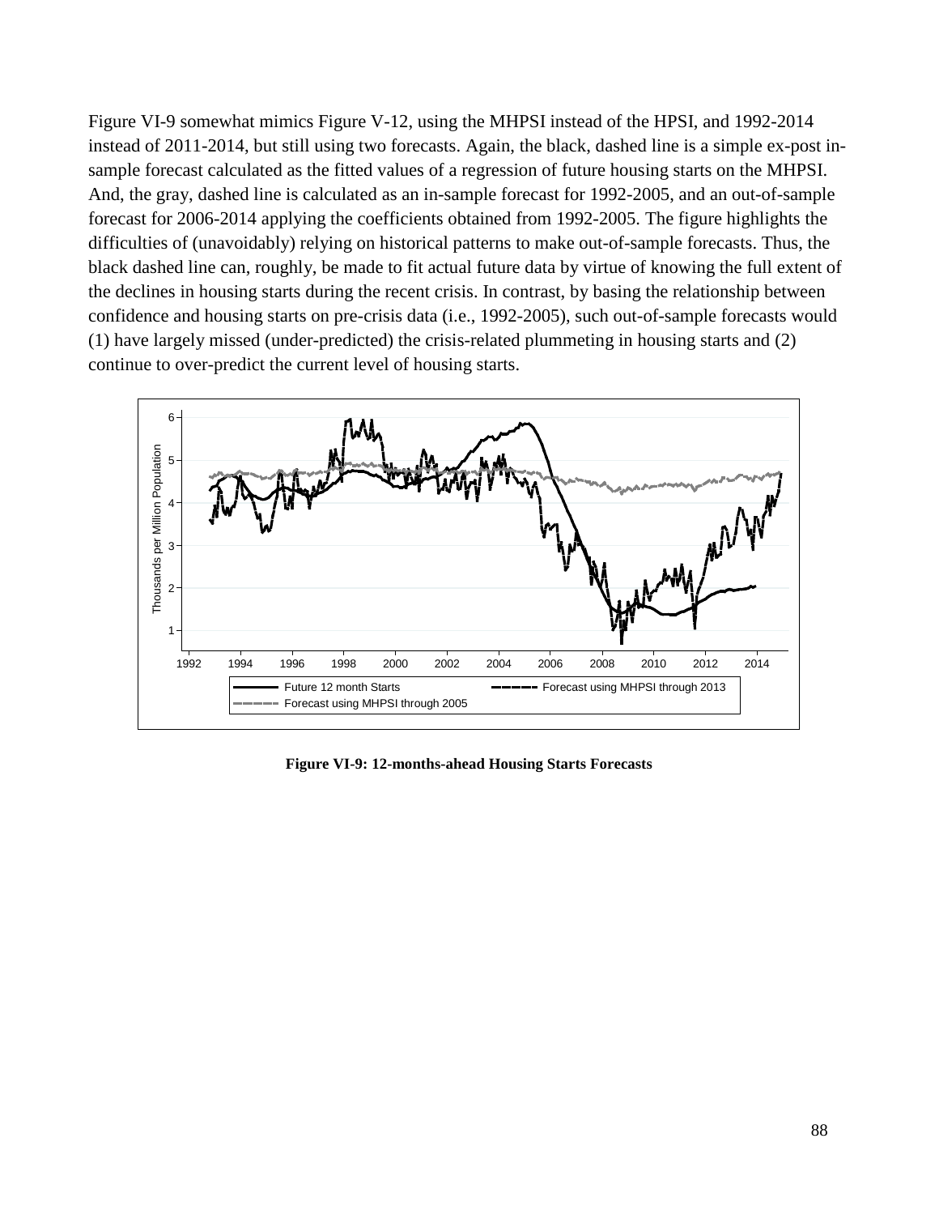Figure VI-9 somewhat mimics Figure V-12, using the MHPSI instead of the HPSI, and 1992-2014 instead of 2011-2014, but still using two forecasts. Again, the black, dashed line is a simple ex-post in-sample forecast calculated as the fitted values of a regression of future housing starts on the MHPSI. And, the gray, dashed line is calculated as an in-sample forecast for 1992-2005, and an out-of-sample forecast for 2006-2014 applying the coefficients obtained from 1992-2005. The figure highlights the difficulties of (unavoidably) relying on historical patterns to make out-of-sample forecasts. Thus, the black dashed line can, roughly, be made to fit actual future data by virtue of knowing the full extent of the declines in housing starts during the recent crisis. In contrast, by basing the relationship between confidence and housing starts on pre-crisis data (i.e., 1992-2005), such out-of-sample forecasts would (1) have largely missed (under-predicted) the crisis-related plummeting in housing starts and (2) continue to over-predict the current level of housing starts.

**Figure VI-9: 12-months-ahead Housing Starts Forecasts**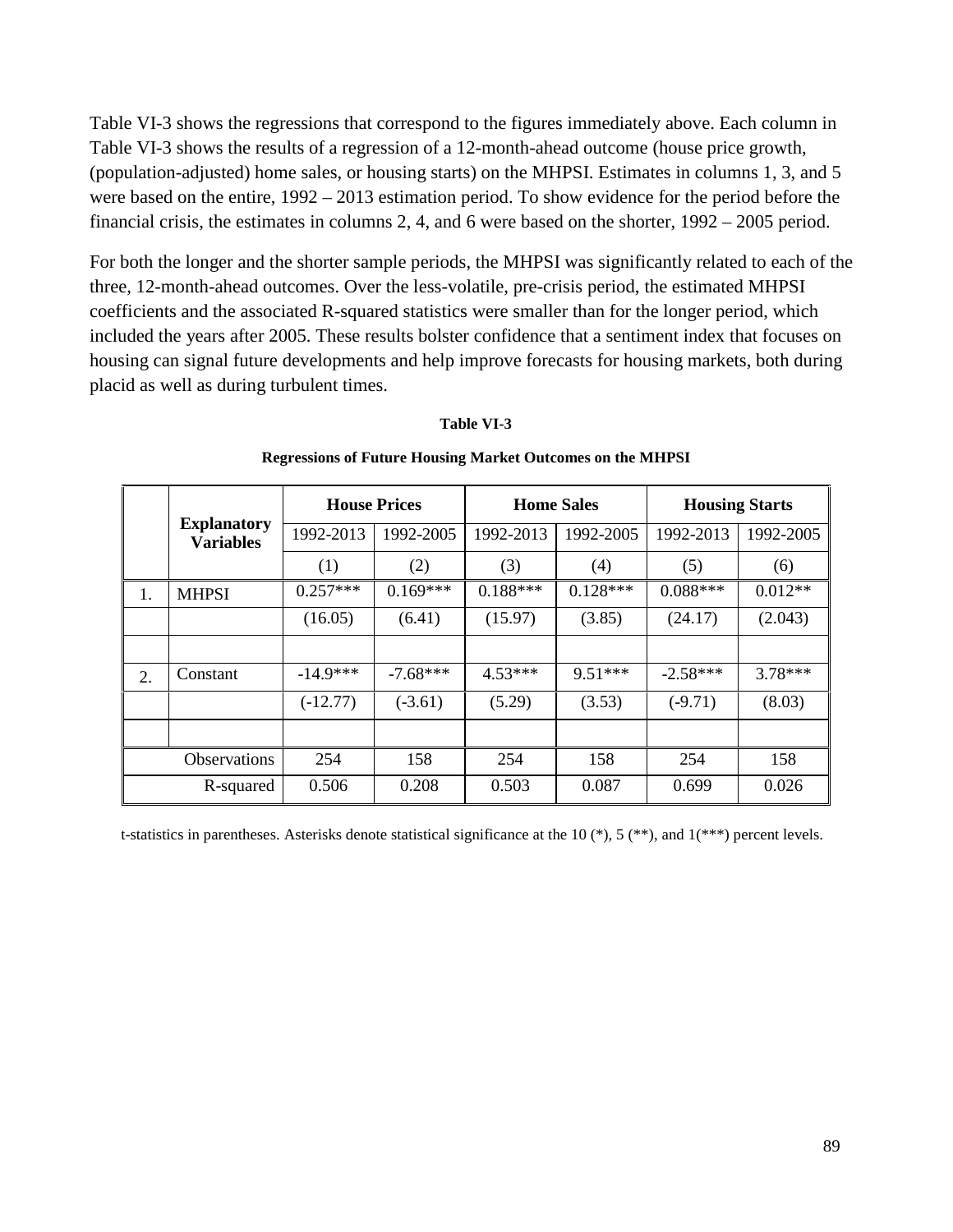Table VI-3 shows the regressions that correspond to the figures immediately above. Each column in Table VI-3 shows the results of a regression of a 12-month-ahead outcome (house price growth, (population-adjusted) home sales, or housing starts) on the MHPSI. Estimates in columns 1, 3, and 5 were based on the entire, 1992 – 2013 estimation period. To show evidence for the period before the financial crisis, the estimates in columns 2, 4, and 6 were based on the shorter, 1992 – 2005 period.

For both the longer and the shorter sample periods, the MHPSI was significantly related to each of the three, 12-month-ahead outcomes. Over the less-volatile, pre-crisis period, the estimated MHPSI coefficients and the associated R-squared statistics were smaller than for the longer period, which included the years after 2005. These results bolster confidence that a sentiment index that focuses on housing can signal future developments and help improve forecasts for housing markets, both during placid as well as during turbulent times.

**Table VI-3**

**Regressions of Future Housing Market Outcomes on the MHPSI**

| | **Explanatory Variables** | **House Prices** | | **Home Sales** | | **Housing Starts** | |
|---|---|---|---|---|---|---|---|
| | | 1992-2013 | 1992-2005 | 1992-2013 | 1992-2005 | 1992-2013 | 1992-2005 |
| | | (1) | (2) | (3) | (4) | (5) | (6) |
| 1. | MHPSI | 0.257*** | 0.169*** | 0.188*** | 0.128*** | 0.088*** | 0.012** |
| | | (16.05) | (6.41) | (15.97) | (3.85) | (24.17) | (2.043) |
| | | | | | | | |
| 2. | Constant | -14.9*** | -7.68*** | 4.53*** | 9.51*** | -2.58*** | 3.78*** |
| | | (-12.77) | (-3.61) | (5.29) | (3.53) | (-9.71) | (8.03) |
| | | | | | | | |
| | Observations | 254 | 158 | 254 | 158 | 254 | 158 |
| | R-squared | 0.506 | 0.208 | 0.503 | 0.087 | 0.699 | 0.026 |

t-statistics in parentheses. Asterisks denote statistical significance at the 10 (*), 5 (**), and 1(***) percent levels.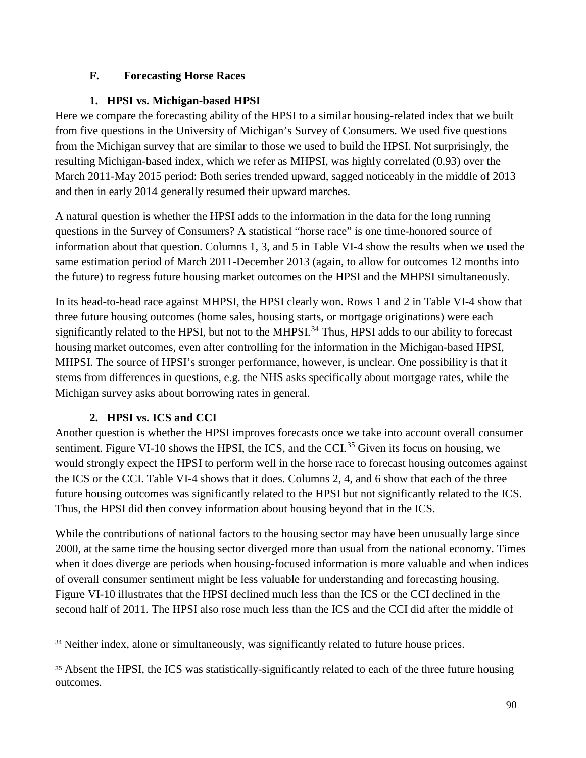### F. Forecasting Horse Races

#### 1. HPSI vs. Michigan-based HPSI

Here we compare the forecasting ability of the HPSI to a similar housing-related index that we built from five questions in the University of Michigan's Survey of Consumers. We used five questions from the Michigan survey that are similar to those we used to build the HPSI. Not surprisingly, the resulting Michigan-based index, which we refer as MHPSI, was highly correlated (0.93) over the March 2011-May 2015 period: Both series trended upward, sagged noticeably in the middle of 2013 and then in early 2014 generally resumed their upward marches.

A natural question is whether the HPSI adds to the information in the data for the long running questions in the Survey of Consumers? A statistical "horse race" is one time-honored source of information about that question. Columns 1, 3, and 5 in Table VI-4 show the results when we used the same estimation period of March 2011-December 2013 (again, to allow for outcomes 12 months into the future) to regress future housing market outcomes on the HPSI and the MHPSI simultaneously.

In its head-to-head race against MHPSI, the HPSI clearly won. Rows 1 and 2 in Table VI-4 show that three future housing outcomes (home sales, housing starts, or mortgage originations) were each significantly related to the HPSI, but not to the MHPSI.[34] Thus, HPSI adds to our ability to forecast housing market outcomes, even after controlling for the information in the Michigan-based HPSI, MHPSI. The source of HPSI's stronger performance, however, is unclear. One possibility is that it stems from differences in questions, e.g. the NHS asks specifically about mortgage rates, while the Michigan survey asks about borrowing rates in general.

#### 2. HPSI vs. ICS and CCI

Another question is whether the HPSI improves forecasts once we take into account overall consumer sentiment. Figure VI-10 shows the HPSI, the ICS, and the CCI.[35] Given its focus on housing, we would strongly expect the HPSI to perform well in the horse race to forecast housing outcomes against the ICS or the CCI. Table VI-4 shows that it does. Columns 2, 4, and 6 show that each of the three future housing outcomes was significantly related to the HPSI but not significantly related to the ICS. Thus, the HPSI did then convey information about housing beyond that in the ICS.

While the contributions of national factors to the housing sector may have been unusually large since 2000, at the same time the housing sector diverged more than usual from the national economy. Times when it does diverge are periods when housing-focused information is more valuable and when indices of overall consumer sentiment might be less valuable for understanding and forecasting housing. Figure VI-10 illustrates that the HPSI declined much less than the ICS or the CCI declined in the second half of 2011. The HPSI also rose much less than the ICS and the CCI did after the middle of

---

[34] Neither index, alone or simultaneously, was significantly related to future house prices.

[35] Absent the HPSI, the ICS was statistically-significantly related to each of the three future housing outcomes.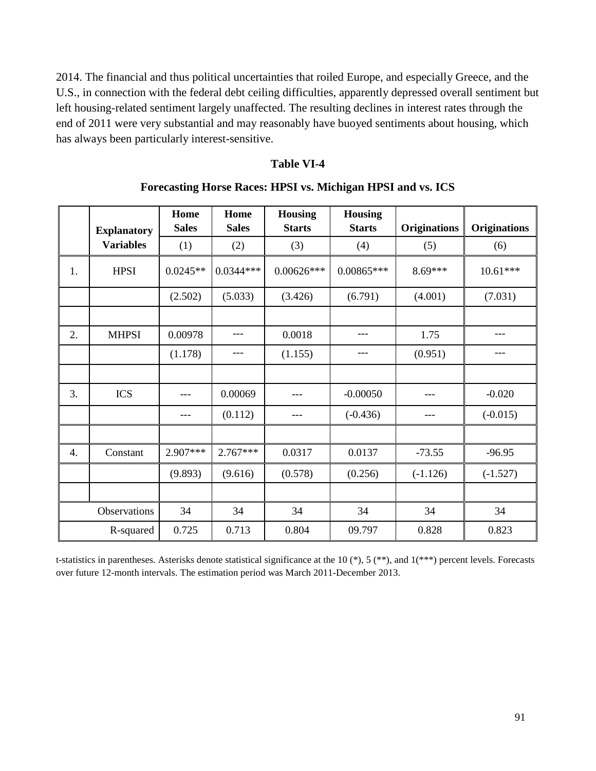2014. The financial and thus political uncertainties that roiled Europe, and especially Greece, and the U.S., in connection with the federal debt ceiling difficulties, apparently depressed overall sentiment but left housing-related sentiment largely unaffected. The resulting declines in interest rates through the end of 2011 were very substantial and may reasonably have buoyed sentiments about housing, which has always been particularly interest-sensitive.

**Table VI-4**

**Forecasting Horse Races: HPSI vs. Michigan HPSI and vs. ICS**

| | Explanatory Variables | Home Sales (1) | Home Sales (2) | Housing Starts (3) | Housing Starts (4) | Originations (5) | Originations (6) |
|---|---|---|---|---|---|---|---|
| 1. | HPSI | 0.0245** | 0.0344*** | 0.00626*** | 0.00865*** | 8.69*** | 10.61*** |
| | | (2.502) | (5.033) | (3.426) | (6.791) | (4.001) | (7.031) |
| | | | | | | | |
| 2. | MHPSI | 0.00978 | --- | 0.0018 | --- | 1.75 | --- |
| | | (1.178) | --- | (1.155) | --- | (0.951) | --- |
| | | | | | | | |
| 3. | ICS | --- | 0.00069 | --- | -0.00050 | --- | -0.020 |
| | | --- | (0.112) | --- | (-0.436) | --- | (-0.015) |
| | | | | | | | |
| 4. | Constant | 2.907*** | 2.767*** | 0.0317 | 0.0137 | -73.55 | -96.95 |
| | | (9.893) | (9.616) | (0.578) | (0.256) | (-1.126) | (-1.527) |
| | | | | | | | |
| | Observations | 34 | 34 | 34 | 34 | 34 | 34 |
| | R-squared | 0.725 | 0.713 | 0.804 | 09.797 | 0.828 | 0.823 |

t-statistics in parentheses. Asterisks denote statistical significance at the 10 (*), 5 (**), and 1(***) percent levels. Forecasts over future 12-month intervals. The estimation period was March 2011-December 2013.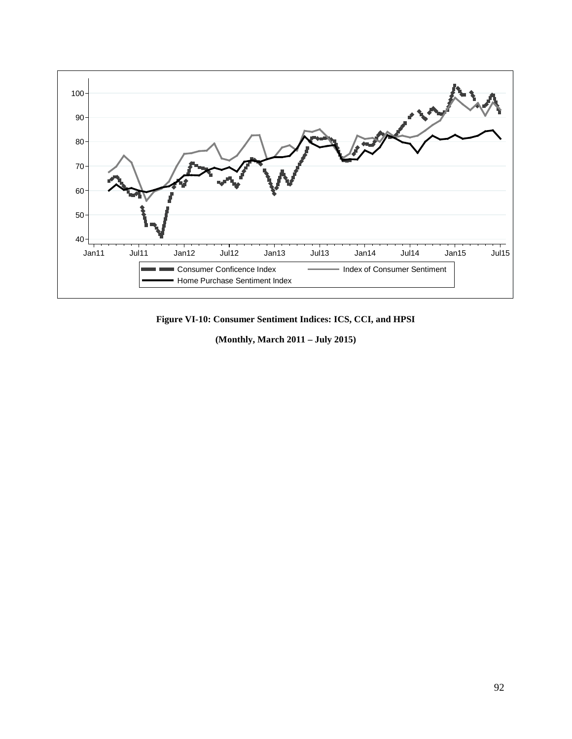**Figure VI-10: Consumer Sentiment Indices: ICS, CCI, and HPSI**

**(Monthly, March 2011 – July 2015)**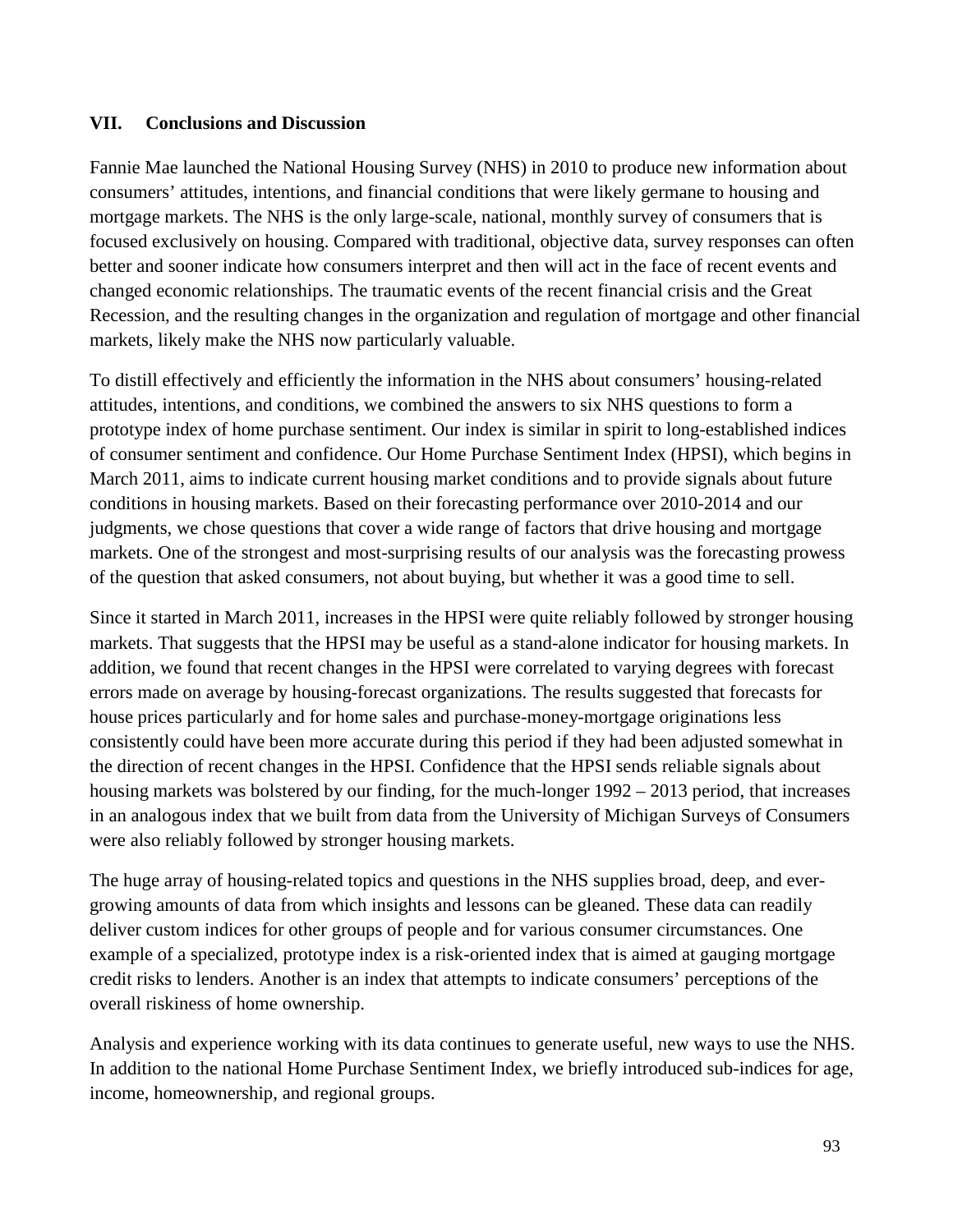## VII. Conclusions and Discussion

Fannie Mae launched the National Housing Survey (NHS) in 2010 to produce new information about consumers' attitudes, intentions, and financial conditions that were likely germane to housing and mortgage markets. The NHS is the only large-scale, national, monthly survey of consumers that is focused exclusively on housing. Compared with traditional, objective data, survey responses can often better and sooner indicate how consumers interpret and then will act in the face of recent events and changed economic relationships. The traumatic events of the recent financial crisis and the Great Recession, and the resulting changes in the organization and regulation of mortgage and other financial markets, likely make the NHS now particularly valuable.

To distill effectively and efficiently the information in the NHS about consumers' housing-related attitudes, intentions, and conditions, we combined the answers to six NHS questions to form a prototype index of home purchase sentiment. Our index is similar in spirit to long-established indices of consumer sentiment and confidence. Our Home Purchase Sentiment Index (HPSI), which begins in March 2011, aims to indicate current housing market conditions and to provide signals about future conditions in housing markets. Based on their forecasting performance over 2010-2014 and our judgments, we chose questions that cover a wide range of factors that drive housing and mortgage markets. One of the strongest and most-surprising results of our analysis was the forecasting prowess of the question that asked consumers, not about buying, but whether it was a good time to sell.

Since it started in March 2011, increases in the HPSI were quite reliably followed by stronger housing markets. That suggests that the HPSI may be useful as a stand-alone indicator for housing markets. In addition, we found that recent changes in the HPSI were correlated to varying degrees with forecast errors made on average by housing-forecast organizations. The results suggested that forecasts for house prices particularly and for home sales and purchase-money-mortgage originations less consistently could have been more accurate during this period if they had been adjusted somewhat in the direction of recent changes in the HPSI. Confidence that the HPSI sends reliable signals about housing markets was bolstered by our finding, for the much-longer 1992 – 2013 period, that increases in an analogous index that we built from data from the University of Michigan Surveys of Consumers were also reliably followed by stronger housing markets.

The huge array of housing-related topics and questions in the NHS supplies broad, deep, and ever-growing amounts of data from which insights and lessons can be gleaned. These data can readily deliver custom indices for other groups of people and for various consumer circumstances. One example of a specialized, prototype index is a risk-oriented index that is aimed at gauging mortgage credit risks to lenders. Another is an index that attempts to indicate consumers' perceptions of the overall riskiness of home ownership.

Analysis and experience working with its data continues to generate useful, new ways to use the NHS. In addition to the national Home Purchase Sentiment Index, we briefly introduced sub-indices for age, income, homeownership, and regional groups.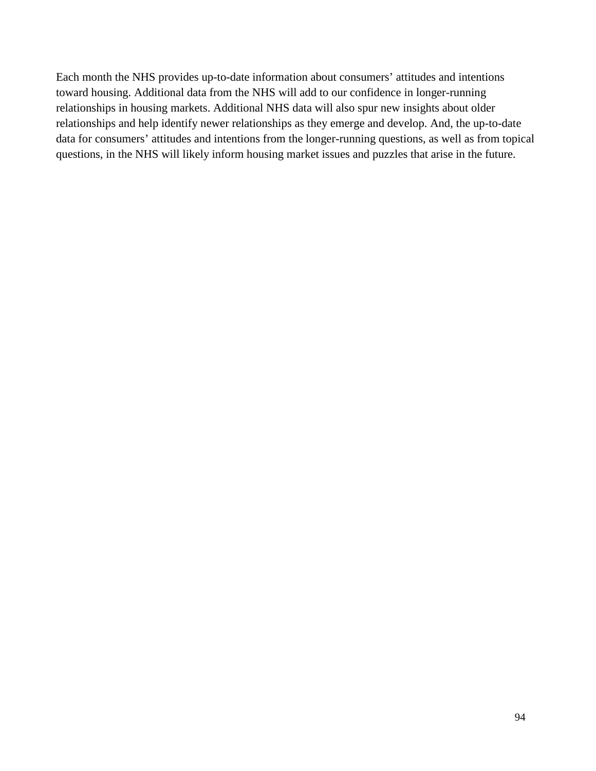Each month the NHS provides up-to-date information about consumers' attitudes and intentions toward housing. Additional data from the NHS will add to our confidence in longer-running relationships in housing markets. Additional NHS data will also spur new insights about older relationships and help identify newer relationships as they emerge and develop. And, the up-to-date data for consumers' attitudes and intentions from the longer-running questions, as well as from topical questions, in the NHS will likely inform housing market issues and puzzles that arise in the future.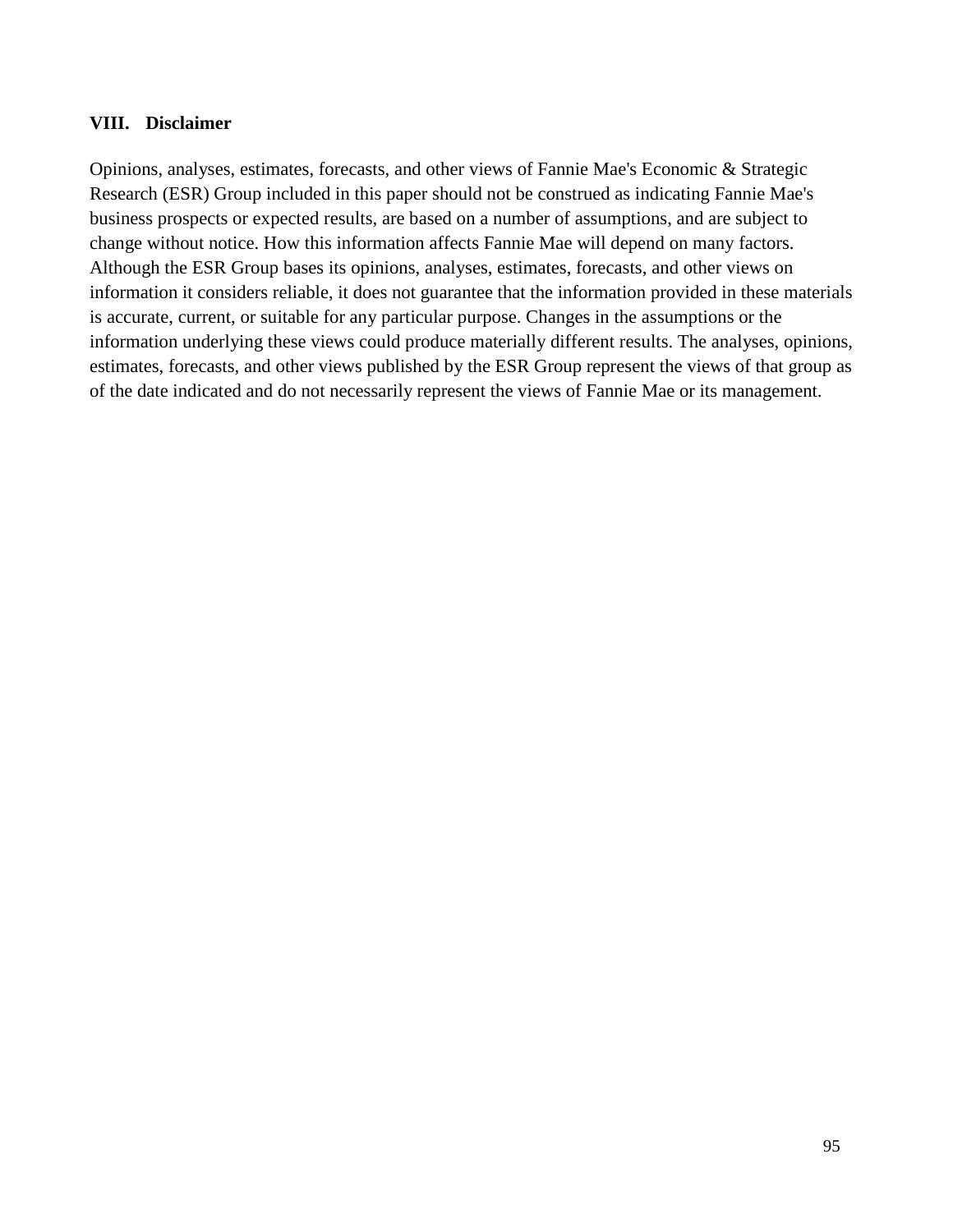## VIII. Disclaimer

Opinions, analyses, estimates, forecasts, and other views of Fannie Mae's Economic & Strategic Research (ESR) Group included in this paper should not be construed as indicating Fannie Mae's business prospects or expected results, are based on a number of assumptions, and are subject to change without notice. How this information affects Fannie Mae will depend on many factors. Although the ESR Group bases its opinions, analyses, estimates, forecasts, and other views on information it considers reliable, it does not guarantee that the information provided in these materials is accurate, current, or suitable for any particular purpose. Changes in the assumptions or the information underlying these views could produce materially different results. The analyses, opinions, estimates, forecasts, and other views published by the ESR Group represent the views of that group as of the date indicated and do not necessarily represent the views of Fannie Mae or its management.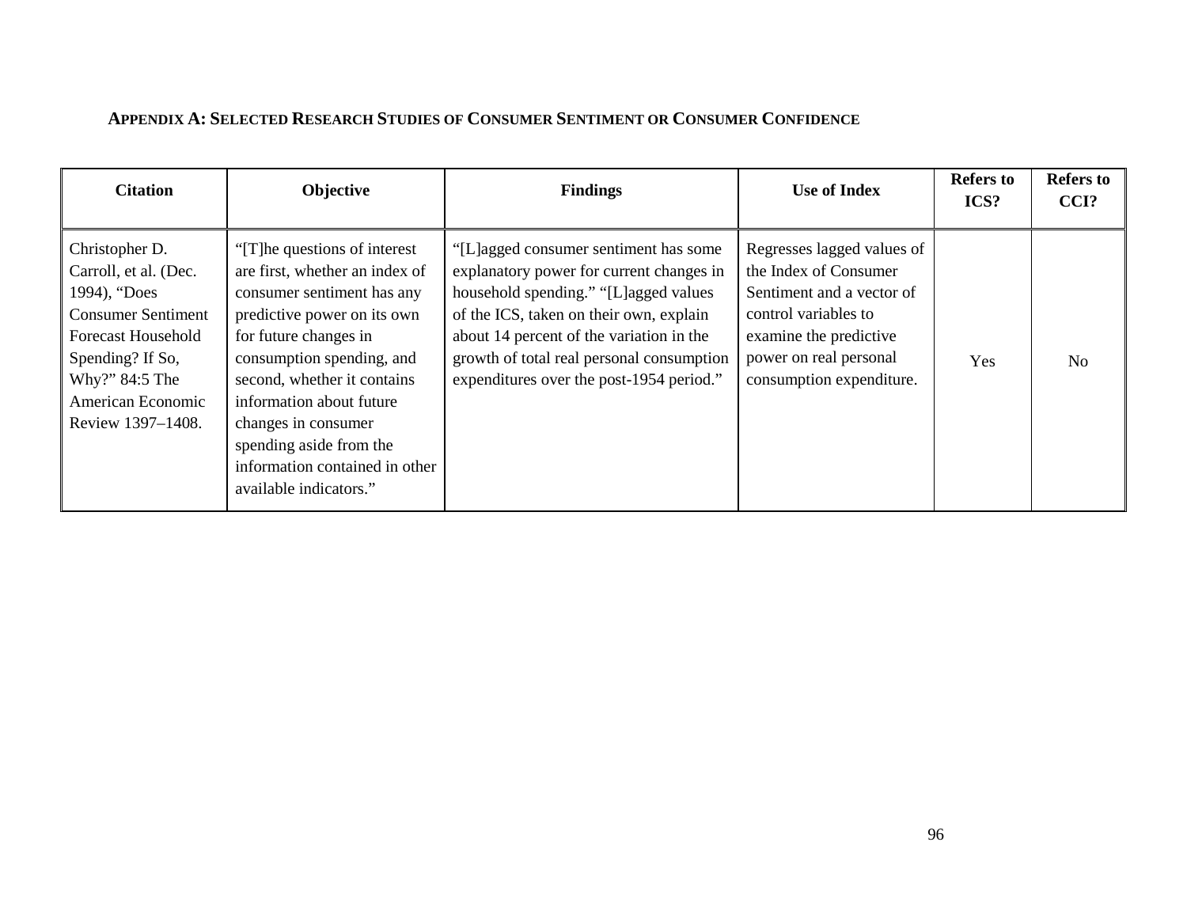## APPENDIX A: SELECTED RESEARCH STUDIES OF CONSUMER SENTIMENT OR CONSUMER CONFIDENCE

| Citation | Objective | Findings | Use of Index | Refers to ICS? | Refers to CCI? |
|---|---|---|---|---|---|
| Christopher D. Carroll, et al. (Dec. 1994), "Does Consumer Sentiment Forecast Household Spending? If So, Why?" 84:5 The American Economic Review 1397–1408. | "[T]he questions of interest are first, whether an index of consumer sentiment has any predictive power on its own for future changes in consumption spending, and second, whether it contains information about future changes in consumer spending aside from the information contained in other available indicators." | "[L]agged consumer sentiment has some explanatory power for current changes in household spending." "[L]agged values of the ICS, taken on their own, explain about 14 percent of the variation in the growth of total real personal consumption expenditures over the post-1954 period." | Regresses lagged values of the Index of Consumer Sentiment and a vector of control variables to examine the predictive power on real personal consumption expenditure. | Yes | No |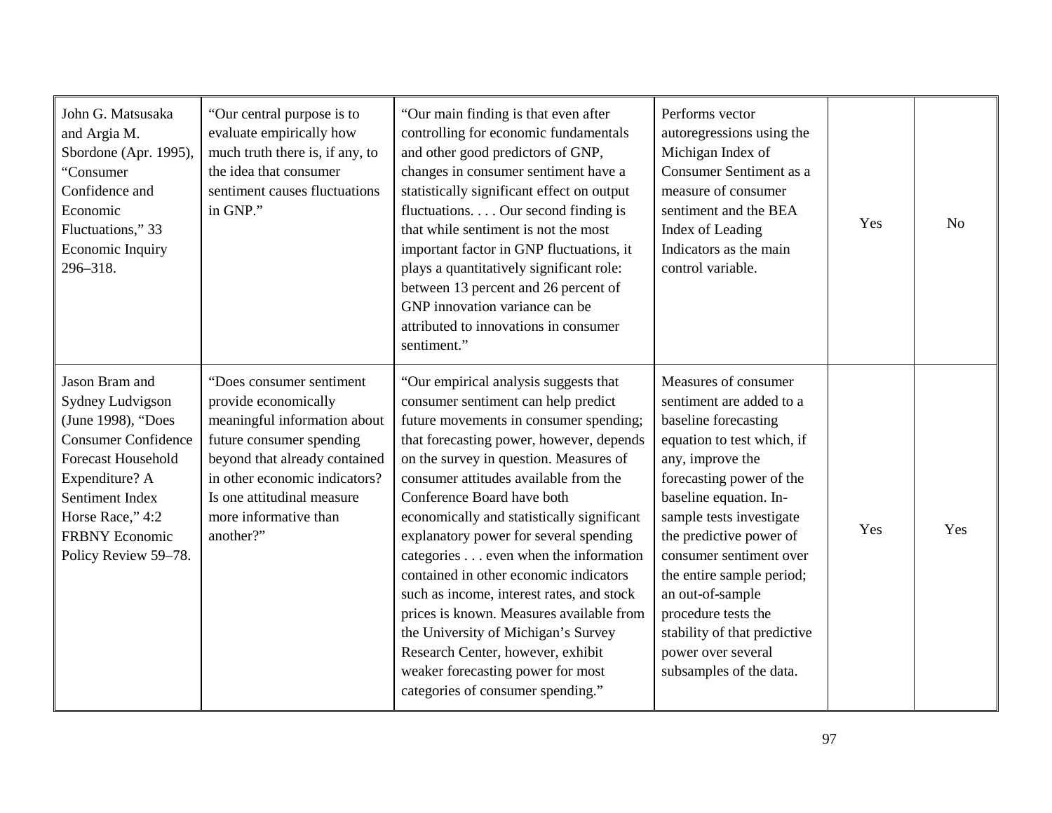| | | | | | |
|---|---|---|---|---|---|
| John G. Matsusaka and Argia M. Sbordone (Apr. 1995), "Consumer Confidence and Economic Fluctuations," 33 Economic Inquiry 296–318. | "Our central purpose is to evaluate empirically how much truth there is, if any, to the idea that consumer sentiment causes fluctuations in GNP." | "Our main finding is that even after controlling for economic fundamentals and other good predictors of GNP, changes in consumer sentiment have a statistically significant effect on output fluctuations. . . . Our second finding is that while sentiment is not the most important factor in GNP fluctuations, it plays a quantitatively significant role: between 13 percent and 26 percent of GNP innovation variance can be attributed to innovations in consumer sentiment." | Performs vector autoregressions using the Michigan Index of Consumer Sentiment as a measure of consumer sentiment and the BEA Index of Leading Indicators as the main control variable. | Yes | No |
| Jason Bram and Sydney Ludvigson (June 1998), "Does Consumer Confidence Forecast Household Expenditure? A Sentiment Index Horse Race," 4:2 FRBNY Economic Policy Review 59–78. | "Does consumer sentiment provide economically meaningful information about future consumer spending beyond that already contained in other economic indicators? Is one attitudinal measure more informative than another?" | "Our empirical analysis suggests that consumer sentiment can help predict future movements in consumer spending; that forecasting power, however, depends on the survey in question. Measures of consumer attitudes available from the Conference Board have both economically and statistically significant explanatory power for several spending categories . . . even when the information contained in other economic indicators such as income, interest rates, and stock prices is known. Measures available from the University of Michigan's Survey Research Center, however, exhibit weaker forecasting power for most categories of consumer spending." | Measures of consumer sentiment are added to a baseline forecasting equation to test which, if any, improve the forecasting power of the baseline equation. In-sample tests investigate the predictive power of consumer sentiment over the entire sample period; an out-of-sample procedure tests the stability of that predictive power over several subsamples of the data. | Yes | Yes |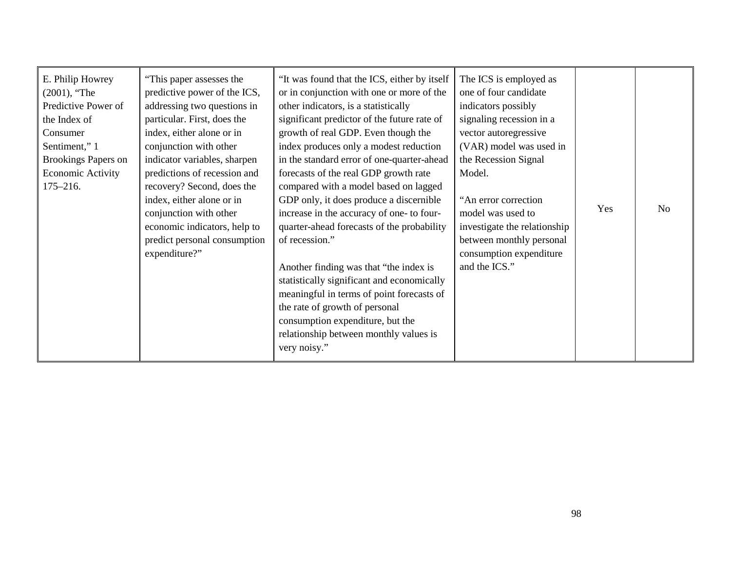| | | | | | |
|---|---|---|---|---|---|
| E. Philip Howrey (2001), "The Predictive Power of the Index of Consumer Sentiment," 1 Brookings Papers on Economic Activity 175–216. | "This paper assesses the predictive power of the ICS, addressing two questions in particular. First, does the index, either alone or in conjunction with other indicator variables, sharpen predictions of recession and recovery? Second, does the index, either alone or in conjunction with other economic indicators, help to predict personal consumption expenditure?" | "It was found that the ICS, either by itself or in conjunction with one or more of the other indicators, is a statistically significant predictor of the future rate of growth of real GDP. Even though the index produces only a modest reduction in the standard error of one-quarter-ahead forecasts of the real GDP growth rate compared with a model based on lagged GDP only, it does produce a discernible increase in the accuracy of one- to four-quarter-ahead forecasts of the probability of recession."<br><br>Another finding was that "the index is statistically significant and economically meaningful in terms of point forecasts of the rate of growth of personal consumption expenditure, but the relationship between monthly values is very noisy." | The ICS is employed as one of four candidate indicators possibly signaling recession in a vector autoregressive (VAR) model was used in the Recession Signal Model.<br><br>"An error correction model was used to investigate the relationship between monthly personal consumption expenditure and the ICS." | Yes | No |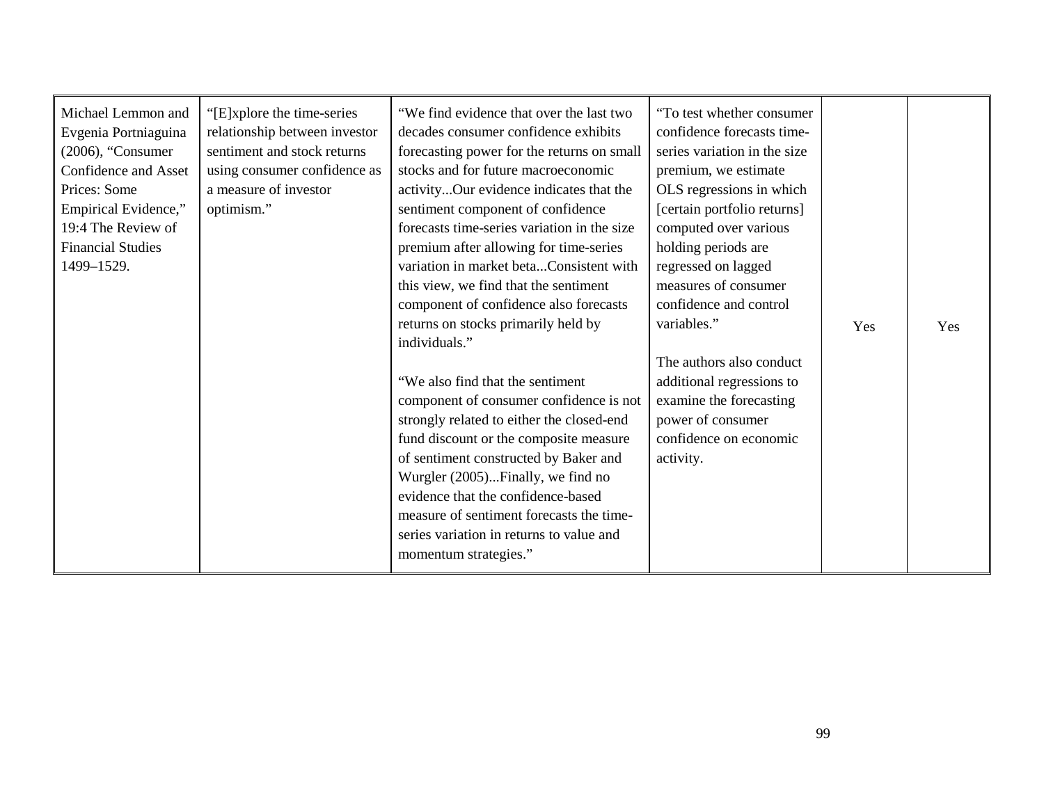| | | | | | |
|---|---|---|---|---|---|
| Michael Lemmon and Evgenia Portniaguina (2006), "Consumer Confidence and Asset Prices: Some Empirical Evidence," 19:4 The Review of Financial Studies 1499–1529. | "[E]xplore the time-series relationship between investor sentiment and stock returns using consumer confidence as a measure of investor optimism." | "We find evidence that over the last two decades consumer confidence exhibits forecasting power for the returns on small stocks and for future macroeconomic activity...Our evidence indicates that the sentiment component of confidence forecasts time-series variation in the size premium after allowing for time-series variation in market beta...Consistent with this view, we find that the sentiment component of confidence also forecasts returns on stocks primarily held by individuals."<br><br>"We also find that the sentiment component of consumer confidence is not strongly related to either the closed-end fund discount or the composite measure of sentiment constructed by Baker and Wurgler (2005)...Finally, we find no evidence that the confidence-based measure of sentiment forecasts the time-series variation in returns to value and momentum strategies." | "To test whether consumer confidence forecasts time-series variation in the size premium, we estimate OLS regressions in which [certain portfolio returns] computed over various holding periods are regressed on lagged measures of consumer confidence and control variables."<br><br>The authors also conduct additional regressions to examine the forecasting power of consumer confidence on economic activity. | Yes | Yes |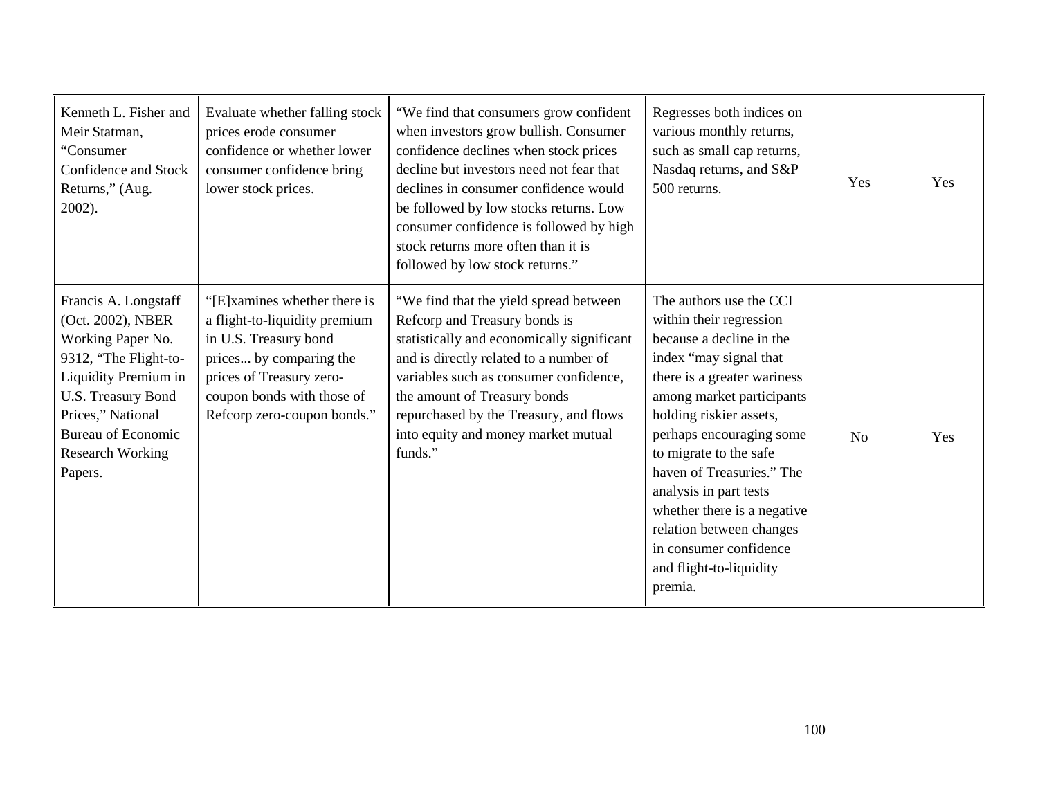| | | | | | |
|---|---|---|---|---|---|
| Kenneth L. Fisher and Meir Statman, "Consumer Confidence and Stock Returns," (Aug. 2002). | Evaluate whether falling stock prices erode consumer confidence or whether lower consumer confidence bring lower stock prices. | "We find that consumers grow confident when investors grow bullish. Consumer confidence declines when stock prices decline but investors need not fear that declines in consumer confidence would be followed by low stocks returns. Low consumer confidence is followed by high stock returns more often than it is followed by low stock returns." | Regresses both indices on various monthly returns, such as small cap returns, Nasdaq returns, and S&P 500 returns. | Yes | Yes |
| Francis A. Longstaff (Oct. 2002), NBER Working Paper No. 9312, "The Flight-to-Liquidity Premium in U.S. Treasury Bond Prices," National Bureau of Economic Research Working Papers. | "[E]xamines whether there is a flight-to-liquidity premium in U.S. Treasury bond prices... by comparing the prices of Treasury zero-coupon bonds with those of Refcorp zero-coupon bonds." | "We find that the yield spread between Refcorp and Treasury bonds is statistically and economically significant and is directly related to a number of variables such as consumer confidence, the amount of Treasury bonds repurchased by the Treasury, and flows into equity and money market mutual funds." | The authors use the CCI within their regression because a decline in the index "may signal that there is a greater wariness among market participants holding riskier assets, perhaps encouraging some to migrate to the safe haven of Treasuries." The analysis in part tests whether there is a negative relation between changes in consumer confidence and flight-to-liquidity premia. | No | Yes |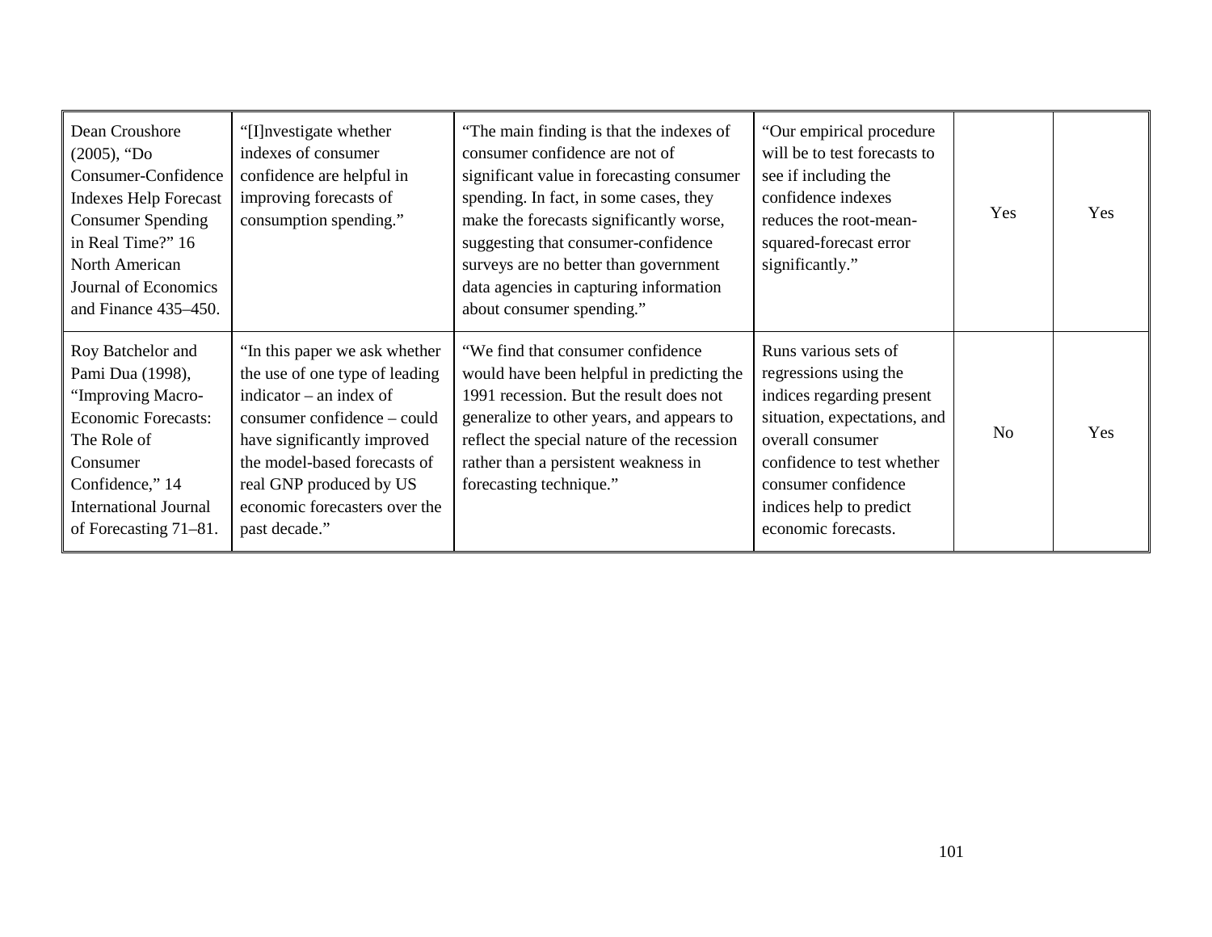| | | | | | |
|---|---|---|---|---|---|
| Dean Croushore (2005), "Do Consumer-Confidence Indexes Help Forecast Consumer Spending in Real Time?" 16 North American Journal of Economics and Finance 435–450. | "[I]nvestigate whether indexes of consumer confidence are helpful in improving forecasts of consumption spending." | "The main finding is that the indexes of consumer confidence are not of significant value in forecasting consumer spending. In fact, in some cases, they make the forecasts significantly worse, suggesting that consumer-confidence surveys are no better than government data agencies in capturing information about consumer spending." | "Our empirical procedure will be to test forecasts to see if including the confidence indexes reduces the root-mean-squared-forecast error significantly." | Yes | Yes |
| Roy Batchelor and Pami Dua (1998), "Improving Macro-Economic Forecasts: The Role of Consumer Confidence," 14 International Journal of Forecasting 71–81. | "In this paper we ask whether the use of one type of leading indicator – an index of consumer confidence – could have significantly improved the model-based forecasts of real GNP produced by US economic forecasters over the past decade." | "We find that consumer confidence would have been helpful in predicting the 1991 recession. But the result does not generalize to other years, and appears to reflect the special nature of the recession rather than a persistent weakness in forecasting technique." | Runs various sets of regressions using the indices regarding present situation, expectations, and overall consumer confidence to test whether consumer confidence indices help to predict economic forecasts. | No | Yes |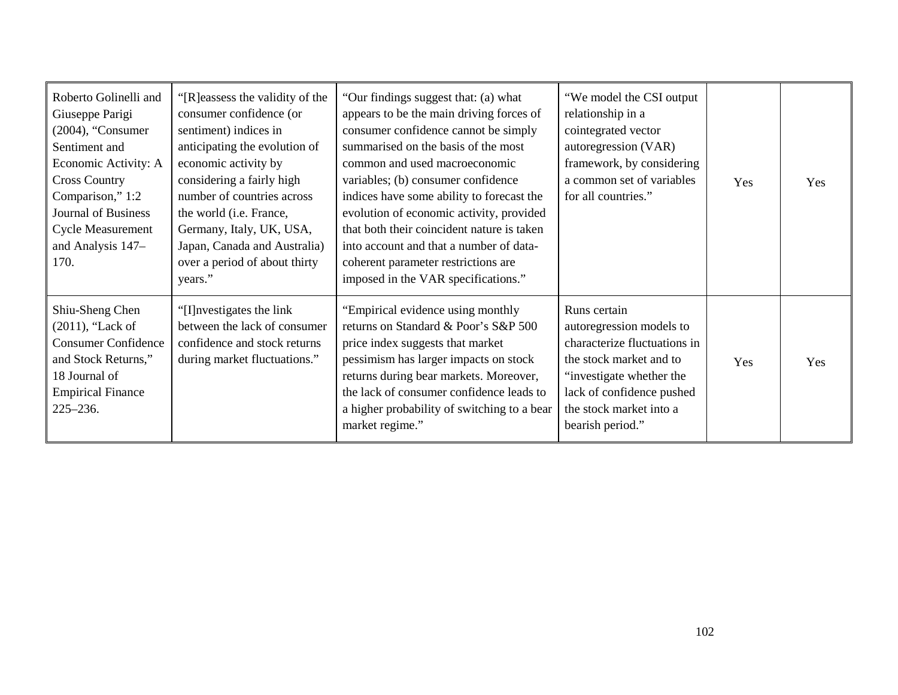| | | | | | |
|---|---|---|---|---|---|
| Roberto Golinelli and Giuseppe Parigi (2004), "Consumer Sentiment and Economic Activity: A Cross Country Comparison," 1:2 Journal of Business Cycle Measurement and Analysis 147–170. | "[R]eassess the validity of the consumer confidence (or sentiment) indices in anticipating the evolution of economic activity by considering a fairly high number of countries across the world (i.e. France, Germany, Italy, UK, USA, Japan, Canada and Australia) over a period of about thirty years." | "Our findings suggest that: (a) what appears to be the main driving forces of consumer confidence cannot be simply summarised on the basis of the most common and used macroeconomic variables; (b) consumer confidence indices have some ability to forecast the evolution of economic activity, provided that both their coincident nature is taken into account and that a number of data-coherent parameter restrictions are imposed in the VAR specifications." | "We model the CSI output relationship in a cointegrated vector autoregression (VAR) framework, by considering a common set of variables for all countries." | Yes | Yes |
| Shiu-Sheng Chen (2011), "Lack of Consumer Confidence and Stock Returns," 18 Journal of Empirical Finance 225–236. | "[I]nvestigates the link between the lack of consumer confidence and stock returns during market fluctuations." | "Empirical evidence using monthly returns on Standard & Poor's S&P 500 price index suggests that market pessimism has larger impacts on stock returns during bear markets. Moreover, the lack of consumer confidence leads to a higher probability of switching to a bear market regime." | Runs certain autoregression models to characterize fluctuations in the stock market and to "investigate whether the lack of confidence pushed the stock market into a bearish period." | Yes | Yes |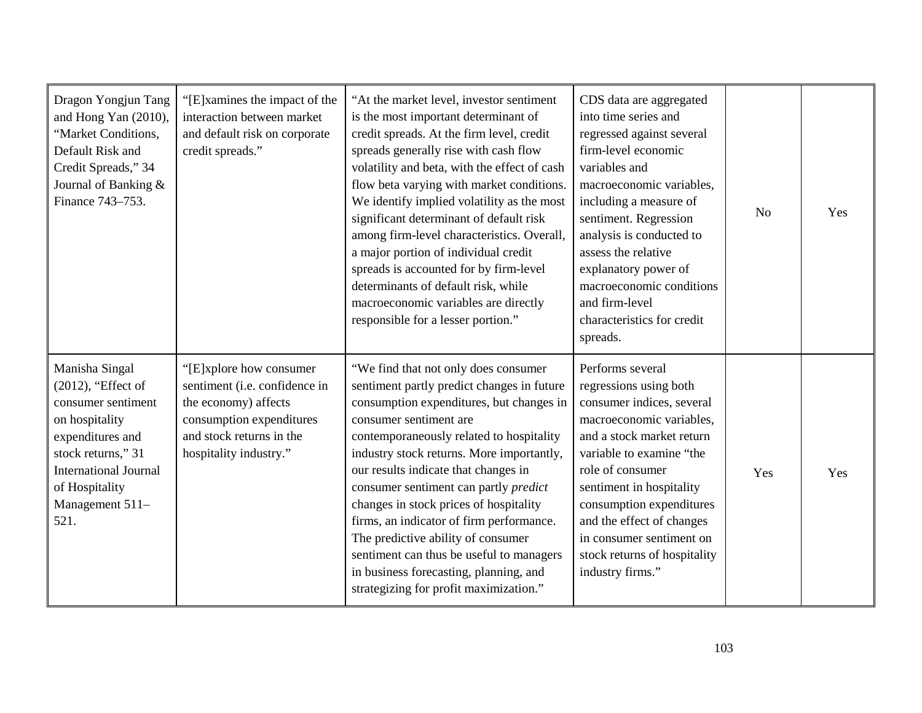| | | | | | |
|---|---|---|---|---|---|
| Dragon Yongjun Tang and Hong Yan (2010), "Market Conditions, Default Risk and Credit Spreads," 34 Journal of Banking & Finance 743–753. | "[E]xamines the impact of the interaction between market and default risk on corporate credit spreads." | "At the market level, investor sentiment is the most important determinant of credit spreads. At the firm level, credit spreads generally rise with cash flow volatility and beta, with the effect of cash flow beta varying with market conditions. We identify implied volatility as the most significant determinant of default risk among firm-level characteristics. Overall, a major portion of individual credit spreads is accounted for by firm-level determinants of default risk, while macroeconomic variables are directly responsible for a lesser portion." | CDS data are aggregated into time series and regressed against several firm-level economic variables and macroeconomic variables, including a measure of sentiment. Regression analysis is conducted to assess the relative explanatory power of macroeconomic conditions and firm-level characteristics for credit spreads. | No | Yes |
| Manisha Singal (2012), "Effect of consumer sentiment on hospitality expenditures and stock returns," 31 International Journal of Hospitality Management 511–521. | "[E]xplore how consumer sentiment (i.e. confidence in the economy) affects consumption expenditures and stock returns in the hospitality industry." | "We find that not only does consumer sentiment partly predict changes in future consumption expenditures, but changes in consumer sentiment are contemporaneously related to hospitality industry stock returns. More importantly, our results indicate that changes in consumer sentiment can partly *predict* changes in stock prices of hospitality firms, an indicator of firm performance. The predictive ability of consumer sentiment can thus be useful to managers in business forecasting, planning, and strategizing for profit maximization." | Performs several regressions using both consumer indices, several macroeconomic variables, and a stock market return variable to examine "the role of consumer sentiment in hospitality consumption expenditures and the effect of changes in consumer sentiment on stock returns of hospitality industry firms." | Yes | Yes |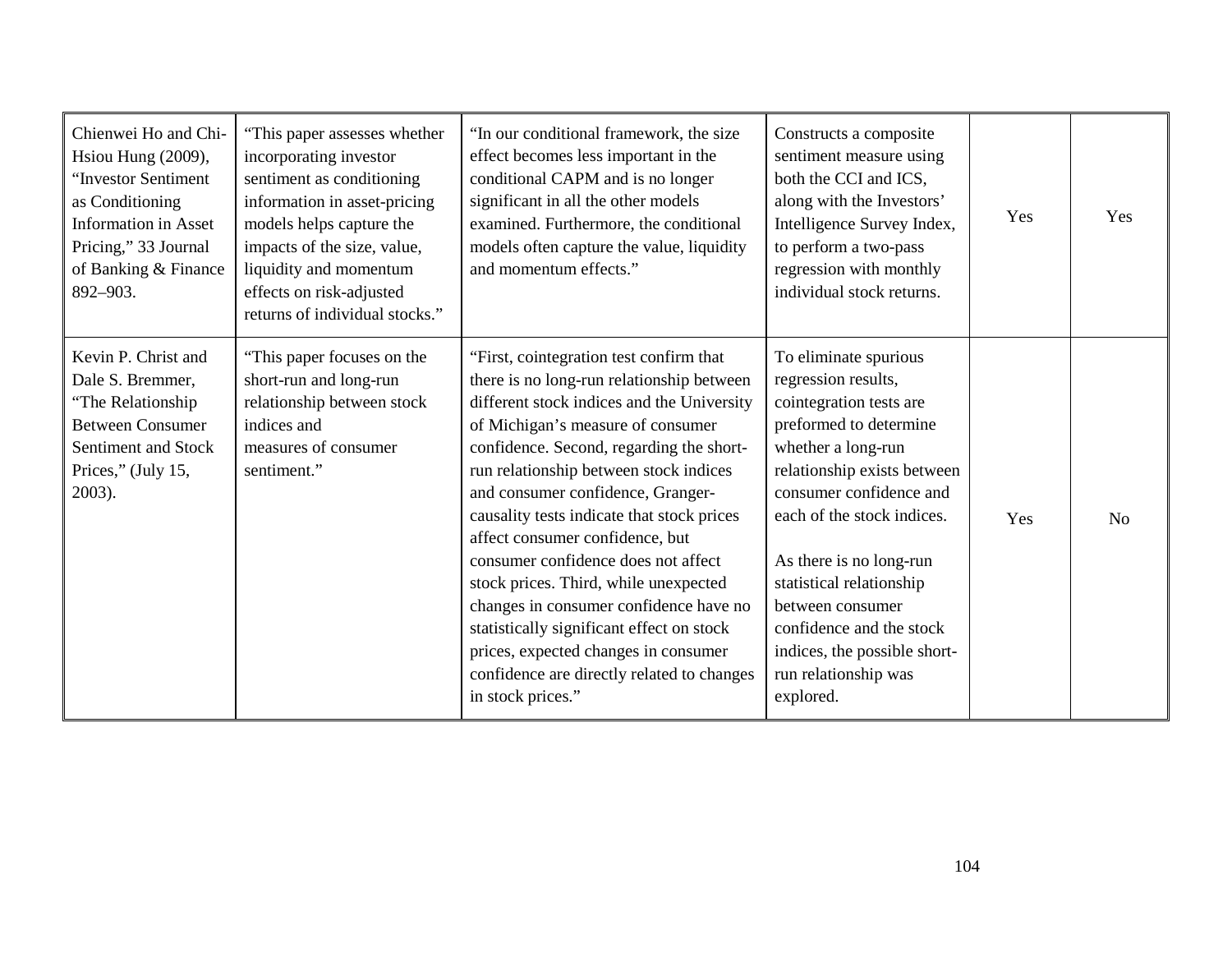| | | | | | |
|---|---|---|---|---|---|
| Chienwei Ho and Chi-Hsiou Hung (2009), "Investor Sentiment as Conditioning Information in Asset Pricing," 33 Journal of Banking & Finance 892–903. | "This paper assesses whether incorporating investor sentiment as conditioning information in asset-pricing models helps capture the impacts of the size, value, liquidity and momentum effects on risk-adjusted returns of individual stocks." | "In our conditional framework, the size effect becomes less important in the conditional CAPM and is no longer significant in all the other models examined. Furthermore, the conditional models often capture the value, liquidity and momentum effects." | Constructs a composite sentiment measure using both the CCI and ICS, along with the Investors' Intelligence Survey Index, to perform a two-pass regression with monthly individual stock returns. | Yes | Yes |
| Kevin P. Christ and Dale S. Bremmer, "The Relationship Between Consumer Sentiment and Stock Prices," (July 15, 2003). | "This paper focuses on the short-run and long-run relationship between stock indices and measures of consumer sentiment." | "First, cointegration test confirm that there is no long-run relationship between different stock indices and the University of Michigan's measure of consumer confidence. Second, regarding the short-run relationship between stock indices and consumer confidence, Granger-causality tests indicate that stock prices affect consumer confidence, but consumer confidence does not affect stock prices. Third, while unexpected changes in consumer confidence have no statistically significant effect on stock prices, expected changes in consumer confidence are directly related to changes in stock prices." | To eliminate spurious regression results, cointegration tests are preformed to determine whether a long-run relationship exists between consumer confidence and each of the stock indices.<br><br>As there is no long-run statistical relationship between consumer confidence and the stock indices, the possible short-run relationship was explored. | Yes | No |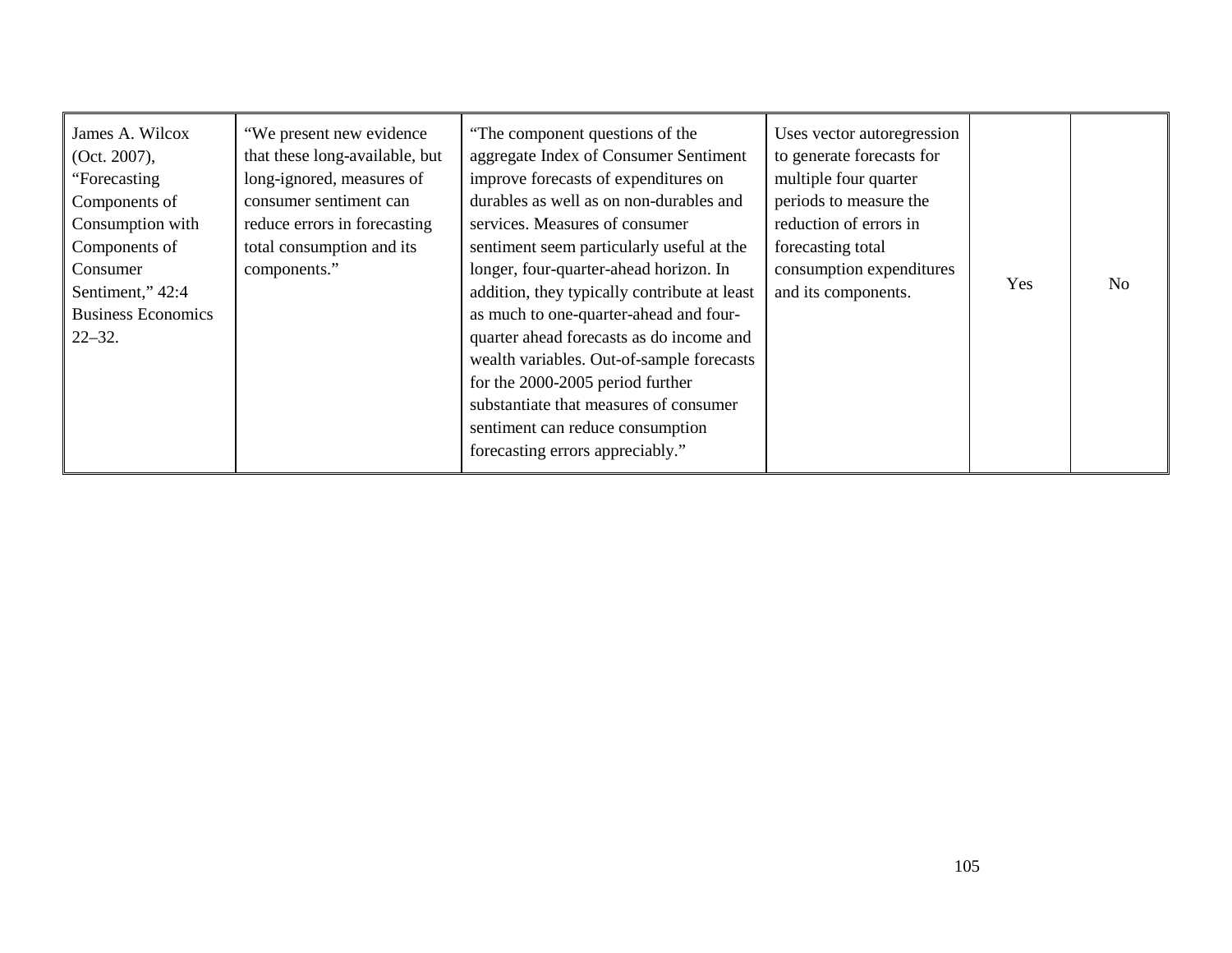| | | | | | |
|---|---|---|---|---|---|
| James A. Wilcox (Oct. 2007), "Forecasting Components of Consumption with Components of Consumer Sentiment," 42:4 Business Economics 22–32. | "We present new evidence that these long-available, but long-ignored, measures of consumer sentiment can reduce errors in forecasting total consumption and its components." | "The component questions of the aggregate Index of Consumer Sentiment improve forecasts of expenditures on durables as well as on non-durables and services. Measures of consumer sentiment seem particularly useful at the longer, four-quarter-ahead horizon. In addition, they typically contribute at least as much to one-quarter-ahead and four-quarter ahead forecasts as do income and wealth variables. Out-of-sample forecasts for the 2000-2005 period further substantiate that measures of consumer sentiment can reduce consumption forecasting errors appreciably." | Uses vector autoregression to generate forecasts for multiple four quarter periods to measure the reduction of errors in forecasting total consumption expenditures and its components. | Yes | No |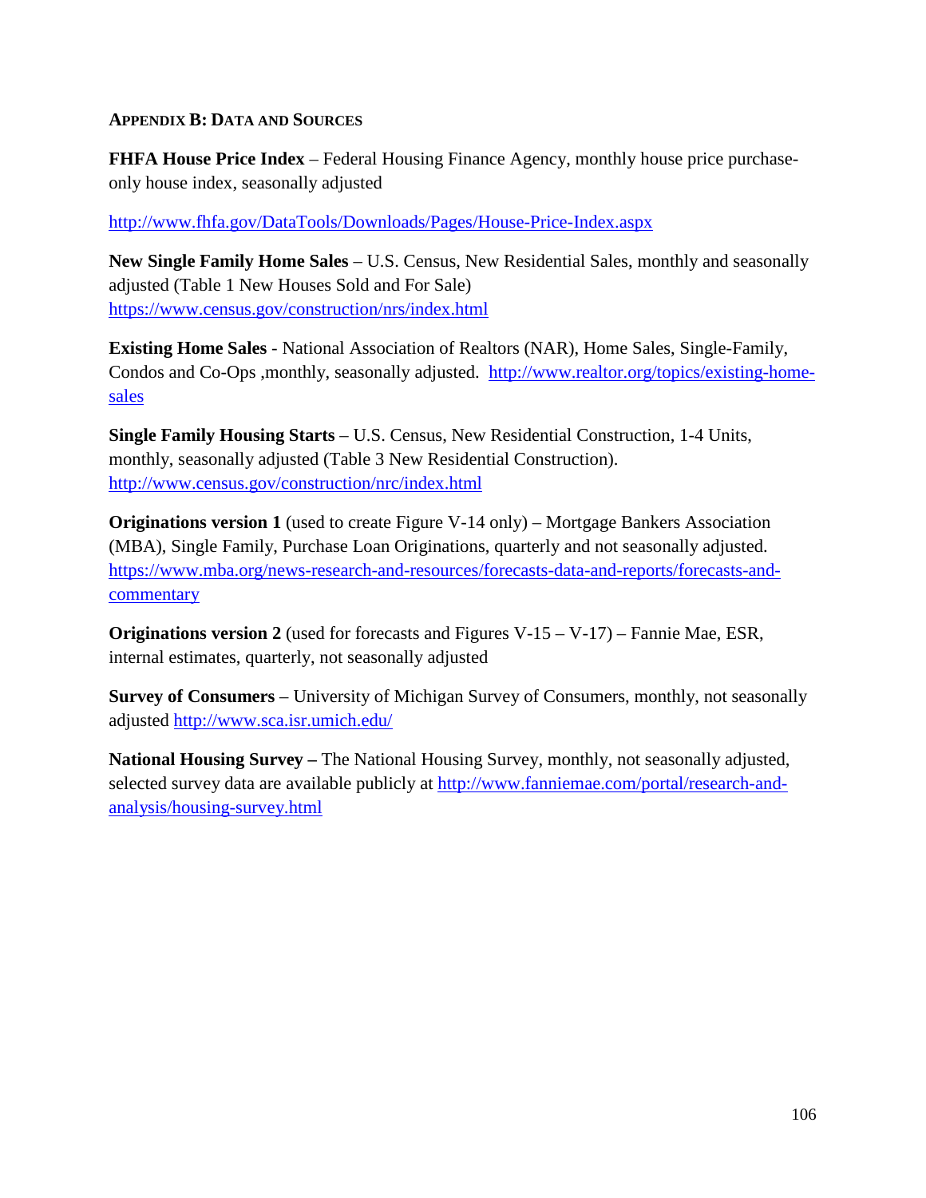## APPENDIX B: DATA AND SOURCES

**FHFA House Price Index** – Federal Housing Finance Agency, monthly house price purchase-only house index, seasonally adjusted

http://www.fhfa.gov/DataTools/Downloads/Pages/House-Price-Index.aspx

**New Single Family Home Sales** – U.S. Census, New Residential Sales, monthly and seasonally adjusted (Table 1 New Houses Sold and For Sale) https://www.census.gov/construction/nrs/index.html

**Existing Home Sales** - National Association of Realtors (NAR), Home Sales, Single-Family, Condos and Co-Ops ,monthly, seasonally adjusted. http://www.realtor.org/topics/existing-home-sales

**Single Family Housing Starts** – U.S. Census, New Residential Construction, 1-4 Units, monthly, seasonally adjusted (Table 3 New Residential Construction). http://www.census.gov/construction/nrc/index.html

**Originations version 1** (used to create Figure V-14 only) – Mortgage Bankers Association (MBA), Single Family, Purchase Loan Originations, quarterly and not seasonally adjusted. https://www.mba.org/news-research-and-resources/forecasts-data-and-reports/forecasts-and-commentary

**Originations version 2** (used for forecasts and Figures V-15 – V-17) – Fannie Mae, ESR, internal estimates, quarterly, not seasonally adjusted

**Survey of Consumers** – University of Michigan Survey of Consumers, monthly, not seasonally adjusted http://www.sca.isr.umich.edu/

**National Housing Survey –** The National Housing Survey, monthly, not seasonally adjusted, selected survey data are available publicly at http://www.fanniemae.com/portal/research-and-analysis/housing-survey.html